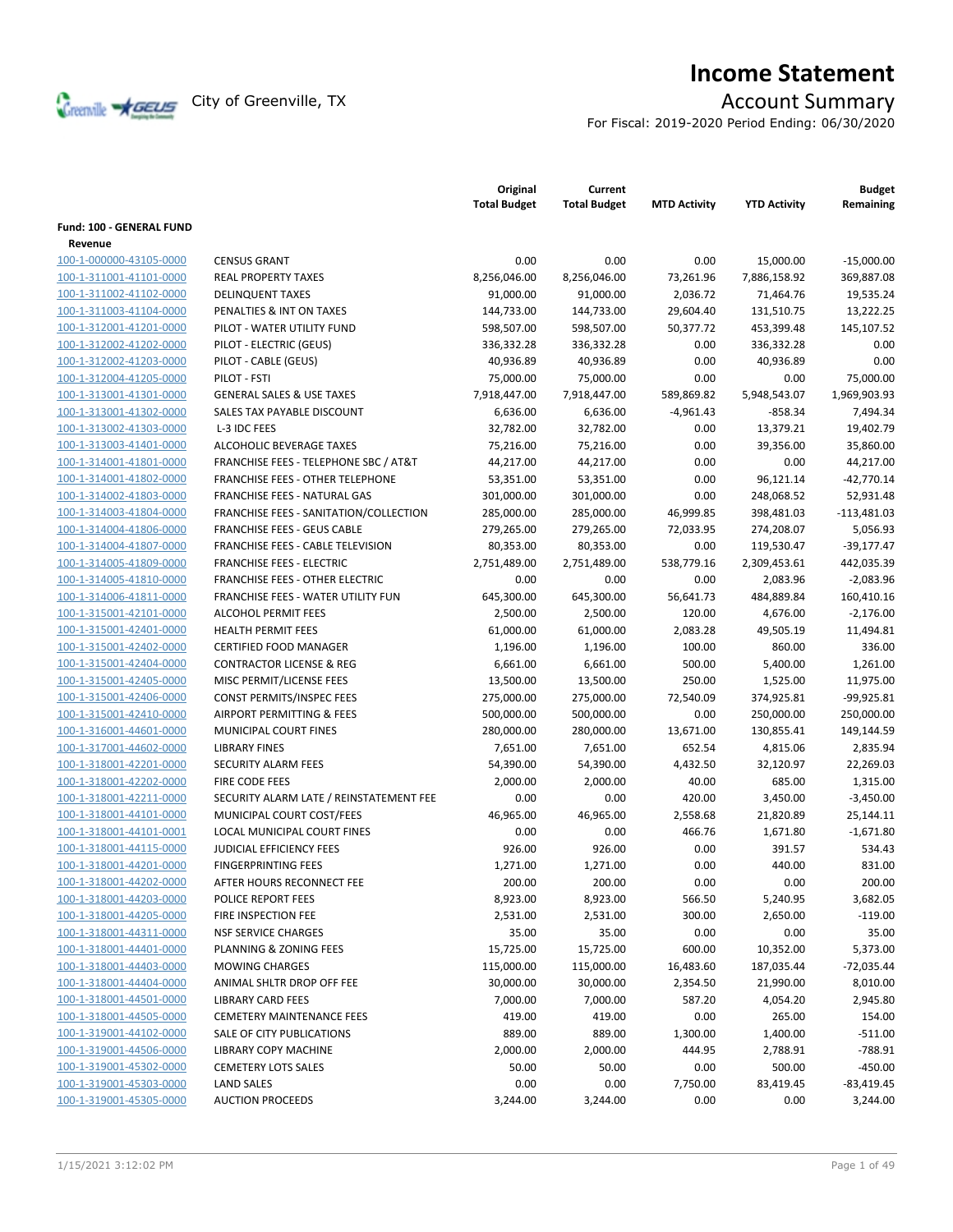# Income Statement

City of Greenville, TX

## Account Summary

For Fiscal: 2019-2020 Period Ending: 06/30/2020

| | | Original Total Budget | Current Total Budget | MTD Activity | YTD Activity | Budget Remaining |
|---|---|---|---|---|---|---|
| **Fund: 100 - GENERAL FUND** | | | | | | |
| **Revenue** | | | | | | |
| 100-1-000000-43105-0000 | CENSUS GRANT | 0.00 | 0.00 | 0.00 | 15,000.00 | -15,000.00 |
| 100-1-311001-41101-0000 | REAL PROPERTY TAXES | 8,256,046.00 | 8,256,046.00 | 73,261.96 | 7,886,158.92 | 369,887.08 |
| 100-1-311002-41102-0000 | DELINQUENT TAXES | 91,000.00 | 91,000.00 | 2,036.72 | 71,464.76 | 19,535.24 |
| 100-1-311003-41104-0000 | PENALTIES & INT ON TAXES | 144,733.00 | 144,733.00 | 29,604.40 | 131,510.75 | 13,222.25 |
| 100-1-312001-41201-0000 | PILOT - WATER UTILITY FUND | 598,507.00 | 598,507.00 | 50,377.72 | 453,399.48 | 145,107.52 |
| 100-1-312002-41202-0000 | PILOT - ELECTRIC (GEUS) | 336,332.28 | 336,332.28 | 0.00 | 336,332.28 | 0.00 |
| 100-1-312002-41203-0000 | PILOT - CABLE (GEUS) | 40,936.89 | 40,936.89 | 0.00 | 40,936.89 | 0.00 |
| 100-1-312004-41205-0000 | PILOT - FSTI | 75,000.00 | 75,000.00 | 0.00 | 0.00 | 75,000.00 |
| 100-1-313001-41301-0000 | GENERAL SALES & USE TAXES | 7,918,447.00 | 7,918,447.00 | 589,869.82 | 5,948,543.07 | 1,969,903.93 |
| 100-1-313001-41302-0000 | SALES TAX PAYABLE DISCOUNT | 6,636.00 | 6,636.00 | -4,961.43 | -858.34 | 7,494.34 |
| 100-1-313002-41303-0000 | L-3 IDC FEES | 32,782.00 | 32,782.00 | 0.00 | 13,379.21 | 19,402.79 |
| 100-1-313003-41401-0000 | ALCOHOLIC BEVERAGE TAXES | 75,216.00 | 75,216.00 | 0.00 | 39,356.00 | 35,860.00 |
| 100-1-314001-41801-0000 | FRANCHISE FEES - TELEPHONE SBC / AT&T | 44,217.00 | 44,217.00 | 0.00 | 0.00 | 44,217.00 |
| 100-1-314001-41802-0000 | FRANCHISE FEES - OTHER TELEPHONE | 53,351.00 | 53,351.00 | 0.00 | 96,121.14 | -42,770.14 |
| 100-1-314002-41803-0000 | FRANCHISE FEES - NATURAL GAS | 301,000.00 | 301,000.00 | 0.00 | 248,068.52 | 52,931.48 |
| 100-1-314003-41804-0000 | FRANCHISE FEES - SANITATION/COLLECTION | 285,000.00 | 285,000.00 | 46,999.85 | 398,481.03 | -113,481.03 |
| 100-1-314004-41806-0000 | FRANCHISE FEES - GEUS CABLE | 279,265.00 | 279,265.00 | 72,033.95 | 274,208.07 | 5,056.93 |
| 100-1-314004-41807-0000 | FRANCHISE FEES - CABLE TELEVISION | 80,353.00 | 80,353.00 | 0.00 | 119,530.47 | -39,177.47 |
| 100-1-314005-41809-0000 | FRANCHISE FEES - ELECTRIC | 2,751,489.00 | 2,751,489.00 | 538,779.16 | 2,309,453.61 | 442,035.39 |
| 100-1-314005-41810-0000 | FRANCHISE FEES - OTHER ELECTRIC | 0.00 | 0.00 | 0.00 | 2,083.96 | -2,083.96 |
| 100-1-314006-41811-0000 | FRANCHISE FEES - WATER UTILITY FUN | 645,300.00 | 645,300.00 | 56,641.73 | 484,889.84 | 160,410.16 |
| 100-1-315001-42101-0000 | ALCOHOL PERMIT FEES | 2,500.00 | 2,500.00 | 120.00 | 4,676.00 | -2,176.00 |
| 100-1-315001-42401-0000 | HEALTH PERMIT FEES | 61,000.00 | 61,000.00 | 2,083.28 | 49,505.19 | 11,494.81 |
| 100-1-315001-42402-0000 | CERTIFIED FOOD MANAGER | 1,196.00 | 1,196.00 | 100.00 | 860.00 | 336.00 |
| 100-1-315001-42404-0000 | CONTRACTOR LICENSE & REG | 6,661.00 | 6,661.00 | 500.00 | 5,400.00 | 1,261.00 |
| 100-1-315001-42405-0000 | MISC PERMIT/LICENSE FEES | 13,500.00 | 13,500.00 | 250.00 | 1,525.00 | 11,975.00 |
| 100-1-315001-42406-0000 | CONST PERMITS/INSPEC FEES | 275,000.00 | 275,000.00 | 72,540.09 | 374,925.81 | -99,925.81 |
| 100-1-315001-42410-0000 | AIRPORT PERMITTING & FEES | 500,000.00 | 500,000.00 | 0.00 | 250,000.00 | 250,000.00 |
| 100-1-316001-44601-0000 | MUNICIPAL COURT FINES | 280,000.00 | 280,000.00 | 13,671.00 | 130,855.41 | 149,144.59 |
| 100-1-317001-44602-0000 | LIBRARY FINES | 7,651.00 | 7,651.00 | 652.54 | 4,815.06 | 2,835.94 |
| 100-1-318001-42201-0000 | SECURITY ALARM FEES | 54,390.00 | 54,390.00 | 4,432.50 | 32,120.97 | 22,269.03 |
| 100-1-318001-42202-0000 | FIRE CODE FEES | 2,000.00 | 2,000.00 | 40.00 | 685.00 | 1,315.00 |
| 100-1-318001-42211-0000 | SECURITY ALARM LATE / REINSTATEMENT FEE | 0.00 | 0.00 | 420.00 | 3,450.00 | -3,450.00 |
| 100-1-318001-44101-0000 | MUNICIPAL COURT COST/FEES | 46,965.00 | 46,965.00 | 2,558.68 | 21,820.89 | 25,144.11 |
| 100-1-318001-44101-0001 | LOCAL MUNICIPAL COURT FINES | 0.00 | 0.00 | 466.76 | 1,671.80 | -1,671.80 |
| 100-1-318001-44115-0000 | JUDICIAL EFFICIENCY FEES | 926.00 | 926.00 | 0.00 | 391.57 | 534.43 |
| 100-1-318001-44201-0000 | FINGERPRINTING FEES | 1,271.00 | 1,271.00 | 0.00 | 440.00 | 831.00 |
| 100-1-318001-44202-0000 | AFTER HOURS RECONNECT FEE | 200.00 | 200.00 | 0.00 | 0.00 | 200.00 |
| 100-1-318001-44203-0000 | POLICE REPORT FEES | 8,923.00 | 8,923.00 | 566.50 | 5,240.95 | 3,682.05 |
| 100-1-318001-44205-0000 | FIRE INSPECTION FEE | 2,531.00 | 2,531.00 | 300.00 | 2,650.00 | -119.00 |
| 100-1-318001-44311-0000 | NSF SERVICE CHARGES | 35.00 | 35.00 | 0.00 | 0.00 | 35.00 |
| 100-1-318001-44401-0000 | PLANNING & ZONING FEES | 15,725.00 | 15,725.00 | 600.00 | 10,352.00 | 5,373.00 |
| 100-1-318001-44403-0000 | MOWING CHARGES | 115,000.00 | 115,000.00 | 16,483.60 | 187,035.44 | -72,035.44 |
| 100-1-318001-44404-0000 | ANIMAL SHLTR DROP OFF FEE | 30,000.00 | 30,000.00 | 2,354.50 | 21,990.00 | 8,010.00 |
| 100-1-318001-44501-0000 | LIBRARY CARD FEES | 7,000.00 | 7,000.00 | 587.20 | 4,054.20 | 2,945.80 |
| 100-1-318001-44505-0000 | CEMETERY MAINTENANCE FEES | 419.00 | 419.00 | 0.00 | 265.00 | 154.00 |
| 100-1-319001-44102-0000 | SALE OF CITY PUBLICATIONS | 889.00 | 889.00 | 1,300.00 | 1,400.00 | -511.00 |
| 100-1-319001-44506-0000 | LIBRARY COPY MACHINE | 2,000.00 | 2,000.00 | 444.95 | 2,788.91 | -788.91 |
| 100-1-319001-45302-0000 | CEMETERY LOTS SALES | 50.00 | 50.00 | 0.00 | 500.00 | -450.00 |
| 100-1-319001-45303-0000 | LAND SALES | 0.00 | 0.00 | 7,750.00 | 83,419.45 | -83,419.45 |
| 100-1-319001-45305-0000 | AUCTION PROCEEDS | 3,244.00 | 3,244.00 | 0.00 | 0.00 | 3,244.00 |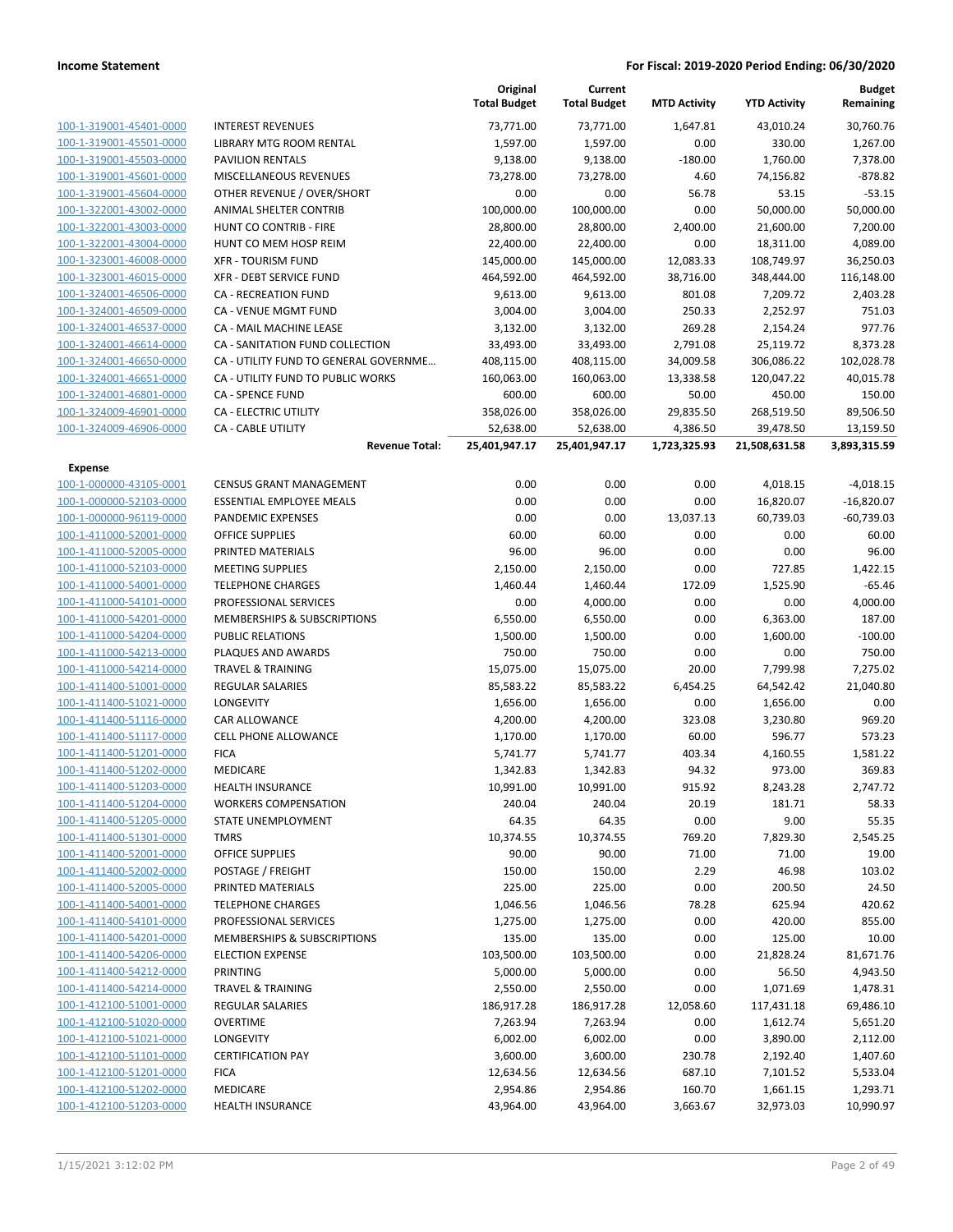**Income Statement** — For Fiscal: 2019-2020 Period Ending: 06/30/2020

| | | Original Total Budget | Current Total Budget | MTD Activity | YTD Activity | Budget Remaining |
|---|---|---|---|---|---|---|
| 100-1-319001-45401-0000 | INTEREST REVENUES | 73,771.00 | 73,771.00 | 1,647.81 | 43,010.24 | 30,760.76 |
| 100-1-319001-45501-0000 | LIBRARY MTG ROOM RENTAL | 1,597.00 | 1,597.00 | 0.00 | 330.00 | 1,267.00 |
| 100-1-319001-45503-0000 | PAVILION RENTALS | 9,138.00 | 9,138.00 | -180.00 | 1,760.00 | 7,378.00 |
| 100-1-319001-45601-0000 | MISCELLANEOUS REVENUES | 73,278.00 | 73,278.00 | 4.60 | 74,156.82 | -878.82 |
| 100-1-319001-45604-0000 | OTHER REVENUE / OVER/SHORT | 0.00 | 0.00 | 56.78 | 53.15 | -53.15 |
| 100-1-322001-43002-0000 | ANIMAL SHELTER CONTRIB | 100,000.00 | 100,000.00 | 0.00 | 50,000.00 | 50,000.00 |
| 100-1-322001-43003-0000 | HUNT CO CONTRIB - FIRE | 28,800.00 | 28,800.00 | 2,400.00 | 21,600.00 | 7,200.00 |
| 100-1-322001-43004-0000 | HUNT CO MEM HOSP REIM | 22,400.00 | 22,400.00 | 0.00 | 18,311.00 | 4,089.00 |
| 100-1-323001-46008-0000 | XFR - TOURISM FUND | 145,000.00 | 145,000.00 | 12,083.33 | 108,749.97 | 36,250.03 |
| 100-1-323001-46015-0000 | XFR - DEBT SERVICE FUND | 464,592.00 | 464,592.00 | 38,716.00 | 348,444.00 | 116,148.00 |
| 100-1-324001-46506-0000 | CA - RECREATION FUND | 9,613.00 | 9,613.00 | 801.08 | 7,209.72 | 2,403.28 |
| 100-1-324001-46509-0000 | CA - VENUE MGMT FUND | 3,004.00 | 3,004.00 | 250.33 | 2,252.97 | 751.03 |
| 100-1-324001-46537-0000 | CA - MAIL MACHINE LEASE | 3,132.00 | 3,132.00 | 269.28 | 2,154.24 | 977.76 |
| 100-1-324001-46614-0000 | CA - SANITATION FUND COLLECTION | 33,493.00 | 33,493.00 | 2,791.08 | 25,119.72 | 8,373.28 |
| 100-1-324001-46650-0000 | CA - UTILITY FUND TO GENERAL GOVERNME… | 408,115.00 | 408,115.00 | 34,009.58 | 306,086.22 | 102,028.78 |
| 100-1-324001-46651-0000 | CA - UTILITY FUND TO PUBLIC WORKS | 160,063.00 | 160,063.00 | 13,338.58 | 120,047.22 | 40,015.78 |
| 100-1-324001-46801-0000 | CA - SPENCE FUND | 600.00 | 600.00 | 50.00 | 450.00 | 150.00 |
| 100-1-324009-46901-0000 | CA - ELECTRIC UTILITY | 358,026.00 | 358,026.00 | 29,835.50 | 268,519.50 | 89,506.50 |
| 100-1-324009-46906-0000 | CA - CABLE UTILITY | 52,638.00 | 52,638.00 | 4,386.50 | 39,478.50 | 13,159.50 |
| | **Revenue Total:** | **25,401,947.17** | **25,401,947.17** | **1,723,325.93** | **21,508,631.58** | **3,893,315.59** |
| **Expense** | | | | | | |
| 100-1-000000-43105-0001 | CENSUS GRANT MANAGEMENT | 0.00 | 0.00 | 0.00 | 4,018.15 | -4,018.15 |
| 100-1-000000-52103-0000 | ESSENTIAL EMPLOYEE MEALS | 0.00 | 0.00 | 0.00 | 16,820.07 | -16,820.07 |
| 100-1-000000-96119-0000 | PANDEMIC EXPENSES | 0.00 | 0.00 | 13,037.13 | 60,739.03 | -60,739.03 |
| 100-1-411000-52001-0000 | OFFICE SUPPLIES | 60.00 | 60.00 | 0.00 | 0.00 | 60.00 |
| 100-1-411000-52005-0000 | PRINTED MATERIALS | 96.00 | 96.00 | 0.00 | 0.00 | 96.00 |
| 100-1-411000-52103-0000 | MEETING SUPPLIES | 2,150.00 | 2,150.00 | 0.00 | 727.85 | 1,422.15 |
| 100-1-411000-54001-0000 | TELEPHONE CHARGES | 1,460.44 | 1,460.44 | 172.09 | 1,525.90 | -65.46 |
| 100-1-411000-54101-0000 | PROFESSIONAL SERVICES | 0.00 | 4,000.00 | 0.00 | 0.00 | 4,000.00 |
| 100-1-411000-54201-0000 | MEMBERSHIPS & SUBSCRIPTIONS | 6,550.00 | 6,550.00 | 0.00 | 6,363.00 | 187.00 |
| 100-1-411000-54204-0000 | PUBLIC RELATIONS | 1,500.00 | 1,500.00 | 0.00 | 1,600.00 | -100.00 |
| 100-1-411000-54213-0000 | PLAQUES AND AWARDS | 750.00 | 750.00 | 0.00 | 0.00 | 750.00 |
| 100-1-411000-54214-0000 | TRAVEL & TRAINING | 15,075.00 | 15,075.00 | 20.00 | 7,799.98 | 7,275.02 |
| 100-1-411400-51001-0000 | REGULAR SALARIES | 85,583.22 | 85,583.22 | 6,454.25 | 64,542.42 | 21,040.80 |
| 100-1-411400-51021-0000 | LONGEVITY | 1,656.00 | 1,656.00 | 0.00 | 1,656.00 | 0.00 |
| 100-1-411400-51116-0000 | CAR ALLOWANCE | 4,200.00 | 4,200.00 | 323.08 | 3,230.80 | 969.20 |
| 100-1-411400-51117-0000 | CELL PHONE ALLOWANCE | 1,170.00 | 1,170.00 | 60.00 | 596.77 | 573.23 |
| 100-1-411400-51201-0000 | FICA | 5,741.77 | 5,741.77 | 403.34 | 4,160.55 | 1,581.22 |
| 100-1-411400-51202-0000 | MEDICARE | 1,342.83 | 1,342.83 | 94.32 | 973.00 | 369.83 |
| 100-1-411400-51203-0000 | HEALTH INSURANCE | 10,991.00 | 10,991.00 | 915.92 | 8,243.28 | 2,747.72 |
| 100-1-411400-51204-0000 | WORKERS COMPENSATION | 240.04 | 240.04 | 20.19 | 181.71 | 58.33 |
| 100-1-411400-51205-0000 | STATE UNEMPLOYMENT | 64.35 | 64.35 | 0.00 | 9.00 | 55.35 |
| 100-1-411400-51301-0000 | TMRS | 10,374.55 | 10,374.55 | 769.20 | 7,829.30 | 2,545.25 |
| 100-1-411400-52001-0000 | OFFICE SUPPLIES | 90.00 | 90.00 | 71.00 | 71.00 | 19.00 |
| 100-1-411400-52002-0000 | POSTAGE / FREIGHT | 150.00 | 150.00 | 2.29 | 46.98 | 103.02 |
| 100-1-411400-52005-0000 | PRINTED MATERIALS | 225.00 | 225.00 | 0.00 | 200.50 | 24.50 |
| 100-1-411400-54001-0000 | TELEPHONE CHARGES | 1,046.56 | 1,046.56 | 78.28 | 625.94 | 420.62 |
| 100-1-411400-54101-0000 | PROFESSIONAL SERVICES | 1,275.00 | 1,275.00 | 0.00 | 420.00 | 855.00 |
| 100-1-411400-54201-0000 | MEMBERSHIPS & SUBSCRIPTIONS | 135.00 | 135.00 | 0.00 | 125.00 | 10.00 |
| 100-1-411400-54206-0000 | ELECTION EXPENSE | 103,500.00 | 103,500.00 | 0.00 | 21,828.24 | 81,671.76 |
| 100-1-411400-54212-0000 | PRINTING | 5,000.00 | 5,000.00 | 0.00 | 56.50 | 4,943.50 |
| 100-1-411400-54214-0000 | TRAVEL & TRAINING | 2,550.00 | 2,550.00 | 0.00 | 1,071.69 | 1,478.31 |
| 100-1-412100-51001-0000 | REGULAR SALARIES | 186,917.28 | 186,917.28 | 12,058.60 | 117,431.18 | 69,486.10 |
| 100-1-412100-51020-0000 | OVERTIME | 7,263.94 | 7,263.94 | 0.00 | 1,612.74 | 5,651.20 |
| 100-1-412100-51021-0000 | LONGEVITY | 6,002.00 | 6,002.00 | 0.00 | 3,890.00 | 2,112.00 |
| 100-1-412100-51101-0000 | CERTIFICATION PAY | 3,600.00 | 3,600.00 | 230.78 | 2,192.40 | 1,407.60 |
| 100-1-412100-51201-0000 | FICA | 12,634.56 | 12,634.56 | 687.10 | 7,101.52 | 5,533.04 |
| 100-1-412100-51202-0000 | MEDICARE | 2,954.86 | 2,954.86 | 160.70 | 1,661.15 | 1,293.71 |
| 100-1-412100-51203-0000 | HEALTH INSURANCE | 43,964.00 | 43,964.00 | 3,663.67 | 32,973.03 | 10,990.97 |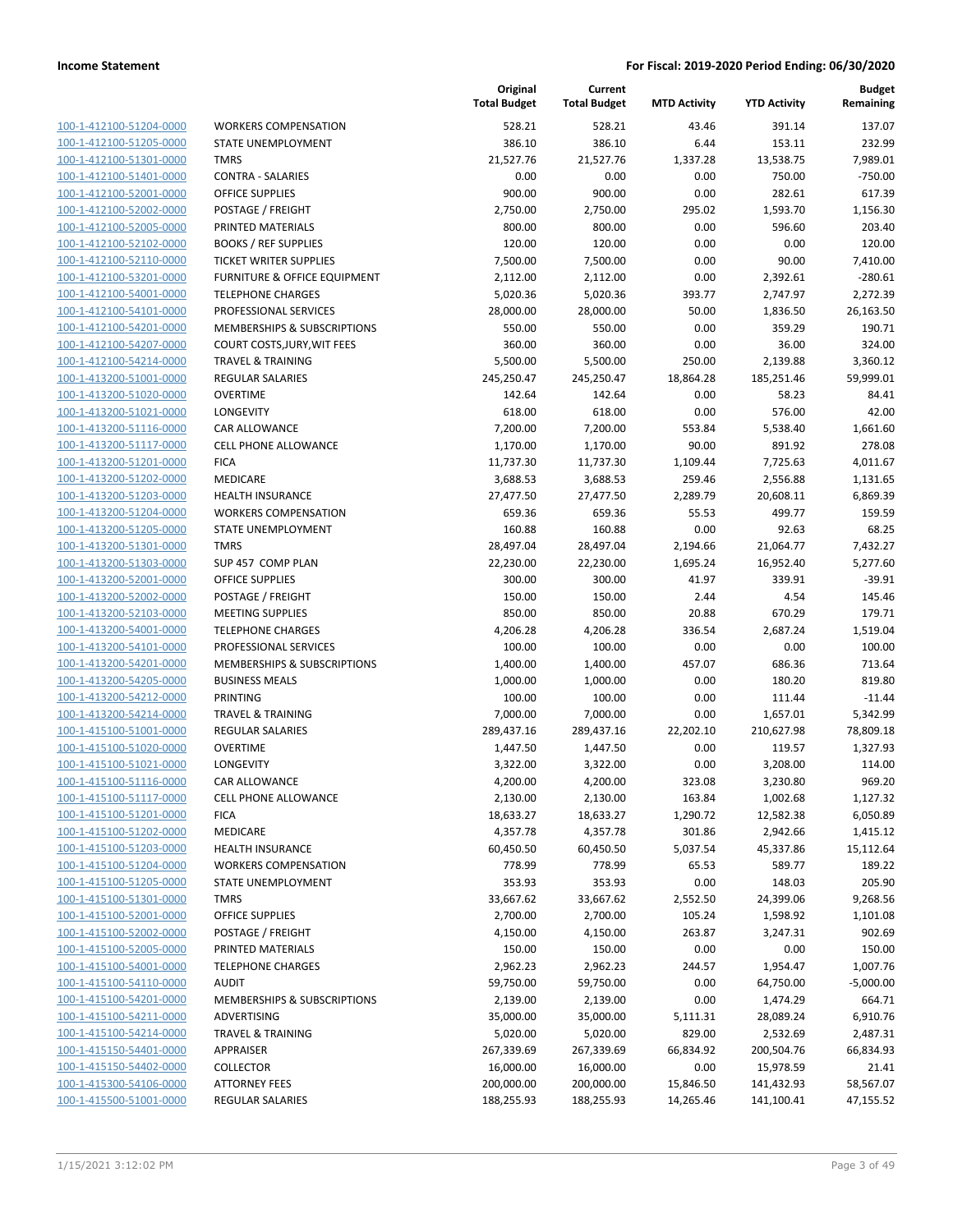**Income Statement** — For Fiscal: 2019-2020 Period Ending: 06/30/2020

| | | Original Total Budget | Current Total Budget | MTD Activity | YTD Activity | Budget Remaining |
|---|---|---|---|---|---|---|
| 100-1-412100-51204-0000 | WORKERS COMPENSATION | 528.21 | 528.21 | 43.46 | 391.14 | 137.07 |
| 100-1-412100-51205-0000 | STATE UNEMPLOYMENT | 386.10 | 386.10 | 6.44 | 153.11 | 232.99 |
| 100-1-412100-51301-0000 | TMRS | 21,527.76 | 21,527.76 | 1,337.28 | 13,538.75 | 7,989.01 |
| 100-1-412100-51401-0000 | CONTRA - SALARIES | 0.00 | 0.00 | 0.00 | 750.00 | -750.00 |
| 100-1-412100-52001-0000 | OFFICE SUPPLIES | 900.00 | 900.00 | 0.00 | 282.61 | 617.39 |
| 100-1-412100-52002-0000 | POSTAGE / FREIGHT | 2,750.00 | 2,750.00 | 295.02 | 1,593.70 | 1,156.30 |
| 100-1-412100-52005-0000 | PRINTED MATERIALS | 800.00 | 800.00 | 0.00 | 596.60 | 203.40 |
| 100-1-412100-52102-0000 | BOOKS / REF SUPPLIES | 120.00 | 120.00 | 0.00 | 0.00 | 120.00 |
| 100-1-412100-52110-0000 | TICKET WRITER SUPPLIES | 7,500.00 | 7,500.00 | 0.00 | 90.00 | 7,410.00 |
| 100-1-412100-53201-0000 | FURNITURE & OFFICE EQUIPMENT | 2,112.00 | 2,112.00 | 0.00 | 2,392.61 | -280.61 |
| 100-1-412100-54001-0000 | TELEPHONE CHARGES | 5,020.36 | 5,020.36 | 393.77 | 2,747.97 | 2,272.39 |
| 100-1-412100-54101-0000 | PROFESSIONAL SERVICES | 28,000.00 | 28,000.00 | 50.00 | 1,836.50 | 26,163.50 |
| 100-1-412100-54201-0000 | MEMBERSHIPS & SUBSCRIPTIONS | 550.00 | 550.00 | 0.00 | 359.29 | 190.71 |
| 100-1-412100-54207-0000 | COURT COSTS,JURY,WIT FEES | 360.00 | 360.00 | 0.00 | 36.00 | 324.00 |
| 100-1-412100-54214-0000 | TRAVEL & TRAINING | 5,500.00 | 5,500.00 | 250.00 | 2,139.88 | 3,360.12 |
| 100-1-413200-51001-0000 | REGULAR SALARIES | 245,250.47 | 245,250.47 | 18,864.28 | 185,251.46 | 59,999.01 |
| 100-1-413200-51020-0000 | OVERTIME | 142.64 | 142.64 | 0.00 | 58.23 | 84.41 |
| 100-1-413200-51021-0000 | LONGEVITY | 618.00 | 618.00 | 0.00 | 576.00 | 42.00 |
| 100-1-413200-51116-0000 | CAR ALLOWANCE | 7,200.00 | 7,200.00 | 553.84 | 5,538.40 | 1,661.60 |
| 100-1-413200-51117-0000 | CELL PHONE ALLOWANCE | 1,170.00 | 1,170.00 | 90.00 | 891.92 | 278.08 |
| 100-1-413200-51201-0000 | FICA | 11,737.30 | 11,737.30 | 1,109.44 | 7,725.63 | 4,011.67 |
| 100-1-413200-51202-0000 | MEDICARE | 3,688.53 | 3,688.53 | 259.46 | 2,556.88 | 1,131.65 |
| 100-1-413200-51203-0000 | HEALTH INSURANCE | 27,477.50 | 27,477.50 | 2,289.79 | 20,608.11 | 6,869.39 |
| 100-1-413200-51204-0000 | WORKERS COMPENSATION | 659.36 | 659.36 | 55.53 | 499.77 | 159.59 |
| 100-1-413200-51205-0000 | STATE UNEMPLOYMENT | 160.88 | 160.88 | 0.00 | 92.63 | 68.25 |
| 100-1-413200-51301-0000 | TMRS | 28,497.04 | 28,497.04 | 2,194.66 | 21,064.77 | 7,432.27 |
| 100-1-413200-51303-0000 | SUP 457 COMP PLAN | 22,230.00 | 22,230.00 | 1,695.24 | 16,952.40 | 5,277.60 |
| 100-1-413200-52001-0000 | OFFICE SUPPLIES | 300.00 | 300.00 | 41.97 | 339.91 | -39.91 |
| 100-1-413200-52002-0000 | POSTAGE / FREIGHT | 150.00 | 150.00 | 2.44 | 4.54 | 145.46 |
| 100-1-413200-52103-0000 | MEETING SUPPLIES | 850.00 | 850.00 | 20.88 | 670.29 | 179.71 |
| 100-1-413200-54001-0000 | TELEPHONE CHARGES | 4,206.28 | 4,206.28 | 336.54 | 2,687.24 | 1,519.04 |
| 100-1-413200-54101-0000 | PROFESSIONAL SERVICES | 100.00 | 100.00 | 0.00 | 0.00 | 100.00 |
| 100-1-413200-54201-0000 | MEMBERSHIPS & SUBSCRIPTIONS | 1,400.00 | 1,400.00 | 457.07 | 686.36 | 713.64 |
| 100-1-413200-54205-0000 | BUSINESS MEALS | 1,000.00 | 1,000.00 | 0.00 | 180.20 | 819.80 |
| 100-1-413200-54212-0000 | PRINTING | 100.00 | 100.00 | 0.00 | 111.44 | -11.44 |
| 100-1-413200-54214-0000 | TRAVEL & TRAINING | 7,000.00 | 7,000.00 | 0.00 | 1,657.01 | 5,342.99 |
| 100-1-415100-51001-0000 | REGULAR SALARIES | 289,437.16 | 289,437.16 | 22,202.10 | 210,627.98 | 78,809.18 |
| 100-1-415100-51020-0000 | OVERTIME | 1,447.50 | 1,447.50 | 0.00 | 119.57 | 1,327.93 |
| 100-1-415100-51021-0000 | LONGEVITY | 3,322.00 | 3,322.00 | 0.00 | 3,208.00 | 114.00 |
| 100-1-415100-51116-0000 | CAR ALLOWANCE | 4,200.00 | 4,200.00 | 323.08 | 3,230.80 | 969.20 |
| 100-1-415100-51117-0000 | CELL PHONE ALLOWANCE | 2,130.00 | 2,130.00 | 163.84 | 1,002.68 | 1,127.32 |
| 100-1-415100-51201-0000 | FICA | 18,633.27 | 18,633.27 | 1,290.72 | 12,582.38 | 6,050.89 |
| 100-1-415100-51202-0000 | MEDICARE | 4,357.78 | 4,357.78 | 301.86 | 2,942.66 | 1,415.12 |
| 100-1-415100-51203-0000 | HEALTH INSURANCE | 60,450.50 | 60,450.50 | 5,037.54 | 45,337.86 | 15,112.64 |
| 100-1-415100-51204-0000 | WORKERS COMPENSATION | 778.99 | 778.99 | 65.53 | 589.77 | 189.22 |
| 100-1-415100-51205-0000 | STATE UNEMPLOYMENT | 353.93 | 353.93 | 0.00 | 148.03 | 205.90 |
| 100-1-415100-51301-0000 | TMRS | 33,667.62 | 33,667.62 | 2,552.50 | 24,399.06 | 9,268.56 |
| 100-1-415100-52001-0000 | OFFICE SUPPLIES | 2,700.00 | 2,700.00 | 105.24 | 1,598.92 | 1,101.08 |
| 100-1-415100-52002-0000 | POSTAGE / FREIGHT | 4,150.00 | 4,150.00 | 263.87 | 3,247.31 | 902.69 |
| 100-1-415100-52005-0000 | PRINTED MATERIALS | 150.00 | 150.00 | 0.00 | 0.00 | 150.00 |
| 100-1-415100-54001-0000 | TELEPHONE CHARGES | 2,962.23 | 2,962.23 | 244.57 | 1,954.47 | 1,007.76 |
| 100-1-415100-54110-0000 | AUDIT | 59,750.00 | 59,750.00 | 0.00 | 64,750.00 | -5,000.00 |
| 100-1-415100-54201-0000 | MEMBERSHIPS & SUBSCRIPTIONS | 2,139.00 | 2,139.00 | 0.00 | 1,474.29 | 664.71 |
| 100-1-415100-54211-0000 | ADVERTISING | 35,000.00 | 35,000.00 | 5,111.31 | 28,089.24 | 6,910.76 |
| 100-1-415100-54214-0000 | TRAVEL & TRAINING | 5,020.00 | 5,020.00 | 829.00 | 2,532.69 | 2,487.31 |
| 100-1-415150-54401-0000 | APPRAISER | 267,339.69 | 267,339.69 | 66,834.92 | 200,504.76 | 66,834.93 |
| 100-1-415150-54402-0000 | COLLECTOR | 16,000.00 | 16,000.00 | 0.00 | 15,978.59 | 21.41 |
| 100-1-415300-54106-0000 | ATTORNEY FEES | 200,000.00 | 200,000.00 | 15,846.50 | 141,432.93 | 58,567.07 |
| 100-1-415500-51001-0000 | REGULAR SALARIES | 188,255.93 | 188,255.93 | 14,265.46 | 141,100.41 | 47,155.52 |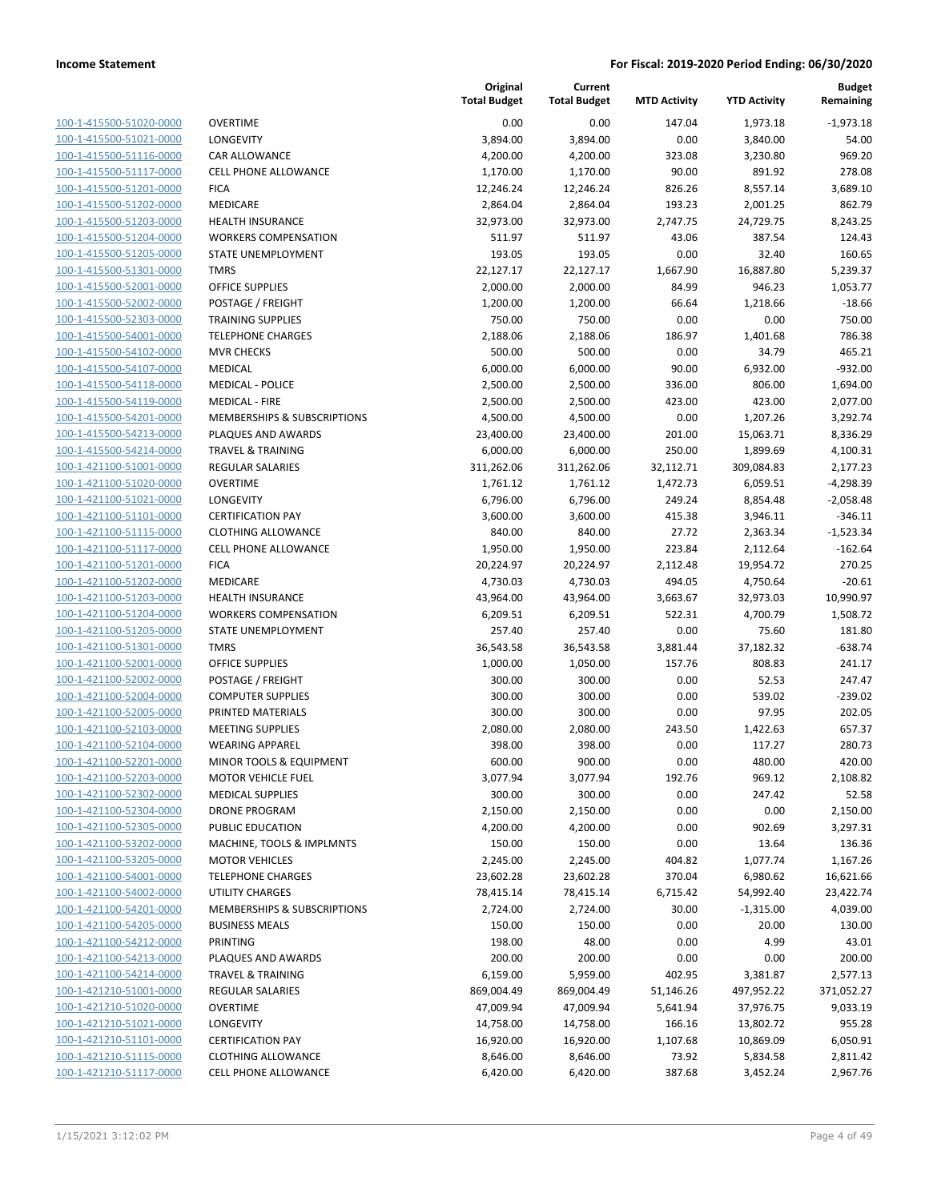**Income Statement** — For Fiscal: 2019-2020 Period Ending: 06/30/2020

| | | Original Total Budget | Current Total Budget | MTD Activity | YTD Activity | Budget Remaining |
|---|---|---|---|---|---|---|
| 100-1-415500-51020-0000 | OVERTIME | 0.00 | 0.00 | 147.04 | 1,973.18 | -1,973.18 |
| 100-1-415500-51021-0000 | LONGEVITY | 3,894.00 | 3,894.00 | 0.00 | 3,840.00 | 54.00 |
| 100-1-415500-51116-0000 | CAR ALLOWANCE | 4,200.00 | 4,200.00 | 323.08 | 3,230.80 | 969.20 |
| 100-1-415500-51117-0000 | CELL PHONE ALLOWANCE | 1,170.00 | 1,170.00 | 90.00 | 891.92 | 278.08 |
| 100-1-415500-51201-0000 | FICA | 12,246.24 | 12,246.24 | 826.26 | 8,557.14 | 3,689.10 |
| 100-1-415500-51202-0000 | MEDICARE | 2,864.04 | 2,864.04 | 193.23 | 2,001.25 | 862.79 |
| 100-1-415500-51203-0000 | HEALTH INSURANCE | 32,973.00 | 32,973.00 | 2,747.75 | 24,729.75 | 8,243.25 |
| 100-1-415500-51204-0000 | WORKERS COMPENSATION | 511.97 | 511.97 | 43.06 | 387.54 | 124.43 |
| 100-1-415500-51205-0000 | STATE UNEMPLOYMENT | 193.05 | 193.05 | 0.00 | 32.40 | 160.65 |
| 100-1-415500-51301-0000 | TMRS | 22,127.17 | 22,127.17 | 1,667.90 | 16,887.80 | 5,239.37 |
| 100-1-415500-52001-0000 | OFFICE SUPPLIES | 2,000.00 | 2,000.00 | 84.99 | 946.23 | 1,053.77 |
| 100-1-415500-52002-0000 | POSTAGE / FREIGHT | 1,200.00 | 1,200.00 | 66.64 | 1,218.66 | -18.66 |
| 100-1-415500-52303-0000 | TRAINING SUPPLIES | 750.00 | 750.00 | 0.00 | 0.00 | 750.00 |
| 100-1-415500-54001-0000 | TELEPHONE CHARGES | 2,188.06 | 2,188.06 | 186.97 | 1,401.68 | 786.38 |
| 100-1-415500-54102-0000 | MVR CHECKS | 500.00 | 500.00 | 0.00 | 34.79 | 465.21 |
| 100-1-415500-54107-0000 | MEDICAL | 6,000.00 | 6,000.00 | 90.00 | 6,932.00 | -932.00 |
| 100-1-415500-54118-0000 | MEDICAL - POLICE | 2,500.00 | 2,500.00 | 336.00 | 806.00 | 1,694.00 |
| 100-1-415500-54119-0000 | MEDICAL - FIRE | 2,500.00 | 2,500.00 | 423.00 | 423.00 | 2,077.00 |
| 100-1-415500-54201-0000 | MEMBERSHIPS & SUBSCRIPTIONS | 4,500.00 | 4,500.00 | 0.00 | 1,207.26 | 3,292.74 |
| 100-1-415500-54213-0000 | PLAQUES AND AWARDS | 23,400.00 | 23,400.00 | 201.00 | 15,063.71 | 8,336.29 |
| 100-1-415500-54214-0000 | TRAVEL & TRAINING | 6,000.00 | 6,000.00 | 250.00 | 1,899.69 | 4,100.31 |
| 100-1-421100-51001-0000 | REGULAR SALARIES | 311,262.06 | 311,262.06 | 32,112.71 | 309,084.83 | 2,177.23 |
| 100-1-421100-51020-0000 | OVERTIME | 1,761.12 | 1,761.12 | 1,472.73 | 6,059.51 | -4,298.39 |
| 100-1-421100-51021-0000 | LONGEVITY | 6,796.00 | 6,796.00 | 249.24 | 8,854.48 | -2,058.48 |
| 100-1-421100-51101-0000 | CERTIFICATION PAY | 3,600.00 | 3,600.00 | 415.38 | 3,946.11 | -346.11 |
| 100-1-421100-51115-0000 | CLOTHING ALLOWANCE | 840.00 | 840.00 | 27.72 | 2,363.34 | -1,523.34 |
| 100-1-421100-51117-0000 | CELL PHONE ALLOWANCE | 1,950.00 | 1,950.00 | 223.84 | 2,112.64 | -162.64 |
| 100-1-421100-51201-0000 | FICA | 20,224.97 | 20,224.97 | 2,112.48 | 19,954.72 | 270.25 |
| 100-1-421100-51202-0000 | MEDICARE | 4,730.03 | 4,730.03 | 494.05 | 4,750.64 | -20.61 |
| 100-1-421100-51203-0000 | HEALTH INSURANCE | 43,964.00 | 43,964.00 | 3,663.67 | 32,973.03 | 10,990.97 |
| 100-1-421100-51204-0000 | WORKERS COMPENSATION | 6,209.51 | 6,209.51 | 522.31 | 4,700.79 | 1,508.72 |
| 100-1-421100-51205-0000 | STATE UNEMPLOYMENT | 257.40 | 257.40 | 0.00 | 75.60 | 181.80 |
| 100-1-421100-51301-0000 | TMRS | 36,543.58 | 36,543.58 | 3,881.44 | 37,182.32 | -638.74 |
| 100-1-421100-52001-0000 | OFFICE SUPPLIES | 1,000.00 | 1,050.00 | 157.76 | 808.83 | 241.17 |
| 100-1-421100-52002-0000 | POSTAGE / FREIGHT | 300.00 | 300.00 | 0.00 | 52.53 | 247.47 |
| 100-1-421100-52004-0000 | COMPUTER SUPPLIES | 300.00 | 300.00 | 0.00 | 539.02 | -239.02 |
| 100-1-421100-52005-0000 | PRINTED MATERIALS | 300.00 | 300.00 | 0.00 | 97.95 | 202.05 |
| 100-1-421100-52103-0000 | MEETING SUPPLIES | 2,080.00 | 2,080.00 | 243.50 | 1,422.63 | 657.37 |
| 100-1-421100-52104-0000 | WEARING APPAREL | 398.00 | 398.00 | 0.00 | 117.27 | 280.73 |
| 100-1-421100-52201-0000 | MINOR TOOLS & EQUIPMENT | 600.00 | 900.00 | 0.00 | 480.00 | 420.00 |
| 100-1-421100-52203-0000 | MOTOR VEHICLE FUEL | 3,077.94 | 3,077.94 | 192.76 | 969.12 | 2,108.82 |
| 100-1-421100-52302-0000 | MEDICAL SUPPLIES | 300.00 | 300.00 | 0.00 | 247.42 | 52.58 |
| 100-1-421100-52304-0000 | DRONE PROGRAM | 2,150.00 | 2,150.00 | 0.00 | 0.00 | 2,150.00 |
| 100-1-421100-52305-0000 | PUBLIC EDUCATION | 4,200.00 | 4,200.00 | 0.00 | 902.69 | 3,297.31 |
| 100-1-421100-53202-0000 | MACHINE, TOOLS & IMPLMNTS | 150.00 | 150.00 | 0.00 | 13.64 | 136.36 |
| 100-1-421100-53205-0000 | MOTOR VEHICLES | 2,245.00 | 2,245.00 | 404.82 | 1,077.74 | 1,167.26 |
| 100-1-421100-54001-0000 | TELEPHONE CHARGES | 23,602.28 | 23,602.28 | 370.04 | 6,980.62 | 16,621.66 |
| 100-1-421100-54002-0000 | UTILITY CHARGES | 78,415.14 | 78,415.14 | 6,715.42 | 54,992.40 | 23,422.74 |
| 100-1-421100-54201-0000 | MEMBERSHIPS & SUBSCRIPTIONS | 2,724.00 | 2,724.00 | 30.00 | -1,315.00 | 4,039.00 |
| 100-1-421100-54205-0000 | BUSINESS MEALS | 150.00 | 150.00 | 0.00 | 20.00 | 130.00 |
| 100-1-421100-54212-0000 | PRINTING | 198.00 | 48.00 | 0.00 | 4.99 | 43.01 |
| 100-1-421100-54213-0000 | PLAQUES AND AWARDS | 200.00 | 200.00 | 0.00 | 0.00 | 200.00 |
| 100-1-421100-54214-0000 | TRAVEL & TRAINING | 6,159.00 | 5,959.00 | 402.95 | 3,381.87 | 2,577.13 |
| 100-1-421210-51001-0000 | REGULAR SALARIES | 869,004.49 | 869,004.49 | 51,146.26 | 497,952.22 | 371,052.27 |
| 100-1-421210-51020-0000 | OVERTIME | 47,009.94 | 47,009.94 | 5,641.94 | 37,976.75 | 9,033.19 |
| 100-1-421210-51021-0000 | LONGEVITY | 14,758.00 | 14,758.00 | 166.16 | 13,802.72 | 955.28 |
| 100-1-421210-51101-0000 | CERTIFICATION PAY | 16,920.00 | 16,920.00 | 1,107.68 | 10,869.09 | 6,050.91 |
| 100-1-421210-51115-0000 | CLOTHING ALLOWANCE | 8,646.00 | 8,646.00 | 73.92 | 5,834.58 | 2,811.42 |
| 100-1-421210-51117-0000 | CELL PHONE ALLOWANCE | 6,420.00 | 6,420.00 | 387.68 | 3,452.24 | 2,967.76 |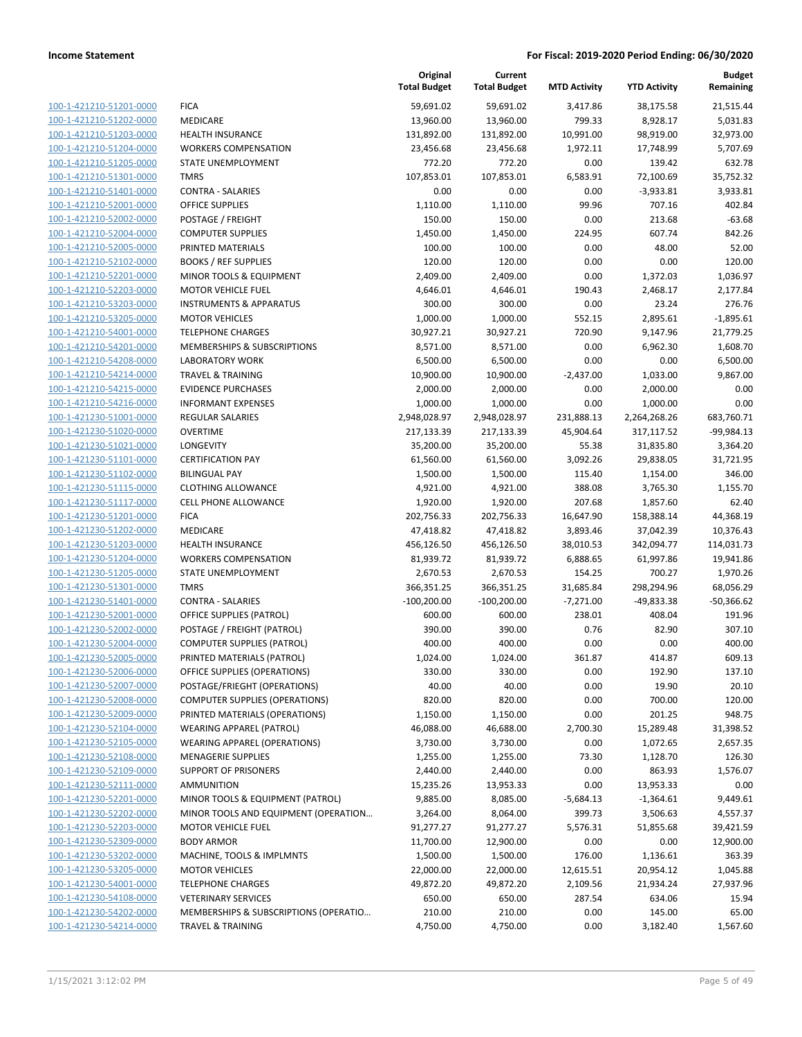| | | Original Total Budget | Current Total Budget | MTD Activity | YTD Activity | Budget Remaining |
|---|---|---|---|---|---|---|
| 100-1-421210-51201-0000 | FICA | 59,691.02 | 59,691.02 | 3,417.86 | 38,175.58 | 21,515.44 |
| 100-1-421210-51202-0000 | MEDICARE | 13,960.00 | 13,960.00 | 799.33 | 8,928.17 | 5,031.83 |
| 100-1-421210-51203-0000 | HEALTH INSURANCE | 131,892.00 | 131,892.00 | 10,991.00 | 98,919.00 | 32,973.00 |
| 100-1-421210-51204-0000 | WORKERS COMPENSATION | 23,456.68 | 23,456.68 | 1,972.11 | 17,748.99 | 5,707.69 |
| 100-1-421210-51205-0000 | STATE UNEMPLOYMENT | 772.20 | 772.20 | 0.00 | 139.42 | 632.78 |
| 100-1-421210-51301-0000 | TMRS | 107,853.01 | 107,853.01 | 6,583.91 | 72,100.69 | 35,752.32 |
| 100-1-421210-51401-0000 | CONTRA - SALARIES | 0.00 | 0.00 | 0.00 | -3,933.81 | 3,933.81 |
| 100-1-421210-52001-0000 | OFFICE SUPPLIES | 1,110.00 | 1,110.00 | 99.96 | 707.16 | 402.84 |
| 100-1-421210-52002-0000 | POSTAGE / FREIGHT | 150.00 | 150.00 | 0.00 | 213.68 | -63.68 |
| 100-1-421210-52004-0000 | COMPUTER SUPPLIES | 1,450.00 | 1,450.00 | 224.95 | 607.74 | 842.26 |
| 100-1-421210-52005-0000 | PRINTED MATERIALS | 100.00 | 100.00 | 0.00 | 48.00 | 52.00 |
| 100-1-421210-52102-0000 | BOOKS / REF SUPPLIES | 120.00 | 120.00 | 0.00 | 0.00 | 120.00 |
| 100-1-421210-52201-0000 | MINOR TOOLS & EQUIPMENT | 2,409.00 | 2,409.00 | 0.00 | 1,372.03 | 1,036.97 |
| 100-1-421210-52203-0000 | MOTOR VEHICLE FUEL | 4,646.01 | 4,646.01 | 190.43 | 2,468.17 | 2,177.84 |
| 100-1-421210-53203-0000 | INSTRUMENTS & APPARATUS | 300.00 | 300.00 | 0.00 | 23.24 | 276.76 |
| 100-1-421210-53205-0000 | MOTOR VEHICLES | 1,000.00 | 1,000.00 | 552.15 | 2,895.61 | -1,895.61 |
| 100-1-421210-54001-0000 | TELEPHONE CHARGES | 30,927.21 | 30,927.21 | 720.90 | 9,147.96 | 21,779.25 |
| 100-1-421210-54201-0000 | MEMBERSHIPS & SUBSCRIPTIONS | 8,571.00 | 8,571.00 | 0.00 | 6,962.30 | 1,608.70 |
| 100-1-421210-54208-0000 | LABORATORY WORK | 6,500.00 | 6,500.00 | 0.00 | 0.00 | 6,500.00 |
| 100-1-421210-54214-0000 | TRAVEL & TRAINING | 10,900.00 | 10,900.00 | -2,437.00 | 1,033.00 | 9,867.00 |
| 100-1-421210-54215-0000 | EVIDENCE PURCHASES | 2,000.00 | 2,000.00 | 0.00 | 2,000.00 | 0.00 |
| 100-1-421210-54216-0000 | INFORMANT EXPENSES | 1,000.00 | 1,000.00 | 0.00 | 1,000.00 | 0.00 |
| 100-1-421230-51001-0000 | REGULAR SALARIES | 2,948,028.97 | 2,948,028.97 | 231,888.13 | 2,264,268.26 | 683,760.71 |
| 100-1-421230-51020-0000 | OVERTIME | 217,133.39 | 217,133.39 | 45,904.64 | 317,117.52 | -99,984.13 |
| 100-1-421230-51021-0000 | LONGEVITY | 35,200.00 | 35,200.00 | 55.38 | 31,835.80 | 3,364.20 |
| 100-1-421230-51101-0000 | CERTIFICATION PAY | 61,560.00 | 61,560.00 | 3,092.26 | 29,838.05 | 31,721.95 |
| 100-1-421230-51102-0000 | BILINGUAL PAY | 1,500.00 | 1,500.00 | 115.40 | 1,154.00 | 346.00 |
| 100-1-421230-51115-0000 | CLOTHING ALLOWANCE | 4,921.00 | 4,921.00 | 388.08 | 3,765.30 | 1,155.70 |
| 100-1-421230-51117-0000 | CELL PHONE ALLOWANCE | 1,920.00 | 1,920.00 | 207.68 | 1,857.60 | 62.40 |
| 100-1-421230-51201-0000 | FICA | 202,756.33 | 202,756.33 | 16,647.90 | 158,388.14 | 44,368.19 |
| 100-1-421230-51202-0000 | MEDICARE | 47,418.82 | 47,418.82 | 3,893.46 | 37,042.39 | 10,376.43 |
| 100-1-421230-51203-0000 | HEALTH INSURANCE | 456,126.50 | 456,126.50 | 38,010.53 | 342,094.77 | 114,031.73 |
| 100-1-421230-51204-0000 | WORKERS COMPENSATION | 81,939.72 | 81,939.72 | 6,888.65 | 61,997.86 | 19,941.86 |
| 100-1-421230-51205-0000 | STATE UNEMPLOYMENT | 2,670.53 | 2,670.53 | 154.25 | 700.27 | 1,970.26 |
| 100-1-421230-51301-0000 | TMRS | 366,351.25 | 366,351.25 | 31,685.84 | 298,294.96 | 68,056.29 |
| 100-1-421230-51401-0000 | CONTRA - SALARIES | -100,200.00 | -100,200.00 | -7,271.00 | -49,833.38 | -50,366.62 |
| 100-1-421230-52001-0000 | OFFICE SUPPLIES (PATROL) | 600.00 | 600.00 | 238.01 | 408.04 | 191.96 |
| 100-1-421230-52002-0000 | POSTAGE / FREIGHT (PATROL) | 390.00 | 390.00 | 0.76 | 82.90 | 307.10 |
| 100-1-421230-52004-0000 | COMPUTER SUPPLIES (PATROL) | 400.00 | 400.00 | 0.00 | 0.00 | 400.00 |
| 100-1-421230-52005-0000 | PRINTED MATERIALS (PATROL) | 1,024.00 | 1,024.00 | 361.87 | 414.87 | 609.13 |
| 100-1-421230-52006-0000 | OFFICE SUPPLIES (OPERATIONS) | 330.00 | 330.00 | 0.00 | 192.90 | 137.10 |
| 100-1-421230-52007-0000 | POSTAGE/FRIEGHT (OPERATIONS) | 40.00 | 40.00 | 0.00 | 19.90 | 20.10 |
| 100-1-421230-52008-0000 | COMPUTER SUPPLIES (OPERATIONS) | 820.00 | 820.00 | 0.00 | 700.00 | 120.00 |
| 100-1-421230-52009-0000 | PRINTED MATERIALS (OPERATIONS) | 1,150.00 | 1,150.00 | 0.00 | 201.25 | 948.75 |
| 100-1-421230-52104-0000 | WEARING APPAREL (PATROL) | 46,088.00 | 46,688.00 | 2,700.30 | 15,289.48 | 31,398.52 |
| 100-1-421230-52105-0000 | WEARING APPAREL (OPERATIONS) | 3,730.00 | 3,730.00 | 0.00 | 1,072.65 | 2,657.35 |
| 100-1-421230-52108-0000 | MENAGERIE SUPPLIES | 1,255.00 | 1,255.00 | 73.30 | 1,128.70 | 126.30 |
| 100-1-421230-52109-0000 | SUPPORT OF PRISONERS | 2,440.00 | 2,440.00 | 0.00 | 863.93 | 1,576.07 |
| 100-1-421230-52111-0000 | AMMUNITION | 15,235.26 | 13,953.33 | 0.00 | 13,953.33 | 0.00 |
| 100-1-421230-52201-0000 | MINOR TOOLS & EQUIPMENT (PATROL) | 9,885.00 | 8,085.00 | -5,684.13 | -1,364.61 | 9,449.61 |
| 100-1-421230-52202-0000 | MINOR TOOLS AND EQUIPMENT (OPERATION… | 3,264.00 | 8,064.00 | 399.73 | 3,506.63 | 4,557.37 |
| 100-1-421230-52203-0000 | MOTOR VEHICLE FUEL | 91,277.27 | 91,277.27 | 5,576.31 | 51,855.68 | 39,421.59 |
| 100-1-421230-52309-0000 | BODY ARMOR | 11,700.00 | 12,900.00 | 0.00 | 0.00 | 12,900.00 |
| 100-1-421230-53202-0000 | MACHINE, TOOLS & IMPLMNTS | 1,500.00 | 1,500.00 | 176.00 | 1,136.61 | 363.39 |
| 100-1-421230-53205-0000 | MOTOR VEHICLES | 22,000.00 | 22,000.00 | 12,615.51 | 20,954.12 | 1,045.88 |
| 100-1-421230-54001-0000 | TELEPHONE CHARGES | 49,872.20 | 49,872.20 | 2,109.56 | 21,934.24 | 27,937.96 |
| 100-1-421230-54108-0000 | VETERINARY SERVICES | 650.00 | 650.00 | 287.54 | 634.06 | 15.94 |
| 100-1-421230-54202-0000 | MEMBERSHIPS & SUBSCRIPTIONS (OPERATIO… | 210.00 | 210.00 | 0.00 | 145.00 | 65.00 |
| 100-1-421230-54214-0000 | TRAVEL & TRAINING | 4,750.00 | 4,750.00 | 0.00 | 3,182.40 | 1,567.60 |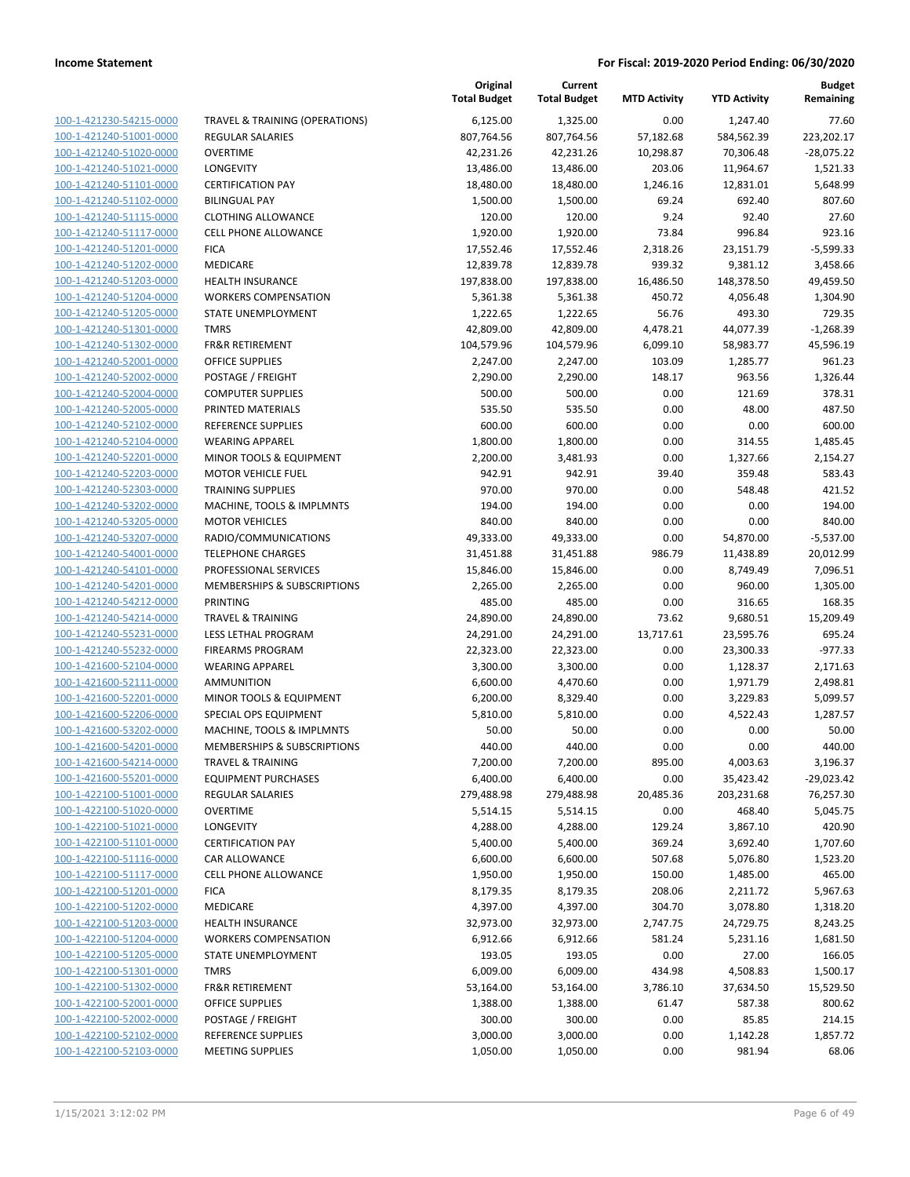| | | Original Total Budget | Current Total Budget | MTD Activity | YTD Activity | Budget Remaining |
|---|---|---|---|---|---|---|
| 100-1-421230-54215-0000 | TRAVEL & TRAINING (OPERATIONS) | 6,125.00 | 1,325.00 | 0.00 | 1,247.40 | 77.60 |
| 100-1-421240-51001-0000 | REGULAR SALARIES | 807,764.56 | 807,764.56 | 57,182.68 | 584,562.39 | 223,202.17 |
| 100-1-421240-51020-0000 | OVERTIME | 42,231.26 | 42,231.26 | 10,298.87 | 70,306.48 | -28,075.22 |
| 100-1-421240-51021-0000 | LONGEVITY | 13,486.00 | 13,486.00 | 203.06 | 11,964.67 | 1,521.33 |
| 100-1-421240-51101-0000 | CERTIFICATION PAY | 18,480.00 | 18,480.00 | 1,246.16 | 12,831.01 | 5,648.99 |
| 100-1-421240-51102-0000 | BILINGUAL PAY | 1,500.00 | 1,500.00 | 69.24 | 692.40 | 807.60 |
| 100-1-421240-51115-0000 | CLOTHING ALLOWANCE | 120.00 | 120.00 | 9.24 | 92.40 | 27.60 |
| 100-1-421240-51117-0000 | CELL PHONE ALLOWANCE | 1,920.00 | 1,920.00 | 73.84 | 996.84 | 923.16 |
| 100-1-421240-51201-0000 | FICA | 17,552.46 | 17,552.46 | 2,318.26 | 23,151.79 | -5,599.33 |
| 100-1-421240-51202-0000 | MEDICARE | 12,839.78 | 12,839.78 | 939.32 | 9,381.12 | 3,458.66 |
| 100-1-421240-51203-0000 | HEALTH INSURANCE | 197,838.00 | 197,838.00 | 16,486.50 | 148,378.50 | 49,459.50 |
| 100-1-421240-51204-0000 | WORKERS COMPENSATION | 5,361.38 | 5,361.38 | 450.72 | 4,056.48 | 1,304.90 |
| 100-1-421240-51205-0000 | STATE UNEMPLOYMENT | 1,222.65 | 1,222.65 | 56.76 | 493.30 | 729.35 |
| 100-1-421240-51301-0000 | TMRS | 42,809.00 | 42,809.00 | 4,478.21 | 44,077.39 | -1,268.39 |
| 100-1-421240-51302-0000 | FR&R RETIREMENT | 104,579.96 | 104,579.96 | 6,099.10 | 58,983.77 | 45,596.19 |
| 100-1-421240-52001-0000 | OFFICE SUPPLIES | 2,247.00 | 2,247.00 | 103.09 | 1,285.77 | 961.23 |
| 100-1-421240-52002-0000 | POSTAGE / FREIGHT | 2,290.00 | 2,290.00 | 148.17 | 963.56 | 1,326.44 |
| 100-1-421240-52004-0000 | COMPUTER SUPPLIES | 500.00 | 500.00 | 0.00 | 121.69 | 378.31 |
| 100-1-421240-52005-0000 | PRINTED MATERIALS | 535.50 | 535.50 | 0.00 | 48.00 | 487.50 |
| 100-1-421240-52102-0000 | REFERENCE SUPPLIES | 600.00 | 600.00 | 0.00 | 0.00 | 600.00 |
| 100-1-421240-52104-0000 | WEARING APPAREL | 1,800.00 | 1,800.00 | 0.00 | 314.55 | 1,485.45 |
| 100-1-421240-52201-0000 | MINOR TOOLS & EQUIPMENT | 2,200.00 | 3,481.93 | 0.00 | 1,327.66 | 2,154.27 |
| 100-1-421240-52203-0000 | MOTOR VEHICLE FUEL | 942.91 | 942.91 | 39.40 | 359.48 | 583.43 |
| 100-1-421240-52303-0000 | TRAINING SUPPLIES | 970.00 | 970.00 | 0.00 | 548.48 | 421.52 |
| 100-1-421240-53202-0000 | MACHINE, TOOLS & IMPLMNTS | 194.00 | 194.00 | 0.00 | 0.00 | 194.00 |
| 100-1-421240-53205-0000 | MOTOR VEHICLES | 840.00 | 840.00 | 0.00 | 0.00 | 840.00 |
| 100-1-421240-53207-0000 | RADIO/COMMUNICATIONS | 49,333.00 | 49,333.00 | 0.00 | 54,870.00 | -5,537.00 |
| 100-1-421240-54001-0000 | TELEPHONE CHARGES | 31,451.88 | 31,451.88 | 986.79 | 11,438.89 | 20,012.99 |
| 100-1-421240-54101-0000 | PROFESSIONAL SERVICES | 15,846.00 | 15,846.00 | 0.00 | 8,749.49 | 7,096.51 |
| 100-1-421240-54201-0000 | MEMBERSHIPS & SUBSCRIPTIONS | 2,265.00 | 2,265.00 | 0.00 | 960.00 | 1,305.00 |
| 100-1-421240-54212-0000 | PRINTING | 485.00 | 485.00 | 0.00 | 316.65 | 168.35 |
| 100-1-421240-54214-0000 | TRAVEL & TRAINING | 24,890.00 | 24,890.00 | 73.62 | 9,680.51 | 15,209.49 |
| 100-1-421240-55231-0000 | LESS LETHAL PROGRAM | 24,291.00 | 24,291.00 | 13,717.61 | 23,595.76 | 695.24 |
| 100-1-421240-55232-0000 | FIREARMS PROGRAM | 22,323.00 | 22,323.00 | 0.00 | 23,300.33 | -977.33 |
| 100-1-421600-52104-0000 | WEARING APPAREL | 3,300.00 | 3,300.00 | 0.00 | 1,128.37 | 2,171.63 |
| 100-1-421600-52111-0000 | AMMUNITION | 6,600.00 | 4,470.60 | 0.00 | 1,971.79 | 2,498.81 |
| 100-1-421600-52201-0000 | MINOR TOOLS & EQUIPMENT | 6,200.00 | 8,329.40 | 0.00 | 3,229.83 | 5,099.57 |
| 100-1-421600-52206-0000 | SPECIAL OPS EQUIPMENT | 5,810.00 | 5,810.00 | 0.00 | 4,522.43 | 1,287.57 |
| 100-1-421600-53202-0000 | MACHINE, TOOLS & IMPLMNTS | 50.00 | 50.00 | 0.00 | 0.00 | 50.00 |
| 100-1-421600-54201-0000 | MEMBERSHIPS & SUBSCRIPTIONS | 440.00 | 440.00 | 0.00 | 0.00 | 440.00 |
| 100-1-421600-54214-0000 | TRAVEL & TRAINING | 7,200.00 | 7,200.00 | 895.00 | 4,003.63 | 3,196.37 |
| 100-1-421600-55201-0000 | EQUIPMENT PURCHASES | 6,400.00 | 6,400.00 | 0.00 | 35,423.42 | -29,023.42 |
| 100-1-422100-51001-0000 | REGULAR SALARIES | 279,488.98 | 279,488.98 | 20,485.36 | 203,231.68 | 76,257.30 |
| 100-1-422100-51020-0000 | OVERTIME | 5,514.15 | 5,514.15 | 0.00 | 468.40 | 5,045.75 |
| 100-1-422100-51021-0000 | LONGEVITY | 4,288.00 | 4,288.00 | 129.24 | 3,867.10 | 420.90 |
| 100-1-422100-51101-0000 | CERTIFICATION PAY | 5,400.00 | 5,400.00 | 369.24 | 3,692.40 | 1,707.60 |
| 100-1-422100-51116-0000 | CAR ALLOWANCE | 6,600.00 | 6,600.00 | 507.68 | 5,076.80 | 1,523.20 |
| 100-1-422100-51117-0000 | CELL PHONE ALLOWANCE | 1,950.00 | 1,950.00 | 150.00 | 1,485.00 | 465.00 |
| 100-1-422100-51201-0000 | FICA | 8,179.35 | 8,179.35 | 208.06 | 2,211.72 | 5,967.63 |
| 100-1-422100-51202-0000 | MEDICARE | 4,397.00 | 4,397.00 | 304.70 | 3,078.80 | 1,318.20 |
| 100-1-422100-51203-0000 | HEALTH INSURANCE | 32,973.00 | 32,973.00 | 2,747.75 | 24,729.75 | 8,243.25 |
| 100-1-422100-51204-0000 | WORKERS COMPENSATION | 6,912.66 | 6,912.66 | 581.24 | 5,231.16 | 1,681.50 |
| 100-1-422100-51205-0000 | STATE UNEMPLOYMENT | 193.05 | 193.05 | 0.00 | 27.00 | 166.05 |
| 100-1-422100-51301-0000 | TMRS | 6,009.00 | 6,009.00 | 434.98 | 4,508.83 | 1,500.17 |
| 100-1-422100-51302-0000 | FR&R RETIREMENT | 53,164.00 | 53,164.00 | 3,786.10 | 37,634.50 | 15,529.50 |
| 100-1-422100-52001-0000 | OFFICE SUPPLIES | 1,388.00 | 1,388.00 | 61.47 | 587.38 | 800.62 |
| 100-1-422100-52002-0000 | POSTAGE / FREIGHT | 300.00 | 300.00 | 0.00 | 85.85 | 214.15 |
| 100-1-422100-52102-0000 | REFERENCE SUPPLIES | 3,000.00 | 3,000.00 | 0.00 | 1,142.28 | 1,857.72 |
| 100-1-422100-52103-0000 | MEETING SUPPLIES | 1,050.00 | 1,050.00 | 0.00 | 981.94 | 68.06 |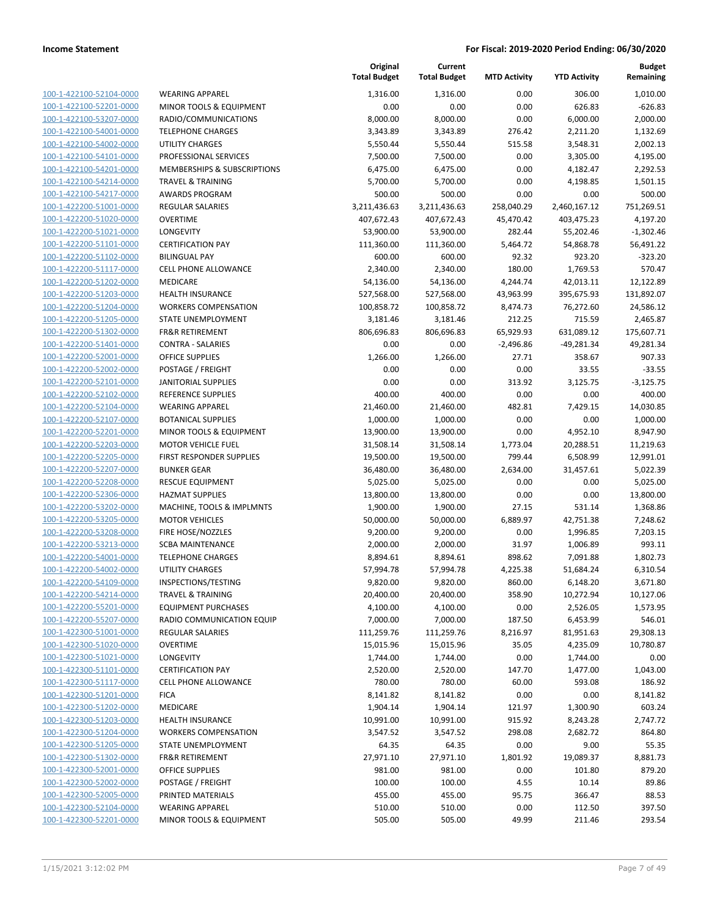| | | Original Total Budget | Current Total Budget | MTD Activity | YTD Activity | Budget Remaining |
|---|---|---|---|---|---|---|
| 100-1-422100-52104-0000 | WEARING APPAREL | 1,316.00 | 1,316.00 | 0.00 | 306.00 | 1,010.00 |
| 100-1-422100-52201-0000 | MINOR TOOLS & EQUIPMENT | 0.00 | 0.00 | 0.00 | 626.83 | -626.83 |
| 100-1-422100-53207-0000 | RADIO/COMMUNICATIONS | 8,000.00 | 8,000.00 | 0.00 | 6,000.00 | 2,000.00 |
| 100-1-422100-54001-0000 | TELEPHONE CHARGES | 3,343.89 | 3,343.89 | 276.42 | 2,211.20 | 1,132.69 |
| 100-1-422100-54002-0000 | UTILITY CHARGES | 5,550.44 | 5,550.44 | 515.58 | 3,548.31 | 2,002.13 |
| 100-1-422100-54101-0000 | PROFESSIONAL SERVICES | 7,500.00 | 7,500.00 | 0.00 | 3,305.00 | 4,195.00 |
| 100-1-422100-54201-0000 | MEMBERSHIPS & SUBSCRIPTIONS | 6,475.00 | 6,475.00 | 0.00 | 4,182.47 | 2,292.53 |
| 100-1-422100-54214-0000 | TRAVEL & TRAINING | 5,700.00 | 5,700.00 | 0.00 | 4,198.85 | 1,501.15 |
| 100-1-422100-54217-0000 | AWARDS PROGRAM | 500.00 | 500.00 | 0.00 | 0.00 | 500.00 |
| 100-1-422200-51001-0000 | REGULAR SALARIES | 3,211,436.63 | 3,211,436.63 | 258,040.29 | 2,460,167.12 | 751,269.51 |
| 100-1-422200-51020-0000 | OVERTIME | 407,672.43 | 407,672.43 | 45,470.42 | 403,475.23 | 4,197.20 |
| 100-1-422200-51021-0000 | LONGEVITY | 53,900.00 | 53,900.00 | 282.44 | 55,202.46 | -1,302.46 |
| 100-1-422200-51101-0000 | CERTIFICATION PAY | 111,360.00 | 111,360.00 | 5,464.72 | 54,868.78 | 56,491.22 |
| 100-1-422200-51102-0000 | BILINGUAL PAY | 600.00 | 600.00 | 92.32 | 923.20 | -323.20 |
| 100-1-422200-51117-0000 | CELL PHONE ALLOWANCE | 2,340.00 | 2,340.00 | 180.00 | 1,769.53 | 570.47 |
| 100-1-422200-51202-0000 | MEDICARE | 54,136.00 | 54,136.00 | 4,244.74 | 42,013.11 | 12,122.89 |
| 100-1-422200-51203-0000 | HEALTH INSURANCE | 527,568.00 | 527,568.00 | 43,963.99 | 395,675.93 | 131,892.07 |
| 100-1-422200-51204-0000 | WORKERS COMPENSATION | 100,858.72 | 100,858.72 | 8,474.73 | 76,272.60 | 24,586.12 |
| 100-1-422200-51205-0000 | STATE UNEMPLOYMENT | 3,181.46 | 3,181.46 | 212.25 | 715.59 | 2,465.87 |
| 100-1-422200-51302-0000 | FR&R RETIREMENT | 806,696.83 | 806,696.83 | 65,929.93 | 631,089.12 | 175,607.71 |
| 100-1-422200-51401-0000 | CONTRA - SALARIES | 0.00 | 0.00 | -2,496.86 | -49,281.34 | 49,281.34 |
| 100-1-422200-52001-0000 | OFFICE SUPPLIES | 1,266.00 | 1,266.00 | 27.71 | 358.67 | 907.33 |
| 100-1-422200-52002-0000 | POSTAGE / FREIGHT | 0.00 | 0.00 | 0.00 | 33.55 | -33.55 |
| 100-1-422200-52101-0000 | JANITORIAL SUPPLIES | 0.00 | 0.00 | 313.92 | 3,125.75 | -3,125.75 |
| 100-1-422200-52102-0000 | REFERENCE SUPPLIES | 400.00 | 400.00 | 0.00 | 0.00 | 400.00 |
| 100-1-422200-52104-0000 | WEARING APPAREL | 21,460.00 | 21,460.00 | 482.81 | 7,429.15 | 14,030.85 |
| 100-1-422200-52107-0000 | BOTANICAL SUPPLIES | 1,000.00 | 1,000.00 | 0.00 | 0.00 | 1,000.00 |
| 100-1-422200-52201-0000 | MINOR TOOLS & EQUIPMENT | 13,900.00 | 13,900.00 | 0.00 | 4,952.10 | 8,947.90 |
| 100-1-422200-52203-0000 | MOTOR VEHICLE FUEL | 31,508.14 | 31,508.14 | 1,773.04 | 20,288.51 | 11,219.63 |
| 100-1-422200-52205-0000 | FIRST RESPONDER SUPPLIES | 19,500.00 | 19,500.00 | 799.44 | 6,508.99 | 12,991.01 |
| 100-1-422200-52207-0000 | BUNKER GEAR | 36,480.00 | 36,480.00 | 2,634.00 | 31,457.61 | 5,022.39 |
| 100-1-422200-52208-0000 | RESCUE EQUIPMENT | 5,025.00 | 5,025.00 | 0.00 | 0.00 | 5,025.00 |
| 100-1-422200-52306-0000 | HAZMAT SUPPLIES | 13,800.00 | 13,800.00 | 0.00 | 0.00 | 13,800.00 |
| 100-1-422200-53202-0000 | MACHINE, TOOLS & IMPLMNTS | 1,900.00 | 1,900.00 | 27.15 | 531.14 | 1,368.86 |
| 100-1-422200-53205-0000 | MOTOR VEHICLES | 50,000.00 | 50,000.00 | 6,889.97 | 42,751.38 | 7,248.62 |
| 100-1-422200-53208-0000 | FIRE HOSE/NOZZLES | 9,200.00 | 9,200.00 | 0.00 | 1,996.85 | 7,203.15 |
| 100-1-422200-53213-0000 | SCBA MAINTENANCE | 2,000.00 | 2,000.00 | 31.97 | 1,006.89 | 993.11 |
| 100-1-422200-54001-0000 | TELEPHONE CHARGES | 8,894.61 | 8,894.61 | 898.62 | 7,091.88 | 1,802.73 |
| 100-1-422200-54002-0000 | UTILITY CHARGES | 57,994.78 | 57,994.78 | 4,225.38 | 51,684.24 | 6,310.54 |
| 100-1-422200-54109-0000 | INSPECTIONS/TESTING | 9,820.00 | 9,820.00 | 860.00 | 6,148.20 | 3,671.80 |
| 100-1-422200-54214-0000 | TRAVEL & TRAINING | 20,400.00 | 20,400.00 | 358.90 | 10,272.94 | 10,127.06 |
| 100-1-422200-55201-0000 | EQUIPMENT PURCHASES | 4,100.00 | 4,100.00 | 0.00 | 2,526.05 | 1,573.95 |
| 100-1-422200-55207-0000 | RADIO COMMUNICATION EQUIP | 7,000.00 | 7,000.00 | 187.50 | 6,453.99 | 546.01 |
| 100-1-422300-51001-0000 | REGULAR SALARIES | 111,259.76 | 111,259.76 | 8,216.97 | 81,951.63 | 29,308.13 |
| 100-1-422300-51020-0000 | OVERTIME | 15,015.96 | 15,015.96 | 35.05 | 4,235.09 | 10,780.87 |
| 100-1-422300-51021-0000 | LONGEVITY | 1,744.00 | 1,744.00 | 0.00 | 1,744.00 | 0.00 |
| 100-1-422300-51101-0000 | CERTIFICATION PAY | 2,520.00 | 2,520.00 | 147.70 | 1,477.00 | 1,043.00 |
| 100-1-422300-51117-0000 | CELL PHONE ALLOWANCE | 780.00 | 780.00 | 60.00 | 593.08 | 186.92 |
| 100-1-422300-51201-0000 | FICA | 8,141.82 | 8,141.82 | 0.00 | 0.00 | 8,141.82 |
| 100-1-422300-51202-0000 | MEDICARE | 1,904.14 | 1,904.14 | 121.97 | 1,300.90 | 603.24 |
| 100-1-422300-51203-0000 | HEALTH INSURANCE | 10,991.00 | 10,991.00 | 915.92 | 8,243.28 | 2,747.72 |
| 100-1-422300-51204-0000 | WORKERS COMPENSATION | 3,547.52 | 3,547.52 | 298.08 | 2,682.72 | 864.80 |
| 100-1-422300-51205-0000 | STATE UNEMPLOYMENT | 64.35 | 64.35 | 0.00 | 9.00 | 55.35 |
| 100-1-422300-51302-0000 | FR&R RETIREMENT | 27,971.10 | 27,971.10 | 1,801.92 | 19,089.37 | 8,881.73 |
| 100-1-422300-52001-0000 | OFFICE SUPPLIES | 981.00 | 981.00 | 0.00 | 101.80 | 879.20 |
| 100-1-422300-52002-0000 | POSTAGE / FREIGHT | 100.00 | 100.00 | 4.55 | 10.14 | 89.86 |
| 100-1-422300-52005-0000 | PRINTED MATERIALS | 455.00 | 455.00 | 95.75 | 366.47 | 88.53 |
| 100-1-422300-52104-0000 | WEARING APPAREL | 510.00 | 510.00 | 0.00 | 112.50 | 397.50 |
| 100-1-422300-52201-0000 | MINOR TOOLS & EQUIPMENT | 505.00 | 505.00 | 49.99 | 211.46 | 293.54 |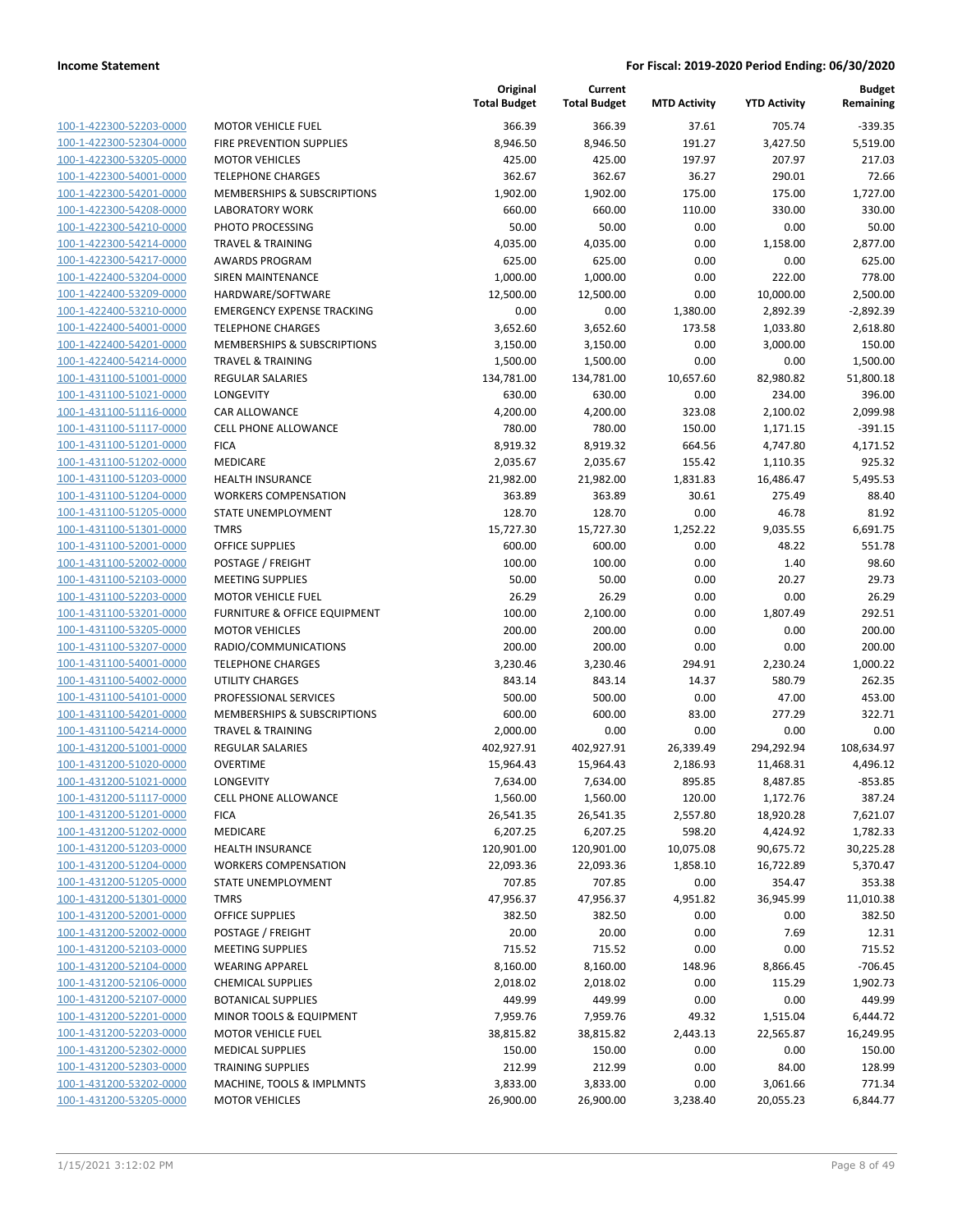**Income Statement** — **For Fiscal: 2019-2020 Period Ending: 06/30/2020**

| | | Original Total Budget | Current Total Budget | MTD Activity | YTD Activity | Budget Remaining |
|---|---|---|---|---|---|---|
| 100-1-422300-52203-0000 | MOTOR VEHICLE FUEL | 366.39 | 366.39 | 37.61 | 705.74 | -339.35 |
| 100-1-422300-52304-0000 | FIRE PREVENTION SUPPLIES | 8,946.50 | 8,946.50 | 191.27 | 3,427.50 | 5,519.00 |
| 100-1-422300-53205-0000 | MOTOR VEHICLES | 425.00 | 425.00 | 197.97 | 207.97 | 217.03 |
| 100-1-422300-54001-0000 | TELEPHONE CHARGES | 362.67 | 362.67 | 36.27 | 290.01 | 72.66 |
| 100-1-422300-54201-0000 | MEMBERSHIPS & SUBSCRIPTIONS | 1,902.00 | 1,902.00 | 175.00 | 175.00 | 1,727.00 |
| 100-1-422300-54208-0000 | LABORATORY WORK | 660.00 | 660.00 | 110.00 | 330.00 | 330.00 |
| 100-1-422300-54210-0000 | PHOTO PROCESSING | 50.00 | 50.00 | 0.00 | 0.00 | 50.00 |
| 100-1-422300-54214-0000 | TRAVEL & TRAINING | 4,035.00 | 4,035.00 | 0.00 | 1,158.00 | 2,877.00 |
| 100-1-422300-54217-0000 | AWARDS PROGRAM | 625.00 | 625.00 | 0.00 | 0.00 | 625.00 |
| 100-1-422400-53204-0000 | SIREN MAINTENANCE | 1,000.00 | 1,000.00 | 0.00 | 222.00 | 778.00 |
| 100-1-422400-53209-0000 | HARDWARE/SOFTWARE | 12,500.00 | 12,500.00 | 0.00 | 10,000.00 | 2,500.00 |
| 100-1-422400-53210-0000 | EMERGENCY EXPENSE TRACKING | 0.00 | 0.00 | 1,380.00 | 2,892.39 | -2,892.39 |
| 100-1-422400-54001-0000 | TELEPHONE CHARGES | 3,652.60 | 3,652.60 | 173.58 | 1,033.80 | 2,618.80 |
| 100-1-422400-54201-0000 | MEMBERSHIPS & SUBSCRIPTIONS | 3,150.00 | 3,150.00 | 0.00 | 3,000.00 | 150.00 |
| 100-1-422400-54214-0000 | TRAVEL & TRAINING | 1,500.00 | 1,500.00 | 0.00 | 0.00 | 1,500.00 |
| 100-1-431100-51001-0000 | REGULAR SALARIES | 134,781.00 | 134,781.00 | 10,657.60 | 82,980.82 | 51,800.18 |
| 100-1-431100-51021-0000 | LONGEVITY | 630.00 | 630.00 | 0.00 | 234.00 | 396.00 |
| 100-1-431100-51116-0000 | CAR ALLOWANCE | 4,200.00 | 4,200.00 | 323.08 | 2,100.02 | 2,099.98 |
| 100-1-431100-51117-0000 | CELL PHONE ALLOWANCE | 780.00 | 780.00 | 150.00 | 1,171.15 | -391.15 |
| 100-1-431100-51201-0000 | FICA | 8,919.32 | 8,919.32 | 664.56 | 4,747.80 | 4,171.52 |
| 100-1-431100-51202-0000 | MEDICARE | 2,035.67 | 2,035.67 | 155.42 | 1,110.35 | 925.32 |
| 100-1-431100-51203-0000 | HEALTH INSURANCE | 21,982.00 | 21,982.00 | 1,831.83 | 16,486.47 | 5,495.53 |
| 100-1-431100-51204-0000 | WORKERS COMPENSATION | 363.89 | 363.89 | 30.61 | 275.49 | 88.40 |
| 100-1-431100-51205-0000 | STATE UNEMPLOYMENT | 128.70 | 128.70 | 0.00 | 46.78 | 81.92 |
| 100-1-431100-51301-0000 | TMRS | 15,727.30 | 15,727.30 | 1,252.22 | 9,035.55 | 6,691.75 |
| 100-1-431100-52001-0000 | OFFICE SUPPLIES | 600.00 | 600.00 | 0.00 | 48.22 | 551.78 |
| 100-1-431100-52002-0000 | POSTAGE / FREIGHT | 100.00 | 100.00 | 0.00 | 1.40 | 98.60 |
| 100-1-431100-52103-0000 | MEETING SUPPLIES | 50.00 | 50.00 | 0.00 | 20.27 | 29.73 |
| 100-1-431100-52203-0000 | MOTOR VEHICLE FUEL | 26.29 | 26.29 | 0.00 | 0.00 | 26.29 |
| 100-1-431100-53201-0000 | FURNITURE & OFFICE EQUIPMENT | 100.00 | 2,100.00 | 0.00 | 1,807.49 | 292.51 |
| 100-1-431100-53205-0000 | MOTOR VEHICLES | 200.00 | 200.00 | 0.00 | 0.00 | 200.00 |
| 100-1-431100-53207-0000 | RADIO/COMMUNICATIONS | 200.00 | 200.00 | 0.00 | 0.00 | 200.00 |
| 100-1-431100-54001-0000 | TELEPHONE CHARGES | 3,230.46 | 3,230.46 | 294.91 | 2,230.24 | 1,000.22 |
| 100-1-431100-54002-0000 | UTILITY CHARGES | 843.14 | 843.14 | 14.37 | 580.79 | 262.35 |
| 100-1-431100-54101-0000 | PROFESSIONAL SERVICES | 500.00 | 500.00 | 0.00 | 47.00 | 453.00 |
| 100-1-431100-54201-0000 | MEMBERSHIPS & SUBSCRIPTIONS | 600.00 | 600.00 | 83.00 | 277.29 | 322.71 |
| 100-1-431100-54214-0000 | TRAVEL & TRAINING | 2,000.00 | 0.00 | 0.00 | 0.00 | 0.00 |
| 100-1-431200-51001-0000 | REGULAR SALARIES | 402,927.91 | 402,927.91 | 26,339.49 | 294,292.94 | 108,634.97 |
| 100-1-431200-51020-0000 | OVERTIME | 15,964.43 | 15,964.43 | 2,186.93 | 11,468.31 | 4,496.12 |
| 100-1-431200-51021-0000 | LONGEVITY | 7,634.00 | 7,634.00 | 895.85 | 8,487.85 | -853.85 |
| 100-1-431200-51117-0000 | CELL PHONE ALLOWANCE | 1,560.00 | 1,560.00 | 120.00 | 1,172.76 | 387.24 |
| 100-1-431200-51201-0000 | FICA | 26,541.35 | 26,541.35 | 2,557.80 | 18,920.28 | 7,621.07 |
| 100-1-431200-51202-0000 | MEDICARE | 6,207.25 | 6,207.25 | 598.20 | 4,424.92 | 1,782.33 |
| 100-1-431200-51203-0000 | HEALTH INSURANCE | 120,901.00 | 120,901.00 | 10,075.08 | 90,675.72 | 30,225.28 |
| 100-1-431200-51204-0000 | WORKERS COMPENSATION | 22,093.36 | 22,093.36 | 1,858.10 | 16,722.89 | 5,370.47 |
| 100-1-431200-51205-0000 | STATE UNEMPLOYMENT | 707.85 | 707.85 | 0.00 | 354.47 | 353.38 |
| 100-1-431200-51301-0000 | TMRS | 47,956.37 | 47,956.37 | 4,951.82 | 36,945.99 | 11,010.38 |
| 100-1-431200-52001-0000 | OFFICE SUPPLIES | 382.50 | 382.50 | 0.00 | 0.00 | 382.50 |
| 100-1-431200-52002-0000 | POSTAGE / FREIGHT | 20.00 | 20.00 | 0.00 | 7.69 | 12.31 |
| 100-1-431200-52103-0000 | MEETING SUPPLIES | 715.52 | 715.52 | 0.00 | 0.00 | 715.52 |
| 100-1-431200-52104-0000 | WEARING APPAREL | 8,160.00 | 8,160.00 | 148.96 | 8,866.45 | -706.45 |
| 100-1-431200-52106-0000 | CHEMICAL SUPPLIES | 2,018.02 | 2,018.02 | 0.00 | 115.29 | 1,902.73 |
| 100-1-431200-52107-0000 | BOTANICAL SUPPLIES | 449.99 | 449.99 | 0.00 | 0.00 | 449.99 |
| 100-1-431200-52201-0000 | MINOR TOOLS & EQUIPMENT | 7,959.76 | 7,959.76 | 49.32 | 1,515.04 | 6,444.72 |
| 100-1-431200-52203-0000 | MOTOR VEHICLE FUEL | 38,815.82 | 38,815.82 | 2,443.13 | 22,565.87 | 16,249.95 |
| 100-1-431200-52302-0000 | MEDICAL SUPPLIES | 150.00 | 150.00 | 0.00 | 0.00 | 150.00 |
| 100-1-431200-52303-0000 | TRAINING SUPPLIES | 212.99 | 212.99 | 0.00 | 84.00 | 128.99 |
| 100-1-431200-53202-0000 | MACHINE, TOOLS & IMPLMNTS | 3,833.00 | 3,833.00 | 0.00 | 3,061.66 | 771.34 |
| 100-1-431200-53205-0000 | MOTOR VEHICLES | 26,900.00 | 26,900.00 | 3,238.40 | 20,055.23 | 6,844.77 |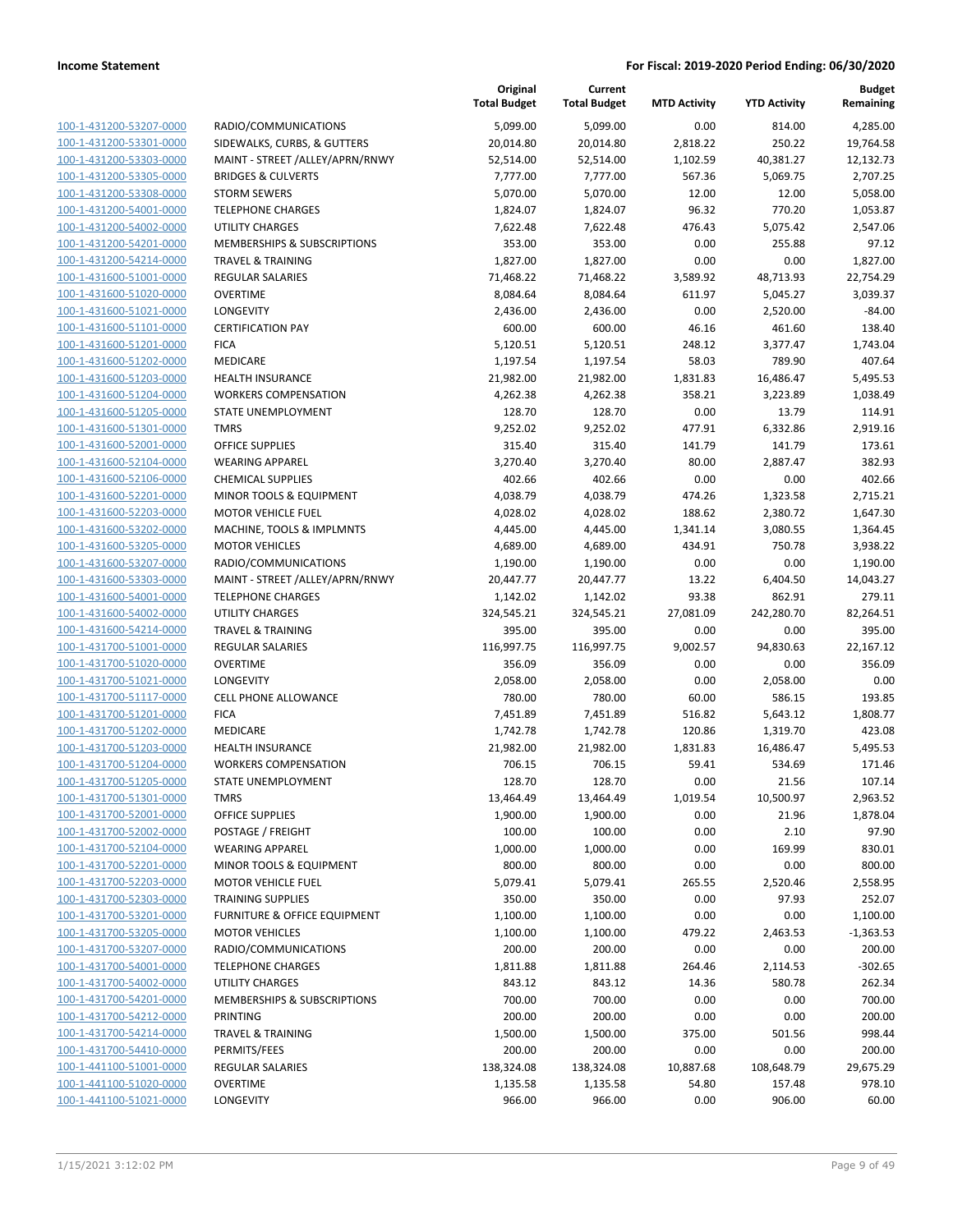| | | Original Total Budget | Current Total Budget | MTD Activity | YTD Activity | Budget Remaining |
|---|---|---|---|---|---|---|
| 100-1-431200-53207-0000 | RADIO/COMMUNICATIONS | 5,099.00 | 5,099.00 | 0.00 | 814.00 | 4,285.00 |
| 100-1-431200-53301-0000 | SIDEWALKS, CURBS, & GUTTERS | 20,014.80 | 20,014.80 | 2,818.22 | 250.22 | 19,764.58 |
| 100-1-431200-53303-0000 | MAINT - STREET /ALLEY/APRN/RNWY | 52,514.00 | 52,514.00 | 1,102.59 | 40,381.27 | 12,132.73 |
| 100-1-431200-53305-0000 | BRIDGES & CULVERTS | 7,777.00 | 7,777.00 | 567.36 | 5,069.75 | 2,707.25 |
| 100-1-431200-53308-0000 | STORM SEWERS | 5,070.00 | 5,070.00 | 12.00 | 12.00 | 5,058.00 |
| 100-1-431200-54001-0000 | TELEPHONE CHARGES | 1,824.07 | 1,824.07 | 96.32 | 770.20 | 1,053.87 |
| 100-1-431200-54002-0000 | UTILITY CHARGES | 7,622.48 | 7,622.48 | 476.43 | 5,075.42 | 2,547.06 |
| 100-1-431200-54201-0000 | MEMBERSHIPS & SUBSCRIPTIONS | 353.00 | 353.00 | 0.00 | 255.88 | 97.12 |
| 100-1-431200-54214-0000 | TRAVEL & TRAINING | 1,827.00 | 1,827.00 | 0.00 | 0.00 | 1,827.00 |
| 100-1-431600-51001-0000 | REGULAR SALARIES | 71,468.22 | 71,468.22 | 3,589.92 | 48,713.93 | 22,754.29 |
| 100-1-431600-51020-0000 | OVERTIME | 8,084.64 | 8,084.64 | 611.97 | 5,045.27 | 3,039.37 |
| 100-1-431600-51021-0000 | LONGEVITY | 2,436.00 | 2,436.00 | 0.00 | 2,520.00 | -84.00 |
| 100-1-431600-51101-0000 | CERTIFICATION PAY | 600.00 | 600.00 | 46.16 | 461.60 | 138.40 |
| 100-1-431600-51201-0000 | FICA | 5,120.51 | 5,120.51 | 248.12 | 3,377.47 | 1,743.04 |
| 100-1-431600-51202-0000 | MEDICARE | 1,197.54 | 1,197.54 | 58.03 | 789.90 | 407.64 |
| 100-1-431600-51203-0000 | HEALTH INSURANCE | 21,982.00 | 21,982.00 | 1,831.83 | 16,486.47 | 5,495.53 |
| 100-1-431600-51204-0000 | WORKERS COMPENSATION | 4,262.38 | 4,262.38 | 358.21 | 3,223.89 | 1,038.49 |
| 100-1-431600-51205-0000 | STATE UNEMPLOYMENT | 128.70 | 128.70 | 0.00 | 13.79 | 114.91 |
| 100-1-431600-51301-0000 | TMRS | 9,252.02 | 9,252.02 | 477.91 | 6,332.86 | 2,919.16 |
| 100-1-431600-52001-0000 | OFFICE SUPPLIES | 315.40 | 315.40 | 141.79 | 141.79 | 173.61 |
| 100-1-431600-52104-0000 | WEARING APPAREL | 3,270.40 | 3,270.40 | 80.00 | 2,887.47 | 382.93 |
| 100-1-431600-52106-0000 | CHEMICAL SUPPLIES | 402.66 | 402.66 | 0.00 | 0.00 | 402.66 |
| 100-1-431600-52201-0000 | MINOR TOOLS & EQUIPMENT | 4,038.79 | 4,038.79 | 474.26 | 1,323.58 | 2,715.21 |
| 100-1-431600-52203-0000 | MOTOR VEHICLE FUEL | 4,028.02 | 4,028.02 | 188.62 | 2,380.72 | 1,647.30 |
| 100-1-431600-53202-0000 | MACHINE, TOOLS & IMPLMNTS | 4,445.00 | 4,445.00 | 1,341.14 | 3,080.55 | 1,364.45 |
| 100-1-431600-53205-0000 | MOTOR VEHICLES | 4,689.00 | 4,689.00 | 434.91 | 750.78 | 3,938.22 |
| 100-1-431600-53207-0000 | RADIO/COMMUNICATIONS | 1,190.00 | 1,190.00 | 0.00 | 0.00 | 1,190.00 |
| 100-1-431600-53303-0000 | MAINT - STREET /ALLEY/APRN/RNWY | 20,447.77 | 20,447.77 | 13.22 | 6,404.50 | 14,043.27 |
| 100-1-431600-54001-0000 | TELEPHONE CHARGES | 1,142.02 | 1,142.02 | 93.38 | 862.91 | 279.11 |
| 100-1-431600-54002-0000 | UTILITY CHARGES | 324,545.21 | 324,545.21 | 27,081.09 | 242,280.70 | 82,264.51 |
| 100-1-431600-54214-0000 | TRAVEL & TRAINING | 395.00 | 395.00 | 0.00 | 0.00 | 395.00 |
| 100-1-431700-51001-0000 | REGULAR SALARIES | 116,997.75 | 116,997.75 | 9,002.57 | 94,830.63 | 22,167.12 |
| 100-1-431700-51020-0000 | OVERTIME | 356.09 | 356.09 | 0.00 | 0.00 | 356.09 |
| 100-1-431700-51021-0000 | LONGEVITY | 2,058.00 | 2,058.00 | 0.00 | 2,058.00 | 0.00 |
| 100-1-431700-51117-0000 | CELL PHONE ALLOWANCE | 780.00 | 780.00 | 60.00 | 586.15 | 193.85 |
| 100-1-431700-51201-0000 | FICA | 7,451.89 | 7,451.89 | 516.82 | 5,643.12 | 1,808.77 |
| 100-1-431700-51202-0000 | MEDICARE | 1,742.78 | 1,742.78 | 120.86 | 1,319.70 | 423.08 |
| 100-1-431700-51203-0000 | HEALTH INSURANCE | 21,982.00 | 21,982.00 | 1,831.83 | 16,486.47 | 5,495.53 |
| 100-1-431700-51204-0000 | WORKERS COMPENSATION | 706.15 | 706.15 | 59.41 | 534.69 | 171.46 |
| 100-1-431700-51205-0000 | STATE UNEMPLOYMENT | 128.70 | 128.70 | 0.00 | 21.56 | 107.14 |
| 100-1-431700-51301-0000 | TMRS | 13,464.49 | 13,464.49 | 1,019.54 | 10,500.97 | 2,963.52 |
| 100-1-431700-52001-0000 | OFFICE SUPPLIES | 1,900.00 | 1,900.00 | 0.00 | 21.96 | 1,878.04 |
| 100-1-431700-52002-0000 | POSTAGE / FREIGHT | 100.00 | 100.00 | 0.00 | 2.10 | 97.90 |
| 100-1-431700-52104-0000 | WEARING APPAREL | 1,000.00 | 1,000.00 | 0.00 | 169.99 | 830.01 |
| 100-1-431700-52201-0000 | MINOR TOOLS & EQUIPMENT | 800.00 | 800.00 | 0.00 | 0.00 | 800.00 |
| 100-1-431700-52203-0000 | MOTOR VEHICLE FUEL | 5,079.41 | 5,079.41 | 265.55 | 2,520.46 | 2,558.95 |
| 100-1-431700-52303-0000 | TRAINING SUPPLIES | 350.00 | 350.00 | 0.00 | 97.93 | 252.07 |
| 100-1-431700-53201-0000 | FURNITURE & OFFICE EQUIPMENT | 1,100.00 | 1,100.00 | 0.00 | 0.00 | 1,100.00 |
| 100-1-431700-53205-0000 | MOTOR VEHICLES | 1,100.00 | 1,100.00 | 479.22 | 2,463.53 | -1,363.53 |
| 100-1-431700-53207-0000 | RADIO/COMMUNICATIONS | 200.00 | 200.00 | 0.00 | 0.00 | 200.00 |
| 100-1-431700-54001-0000 | TELEPHONE CHARGES | 1,811.88 | 1,811.88 | 264.46 | 2,114.53 | -302.65 |
| 100-1-431700-54002-0000 | UTILITY CHARGES | 843.12 | 843.12 | 14.36 | 580.78 | 262.34 |
| 100-1-431700-54201-0000 | MEMBERSHIPS & SUBSCRIPTIONS | 700.00 | 700.00 | 0.00 | 0.00 | 700.00 |
| 100-1-431700-54212-0000 | PRINTING | 200.00 | 200.00 | 0.00 | 0.00 | 200.00 |
| 100-1-431700-54214-0000 | TRAVEL & TRAINING | 1,500.00 | 1,500.00 | 375.00 | 501.56 | 998.44 |
| 100-1-431700-54410-0000 | PERMITS/FEES | 200.00 | 200.00 | 0.00 | 0.00 | 200.00 |
| 100-1-441100-51001-0000 | REGULAR SALARIES | 138,324.08 | 138,324.08 | 10,887.68 | 108,648.79 | 29,675.29 |
| 100-1-441100-51020-0000 | OVERTIME | 1,135.58 | 1,135.58 | 54.80 | 157.48 | 978.10 |
| 100-1-441100-51021-0000 | LONGEVITY | 966.00 | 966.00 | 0.00 | 906.00 | 60.00 |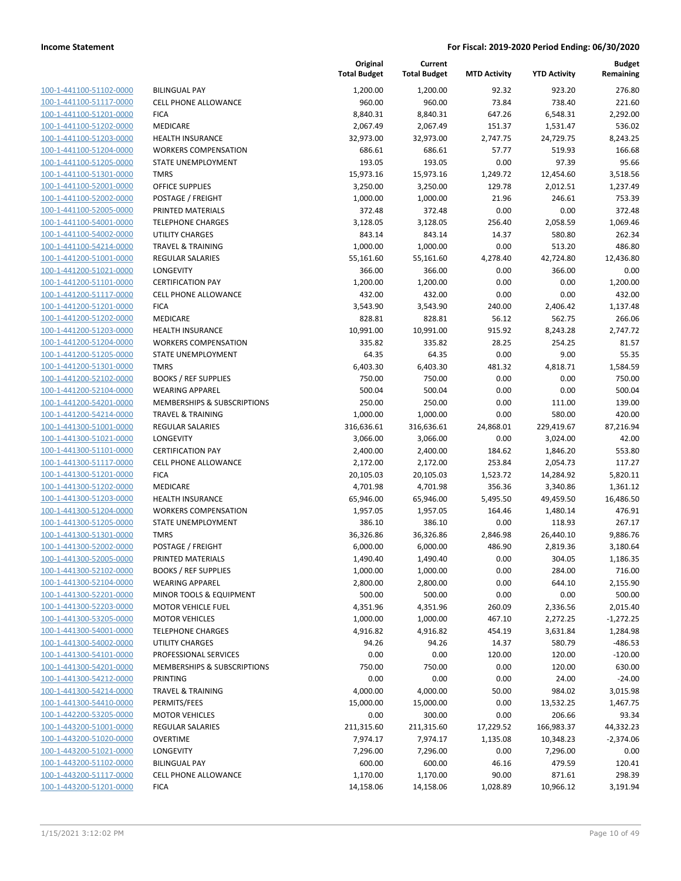**Income Statement** **For Fiscal: 2019-2020 Period Ending: 06/30/2020**

| | | Original Total Budget | Current Total Budget | MTD Activity | YTD Activity | Budget Remaining |
|---|---|---|---|---|---|---|
| 100-1-441100-51102-0000 | BILINGUAL PAY | 1,200.00 | 1,200.00 | 92.32 | 923.20 | 276.80 |
| 100-1-441100-51117-0000 | CELL PHONE ALLOWANCE | 960.00 | 960.00 | 73.84 | 738.40 | 221.60 |
| 100-1-441100-51201-0000 | FICA | 8,840.31 | 8,840.31 | 647.26 | 6,548.31 | 2,292.00 |
| 100-1-441100-51202-0000 | MEDICARE | 2,067.49 | 2,067.49 | 151.37 | 1,531.47 | 536.02 |
| 100-1-441100-51203-0000 | HEALTH INSURANCE | 32,973.00 | 32,973.00 | 2,747.75 | 24,729.75 | 8,243.25 |
| 100-1-441100-51204-0000 | WORKERS COMPENSATION | 686.61 | 686.61 | 57.77 | 519.93 | 166.68 |
| 100-1-441100-51205-0000 | STATE UNEMPLOYMENT | 193.05 | 193.05 | 0.00 | 97.39 | 95.66 |
| 100-1-441100-51301-0000 | TMRS | 15,973.16 | 15,973.16 | 1,249.72 | 12,454.60 | 3,518.56 |
| 100-1-441100-52001-0000 | OFFICE SUPPLIES | 3,250.00 | 3,250.00 | 129.78 | 2,012.51 | 1,237.49 |
| 100-1-441100-52002-0000 | POSTAGE / FREIGHT | 1,000.00 | 1,000.00 | 21.96 | 246.61 | 753.39 |
| 100-1-441100-52005-0000 | PRINTED MATERIALS | 372.48 | 372.48 | 0.00 | 0.00 | 372.48 |
| 100-1-441100-54001-0000 | TELEPHONE CHARGES | 3,128.05 | 3,128.05 | 256.40 | 2,058.59 | 1,069.46 |
| 100-1-441100-54002-0000 | UTILITY CHARGES | 843.14 | 843.14 | 14.37 | 580.80 | 262.34 |
| 100-1-441100-54214-0000 | TRAVEL & TRAINING | 1,000.00 | 1,000.00 | 0.00 | 513.20 | 486.80 |
| 100-1-441200-51001-0000 | REGULAR SALARIES | 55,161.60 | 55,161.60 | 4,278.40 | 42,724.80 | 12,436.80 |
| 100-1-441200-51021-0000 | LONGEVITY | 366.00 | 366.00 | 0.00 | 366.00 | 0.00 |
| 100-1-441200-51101-0000 | CERTIFICATION PAY | 1,200.00 | 1,200.00 | 0.00 | 0.00 | 1,200.00 |
| 100-1-441200-51117-0000 | CELL PHONE ALLOWANCE | 432.00 | 432.00 | 0.00 | 0.00 | 432.00 |
| 100-1-441200-51201-0000 | FICA | 3,543.90 | 3,543.90 | 240.00 | 2,406.42 | 1,137.48 |
| 100-1-441200-51202-0000 | MEDICARE | 828.81 | 828.81 | 56.12 | 562.75 | 266.06 |
| 100-1-441200-51203-0000 | HEALTH INSURANCE | 10,991.00 | 10,991.00 | 915.92 | 8,243.28 | 2,747.72 |
| 100-1-441200-51204-0000 | WORKERS COMPENSATION | 335.82 | 335.82 | 28.25 | 254.25 | 81.57 |
| 100-1-441200-51205-0000 | STATE UNEMPLOYMENT | 64.35 | 64.35 | 0.00 | 9.00 | 55.35 |
| 100-1-441200-51301-0000 | TMRS | 6,403.30 | 6,403.30 | 481.32 | 4,818.71 | 1,584.59 |
| 100-1-441200-52102-0000 | BOOKS / REF SUPPLIES | 750.00 | 750.00 | 0.00 | 0.00 | 750.00 |
| 100-1-441200-52104-0000 | WEARING APPAREL | 500.04 | 500.04 | 0.00 | 0.00 | 500.04 |
| 100-1-441200-54201-0000 | MEMBERSHIPS & SUBSCRIPTIONS | 250.00 | 250.00 | 0.00 | 111.00 | 139.00 |
| 100-1-441200-54214-0000 | TRAVEL & TRAINING | 1,000.00 | 1,000.00 | 0.00 | 580.00 | 420.00 |
| 100-1-441300-51001-0000 | REGULAR SALARIES | 316,636.61 | 316,636.61 | 24,868.01 | 229,419.67 | 87,216.94 |
| 100-1-441300-51021-0000 | LONGEVITY | 3,066.00 | 3,066.00 | 0.00 | 3,024.00 | 42.00 |
| 100-1-441300-51101-0000 | CERTIFICATION PAY | 2,400.00 | 2,400.00 | 184.62 | 1,846.20 | 553.80 |
| 100-1-441300-51117-0000 | CELL PHONE ALLOWANCE | 2,172.00 | 2,172.00 | 253.84 | 2,054.73 | 117.27 |
| 100-1-441300-51201-0000 | FICA | 20,105.03 | 20,105.03 | 1,523.72 | 14,284.92 | 5,820.11 |
| 100-1-441300-51202-0000 | MEDICARE | 4,701.98 | 4,701.98 | 356.36 | 3,340.86 | 1,361.12 |
| 100-1-441300-51203-0000 | HEALTH INSURANCE | 65,946.00 | 65,946.00 | 5,495.50 | 49,459.50 | 16,486.50 |
| 100-1-441300-51204-0000 | WORKERS COMPENSATION | 1,957.05 | 1,957.05 | 164.46 | 1,480.14 | 476.91 |
| 100-1-441300-51205-0000 | STATE UNEMPLOYMENT | 386.10 | 386.10 | 0.00 | 118.93 | 267.17 |
| 100-1-441300-51301-0000 | TMRS | 36,326.86 | 36,326.86 | 2,846.98 | 26,440.10 | 9,886.76 |
| 100-1-441300-52002-0000 | POSTAGE / FREIGHT | 6,000.00 | 6,000.00 | 486.90 | 2,819.36 | 3,180.64 |
| 100-1-441300-52005-0000 | PRINTED MATERIALS | 1,490.40 | 1,490.40 | 0.00 | 304.05 | 1,186.35 |
| 100-1-441300-52102-0000 | BOOKS / REF SUPPLIES | 1,000.00 | 1,000.00 | 0.00 | 284.00 | 716.00 |
| 100-1-441300-52104-0000 | WEARING APPAREL | 2,800.00 | 2,800.00 | 0.00 | 644.10 | 2,155.90 |
| 100-1-441300-52201-0000 | MINOR TOOLS & EQUIPMENT | 500.00 | 500.00 | 0.00 | 0.00 | 500.00 |
| 100-1-441300-52203-0000 | MOTOR VEHICLE FUEL | 4,351.96 | 4,351.96 | 260.09 | 2,336.56 | 2,015.40 |
| 100-1-441300-53205-0000 | MOTOR VEHICLES | 1,000.00 | 1,000.00 | 467.10 | 2,272.25 | -1,272.25 |
| 100-1-441300-54001-0000 | TELEPHONE CHARGES | 4,916.82 | 4,916.82 | 454.19 | 3,631.84 | 1,284.98 |
| 100-1-441300-54002-0000 | UTILITY CHARGES | 94.26 | 94.26 | 14.37 | 580.79 | -486.53 |
| 100-1-441300-54101-0000 | PROFESSIONAL SERVICES | 0.00 | 0.00 | 120.00 | 120.00 | -120.00 |
| 100-1-441300-54201-0000 | MEMBERSHIPS & SUBSCRIPTIONS | 750.00 | 750.00 | 0.00 | 120.00 | 630.00 |
| 100-1-441300-54212-0000 | PRINTING | 0.00 | 0.00 | 0.00 | 24.00 | -24.00 |
| 100-1-441300-54214-0000 | TRAVEL & TRAINING | 4,000.00 | 4,000.00 | 50.00 | 984.02 | 3,015.98 |
| 100-1-441300-54410-0000 | PERMITS/FEES | 15,000.00 | 15,000.00 | 0.00 | 13,532.25 | 1,467.75 |
| 100-1-442200-53205-0000 | MOTOR VEHICLES | 0.00 | 300.00 | 0.00 | 206.66 | 93.34 |
| 100-1-443200-51001-0000 | REGULAR SALARIES | 211,315.60 | 211,315.60 | 17,229.52 | 166,983.37 | 44,332.23 |
| 100-1-443200-51020-0000 | OVERTIME | 7,974.17 | 7,974.17 | 1,135.08 | 10,348.23 | -2,374.06 |
| 100-1-443200-51021-0000 | LONGEVITY | 7,296.00 | 7,296.00 | 0.00 | 7,296.00 | 0.00 |
| 100-1-443200-51102-0000 | BILINGUAL PAY | 600.00 | 600.00 | 46.16 | 479.59 | 120.41 |
| 100-1-443200-51117-0000 | CELL PHONE ALLOWANCE | 1,170.00 | 1,170.00 | 90.00 | 871.61 | 298.39 |
| 100-1-443200-51201-0000 | FICA | 14,158.06 | 14,158.06 | 1,028.89 | 10,966.12 | 3,191.94 |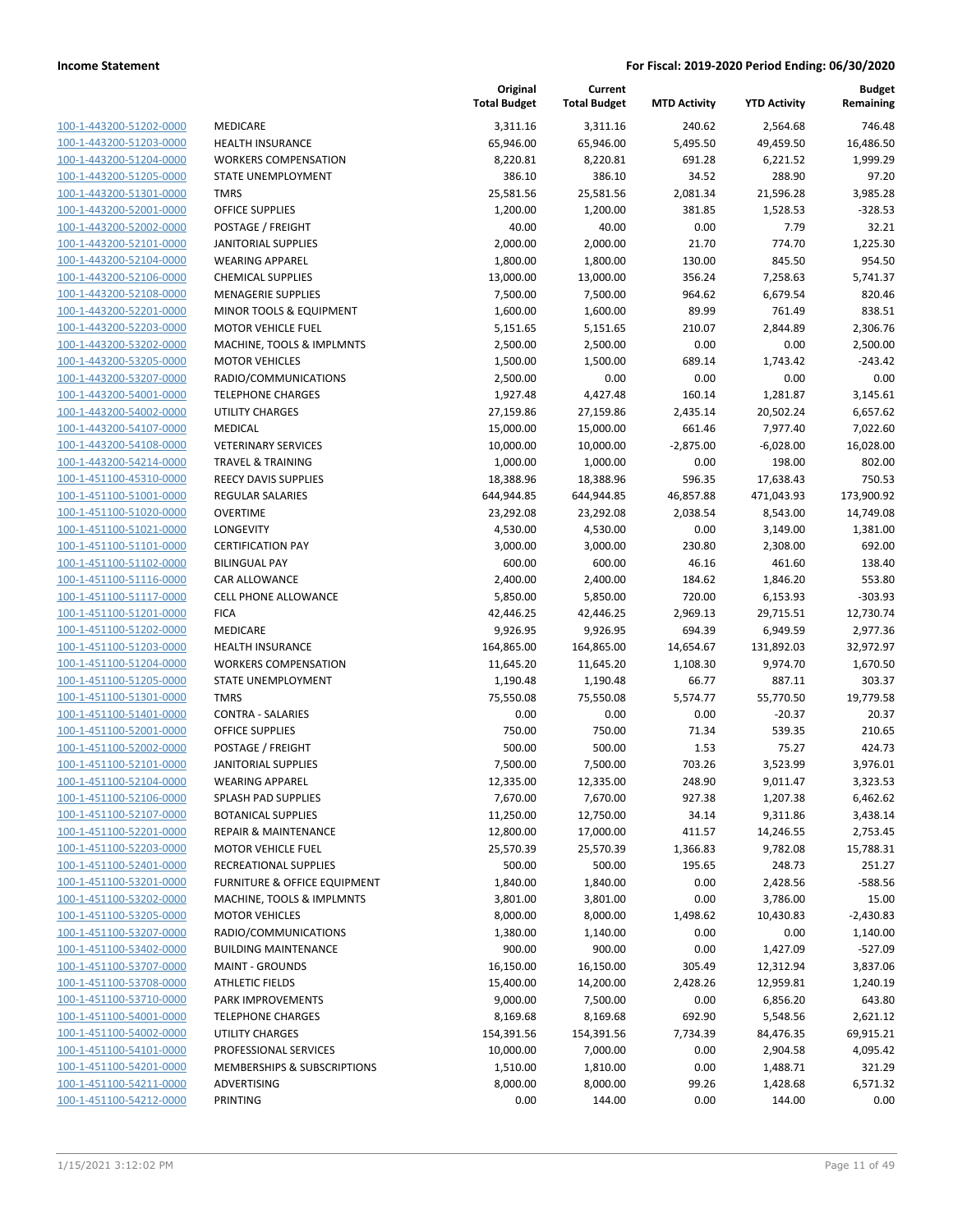**Income Statement** **For Fiscal: 2019-2020 Period Ending: 06/30/2020**

| | | Original Total Budget | Current Total Budget | MTD Activity | YTD Activity | Budget Remaining |
|---|---|---|---|---|---|---|
| 100-1-443200-51202-0000 | MEDICARE | 3,311.16 | 3,311.16 | 240.62 | 2,564.68 | 746.48 |
| 100-1-443200-51203-0000 | HEALTH INSURANCE | 65,946.00 | 65,946.00 | 5,495.50 | 49,459.50 | 16,486.50 |
| 100-1-443200-51204-0000 | WORKERS COMPENSATION | 8,220.81 | 8,220.81 | 691.28 | 6,221.52 | 1,999.29 |
| 100-1-443200-51205-0000 | STATE UNEMPLOYMENT | 386.10 | 386.10 | 34.52 | 288.90 | 97.20 |
| 100-1-443200-51301-0000 | TMRS | 25,581.56 | 25,581.56 | 2,081.34 | 21,596.28 | 3,985.28 |
| 100-1-443200-52001-0000 | OFFICE SUPPLIES | 1,200.00 | 1,200.00 | 381.85 | 1,528.53 | -328.53 |
| 100-1-443200-52002-0000 | POSTAGE / FREIGHT | 40.00 | 40.00 | 0.00 | 7.79 | 32.21 |
| 100-1-443200-52101-0000 | JANITORIAL SUPPLIES | 2,000.00 | 2,000.00 | 21.70 | 774.70 | 1,225.30 |
| 100-1-443200-52104-0000 | WEARING APPAREL | 1,800.00 | 1,800.00 | 130.00 | 845.50 | 954.50 |
| 100-1-443200-52106-0000 | CHEMICAL SUPPLIES | 13,000.00 | 13,000.00 | 356.24 | 7,258.63 | 5,741.37 |
| 100-1-443200-52108-0000 | MENAGERIE SUPPLIES | 7,500.00 | 7,500.00 | 964.62 | 6,679.54 | 820.46 |
| 100-1-443200-52201-0000 | MINOR TOOLS & EQUIPMENT | 1,600.00 | 1,600.00 | 89.99 | 761.49 | 838.51 |
| 100-1-443200-52203-0000 | MOTOR VEHICLE FUEL | 5,151.65 | 5,151.65 | 210.07 | 2,844.89 | 2,306.76 |
| 100-1-443200-53202-0000 | MACHINE, TOOLS & IMPLMNTS | 2,500.00 | 2,500.00 | 0.00 | 0.00 | 2,500.00 |
| 100-1-443200-53205-0000 | MOTOR VEHICLES | 1,500.00 | 1,500.00 | 689.14 | 1,743.42 | -243.42 |
| 100-1-443200-53207-0000 | RADIO/COMMUNICATIONS | 2,500.00 | 0.00 | 0.00 | 0.00 | 0.00 |
| 100-1-443200-54001-0000 | TELEPHONE CHARGES | 1,927.48 | 4,427.48 | 160.14 | 1,281.87 | 3,145.61 |
| 100-1-443200-54002-0000 | UTILITY CHARGES | 27,159.86 | 27,159.86 | 2,435.14 | 20,502.24 | 6,657.62 |
| 100-1-443200-54107-0000 | MEDICAL | 15,000.00 | 15,000.00 | 661.46 | 7,977.40 | 7,022.60 |
| 100-1-443200-54108-0000 | VETERINARY SERVICES | 10,000.00 | 10,000.00 | -2,875.00 | -6,028.00 | 16,028.00 |
| 100-1-443200-54214-0000 | TRAVEL & TRAINING | 1,000.00 | 1,000.00 | 0.00 | 198.00 | 802.00 |
| 100-1-451100-45310-0000 | REECY DAVIS SUPPLIES | 18,388.96 | 18,388.96 | 596.35 | 17,638.43 | 750.53 |
| 100-1-451100-51001-0000 | REGULAR SALARIES | 644,944.85 | 644,944.85 | 46,857.88 | 471,043.93 | 173,900.92 |
| 100-1-451100-51020-0000 | OVERTIME | 23,292.08 | 23,292.08 | 2,038.54 | 8,543.00 | 14,749.08 |
| 100-1-451100-51021-0000 | LONGEVITY | 4,530.00 | 4,530.00 | 0.00 | 3,149.00 | 1,381.00 |
| 100-1-451100-51101-0000 | CERTIFICATION PAY | 3,000.00 | 3,000.00 | 230.80 | 2,308.00 | 692.00 |
| 100-1-451100-51102-0000 | BILINGUAL PAY | 600.00 | 600.00 | 46.16 | 461.60 | 138.40 |
| 100-1-451100-51116-0000 | CAR ALLOWANCE | 2,400.00 | 2,400.00 | 184.62 | 1,846.20 | 553.80 |
| 100-1-451100-51117-0000 | CELL PHONE ALLOWANCE | 5,850.00 | 5,850.00 | 720.00 | 6,153.93 | -303.93 |
| 100-1-451100-51201-0000 | FICA | 42,446.25 | 42,446.25 | 2,969.13 | 29,715.51 | 12,730.74 |
| 100-1-451100-51202-0000 | MEDICARE | 9,926.95 | 9,926.95 | 694.39 | 6,949.59 | 2,977.36 |
| 100-1-451100-51203-0000 | HEALTH INSURANCE | 164,865.00 | 164,865.00 | 14,654.67 | 131,892.03 | 32,972.97 |
| 100-1-451100-51204-0000 | WORKERS COMPENSATION | 11,645.20 | 11,645.20 | 1,108.30 | 9,974.70 | 1,670.50 |
| 100-1-451100-51205-0000 | STATE UNEMPLOYMENT | 1,190.48 | 1,190.48 | 66.77 | 887.11 | 303.37 |
| 100-1-451100-51301-0000 | TMRS | 75,550.08 | 75,550.08 | 5,574.77 | 55,770.50 | 19,779.58 |
| 100-1-451100-51401-0000 | CONTRA - SALARIES | 0.00 | 0.00 | 0.00 | -20.37 | 20.37 |
| 100-1-451100-52001-0000 | OFFICE SUPPLIES | 750.00 | 750.00 | 71.34 | 539.35 | 210.65 |
| 100-1-451100-52002-0000 | POSTAGE / FREIGHT | 500.00 | 500.00 | 1.53 | 75.27 | 424.73 |
| 100-1-451100-52101-0000 | JANITORIAL SUPPLIES | 7,500.00 | 7,500.00 | 703.26 | 3,523.99 | 3,976.01 |
| 100-1-451100-52104-0000 | WEARING APPAREL | 12,335.00 | 12,335.00 | 248.90 | 9,011.47 | 3,323.53 |
| 100-1-451100-52106-0000 | SPLASH PAD SUPPLIES | 7,670.00 | 7,670.00 | 927.38 | 1,207.38 | 6,462.62 |
| 100-1-451100-52107-0000 | BOTANICAL SUPPLIES | 11,250.00 | 12,750.00 | 34.14 | 9,311.86 | 3,438.14 |
| 100-1-451100-52201-0000 | REPAIR & MAINTENANCE | 12,800.00 | 17,000.00 | 411.57 | 14,246.55 | 2,753.45 |
| 100-1-451100-52203-0000 | MOTOR VEHICLE FUEL | 25,570.39 | 25,570.39 | 1,366.83 | 9,782.08 | 15,788.31 |
| 100-1-451100-52401-0000 | RECREATIONAL SUPPLIES | 500.00 | 500.00 | 195.65 | 248.73 | 251.27 |
| 100-1-451100-53201-0000 | FURNITURE & OFFICE EQUIPMENT | 1,840.00 | 1,840.00 | 0.00 | 2,428.56 | -588.56 |
| 100-1-451100-53202-0000 | MACHINE, TOOLS & IMPLMNTS | 3,801.00 | 3,801.00 | 0.00 | 3,786.00 | 15.00 |
| 100-1-451100-53205-0000 | MOTOR VEHICLES | 8,000.00 | 8,000.00 | 1,498.62 | 10,430.83 | -2,430.83 |
| 100-1-451100-53207-0000 | RADIO/COMMUNICATIONS | 1,380.00 | 1,140.00 | 0.00 | 0.00 | 1,140.00 |
| 100-1-451100-53402-0000 | BUILDING MAINTENANCE | 900.00 | 900.00 | 0.00 | 1,427.09 | -527.09 |
| 100-1-451100-53707-0000 | MAINT - GROUNDS | 16,150.00 | 16,150.00 | 305.49 | 12,312.94 | 3,837.06 |
| 100-1-451100-53708-0000 | ATHLETIC FIELDS | 15,400.00 | 14,200.00 | 2,428.26 | 12,959.81 | 1,240.19 |
| 100-1-451100-53710-0000 | PARK IMPROVEMENTS | 9,000.00 | 7,500.00 | 0.00 | 6,856.20 | 643.80 |
| 100-1-451100-54001-0000 | TELEPHONE CHARGES | 8,169.68 | 8,169.68 | 692.90 | 5,548.56 | 2,621.12 |
| 100-1-451100-54002-0000 | UTILITY CHARGES | 154,391.56 | 154,391.56 | 7,734.39 | 84,476.35 | 69,915.21 |
| 100-1-451100-54101-0000 | PROFESSIONAL SERVICES | 10,000.00 | 7,000.00 | 0.00 | 2,904.58 | 4,095.42 |
| 100-1-451100-54201-0000 | MEMBERSHIPS & SUBSCRIPTIONS | 1,510.00 | 1,810.00 | 0.00 | 1,488.71 | 321.29 |
| 100-1-451100-54211-0000 | ADVERTISING | 8,000.00 | 8,000.00 | 99.26 | 1,428.68 | 6,571.32 |
| 100-1-451100-54212-0000 | PRINTING | 0.00 | 144.00 | 0.00 | 144.00 | 0.00 |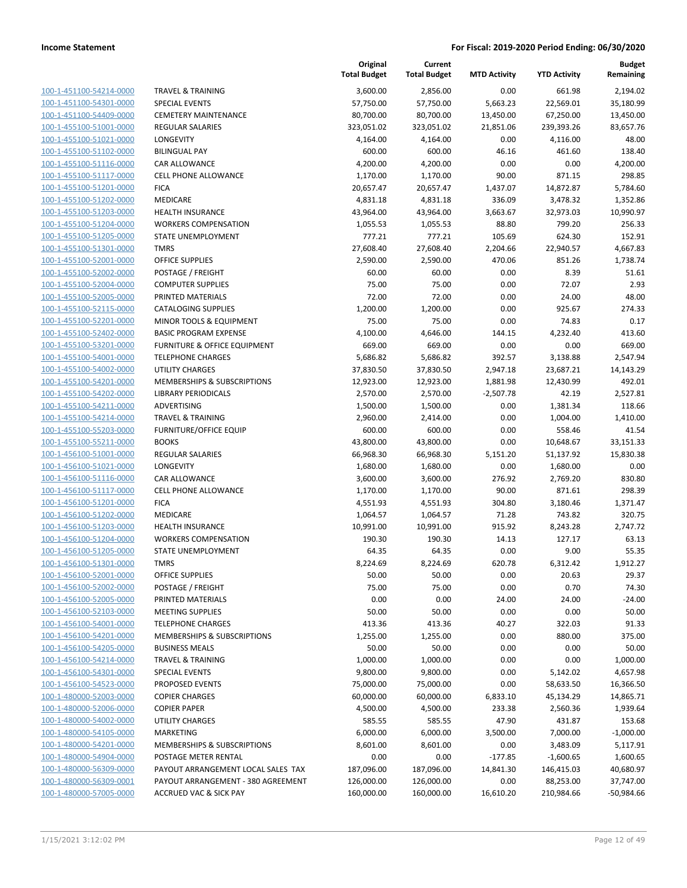**Income Statement** — **For Fiscal: 2019-2020 Period Ending: 06/30/2020**

| | | Original Total Budget | Current Total Budget | MTD Activity | YTD Activity | Budget Remaining |
|---|---|---|---|---|---|---|
| 100-1-451100-54214-0000 | TRAVEL & TRAINING | 3,600.00 | 2,856.00 | 0.00 | 661.98 | 2,194.02 |
| 100-1-451100-54301-0000 | SPECIAL EVENTS | 57,750.00 | 57,750.00 | 5,663.23 | 22,569.01 | 35,180.99 |
| 100-1-451100-54409-0000 | CEMETERY MAINTENANCE | 80,700.00 | 80,700.00 | 13,450.00 | 67,250.00 | 13,450.00 |
| 100-1-455100-51001-0000 | REGULAR SALARIES | 323,051.02 | 323,051.02 | 21,851.06 | 239,393.26 | 83,657.76 |
| 100-1-455100-51021-0000 | LONGEVITY | 4,164.00 | 4,164.00 | 0.00 | 4,116.00 | 48.00 |
| 100-1-455100-51102-0000 | BILINGUAL PAY | 600.00 | 600.00 | 46.16 | 461.60 | 138.40 |
| 100-1-455100-51116-0000 | CAR ALLOWANCE | 4,200.00 | 4,200.00 | 0.00 | 0.00 | 4,200.00 |
| 100-1-455100-51117-0000 | CELL PHONE ALLOWANCE | 1,170.00 | 1,170.00 | 90.00 | 871.15 | 298.85 |
| 100-1-455100-51201-0000 | FICA | 20,657.47 | 20,657.47 | 1,437.07 | 14,872.87 | 5,784.60 |
| 100-1-455100-51202-0000 | MEDICARE | 4,831.18 | 4,831.18 | 336.09 | 3,478.32 | 1,352.86 |
| 100-1-455100-51203-0000 | HEALTH INSURANCE | 43,964.00 | 43,964.00 | 3,663.67 | 32,973.03 | 10,990.97 |
| 100-1-455100-51204-0000 | WORKERS COMPENSATION | 1,055.53 | 1,055.53 | 88.80 | 799.20 | 256.33 |
| 100-1-455100-51205-0000 | STATE UNEMPLOYMENT | 777.21 | 777.21 | 105.69 | 624.30 | 152.91 |
| 100-1-455100-51301-0000 | TMRS | 27,608.40 | 27,608.40 | 2,204.66 | 22,940.57 | 4,667.83 |
| 100-1-455100-52001-0000 | OFFICE SUPPLIES | 2,590.00 | 2,590.00 | 470.06 | 851.26 | 1,738.74 |
| 100-1-455100-52002-0000 | POSTAGE / FREIGHT | 60.00 | 60.00 | 0.00 | 8.39 | 51.61 |
| 100-1-455100-52004-0000 | COMPUTER SUPPLIES | 75.00 | 75.00 | 0.00 | 72.07 | 2.93 |
| 100-1-455100-52005-0000 | PRINTED MATERIALS | 72.00 | 72.00 | 0.00 | 24.00 | 48.00 |
| 100-1-455100-52115-0000 | CATALOGING SUPPLIES | 1,200.00 | 1,200.00 | 0.00 | 925.67 | 274.33 |
| 100-1-455100-52201-0000 | MINOR TOOLS & EQUIPMENT | 75.00 | 75.00 | 0.00 | 74.83 | 0.17 |
| 100-1-455100-52402-0000 | BASIC PROGRAM EXPENSE | 4,100.00 | 4,646.00 | 144.15 | 4,232.40 | 413.60 |
| 100-1-455100-53201-0000 | FURNITURE & OFFICE EQUIPMENT | 669.00 | 669.00 | 0.00 | 0.00 | 669.00 |
| 100-1-455100-54001-0000 | TELEPHONE CHARGES | 5,686.82 | 5,686.82 | 392.57 | 3,138.88 | 2,547.94 |
| 100-1-455100-54002-0000 | UTILITY CHARGES | 37,830.50 | 37,830.50 | 2,947.18 | 23,687.21 | 14,143.29 |
| 100-1-455100-54201-0000 | MEMBERSHIPS & SUBSCRIPTIONS | 12,923.00 | 12,923.00 | 1,881.98 | 12,430.99 | 492.01 |
| 100-1-455100-54202-0000 | LIBRARY PERIODICALS | 2,570.00 | 2,570.00 | -2,507.78 | 42.19 | 2,527.81 |
| 100-1-455100-54211-0000 | ADVERTISING | 1,500.00 | 1,500.00 | 0.00 | 1,381.34 | 118.66 |
| 100-1-455100-54214-0000 | TRAVEL & TRAINING | 2,960.00 | 2,414.00 | 0.00 | 1,004.00 | 1,410.00 |
| 100-1-455100-55203-0000 | FURNITURE/OFFICE EQUIP | 600.00 | 600.00 | 0.00 | 558.46 | 41.54 |
| 100-1-455100-55211-0000 | BOOKS | 43,800.00 | 43,800.00 | 0.00 | 10,648.67 | 33,151.33 |
| 100-1-456100-51001-0000 | REGULAR SALARIES | 66,968.30 | 66,968.30 | 5,151.20 | 51,137.92 | 15,830.38 |
| 100-1-456100-51021-0000 | LONGEVITY | 1,680.00 | 1,680.00 | 0.00 | 1,680.00 | 0.00 |
| 100-1-456100-51116-0000 | CAR ALLOWANCE | 3,600.00 | 3,600.00 | 276.92 | 2,769.20 | 830.80 |
| 100-1-456100-51117-0000 | CELL PHONE ALLOWANCE | 1,170.00 | 1,170.00 | 90.00 | 871.61 | 298.39 |
| 100-1-456100-51201-0000 | FICA | 4,551.93 | 4,551.93 | 304.80 | 3,180.46 | 1,371.47 |
| 100-1-456100-51202-0000 | MEDICARE | 1,064.57 | 1,064.57 | 71.28 | 743.82 | 320.75 |
| 100-1-456100-51203-0000 | HEALTH INSURANCE | 10,991.00 | 10,991.00 | 915.92 | 8,243.28 | 2,747.72 |
| 100-1-456100-51204-0000 | WORKERS COMPENSATION | 190.30 | 190.30 | 14.13 | 127.17 | 63.13 |
| 100-1-456100-51205-0000 | STATE UNEMPLOYMENT | 64.35 | 64.35 | 0.00 | 9.00 | 55.35 |
| 100-1-456100-51301-0000 | TMRS | 8,224.69 | 8,224.69 | 620.78 | 6,312.42 | 1,912.27 |
| 100-1-456100-52001-0000 | OFFICE SUPPLIES | 50.00 | 50.00 | 0.00 | 20.63 | 29.37 |
| 100-1-456100-52002-0000 | POSTAGE / FREIGHT | 75.00 | 75.00 | 0.00 | 0.70 | 74.30 |
| 100-1-456100-52005-0000 | PRINTED MATERIALS | 0.00 | 0.00 | 24.00 | 24.00 | -24.00 |
| 100-1-456100-52103-0000 | MEETING SUPPLIES | 50.00 | 50.00 | 0.00 | 0.00 | 50.00 |
| 100-1-456100-54001-0000 | TELEPHONE CHARGES | 413.36 | 413.36 | 40.27 | 322.03 | 91.33 |
| 100-1-456100-54201-0000 | MEMBERSHIPS & SUBSCRIPTIONS | 1,255.00 | 1,255.00 | 0.00 | 880.00 | 375.00 |
| 100-1-456100-54205-0000 | BUSINESS MEALS | 50.00 | 50.00 | 0.00 | 0.00 | 50.00 |
| 100-1-456100-54214-0000 | TRAVEL & TRAINING | 1,000.00 | 1,000.00 | 0.00 | 0.00 | 1,000.00 |
| 100-1-456100-54301-0000 | SPECIAL EVENTS | 9,800.00 | 9,800.00 | 0.00 | 5,142.02 | 4,657.98 |
| 100-1-456100-54523-0000 | PROPOSED EVENTS | 75,000.00 | 75,000.00 | 0.00 | 58,633.50 | 16,366.50 |
| 100-1-480000-52003-0000 | COPIER CHARGES | 60,000.00 | 60,000.00 | 6,833.10 | 45,134.29 | 14,865.71 |
| 100-1-480000-52006-0000 | COPIER PAPER | 4,500.00 | 4,500.00 | 233.38 | 2,560.36 | 1,939.64 |
| 100-1-480000-54002-0000 | UTILITY CHARGES | 585.55 | 585.55 | 47.90 | 431.87 | 153.68 |
| 100-1-480000-54105-0000 | MARKETING | 6,000.00 | 6,000.00 | 3,500.00 | 7,000.00 | -1,000.00 |
| 100-1-480000-54201-0000 | MEMBERSHIPS & SUBSCRIPTIONS | 8,601.00 | 8,601.00 | 0.00 | 3,483.09 | 5,117.91 |
| 100-1-480000-54904-0000 | POSTAGE METER RENTAL | 0.00 | 0.00 | -177.85 | -1,600.65 | 1,600.65 |
| 100-1-480000-56309-0000 | PAYOUT ARRANGEMENT LOCAL SALES TAX | 187,096.00 | 187,096.00 | 14,841.30 | 146,415.03 | 40,680.97 |
| 100-1-480000-56309-0001 | PAYOUT ARRANGEMENT - 380 AGREEMENT | 126,000.00 | 126,000.00 | 0.00 | 88,253.00 | 37,747.00 |
| 100-1-480000-57005-0000 | ACCRUED VAC & SICK PAY | 160,000.00 | 160,000.00 | 16,610.20 | 210,984.66 | -50,984.66 |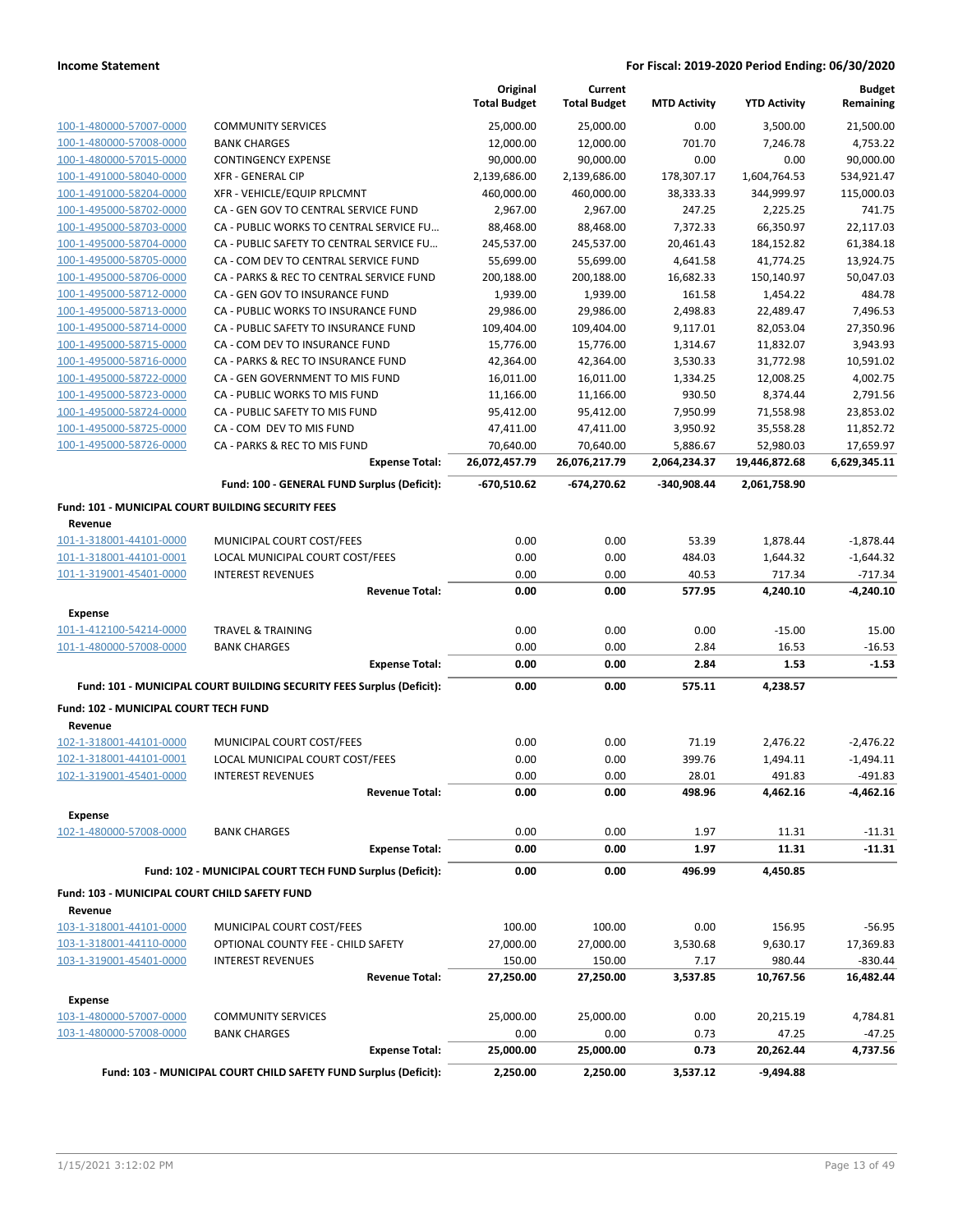**Income Statement** | **For Fiscal: 2019-2020 Period Ending: 06/30/2020**

| | | Original Total Budget | Current Total Budget | MTD Activity | YTD Activity | Budget Remaining |
|---|---|---|---|---|---|---|
| 100-1-480000-57007-0000 | COMMUNITY SERVICES | 25,000.00 | 25,000.00 | 0.00 | 3,500.00 | 21,500.00 |
| 100-1-480000-57008-0000 | BANK CHARGES | 12,000.00 | 12,000.00 | 701.70 | 7,246.78 | 4,753.22 |
| 100-1-480000-57015-0000 | CONTINGENCY EXPENSE | 90,000.00 | 90,000.00 | 0.00 | 0.00 | 90,000.00 |
| 100-1-491000-58040-0000 | XFR - GENERAL CIP | 2,139,686.00 | 2,139,686.00 | 178,307.17 | 1,604,764.53 | 534,921.47 |
| 100-1-491000-58204-0000 | XFR - VEHICLE/EQUIP RPLCMNT | 460,000.00 | 460,000.00 | 38,333.33 | 344,999.97 | 115,000.03 |
| 100-1-495000-58702-0000 | CA - GEN GOV TO CENTRAL SERVICE FUND | 2,967.00 | 2,967.00 | 247.25 | 2,225.25 | 741.75 |
| 100-1-495000-58703-0000 | CA - PUBLIC WORKS TO CENTRAL SERVICE FU… | 88,468.00 | 88,468.00 | 7,372.33 | 66,350.97 | 22,117.03 |
| 100-1-495000-58704-0000 | CA - PUBLIC SAFETY TO CENTRAL SERVICE FU… | 245,537.00 | 245,537.00 | 20,461.43 | 184,152.82 | 61,384.18 |
| 100-1-495000-58705-0000 | CA - COM DEV TO CENTRAL SERVICE FUND | 55,699.00 | 55,699.00 | 4,641.58 | 41,774.25 | 13,924.75 |
| 100-1-495000-58706-0000 | CA - PARKS & REC TO CENTRAL SERVICE FUND | 200,188.00 | 200,188.00 | 16,682.33 | 150,140.97 | 50,047.03 |
| 100-1-495000-58712-0000 | CA - GEN GOV TO INSURANCE FUND | 1,939.00 | 1,939.00 | 161.58 | 1,454.22 | 484.78 |
| 100-1-495000-58713-0000 | CA - PUBLIC WORKS TO INSURANCE FUND | 29,986.00 | 29,986.00 | 2,498.83 | 22,489.47 | 7,496.53 |
| 100-1-495000-58714-0000 | CA - PUBLIC SAFETY TO INSURANCE FUND | 109,404.00 | 109,404.00 | 9,117.01 | 82,053.04 | 27,350.96 |
| 100-1-495000-58715-0000 | CA - COM DEV TO INSURANCE FUND | 15,776.00 | 15,776.00 | 1,314.67 | 11,832.07 | 3,943.93 |
| 100-1-495000-58716-0000 | CA - PARKS & REC TO INSURANCE FUND | 42,364.00 | 42,364.00 | 3,530.33 | 31,772.98 | 10,591.02 |
| 100-1-495000-58722-0000 | CA - GEN GOVERNMENT TO MIS FUND | 16,011.00 | 16,011.00 | 1,334.25 | 12,008.25 | 4,002.75 |
| 100-1-495000-58723-0000 | CA - PUBLIC WORKS TO MIS FUND | 11,166.00 | 11,166.00 | 930.50 | 8,374.44 | 2,791.56 |
| 100-1-495000-58724-0000 | CA - PUBLIC SAFETY TO MIS FUND | 95,412.00 | 95,412.00 | 7,950.99 | 71,558.98 | 23,853.02 |
| 100-1-495000-58725-0000 | CA - COM DEV TO MIS FUND | 47,411.00 | 47,411.00 | 3,950.92 | 35,558.28 | 11,852.72 |
| 100-1-495000-58726-0000 | CA - PARKS & REC TO MIS FUND | 70,640.00 | 70,640.00 | 5,886.67 | 52,980.03 | 17,659.97 |
| | **Expense Total:** | **26,072,457.79** | **26,076,217.79** | **2,064,234.37** | **19,446,872.68** | **6,629,345.11** |
| | **Fund: 100 - GENERAL FUND Surplus (Deficit):** | **-670,510.62** | **-674,270.62** | **-340,908.44** | **2,061,758.90** | |
| **Fund: 101 - MUNICIPAL COURT BUILDING SECURITY FEES** | | | | | | |
| **Revenue** | | | | | | |
| 101-1-318001-44101-0000 | MUNICIPAL COURT COST/FEES | 0.00 | 0.00 | 53.39 | 1,878.44 | -1,878.44 |
| 101-1-318001-44101-0001 | LOCAL MUNICIPAL COURT COST/FEES | 0.00 | 0.00 | 484.03 | 1,644.32 | -1,644.32 |
| 101-1-319001-45401-0000 | INTEREST REVENUES | 0.00 | 0.00 | 40.53 | 717.34 | -717.34 |
| | **Revenue Total:** | **0.00** | **0.00** | **577.95** | **4,240.10** | **-4,240.10** |
| **Expense** | | | | | | |
| 101-1-412100-54214-0000 | TRAVEL & TRAINING | 0.00 | 0.00 | 0.00 | -15.00 | 15.00 |
| 101-1-480000-57008-0000 | BANK CHARGES | 0.00 | 0.00 | 2.84 | 16.53 | -16.53 |
| | **Expense Total:** | **0.00** | **0.00** | **2.84** | **1.53** | **-1.53** |
| | **Fund: 101 - MUNICIPAL COURT BUILDING SECURITY FEES Surplus (Deficit):** | **0.00** | **0.00** | **575.11** | **4,238.57** | |
| **Fund: 102 - MUNICIPAL COURT TECH FUND** | | | | | | |
| **Revenue** | | | | | | |
| 102-1-318001-44101-0000 | MUNICIPAL COURT COST/FEES | 0.00 | 0.00 | 71.19 | 2,476.22 | -2,476.22 |
| 102-1-318001-44101-0001 | LOCAL MUNICIPAL COURT COST/FEES | 0.00 | 0.00 | 399.76 | 1,494.11 | -1,494.11 |
| 102-1-319001-45401-0000 | INTEREST REVENUES | 0.00 | 0.00 | 28.01 | 491.83 | -491.83 |
| | **Revenue Total:** | **0.00** | **0.00** | **498.96** | **4,462.16** | **-4,462.16** |
| **Expense** | | | | | | |
| 102-1-480000-57008-0000 | BANK CHARGES | 0.00 | 0.00 | 1.97 | 11.31 | -11.31 |
| | **Expense Total:** | **0.00** | **0.00** | **1.97** | **11.31** | **-11.31** |
| | **Fund: 102 - MUNICIPAL COURT TECH FUND Surplus (Deficit):** | **0.00** | **0.00** | **496.99** | **4,450.85** | |
| **Fund: 103 - MUNICIPAL COURT CHILD SAFETY FUND** | | | | | | |
| **Revenue** | | | | | | |
| 103-1-318001-44101-0000 | MUNICIPAL COURT COST/FEES | 100.00 | 100.00 | 0.00 | 156.95 | -56.95 |
| 103-1-318001-44110-0000 | OPTIONAL COUNTY FEE - CHILD SAFETY | 27,000.00 | 27,000.00 | 3,530.68 | 9,630.17 | 17,369.83 |
| 103-1-319001-45401-0000 | INTEREST REVENUES | 150.00 | 150.00 | 7.17 | 980.44 | -830.44 |
| | **Revenue Total:** | **27,250.00** | **27,250.00** | **3,537.85** | **10,767.56** | **16,482.44** |
| **Expense** | | | | | | |
| 103-1-480000-57007-0000 | COMMUNITY SERVICES | 25,000.00 | 25,000.00 | 0.00 | 20,215.19 | 4,784.81 |
| 103-1-480000-57008-0000 | BANK CHARGES | 0.00 | 0.00 | 0.73 | 47.25 | -47.25 |
| | **Expense Total:** | **25,000.00** | **25,000.00** | **0.73** | **20,262.44** | **4,737.56** |
| | **Fund: 103 - MUNICIPAL COURT CHILD SAFETY FUND Surplus (Deficit):** | **2,250.00** | **2,250.00** | **3,537.12** | **-9,494.88** | |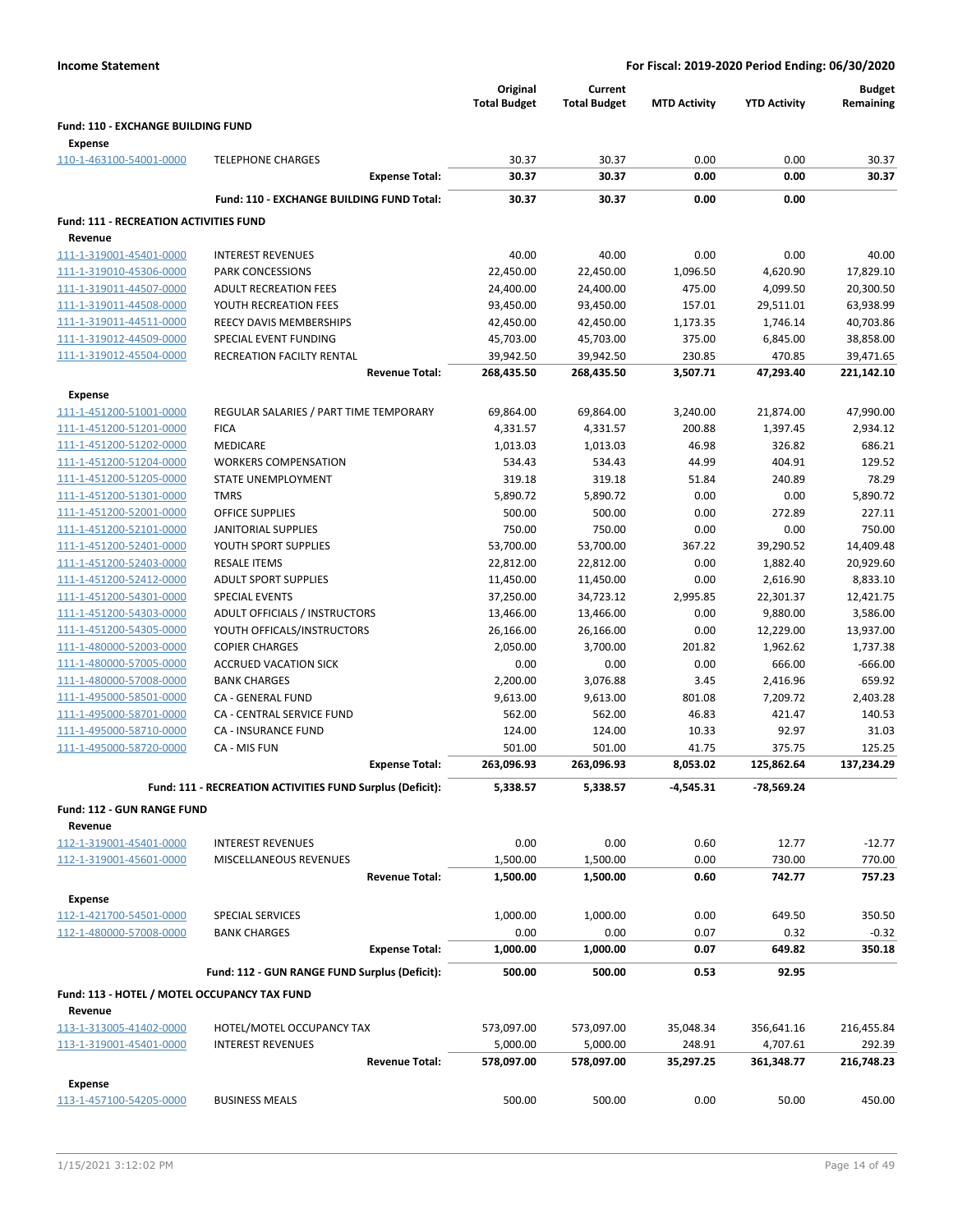**Income Statement** — For Fiscal: 2019-2020 Period Ending: 06/30/2020

| | | Original Total Budget | Current Total Budget | MTD Activity | YTD Activity | Budget Remaining |
|---|---|---|---|---|---|---|
| **Fund: 110 - EXCHANGE BUILDING FUND** | | | | | | |
| **Expense** | | | | | | |
| 110-1-463100-54001-0000 | TELEPHONE CHARGES | 30.37 | 30.37 | 0.00 | 0.00 | 30.37 |
| | **Expense Total:** | **30.37** | **30.37** | **0.00** | **0.00** | **30.37** |
| | **Fund: 110 - EXCHANGE BUILDING FUND Total:** | **30.37** | **30.37** | **0.00** | **0.00** | |
| **Fund: 111 - RECREATION ACTIVITIES FUND** | | | | | | |
| **Revenue** | | | | | | |
| 111-1-319001-45401-0000 | INTEREST REVENUES | 40.00 | 40.00 | 0.00 | 0.00 | 40.00 |
| 111-1-319010-45306-0000 | PARK CONCESSIONS | 22,450.00 | 22,450.00 | 1,096.50 | 4,620.90 | 17,829.10 |
| 111-1-319011-44507-0000 | ADULT RECREATION FEES | 24,400.00 | 24,400.00 | 475.00 | 4,099.50 | 20,300.50 |
| 111-1-319011-44508-0000 | YOUTH RECREATION FEES | 93,450.00 | 93,450.00 | 157.01 | 29,511.01 | 63,938.99 |
| 111-1-319011-44511-0000 | REECY DAVIS MEMBERSHIPS | 42,450.00 | 42,450.00 | 1,173.35 | 1,746.14 | 40,703.86 |
| 111-1-319012-44509-0000 | SPECIAL EVENT FUNDING | 45,703.00 | 45,703.00 | 375.00 | 6,845.00 | 38,858.00 |
| 111-1-319012-45504-0000 | RECREATION FACILTY RENTAL | 39,942.50 | 39,942.50 | 230.85 | 470.85 | 39,471.65 |
| | **Revenue Total:** | **268,435.50** | **268,435.50** | **3,507.71** | **47,293.40** | **221,142.10** |
| **Expense** | | | | | | |
| 111-1-451200-51001-0000 | REGULAR SALARIES / PART TIME TEMPORARY | 69,864.00 | 69,864.00 | 3,240.00 | 21,874.00 | 47,990.00 |
| 111-1-451200-51201-0000 | FICA | 4,331.57 | 4,331.57 | 200.88 | 1,397.45 | 2,934.12 |
| 111-1-451200-51202-0000 | MEDICARE | 1,013.03 | 1,013.03 | 46.98 | 326.82 | 686.21 |
| 111-1-451200-51204-0000 | WORKERS COMPENSATION | 534.43 | 534.43 | 44.99 | 404.91 | 129.52 |
| 111-1-451200-51205-0000 | STATE UNEMPLOYMENT | 319.18 | 319.18 | 51.84 | 240.89 | 78.29 |
| 111-1-451200-51301-0000 | TMRS | 5,890.72 | 5,890.72 | 0.00 | 0.00 | 5,890.72 |
| 111-1-451200-52001-0000 | OFFICE SUPPLIES | 500.00 | 500.00 | 0.00 | 272.89 | 227.11 |
| 111-1-451200-52101-0000 | JANITORIAL SUPPLIES | 750.00 | 750.00 | 0.00 | 0.00 | 750.00 |
| 111-1-451200-52401-0000 | YOUTH SPORT SUPPLIES | 53,700.00 | 53,700.00 | 367.22 | 39,290.52 | 14,409.48 |
| 111-1-451200-52403-0000 | RESALE ITEMS | 22,812.00 | 22,812.00 | 0.00 | 1,882.40 | 20,929.60 |
| 111-1-451200-52412-0000 | ADULT SPORT SUPPLIES | 11,450.00 | 11,450.00 | 0.00 | 2,616.90 | 8,833.10 |
| 111-1-451200-54301-0000 | SPECIAL EVENTS | 37,250.00 | 34,723.12 | 2,995.85 | 22,301.37 | 12,421.75 |
| 111-1-451200-54303-0000 | ADULT OFFICIALS / INSTRUCTORS | 13,466.00 | 13,466.00 | 0.00 | 9,880.00 | 3,586.00 |
| 111-1-451200-54305-0000 | YOUTH OFFICALS/INSTRUCTORS | 26,166.00 | 26,166.00 | 0.00 | 12,229.00 | 13,937.00 |
| 111-1-480000-52003-0000 | COPIER CHARGES | 2,050.00 | 3,700.00 | 201.82 | 1,962.62 | 1,737.38 |
| 111-1-480000-57005-0000 | ACCRUED VACATION SICK | 0.00 | 0.00 | 0.00 | 666.00 | -666.00 |
| 111-1-480000-57008-0000 | BANK CHARGES | 2,200.00 | 3,076.88 | 3.45 | 2,416.96 | 659.92 |
| 111-1-495000-58501-0000 | CA - GENERAL FUND | 9,613.00 | 9,613.00 | 801.08 | 7,209.72 | 2,403.28 |
| 111-1-495000-58701-0000 | CA - CENTRAL SERVICE FUND | 562.00 | 562.00 | 46.83 | 421.47 | 140.53 |
| 111-1-495000-58710-0000 | CA - INSURANCE FUND | 124.00 | 124.00 | 10.33 | 92.97 | 31.03 |
| 111-1-495000-58720-0000 | CA - MIS FUN | 501.00 | 501.00 | 41.75 | 375.75 | 125.25 |
| | **Expense Total:** | **263,096.93** | **263,096.93** | **8,053.02** | **125,862.64** | **137,234.29** |
| | **Fund: 111 - RECREATION ACTIVITIES FUND Surplus (Deficit):** | **5,338.57** | **5,338.57** | **-4,545.31** | **-78,569.24** | |
| **Fund: 112 - GUN RANGE FUND** | | | | | | |
| **Revenue** | | | | | | |
| 112-1-319001-45401-0000 | INTEREST REVENUES | 0.00 | 0.00 | 0.60 | 12.77 | -12.77 |
| 112-1-319001-45601-0000 | MISCELLANEOUS REVENUES | 1,500.00 | 1,500.00 | 0.00 | 730.00 | 770.00 |
| | **Revenue Total:** | **1,500.00** | **1,500.00** | **0.60** | **742.77** | **757.23** |
| **Expense** | | | | | | |
| 112-1-421700-54501-0000 | SPECIAL SERVICES | 1,000.00 | 1,000.00 | 0.00 | 649.50 | 350.50 |
| 112-1-480000-57008-0000 | BANK CHARGES | 0.00 | 0.00 | 0.07 | 0.32 | -0.32 |
| | **Expense Total:** | **1,000.00** | **1,000.00** | **0.07** | **649.82** | **350.18** |
| | **Fund: 112 - GUN RANGE FUND Surplus (Deficit):** | **500.00** | **500.00** | **0.53** | **92.95** | |
| **Fund: 113 - HOTEL / MOTEL OCCUPANCY TAX FUND** | | | | | | |
| **Revenue** | | | | | | |
| 113-1-313005-41402-0000 | HOTEL/MOTEL OCCUPANCY TAX | 573,097.00 | 573,097.00 | 35,048.34 | 356,641.16 | 216,455.84 |
| 113-1-319001-45401-0000 | INTEREST REVENUES | 5,000.00 | 5,000.00 | 248.91 | 4,707.61 | 292.39 |
| | **Revenue Total:** | **578,097.00** | **578,097.00** | **35,297.25** | **361,348.77** | **216,748.23** |
| **Expense** | | | | | | |
| 113-1-457100-54205-0000 | BUSINESS MEALS | 500.00 | 500.00 | 0.00 | 50.00 | 450.00 |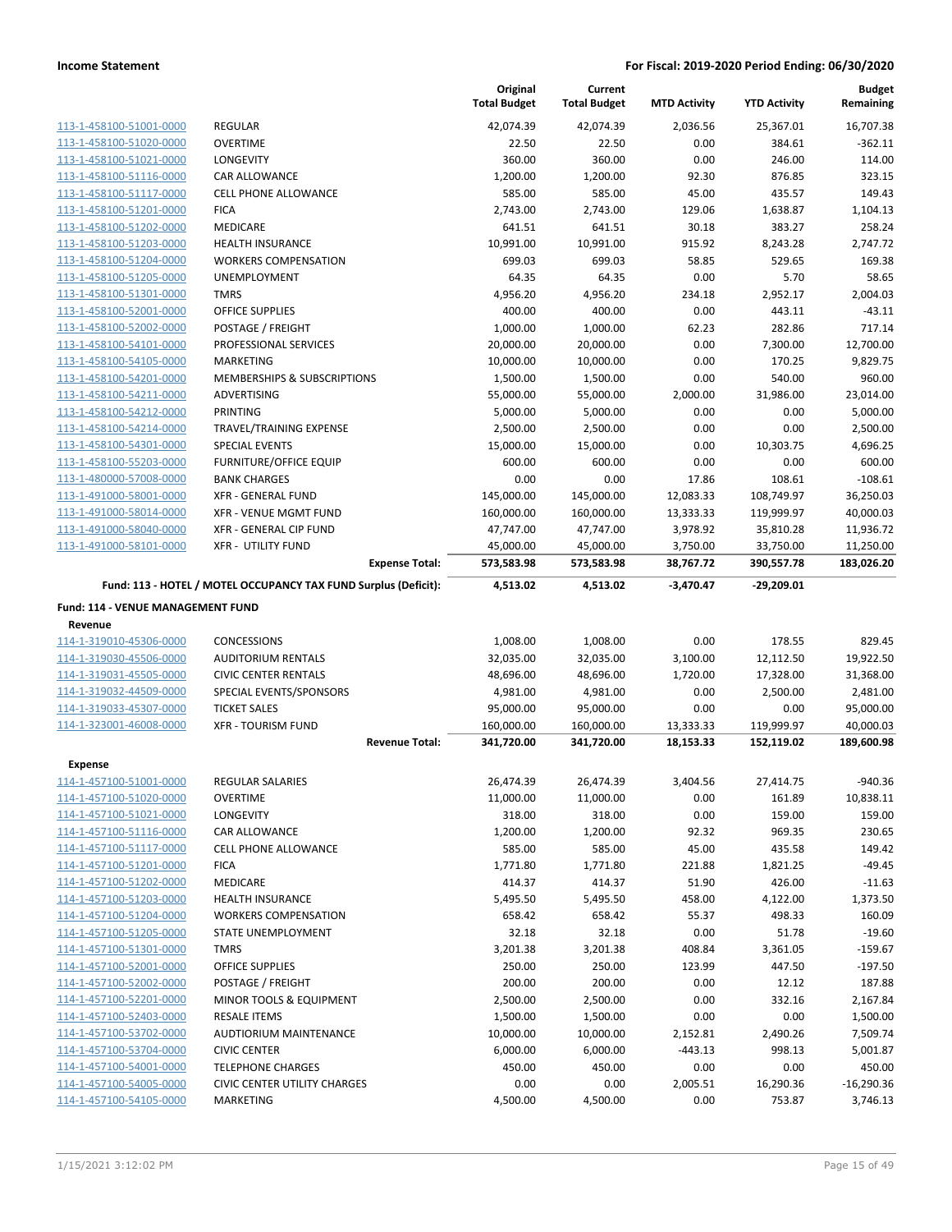**Income Statement** — **For Fiscal: 2019-2020 Period Ending: 06/30/2020**

| | | Original Total Budget | Current Total Budget | MTD Activity | YTD Activity | Budget Remaining |
|---|---|---|---|---|---|---|
| 113-1-458100-51001-0000 | REGULAR | 42,074.39 | 42,074.39 | 2,036.56 | 25,367.01 | 16,707.38 |
| 113-1-458100-51020-0000 | OVERTIME | 22.50 | 22.50 | 0.00 | 384.61 | -362.11 |
| 113-1-458100-51021-0000 | LONGEVITY | 360.00 | 360.00 | 0.00 | 246.00 | 114.00 |
| 113-1-458100-51116-0000 | CAR ALLOWANCE | 1,200.00 | 1,200.00 | 92.30 | 876.85 | 323.15 |
| 113-1-458100-51117-0000 | CELL PHONE ALLOWANCE | 585.00 | 585.00 | 45.00 | 435.57 | 149.43 |
| 113-1-458100-51201-0000 | FICA | 2,743.00 | 2,743.00 | 129.06 | 1,638.87 | 1,104.13 |
| 113-1-458100-51202-0000 | MEDICARE | 641.51 | 641.51 | 30.18 | 383.27 | 258.24 |
| 113-1-458100-51203-0000 | HEALTH INSURANCE | 10,991.00 | 10,991.00 | 915.92 | 8,243.28 | 2,747.72 |
| 113-1-458100-51204-0000 | WORKERS COMPENSATION | 699.03 | 699.03 | 58.85 | 529.65 | 169.38 |
| 113-1-458100-51205-0000 | UNEMPLOYMENT | 64.35 | 64.35 | 0.00 | 5.70 | 58.65 |
| 113-1-458100-51301-0000 | TMRS | 4,956.20 | 4,956.20 | 234.18 | 2,952.17 | 2,004.03 |
| 113-1-458100-52001-0000 | OFFICE SUPPLIES | 400.00 | 400.00 | 0.00 | 443.11 | -43.11 |
| 113-1-458100-52002-0000 | POSTAGE / FREIGHT | 1,000.00 | 1,000.00 | 62.23 | 282.86 | 717.14 |
| 113-1-458100-54101-0000 | PROFESSIONAL SERVICES | 20,000.00 | 20,000.00 | 0.00 | 7,300.00 | 12,700.00 |
| 113-1-458100-54105-0000 | MARKETING | 10,000.00 | 10,000.00 | 0.00 | 170.25 | 9,829.75 |
| 113-1-458100-54201-0000 | MEMBERSHIPS & SUBSCRIPTIONS | 1,500.00 | 1,500.00 | 0.00 | 540.00 | 960.00 |
| 113-1-458100-54211-0000 | ADVERTISING | 55,000.00 | 55,000.00 | 2,000.00 | 31,986.00 | 23,014.00 |
| 113-1-458100-54212-0000 | PRINTING | 5,000.00 | 5,000.00 | 0.00 | 0.00 | 5,000.00 |
| 113-1-458100-54214-0000 | TRAVEL/TRAINING EXPENSE | 2,500.00 | 2,500.00 | 0.00 | 0.00 | 2,500.00 |
| 113-1-458100-54301-0000 | SPECIAL EVENTS | 15,000.00 | 15,000.00 | 0.00 | 10,303.75 | 4,696.25 |
| 113-1-458100-55203-0000 | FURNITURE/OFFICE EQUIP | 600.00 | 600.00 | 0.00 | 0.00 | 600.00 |
| 113-1-480000-57008-0000 | BANK CHARGES | 0.00 | 0.00 | 17.86 | 108.61 | -108.61 |
| 113-1-491000-58001-0000 | XFR - GENERAL FUND | 145,000.00 | 145,000.00 | 12,083.33 | 108,749.97 | 36,250.03 |
| 113-1-491000-58014-0000 | XFR - VENUE MGMT FUND | 160,000.00 | 160,000.00 | 13,333.33 | 119,999.97 | 40,000.03 |
| 113-1-491000-58040-0000 | XFR - GENERAL CIP FUND | 47,747.00 | 47,747.00 | 3,978.92 | 35,810.28 | 11,936.72 |
| 113-1-491000-58101-0000 | XFR - UTILITY FUND | 45,000.00 | 45,000.00 | 3,750.00 | 33,750.00 | 11,250.00 |
| | **Expense Total:** | **573,583.98** | **573,583.98** | **38,767.72** | **390,557.78** | **183,026.20** |
| | **Fund: 113 - HOTEL / MOTEL OCCUPANCY TAX FUND Surplus (Deficit):** | **4,513.02** | **4,513.02** | **-3,470.47** | **-29,209.01** | |

**Fund: 114 - VENUE MANAGEMENT FUND**

**Revenue**

| | | Original Total Budget | Current Total Budget | MTD Activity | YTD Activity | Budget Remaining |
|---|---|---|---|---|---|---|
| 114-1-319010-45306-0000 | CONCESSIONS | 1,008.00 | 1,008.00 | 0.00 | 178.55 | 829.45 |
| 114-1-319030-45506-0000 | AUDITORIUM RENTALS | 32,035.00 | 32,035.00 | 3,100.00 | 12,112.50 | 19,922.50 |
| 114-1-319031-45505-0000 | CIVIC CENTER RENTALS | 48,696.00 | 48,696.00 | 1,720.00 | 17,328.00 | 31,368.00 |
| 114-1-319032-44509-0000 | SPECIAL EVENTS/SPONSORS | 4,981.00 | 4,981.00 | 0.00 | 2,500.00 | 2,481.00 |
| 114-1-319033-45307-0000 | TICKET SALES | 95,000.00 | 95,000.00 | 0.00 | 0.00 | 95,000.00 |
| 114-1-323001-46008-0000 | XFR - TOURISM FUND | 160,000.00 | 160,000.00 | 13,333.33 | 119,999.97 | 40,000.03 |
| | **Revenue Total:** | **341,720.00** | **341,720.00** | **18,153.33** | **152,119.02** | **189,600.98** |

**Expense**

| | | Original Total Budget | Current Total Budget | MTD Activity | YTD Activity | Budget Remaining |
|---|---|---|---|---|---|---|
| 114-1-457100-51001-0000 | REGULAR SALARIES | 26,474.39 | 26,474.39 | 3,404.56 | 27,414.75 | -940.36 |
| 114-1-457100-51020-0000 | OVERTIME | 11,000.00 | 11,000.00 | 0.00 | 161.89 | 10,838.11 |
| 114-1-457100-51021-0000 | LONGEVITY | 318.00 | 318.00 | 0.00 | 159.00 | 159.00 |
| 114-1-457100-51116-0000 | CAR ALLOWANCE | 1,200.00 | 1,200.00 | 92.32 | 969.35 | 230.65 |
| 114-1-457100-51117-0000 | CELL PHONE ALLOWANCE | 585.00 | 585.00 | 45.00 | 435.58 | 149.42 |
| 114-1-457100-51201-0000 | FICA | 1,771.80 | 1,771.80 | 221.88 | 1,821.25 | -49.45 |
| 114-1-457100-51202-0000 | MEDICARE | 414.37 | 414.37 | 51.90 | 426.00 | -11.63 |
| 114-1-457100-51203-0000 | HEALTH INSURANCE | 5,495.50 | 5,495.50 | 458.00 | 4,122.00 | 1,373.50 |
| 114-1-457100-51204-0000 | WORKERS COMPENSATION | 658.42 | 658.42 | 55.37 | 498.33 | 160.09 |
| 114-1-457100-51205-0000 | STATE UNEMPLOYMENT | 32.18 | 32.18 | 0.00 | 51.78 | -19.60 |
| 114-1-457100-51301-0000 | TMRS | 3,201.38 | 3,201.38 | 408.84 | 3,361.05 | -159.67 |
| 114-1-457100-52001-0000 | OFFICE SUPPLIES | 250.00 | 250.00 | 123.99 | 447.50 | -197.50 |
| 114-1-457100-52002-0000 | POSTAGE / FREIGHT | 200.00 | 200.00 | 0.00 | 12.12 | 187.88 |
| 114-1-457100-52201-0000 | MINOR TOOLS & EQUIPMENT | 2,500.00 | 2,500.00 | 0.00 | 332.16 | 2,167.84 |
| 114-1-457100-52403-0000 | RESALE ITEMS | 1,500.00 | 1,500.00 | 0.00 | 0.00 | 1,500.00 |
| 114-1-457100-53702-0000 | AUDTIORIUM MAINTENANCE | 10,000.00 | 10,000.00 | 2,152.81 | 2,490.26 | 7,509.74 |
| 114-1-457100-53704-0000 | CIVIC CENTER | 6,000.00 | 6,000.00 | -443.13 | 998.13 | 5,001.87 |
| 114-1-457100-54001-0000 | TELEPHONE CHARGES | 450.00 | 450.00 | 0.00 | 0.00 | 450.00 |
| 114-1-457100-54005-0000 | CIVIC CENTER UTILITY CHARGES | 0.00 | 0.00 | 2,005.51 | 16,290.36 | -16,290.36 |
| 114-1-457100-54105-0000 | MARKETING | 4,500.00 | 4,500.00 | 0.00 | 753.87 | 3,746.13 |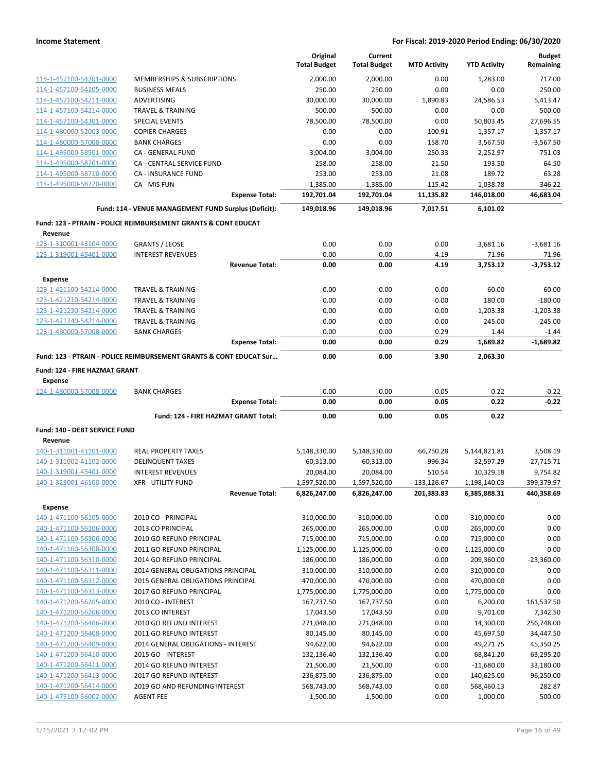| | | Original Total Budget | Current Total Budget | MTD Activity | YTD Activity | Budget Remaining |
|---|---|---|---|---|---|---|
| 114-1-457100-54201-0000 | MEMBERSHIPS & SUBSCRIPTIONS | 2,000.00 | 2,000.00 | 0.00 | 1,283.00 | 717.00 |
| 114-1-457100-54205-0000 | BUSINESS MEALS | 250.00 | 250.00 | 0.00 | 0.00 | 250.00 |
| 114-1-457100-54211-0000 | ADVERTISING | 30,000.00 | 30,000.00 | 1,890.83 | 24,586.53 | 5,413.47 |
| 114-1-457100-54214-0000 | TRAVEL & TRAINING | 500.00 | 500.00 | 0.00 | 0.00 | 500.00 |
| 114-1-457100-54301-0000 | SPECIAL EVENTS | 78,500.00 | 78,500.00 | 0.00 | 50,803.45 | 27,696.55 |
| 114-1-480000-52003-0000 | COPIER CHARGES | 0.00 | 0.00 | 100.91 | 1,357.17 | -1,357.17 |
| 114-1-480000-57008-0000 | BANK CHARGES | 0.00 | 0.00 | 158.70 | 3,567.50 | -3,567.50 |
| 114-1-495000-58501-0000 | CA - GENERAL FUND | 3,004.00 | 3,004.00 | 250.33 | 2,252.97 | 751.03 |
| 114-1-495000-58701-0000 | CA - CENTRAL SERVICE FUND | 258.00 | 258.00 | 21.50 | 193.50 | 64.50 |
| 114-1-495000-58710-0000 | CA - INSURANCE FUND | 253.00 | 253.00 | 21.08 | 189.72 | 63.28 |
| 114-1-495000-58720-0000 | CA - MIS FUN | 1,385.00 | 1,385.00 | 115.42 | 1,038.78 | 346.22 |
| | **Expense Total:** | **192,701.04** | **192,701.04** | **11,135.82** | **146,018.00** | **46,683.04** |
| | **Fund: 114 - VENUE MANAGEMENT FUND Surplus (Deficit):** | **149,018.96** | **149,018.96** | **7,017.51** | **6,101.02** | |
| **Fund: 123 - PTRAIN - POLICE REIMBURSEMENT GRANTS & CONT EDUCAT** | | | | | | |
| **Revenue** | | | | | | |
| 123-1-310001-43104-0000 | GRANTS / LEOSE | 0.00 | 0.00 | 0.00 | 3,681.16 | -3,681.16 |
| 123-1-319001-45401-0000 | INTEREST REVENUES | 0.00 | 0.00 | 4.19 | 71.96 | -71.96 |
| | **Revenue Total:** | **0.00** | **0.00** | **4.19** | **3,753.12** | **-3,753.12** |
| **Expense** | | | | | | |
| 123-1-421100-54214-0000 | TRAVEL & TRAINING | 0.00 | 0.00 | 0.00 | 60.00 | -60.00 |
| 123-1-421210-54214-0000 | TRAVEL & TRAINING | 0.00 | 0.00 | 0.00 | 180.00 | -180.00 |
| 123-1-421230-54214-0000 | TRAVEL & TRAINING | 0.00 | 0.00 | 0.00 | 1,203.38 | -1,203.38 |
| 123-1-421240-54214-0000 | TRAVEL & TRAINING | 0.00 | 0.00 | 0.00 | 245.00 | -245.00 |
| 123-1-480000-57008-0000 | BANK CHARGES | 0.00 | 0.00 | 0.29 | 1.44 | -1.44 |
| | **Expense Total:** | **0.00** | **0.00** | **0.29** | **1,689.82** | **-1,689.82** |
| | **Fund: 123 - PTRAIN - POLICE REIMBURSEMENT GRANTS & CONT EDUCAT Sur…** | **0.00** | **0.00** | **3.90** | **2,063.30** | |
| **Fund: 124 - FIRE HAZMAT GRANT** | | | | | | |
| **Expense** | | | | | | |
| 124-1-480000-57008-0000 | BANK CHARGES | 0.00 | 0.00 | 0.05 | 0.22 | -0.22 |
| | **Expense Total:** | **0.00** | **0.00** | **0.05** | **0.22** | **-0.22** |
| | **Fund: 124 - FIRE HAZMAT GRANT Total:** | **0.00** | **0.00** | **0.05** | **0.22** | |
| **Fund: 140 - DEBT SERVICE FUND** | | | | | | |
| **Revenue** | | | | | | |
| 140-1-311001-41101-0000 | REAL PROPERTY TAXES | 5,148,330.00 | 5,148,330.00 | 66,750.28 | 5,144,821.81 | 3,508.19 |
| 140-1-311002-41102-0000 | DELINQUENT TAXES | 60,313.00 | 60,313.00 | 996.34 | 32,597.29 | 27,715.71 |
| 140-1-319001-45401-0000 | INTEREST REVENUES | 20,084.00 | 20,084.00 | 510.54 | 10,329.18 | 9,754.82 |
| 140-1-323001-46100-0000 | XFR - UTILITY FUND | 1,597,520.00 | 1,597,520.00 | 133,126.67 | 1,198,140.03 | 399,379.97 |
| | **Revenue Total:** | **6,826,247.00** | **6,826,247.00** | **201,383.83** | **6,385,888.31** | **440,358.69** |
| **Expense** | | | | | | |
| 140-1-471100-56105-0000 | 2010 CO - PRINCIPAL | 310,000.00 | 310,000.00 | 0.00 | 310,000.00 | 0.00 |
| 140-1-471100-56106-0000 | 2013 CO PRINCIPAL | 265,000.00 | 265,000.00 | 0.00 | 265,000.00 | 0.00 |
| 140-1-471100-56306-0000 | 2010 GO REFUND PRINCIPAL | 715,000.00 | 715,000.00 | 0.00 | 715,000.00 | 0.00 |
| 140-1-471100-56308-0000 | 2011 GO REFUND PRINCIPAL | 1,125,000.00 | 1,125,000.00 | 0.00 | 1,125,000.00 | 0.00 |
| 140-1-471100-56310-0000 | 2014 GO REFUND PRINCIPAL | 186,000.00 | 186,000.00 | 0.00 | 209,360.00 | -23,360.00 |
| 140-1-471100-56311-0000 | 2014 GENERAL OBLIGATIONS PRINCIPAL | 310,000.00 | 310,000.00 | 0.00 | 310,000.00 | 0.00 |
| 140-1-471100-56312-0000 | 2015 GENERAL OBLIGATIONS PRINCIPAL | 470,000.00 | 470,000.00 | 0.00 | 470,000.00 | 0.00 |
| 140-1-471100-56313-0000 | 2017 GO REFUND PRINCIPAL | 1,775,000.00 | 1,775,000.00 | 0.00 | 1,775,000.00 | 0.00 |
| 140-1-471200-56205-0000 | 2010 CO - INTEREST | 167,737.50 | 167,737.50 | 0.00 | 6,200.00 | 161,537.50 |
| 140-1-471200-56206-0000 | 2013 CO INTEREST | 17,043.50 | 17,043.50 | 0.00 | 9,701.00 | 7,342.50 |
| 140-1-471200-56406-0000 | 2010 GO REFUND INTEREST | 271,048.00 | 271,048.00 | 0.00 | 14,300.00 | 256,748.00 |
| 140-1-471200-56408-0000 | 2011 GO REFUND INTEREST | 80,145.00 | 80,145.00 | 0.00 | 45,697.50 | 34,447.50 |
| 140-1-471200-56409-0000 | 2014 GENERAL OBLIGATIONS - INTEREST | 94,622.00 | 94,622.00 | 0.00 | 49,271.75 | 45,350.25 |
| 140-1-471200-56410-0000 | 2015 GO - INTEREST | 132,136.40 | 132,136.40 | 0.00 | 68,841.20 | 63,295.20 |
| 140-1-471200-56411-0000 | 2014 GO REFUND INTEREST | 21,500.00 | 21,500.00 | 0.00 | -11,680.00 | 33,180.00 |
| 140-1-471200-56413-0000 | 2017 GO REFUND INTEREST | 236,875.00 | 236,875.00 | 0.00 | 140,625.00 | 96,250.00 |
| 140-1-471200-56414-0000 | 2019 GO AND REFUNDING INTEREST | 568,743.00 | 568,743.00 | 0.00 | 568,460.13 | 282.87 |
| 140-1-475100-56002-0000 | AGENT FEE | 1,500.00 | 1,500.00 | 0.00 | 1,000.00 | 500.00 |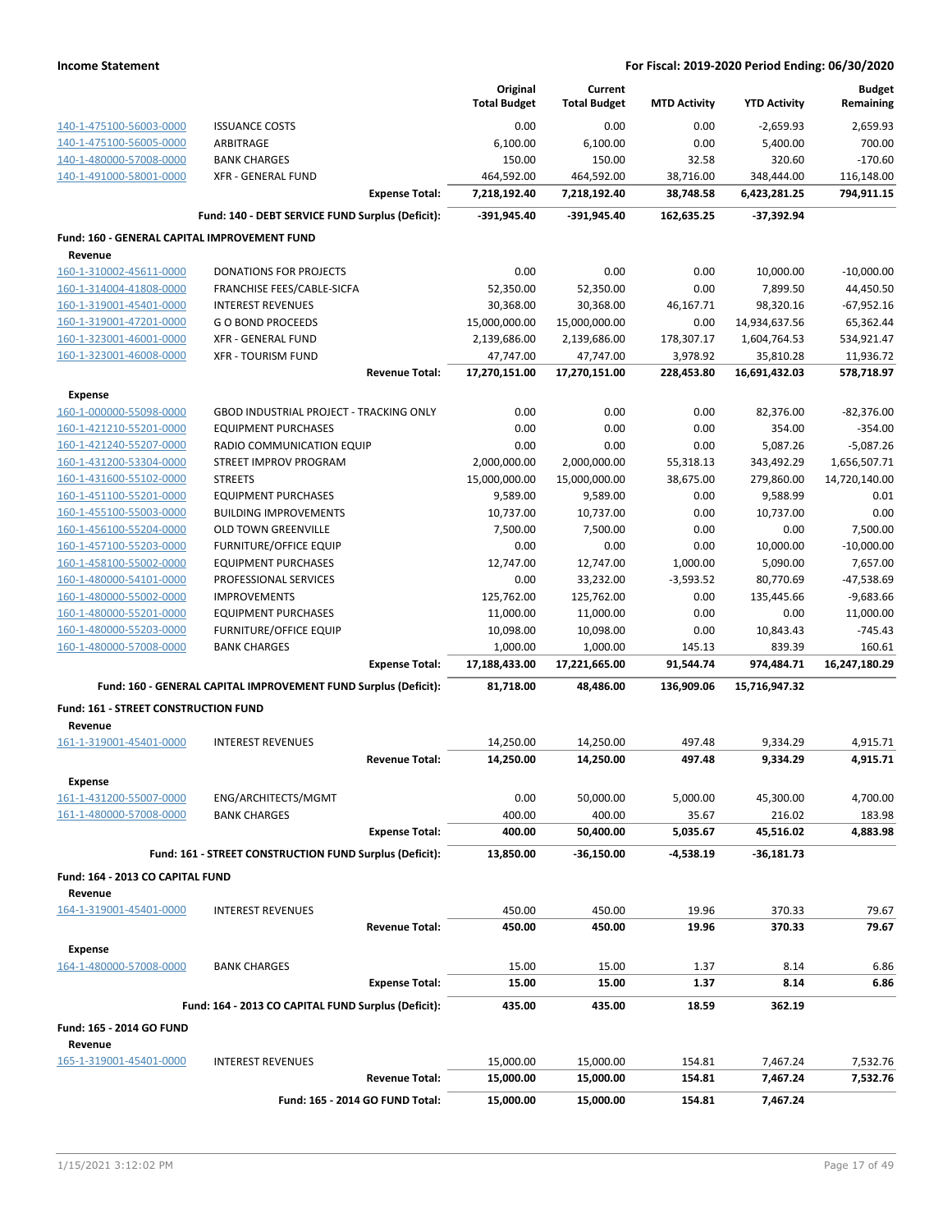**Income Statement** — For Fiscal: 2019-2020 Period Ending: 06/30/2020

| | | Original Total Budget | Current Total Budget | MTD Activity | YTD Activity | Budget Remaining |
|---|---|---|---|---|---|---|
| 140-1-475100-56003-0000 | ISSUANCE COSTS | 0.00 | 0.00 | 0.00 | -2,659.93 | 2,659.93 |
| 140-1-475100-56005-0000 | ARBITRAGE | 6,100.00 | 6,100.00 | 0.00 | 5,400.00 | 700.00 |
| 140-1-480000-57008-0000 | BANK CHARGES | 150.00 | 150.00 | 32.58 | 320.60 | -170.60 |
| 140-1-491000-58001-0000 | XFR - GENERAL FUND | 464,592.00 | 464,592.00 | 38,716.00 | 348,444.00 | 116,148.00 |
| | **Expense Total:** | **7,218,192.40** | **7,218,192.40** | **38,748.58** | **6,423,281.25** | **794,911.15** |
| | **Fund: 140 - DEBT SERVICE FUND Surplus (Deficit):** | **-391,945.40** | **-391,945.40** | **162,635.25** | **-37,392.94** | |
| **Fund: 160 - GENERAL CAPITAL IMPROVEMENT FUND** | | | | | | |
| **Revenue** | | | | | | |
| 160-1-310002-45611-0000 | DONATIONS FOR PROJECTS | 0.00 | 0.00 | 0.00 | 10,000.00 | -10,000.00 |
| 160-1-314004-41808-0000 | FRANCHISE FEES/CABLE-SICFA | 52,350.00 | 52,350.00 | 0.00 | 7,899.50 | 44,450.50 |
| 160-1-319001-45401-0000 | INTEREST REVENUES | 30,368.00 | 30,368.00 | 46,167.71 | 98,320.16 | -67,952.16 |
| 160-1-319001-47201-0000 | G O BOND PROCEEDS | 15,000,000.00 | 15,000,000.00 | 0.00 | 14,934,637.56 | 65,362.44 |
| 160-1-323001-46001-0000 | XFR - GENERAL FUND | 2,139,686.00 | 2,139,686.00 | 178,307.17 | 1,604,764.53 | 534,921.47 |
| 160-1-323001-46008-0000 | XFR - TOURISM FUND | 47,747.00 | 47,747.00 | 3,978.92 | 35,810.28 | 11,936.72 |
| | **Revenue Total:** | **17,270,151.00** | **17,270,151.00** | **228,453.80** | **16,691,432.03** | **578,718.97** |
| **Expense** | | | | | | |
| 160-1-000000-55098-0000 | GBOD INDUSTRIAL PROJECT - TRACKING ONLY | 0.00 | 0.00 | 0.00 | 82,376.00 | -82,376.00 |
| 160-1-421210-55201-0000 | EQUIPMENT PURCHASES | 0.00 | 0.00 | 0.00 | 354.00 | -354.00 |
| 160-1-421240-55207-0000 | RADIO COMMUNICATION EQUIP | 0.00 | 0.00 | 0.00 | 5,087.26 | -5,087.26 |
| 160-1-431200-53304-0000 | STREET IMPROV PROGRAM | 2,000,000.00 | 2,000,000.00 | 55,318.13 | 343,492.29 | 1,656,507.71 |
| 160-1-431600-55102-0000 | STREETS | 15,000,000.00 | 15,000,000.00 | 38,675.00 | 279,860.00 | 14,720,140.00 |
| 160-1-451100-55201-0000 | EQUIPMENT PURCHASES | 9,589.00 | 9,589.00 | 0.00 | 9,588.99 | 0.01 |
| 160-1-455100-55003-0000 | BUILDING IMPROVEMENTS | 10,737.00 | 10,737.00 | 0.00 | 10,737.00 | 0.00 |
| 160-1-456100-55204-0000 | OLD TOWN GREENVILLE | 7,500.00 | 7,500.00 | 0.00 | 0.00 | 7,500.00 |
| 160-1-457100-55203-0000 | FURNITURE/OFFICE EQUIP | 0.00 | 0.00 | 0.00 | 10,000.00 | -10,000.00 |
| 160-1-458100-55002-0000 | EQUIPMENT PURCHASES | 12,747.00 | 12,747.00 | 1,000.00 | 5,090.00 | 7,657.00 |
| 160-1-480000-54101-0000 | PROFESSIONAL SERVICES | 0.00 | 33,232.00 | -3,593.52 | 80,770.69 | -47,538.69 |
| 160-1-480000-55002-0000 | IMPROVEMENTS | 125,762.00 | 125,762.00 | 0.00 | 135,445.66 | -9,683.66 |
| 160-1-480000-55201-0000 | EQUIPMENT PURCHASES | 11,000.00 | 11,000.00 | 0.00 | 0.00 | 11,000.00 |
| 160-1-480000-55203-0000 | FURNITURE/OFFICE EQUIP | 10,098.00 | 10,098.00 | 0.00 | 10,843.43 | -745.43 |
| 160-1-480000-57008-0000 | BANK CHARGES | 1,000.00 | 1,000.00 | 145.13 | 839.39 | 160.61 |
| | **Expense Total:** | **17,188,433.00** | **17,221,665.00** | **91,544.74** | **974,484.71** | **16,247,180.29** |
| | **Fund: 160 - GENERAL CAPITAL IMPROVEMENT FUND Surplus (Deficit):** | **81,718.00** | **48,486.00** | **136,909.06** | **15,716,947.32** | |
| **Fund: 161 - STREET CONSTRUCTION FUND** | | | | | | |
| **Revenue** | | | | | | |
| 161-1-319001-45401-0000 | INTEREST REVENUES | 14,250.00 | 14,250.00 | 497.48 | 9,334.29 | 4,915.71 |
| | **Revenue Total:** | **14,250.00** | **14,250.00** | **497.48** | **9,334.29** | **4,915.71** |
| **Expense** | | | | | | |
| 161-1-431200-55007-0000 | ENG/ARCHITECTS/MGMT | 0.00 | 50,000.00 | 5,000.00 | 45,300.00 | 4,700.00 |
| 161-1-480000-57008-0000 | BANK CHARGES | 400.00 | 400.00 | 35.67 | 216.02 | 183.98 |
| | **Expense Total:** | **400.00** | **50,400.00** | **5,035.67** | **45,516.02** | **4,883.98** |
| | **Fund: 161 - STREET CONSTRUCTION FUND Surplus (Deficit):** | **13,850.00** | **-36,150.00** | **-4,538.19** | **-36,181.73** | |
| **Fund: 164 - 2013 CO CAPITAL FUND** | | | | | | |
| **Revenue** | | | | | | |
| 164-1-319001-45401-0000 | INTEREST REVENUES | 450.00 | 450.00 | 19.96 | 370.33 | 79.67 |
| | **Revenue Total:** | **450.00** | **450.00** | **19.96** | **370.33** | **79.67** |
| **Expense** | | | | | | |
| 164-1-480000-57008-0000 | BANK CHARGES | 15.00 | 15.00 | 1.37 | 8.14 | 6.86 |
| | **Expense Total:** | **15.00** | **15.00** | **1.37** | **8.14** | **6.86** |
| | **Fund: 164 - 2013 CO CAPITAL FUND Surplus (Deficit):** | **435.00** | **435.00** | **18.59** | **362.19** | |
| **Fund: 165 - 2014 GO FUND** | | | | | | |
| **Revenue** | | | | | | |
| 165-1-319001-45401-0000 | INTEREST REVENUES | 15,000.00 | 15,000.00 | 154.81 | 7,467.24 | 7,532.76 |
| | **Revenue Total:** | **15,000.00** | **15,000.00** | **154.81** | **7,467.24** | **7,532.76** |
| | **Fund: 165 - 2014 GO FUND Total:** | **15,000.00** | **15,000.00** | **154.81** | **7,467.24** | |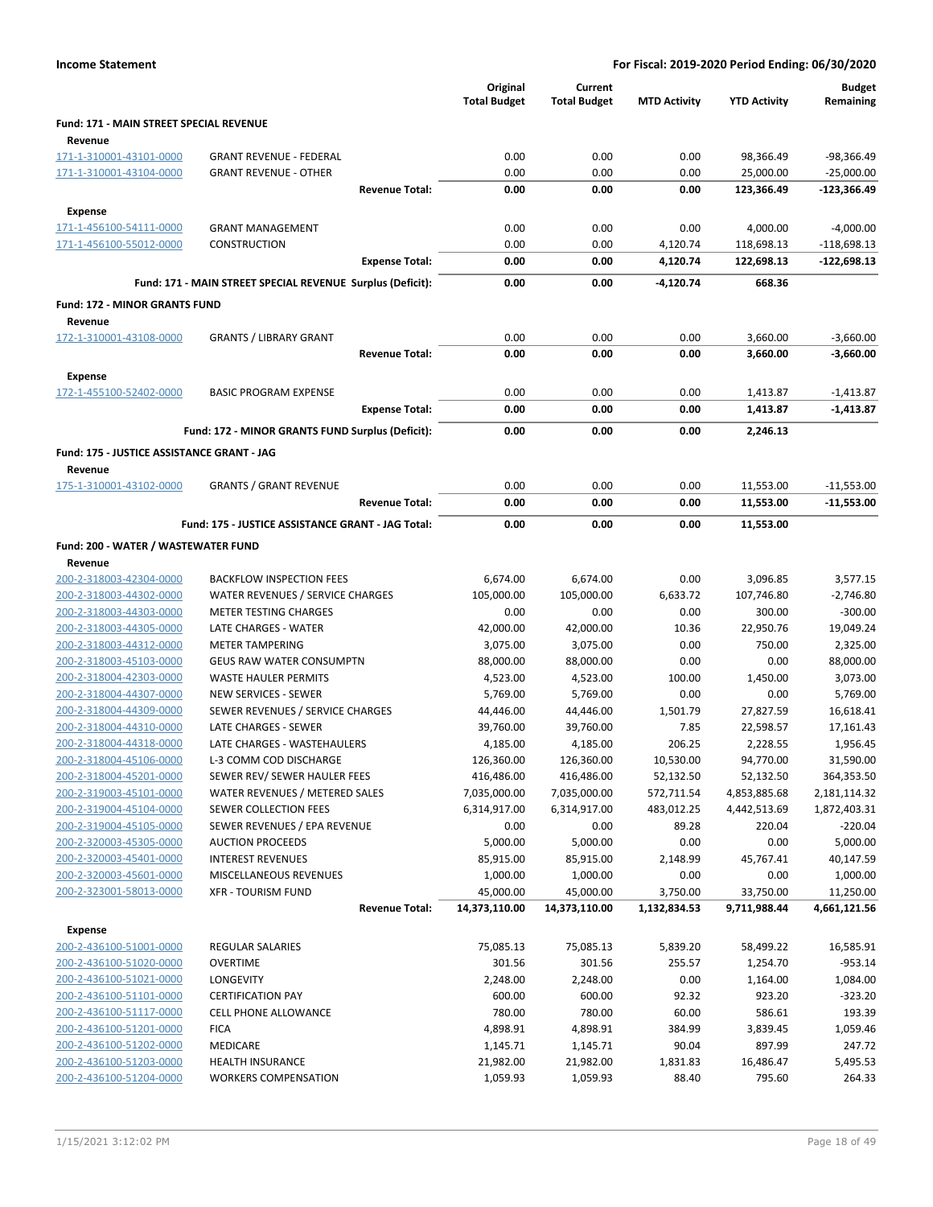**Income Statement** — **For Fiscal: 2019-2020 Period Ending: 06/30/2020**

| | | Original Total Budget | Current Total Budget | MTD Activity | YTD Activity | Budget Remaining |
|---|---|---|---|---|---|---|
| **Fund: 171 - MAIN STREET SPECIAL REVENUE** | | | | | | |
| **Revenue** | | | | | | |
| 171-1-310001-43101-0000 | GRANT REVENUE - FEDERAL | 0.00 | 0.00 | 0.00 | 98,366.49 | -98,366.49 |
| 171-1-310001-43104-0000 | GRANT REVENUE - OTHER | 0.00 | 0.00 | 0.00 | 25,000.00 | -25,000.00 |
| | **Revenue Total:** | **0.00** | **0.00** | **0.00** | **123,366.49** | **-123,366.49** |
| **Expense** | | | | | | |
| 171-1-456100-54111-0000 | GRANT MANAGEMENT | 0.00 | 0.00 | 0.00 | 4,000.00 | -4,000.00 |
| 171-1-456100-55012-0000 | CONSTRUCTION | 0.00 | 0.00 | 4,120.74 | 118,698.13 | -118,698.13 |
| | **Expense Total:** | **0.00** | **0.00** | **4,120.74** | **122,698.13** | **-122,698.13** |
| | **Fund: 171 - MAIN STREET SPECIAL REVENUE Surplus (Deficit):** | **0.00** | **0.00** | **-4,120.74** | **668.36** | |
| **Fund: 172 - MINOR GRANTS FUND** | | | | | | |
| **Revenue** | | | | | | |
| 172-1-310001-43108-0000 | GRANTS / LIBRARY GRANT | 0.00 | 0.00 | 0.00 | 3,660.00 | -3,660.00 |
| | **Revenue Total:** | **0.00** | **0.00** | **0.00** | **3,660.00** | **-3,660.00** |
| **Expense** | | | | | | |
| 172-1-455100-52402-0000 | BASIC PROGRAM EXPENSE | 0.00 | 0.00 | 0.00 | 1,413.87 | -1,413.87 |
| | **Expense Total:** | **0.00** | **0.00** | **0.00** | **1,413.87** | **-1,413.87** |
| | **Fund: 172 - MINOR GRANTS FUND Surplus (Deficit):** | **0.00** | **0.00** | **0.00** | **2,246.13** | |
| **Fund: 175 - JUSTICE ASSISTANCE GRANT - JAG** | | | | | | |
| **Revenue** | | | | | | |
| 175-1-310001-43102-0000 | GRANTS / GRANT REVENUE | 0.00 | 0.00 | 0.00 | 11,553.00 | -11,553.00 |
| | **Revenue Total:** | **0.00** | **0.00** | **0.00** | **11,553.00** | **-11,553.00** |
| | **Fund: 175 - JUSTICE ASSISTANCE GRANT - JAG Total:** | **0.00** | **0.00** | **0.00** | **11,553.00** | |
| **Fund: 200 - WATER / WASTEWATER FUND** | | | | | | |
| **Revenue** | | | | | | |
| 200-2-318003-42304-0000 | BACKFLOW INSPECTION FEES | 6,674.00 | 6,674.00 | 0.00 | 3,096.85 | 3,577.15 |
| 200-2-318003-44302-0000 | WATER REVENUES / SERVICE CHARGES | 105,000.00 | 105,000.00 | 6,633.72 | 107,746.80 | -2,746.80 |
| 200-2-318003-44303-0000 | METER TESTING CHARGES | 0.00 | 0.00 | 0.00 | 300.00 | -300.00 |
| 200-2-318003-44305-0000 | LATE CHARGES - WATER | 42,000.00 | 42,000.00 | 10.36 | 22,950.76 | 19,049.24 |
| 200-2-318003-44312-0000 | METER TAMPERING | 3,075.00 | 3,075.00 | 0.00 | 750.00 | 2,325.00 |
| 200-2-318003-45103-0000 | GEUS RAW WATER CONSUMPTN | 88,000.00 | 88,000.00 | 0.00 | 0.00 | 88,000.00 |
| 200-2-318004-42303-0000 | WASTE HAULER PERMITS | 4,523.00 | 4,523.00 | 100.00 | 1,450.00 | 3,073.00 |
| 200-2-318004-44307-0000 | NEW SERVICES - SEWER | 5,769.00 | 5,769.00 | 0.00 | 0.00 | 5,769.00 |
| 200-2-318004-44309-0000 | SEWER REVENUES / SERVICE CHARGES | 44,446.00 | 44,446.00 | 1,501.79 | 27,827.59 | 16,618.41 |
| 200-2-318004-44310-0000 | LATE CHARGES - SEWER | 39,760.00 | 39,760.00 | 7.85 | 22,598.57 | 17,161.43 |
| 200-2-318004-44318-0000 | LATE CHARGES - WASTEHAULERS | 4,185.00 | 4,185.00 | 206.25 | 2,228.55 | 1,956.45 |
| 200-2-318004-45106-0000 | L-3 COMM COD DISCHARGE | 126,360.00 | 126,360.00 | 10,530.00 | 94,770.00 | 31,590.00 |
| 200-2-318004-45201-0000 | SEWER REV/ SEWER HAULER FEES | 416,486.00 | 416,486.00 | 52,132.50 | 52,132.50 | 364,353.50 |
| 200-2-319003-45101-0000 | WATER REVENUES / METERED SALES | 7,035,000.00 | 7,035,000.00 | 572,711.54 | 4,853,885.68 | 2,181,114.32 |
| 200-2-319004-45104-0000 | SEWER COLLECTION FEES | 6,314,917.00 | 6,314,917.00 | 483,012.25 | 4,442,513.69 | 1,872,403.31 |
| 200-2-319004-45105-0000 | SEWER REVENUES / EPA REVENUE | 0.00 | 0.00 | 89.28 | 220.04 | -220.04 |
| 200-2-320003-45305-0000 | AUCTION PROCEEDS | 5,000.00 | 5,000.00 | 0.00 | 0.00 | 5,000.00 |
| 200-2-320003-45401-0000 | INTEREST REVENUES | 85,915.00 | 85,915.00 | 2,148.99 | 45,767.41 | 40,147.59 |
| 200-2-320003-45601-0000 | MISCELLANEOUS REVENUES | 1,000.00 | 1,000.00 | 0.00 | 0.00 | 1,000.00 |
| 200-2-323001-58013-0000 | XFR - TOURISM FUND | 45,000.00 | 45,000.00 | 3,750.00 | 33,750.00 | 11,250.00 |
| | **Revenue Total:** | **14,373,110.00** | **14,373,110.00** | **1,132,834.53** | **9,711,988.44** | **4,661,121.56** |
| **Expense** | | | | | | |
| 200-2-436100-51001-0000 | REGULAR SALARIES | 75,085.13 | 75,085.13 | 5,839.20 | 58,499.22 | 16,585.91 |
| 200-2-436100-51020-0000 | OVERTIME | 301.56 | 301.56 | 255.57 | 1,254.70 | -953.14 |
| 200-2-436100-51021-0000 | LONGEVITY | 2,248.00 | 2,248.00 | 0.00 | 1,164.00 | 1,084.00 |
| 200-2-436100-51101-0000 | CERTIFICATION PAY | 600.00 | 600.00 | 92.32 | 923.20 | -323.20 |
| 200-2-436100-51117-0000 | CELL PHONE ALLOWANCE | 780.00 | 780.00 | 60.00 | 586.61 | 193.39 |
| 200-2-436100-51201-0000 | FICA | 4,898.91 | 4,898.91 | 384.99 | 3,839.45 | 1,059.46 |
| 200-2-436100-51202-0000 | MEDICARE | 1,145.71 | 1,145.71 | 90.04 | 897.99 | 247.72 |
| 200-2-436100-51203-0000 | HEALTH INSURANCE | 21,982.00 | 21,982.00 | 1,831.83 | 16,486.47 | 5,495.53 |
| 200-2-436100-51204-0000 | WORKERS COMPENSATION | 1,059.93 | 1,059.93 | 88.40 | 795.60 | 264.33 |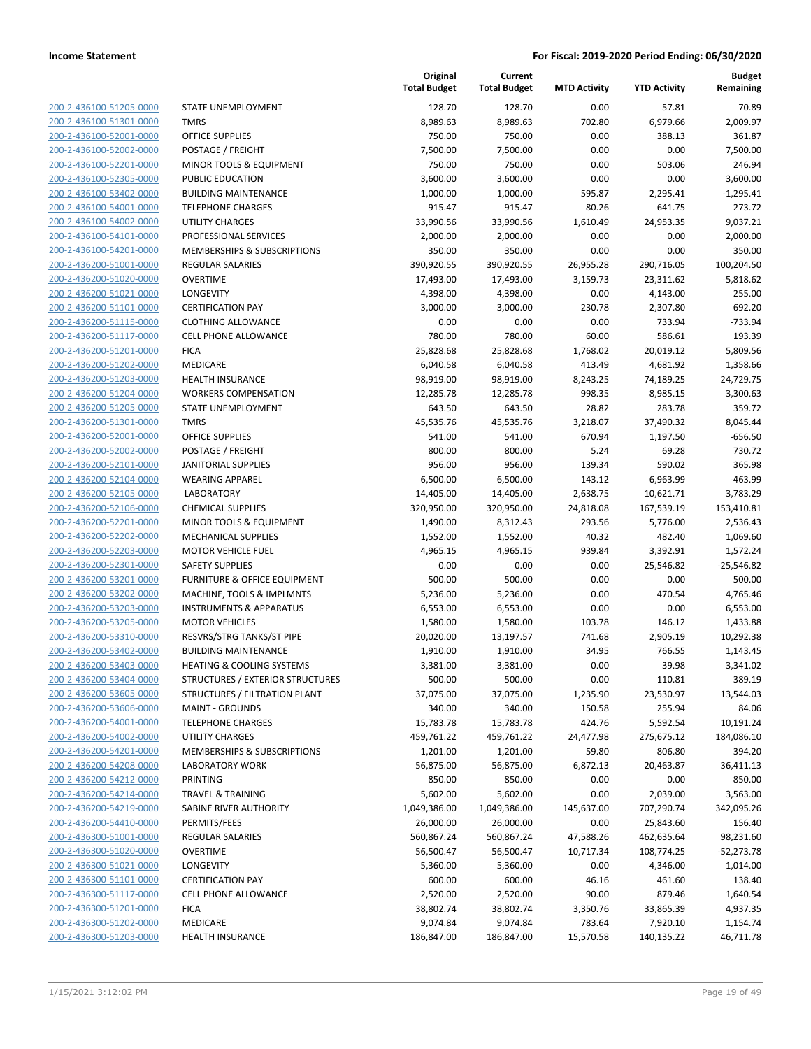| | | Original Total Budget | Current Total Budget | MTD Activity | YTD Activity | Budget Remaining |
|---|---|---|---|---|---|---|
| 200-2-436100-51205-0000 | STATE UNEMPLOYMENT | 128.70 | 128.70 | 0.00 | 57.81 | 70.89 |
| 200-2-436100-51301-0000 | TMRS | 8,989.63 | 8,989.63 | 702.80 | 6,979.66 | 2,009.97 |
| 200-2-436100-52001-0000 | OFFICE SUPPLIES | 750.00 | 750.00 | 0.00 | 388.13 | 361.87 |
| 200-2-436100-52002-0000 | POSTAGE / FREIGHT | 7,500.00 | 7,500.00 | 0.00 | 0.00 | 7,500.00 |
| 200-2-436100-52201-0000 | MINOR TOOLS & EQUIPMENT | 750.00 | 750.00 | 0.00 | 503.06 | 246.94 |
| 200-2-436100-52305-0000 | PUBLIC EDUCATION | 3,600.00 | 3,600.00 | 0.00 | 0.00 | 3,600.00 |
| 200-2-436100-53402-0000 | BUILDING MAINTENANCE | 1,000.00 | 1,000.00 | 595.87 | 2,295.41 | -1,295.41 |
| 200-2-436100-54001-0000 | TELEPHONE CHARGES | 915.47 | 915.47 | 80.26 | 641.75 | 273.72 |
| 200-2-436100-54002-0000 | UTILITY CHARGES | 33,990.56 | 33,990.56 | 1,610.49 | 24,953.35 | 9,037.21 |
| 200-2-436100-54101-0000 | PROFESSIONAL SERVICES | 2,000.00 | 2,000.00 | 0.00 | 0.00 | 2,000.00 |
| 200-2-436100-54201-0000 | MEMBERSHIPS & SUBSCRIPTIONS | 350.00 | 350.00 | 0.00 | 0.00 | 350.00 |
| 200-2-436200-51001-0000 | REGULAR SALARIES | 390,920.55 | 390,920.55 | 26,955.28 | 290,716.05 | 100,204.50 |
| 200-2-436200-51020-0000 | OVERTIME | 17,493.00 | 17,493.00 | 3,159.73 | 23,311.62 | -5,818.62 |
| 200-2-436200-51021-0000 | LONGEVITY | 4,398.00 | 4,398.00 | 0.00 | 4,143.00 | 255.00 |
| 200-2-436200-51101-0000 | CERTIFICATION PAY | 3,000.00 | 3,000.00 | 230.78 | 2,307.80 | 692.20 |
| 200-2-436200-51115-0000 | CLOTHING ALLOWANCE | 0.00 | 0.00 | 0.00 | 733.94 | -733.94 |
| 200-2-436200-51117-0000 | CELL PHONE ALLOWANCE | 780.00 | 780.00 | 60.00 | 586.61 | 193.39 |
| 200-2-436200-51201-0000 | FICA | 25,828.68 | 25,828.68 | 1,768.02 | 20,019.12 | 5,809.56 |
| 200-2-436200-51202-0000 | MEDICARE | 6,040.58 | 6,040.58 | 413.49 | 4,681.92 | 1,358.66 |
| 200-2-436200-51203-0000 | HEALTH INSURANCE | 98,919.00 | 98,919.00 | 8,243.25 | 74,189.25 | 24,729.75 |
| 200-2-436200-51204-0000 | WORKERS COMPENSATION | 12,285.78 | 12,285.78 | 998.35 | 8,985.15 | 3,300.63 |
| 200-2-436200-51205-0000 | STATE UNEMPLOYMENT | 643.50 | 643.50 | 28.82 | 283.78 | 359.72 |
| 200-2-436200-51301-0000 | TMRS | 45,535.76 | 45,535.76 | 3,218.07 | 37,490.32 | 8,045.44 |
| 200-2-436200-52001-0000 | OFFICE SUPPLIES | 541.00 | 541.00 | 670.94 | 1,197.50 | -656.50 |
| 200-2-436200-52002-0000 | POSTAGE / FREIGHT | 800.00 | 800.00 | 5.24 | 69.28 | 730.72 |
| 200-2-436200-52101-0000 | JANITORIAL SUPPLIES | 956.00 | 956.00 | 139.34 | 590.02 | 365.98 |
| 200-2-436200-52104-0000 | WEARING APPAREL | 6,500.00 | 6,500.00 | 143.12 | 6,963.99 | -463.99 |
| 200-2-436200-52105-0000 | LABORATORY | 14,405.00 | 14,405.00 | 2,638.75 | 10,621.71 | 3,783.29 |
| 200-2-436200-52106-0000 | CHEMICAL SUPPLIES | 320,950.00 | 320,950.00 | 24,818.08 | 167,539.19 | 153,410.81 |
| 200-2-436200-52201-0000 | MINOR TOOLS & EQUIPMENT | 1,490.00 | 8,312.43 | 293.56 | 5,776.00 | 2,536.43 |
| 200-2-436200-52202-0000 | MECHANICAL SUPPLIES | 1,552.00 | 1,552.00 | 40.32 | 482.40 | 1,069.60 |
| 200-2-436200-52203-0000 | MOTOR VEHICLE FUEL | 4,965.15 | 4,965.15 | 939.84 | 3,392.91 | 1,572.24 |
| 200-2-436200-52301-0000 | SAFETY SUPPLIES | 0.00 | 0.00 | 0.00 | 25,546.82 | -25,546.82 |
| 200-2-436200-53201-0000 | FURNITURE & OFFICE EQUIPMENT | 500.00 | 500.00 | 0.00 | 0.00 | 500.00 |
| 200-2-436200-53202-0000 | MACHINE, TOOLS & IMPLMNTS | 5,236.00 | 5,236.00 | 0.00 | 470.54 | 4,765.46 |
| 200-2-436200-53203-0000 | INSTRUMENTS & APPARATUS | 6,553.00 | 6,553.00 | 0.00 | 0.00 | 6,553.00 |
| 200-2-436200-53205-0000 | MOTOR VEHICLES | 1,580.00 | 1,580.00 | 103.78 | 146.12 | 1,433.88 |
| 200-2-436200-53310-0000 | RESVRS/STRG TANKS/ST PIPE | 20,020.00 | 13,197.57 | 741.68 | 2,905.19 | 10,292.38 |
| 200-2-436200-53402-0000 | BUILDING MAINTENANCE | 1,910.00 | 1,910.00 | 34.95 | 766.55 | 1,143.45 |
| 200-2-436200-53403-0000 | HEATING & COOLING SYSTEMS | 3,381.00 | 3,381.00 | 0.00 | 39.98 | 3,341.02 |
| 200-2-436200-53404-0000 | STRUCTURES / EXTERIOR STRUCTURES | 500.00 | 500.00 | 0.00 | 110.81 | 389.19 |
| 200-2-436200-53605-0000 | STRUCTURES / FILTRATION PLANT | 37,075.00 | 37,075.00 | 1,235.90 | 23,530.97 | 13,544.03 |
| 200-2-436200-53606-0000 | MAINT - GROUNDS | 340.00 | 340.00 | 150.58 | 255.94 | 84.06 |
| 200-2-436200-54001-0000 | TELEPHONE CHARGES | 15,783.78 | 15,783.78 | 424.76 | 5,592.54 | 10,191.24 |
| 200-2-436200-54002-0000 | UTILITY CHARGES | 459,761.22 | 459,761.22 | 24,477.98 | 275,675.12 | 184,086.10 |
| 200-2-436200-54201-0000 | MEMBERSHIPS & SUBSCRIPTIONS | 1,201.00 | 1,201.00 | 59.80 | 806.80 | 394.20 |
| 200-2-436200-54208-0000 | LABORATORY WORK | 56,875.00 | 56,875.00 | 6,872.13 | 20,463.87 | 36,411.13 |
| 200-2-436200-54212-0000 | PRINTING | 850.00 | 850.00 | 0.00 | 0.00 | 850.00 |
| 200-2-436200-54214-0000 | TRAVEL & TRAINING | 5,602.00 | 5,602.00 | 0.00 | 2,039.00 | 3,563.00 |
| 200-2-436200-54219-0000 | SABINE RIVER AUTHORITY | 1,049,386.00 | 1,049,386.00 | 145,637.00 | 707,290.74 | 342,095.26 |
| 200-2-436200-54410-0000 | PERMITS/FEES | 26,000.00 | 26,000.00 | 0.00 | 25,843.60 | 156.40 |
| 200-2-436300-51001-0000 | REGULAR SALARIES | 560,867.24 | 560,867.24 | 47,588.26 | 462,635.64 | 98,231.60 |
| 200-2-436300-51020-0000 | OVERTIME | 56,500.47 | 56,500.47 | 10,717.34 | 108,774.25 | -52,273.78 |
| 200-2-436300-51021-0000 | LONGEVITY | 5,360.00 | 5,360.00 | 0.00 | 4,346.00 | 1,014.00 |
| 200-2-436300-51101-0000 | CERTIFICATION PAY | 600.00 | 600.00 | 46.16 | 461.60 | 138.40 |
| 200-2-436300-51117-0000 | CELL PHONE ALLOWANCE | 2,520.00 | 2,520.00 | 90.00 | 879.46 | 1,640.54 |
| 200-2-436300-51201-0000 | FICA | 38,802.74 | 38,802.74 | 3,350.76 | 33,865.39 | 4,937.35 |
| 200-2-436300-51202-0000 | MEDICARE | 9,074.84 | 9,074.84 | 783.64 | 7,920.10 | 1,154.74 |
| 200-2-436300-51203-0000 | HEALTH INSURANCE | 186,847.00 | 186,847.00 | 15,570.58 | 140,135.22 | 46,711.78 |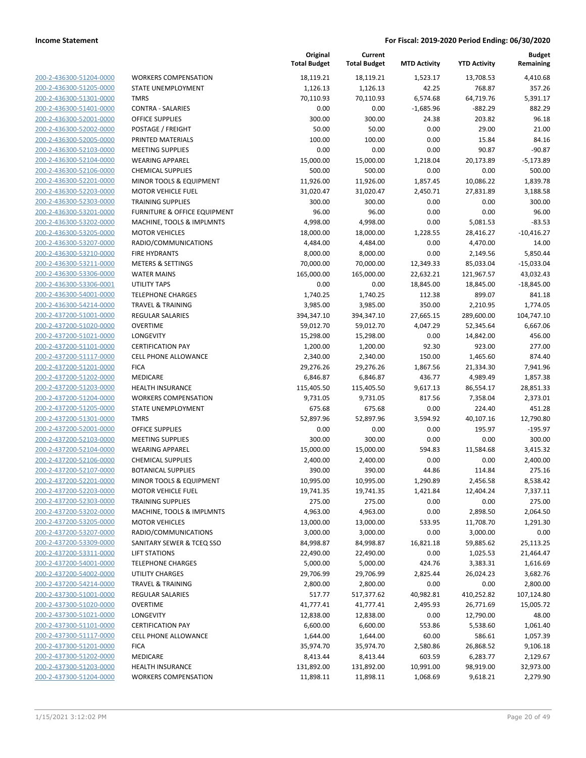| | | Original Total Budget | Current Total Budget | MTD Activity | YTD Activity | Budget Remaining |
|---|---|---|---|---|---|---|
| 200-2-436300-51204-0000 | WORKERS COMPENSATION | 18,119.21 | 18,119.21 | 1,523.17 | 13,708.53 | 4,410.68 |
| 200-2-436300-51205-0000 | STATE UNEMPLOYMENT | 1,126.13 | 1,126.13 | 42.25 | 768.87 | 357.26 |
| 200-2-436300-51301-0000 | TMRS | 70,110.93 | 70,110.93 | 6,574.68 | 64,719.76 | 5,391.17 |
| 200-2-436300-51401-0000 | CONTRA - SALARIES | 0.00 | 0.00 | -1,685.96 | -882.29 | 882.29 |
| 200-2-436300-52001-0000 | OFFICE SUPPLIES | 300.00 | 300.00 | 24.38 | 203.82 | 96.18 |
| 200-2-436300-52002-0000 | POSTAGE / FREIGHT | 50.00 | 50.00 | 0.00 | 29.00 | 21.00 |
| 200-2-436300-52005-0000 | PRINTED MATERIALS | 100.00 | 100.00 | 0.00 | 15.84 | 84.16 |
| 200-2-436300-52103-0000 | MEETING SUPPLIES | 0.00 | 0.00 | 0.00 | 90.87 | -90.87 |
| 200-2-436300-52104-0000 | WEARING APPAREL | 15,000.00 | 15,000.00 | 1,218.04 | 20,173.89 | -5,173.89 |
| 200-2-436300-52106-0000 | CHEMICAL SUPPLIES | 500.00 | 500.00 | 0.00 | 0.00 | 500.00 |
| 200-2-436300-52201-0000 | MINOR TOOLS & EQUIPMENT | 11,926.00 | 11,926.00 | 1,857.45 | 10,086.22 | 1,839.78 |
| 200-2-436300-52203-0000 | MOTOR VEHICLE FUEL | 31,020.47 | 31,020.47 | 2,450.71 | 27,831.89 | 3,188.58 |
| 200-2-436300-52303-0000 | TRAINING SUPPLIES | 300.00 | 300.00 | 0.00 | 0.00 | 300.00 |
| 200-2-436300-53201-0000 | FURNITURE & OFFICE EQUIPMENT | 96.00 | 96.00 | 0.00 | 0.00 | 96.00 |
| 200-2-436300-53202-0000 | MACHINE, TOOLS & IMPLMNTS | 4,998.00 | 4,998.00 | 0.00 | 5,081.53 | -83.53 |
| 200-2-436300-53205-0000 | MOTOR VEHICLES | 18,000.00 | 18,000.00 | 1,228.55 | 28,416.27 | -10,416.27 |
| 200-2-436300-53207-0000 | RADIO/COMMUNICATIONS | 4,484.00 | 4,484.00 | 0.00 | 4,470.00 | 14.00 |
| 200-2-436300-53210-0000 | FIRE HYDRANTS | 8,000.00 | 8,000.00 | 0.00 | 2,149.56 | 5,850.44 |
| 200-2-436300-53211-0000 | METERS & SETTINGS | 70,000.00 | 70,000.00 | 12,349.33 | 85,033.04 | -15,033.04 |
| 200-2-436300-53306-0000 | WATER MAINS | 165,000.00 | 165,000.00 | 22,632.21 | 121,967.57 | 43,032.43 |
| 200-2-436300-53306-0001 | UTILITY TAPS | 0.00 | 0.00 | 18,845.00 | 18,845.00 | -18,845.00 |
| 200-2-436300-54001-0000 | TELEPHONE CHARGES | 1,740.25 | 1,740.25 | 112.38 | 899.07 | 841.18 |
| 200-2-436300-54214-0000 | TRAVEL & TRAINING | 3,985.00 | 3,985.00 | 350.00 | 2,210.95 | 1,774.05 |
| 200-2-437200-51001-0000 | REGULAR SALARIES | 394,347.10 | 394,347.10 | 27,665.15 | 289,600.00 | 104,747.10 |
| 200-2-437200-51020-0000 | OVERTIME | 59,012.70 | 59,012.70 | 4,047.29 | 52,345.64 | 6,667.06 |
| 200-2-437200-51021-0000 | LONGEVITY | 15,298.00 | 15,298.00 | 0.00 | 14,842.00 | 456.00 |
| 200-2-437200-51101-0000 | CERTIFICATION PAY | 1,200.00 | 1,200.00 | 92.30 | 923.00 | 277.00 |
| 200-2-437200-51117-0000 | CELL PHONE ALLOWANCE | 2,340.00 | 2,340.00 | 150.00 | 1,465.60 | 874.40 |
| 200-2-437200-51201-0000 | FICA | 29,276.26 | 29,276.26 | 1,867.56 | 21,334.30 | 7,941.96 |
| 200-2-437200-51202-0000 | MEDICARE | 6,846.87 | 6,846.87 | 436.77 | 4,989.49 | 1,857.38 |
| 200-2-437200-51203-0000 | HEALTH INSURANCE | 115,405.50 | 115,405.50 | 9,617.13 | 86,554.17 | 28,851.33 |
| 200-2-437200-51204-0000 | WORKERS COMPENSATION | 9,731.05 | 9,731.05 | 817.56 | 7,358.04 | 2,373.01 |
| 200-2-437200-51205-0000 | STATE UNEMPLOYMENT | 675.68 | 675.68 | 0.00 | 224.40 | 451.28 |
| 200-2-437200-51301-0000 | TMRS | 52,897.96 | 52,897.96 | 3,594.92 | 40,107.16 | 12,790.80 |
| 200-2-437200-52001-0000 | OFFICE SUPPLIES | 0.00 | 0.00 | 0.00 | 195.97 | -195.97 |
| 200-2-437200-52103-0000 | MEETING SUPPLIES | 300.00 | 300.00 | 0.00 | 0.00 | 300.00 |
| 200-2-437200-52104-0000 | WEARING APPAREL | 15,000.00 | 15,000.00 | 594.83 | 11,584.68 | 3,415.32 |
| 200-2-437200-52106-0000 | CHEMICAL SUPPLIES | 2,400.00 | 2,400.00 | 0.00 | 0.00 | 2,400.00 |
| 200-2-437200-52107-0000 | BOTANICAL SUPPLIES | 390.00 | 390.00 | 44.86 | 114.84 | 275.16 |
| 200-2-437200-52201-0000 | MINOR TOOLS & EQUIPMENT | 10,995.00 | 10,995.00 | 1,290.89 | 2,456.58 | 8,538.42 |
| 200-2-437200-52203-0000 | MOTOR VEHICLE FUEL | 19,741.35 | 19,741.35 | 1,421.84 | 12,404.24 | 7,337.11 |
| 200-2-437200-52303-0000 | TRAINING SUPPLIES | 275.00 | 275.00 | 0.00 | 0.00 | 275.00 |
| 200-2-437200-53202-0000 | MACHINE, TOOLS & IMPLMNTS | 4,963.00 | 4,963.00 | 0.00 | 2,898.50 | 2,064.50 |
| 200-2-437200-53205-0000 | MOTOR VEHICLES | 13,000.00 | 13,000.00 | 533.95 | 11,708.70 | 1,291.30 |
| 200-2-437200-53207-0000 | RADIO/COMMUNICATIONS | 3,000.00 | 3,000.00 | 0.00 | 3,000.00 | 0.00 |
| 200-2-437200-53309-0000 | SANITARY SEWER & TCEQ SSO | 84,998.87 | 84,998.87 | 16,821.18 | 59,885.62 | 25,113.25 |
| 200-2-437200-53311-0000 | LIFT STATIONS | 22,490.00 | 22,490.00 | 0.00 | 1,025.53 | 21,464.47 |
| 200-2-437200-54001-0000 | TELEPHONE CHARGES | 5,000.00 | 5,000.00 | 424.76 | 3,383.31 | 1,616.69 |
| 200-2-437200-54002-0000 | UTILITY CHARGES | 29,706.99 | 29,706.99 | 2,825.44 | 26,024.23 | 3,682.76 |
| 200-2-437200-54214-0000 | TRAVEL & TRAINING | 2,800.00 | 2,800.00 | 0.00 | 0.00 | 2,800.00 |
| 200-2-437300-51001-0000 | REGULAR SALARIES | 517.77 | 517,377.62 | 40,982.81 | 410,252.82 | 107,124.80 |
| 200-2-437300-51020-0000 | OVERTIME | 41,777.41 | 41,777.41 | 2,495.93 | 26,771.69 | 15,005.72 |
| 200-2-437300-51021-0000 | LONGEVITY | 12,838.00 | 12,838.00 | 0.00 | 12,790.00 | 48.00 |
| 200-2-437300-51101-0000 | CERTIFICATION PAY | 6,600.00 | 6,600.00 | 553.86 | 5,538.60 | 1,061.40 |
| 200-2-437300-51117-0000 | CELL PHONE ALLOWANCE | 1,644.00 | 1,644.00 | 60.00 | 586.61 | 1,057.39 |
| 200-2-437300-51201-0000 | FICA | 35,974.70 | 35,974.70 | 2,580.86 | 26,868.52 | 9,106.18 |
| 200-2-437300-51202-0000 | MEDICARE | 8,413.44 | 8,413.44 | 603.59 | 6,283.77 | 2,129.67 |
| 200-2-437300-51203-0000 | HEALTH INSURANCE | 131,892.00 | 131,892.00 | 10,991.00 | 98,919.00 | 32,973.00 |
| 200-2-437300-51204-0000 | WORKERS COMPENSATION | 11,898.11 | 11,898.11 | 1,068.69 | 9,618.21 | 2,279.90 |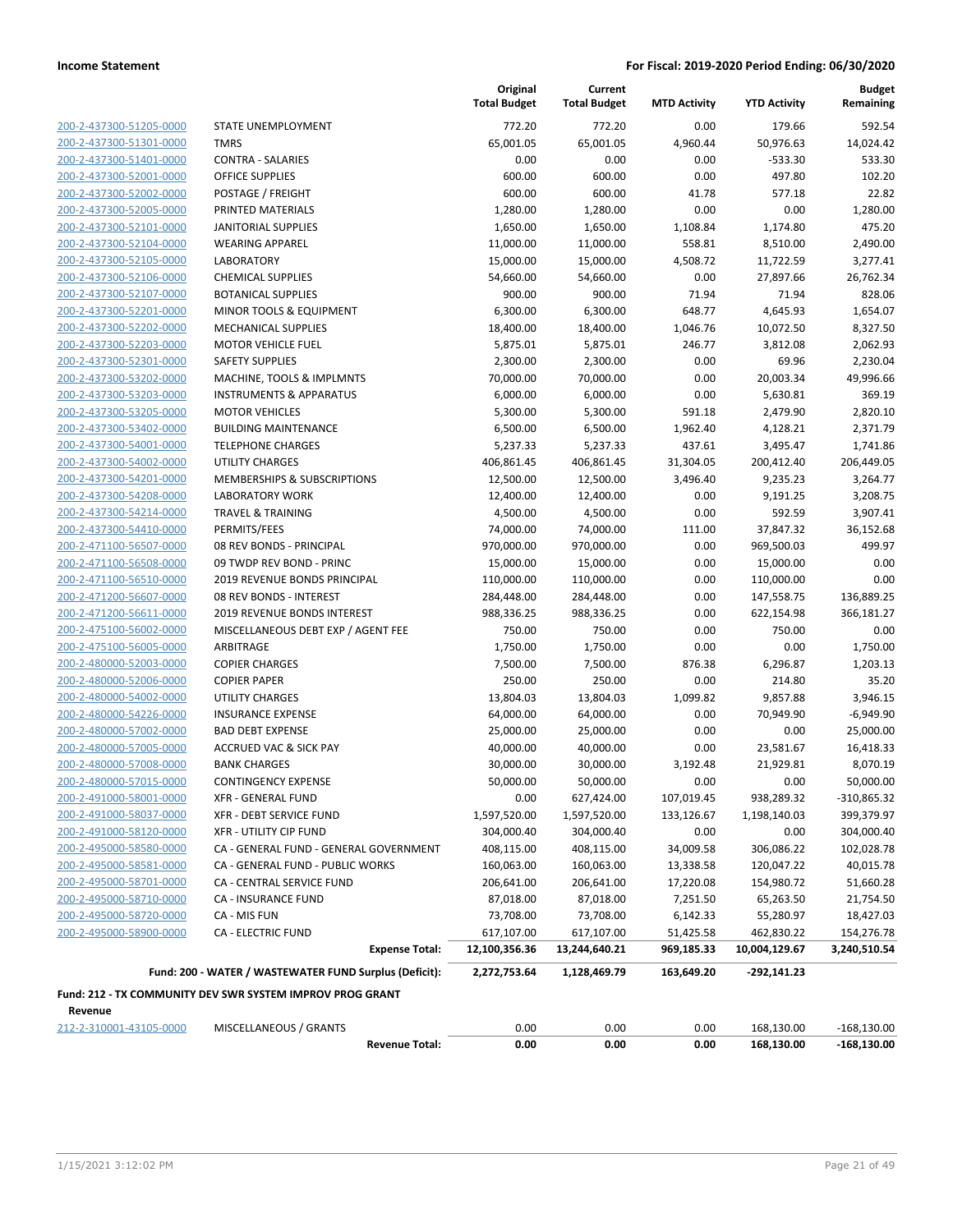**Income Statement** — **For Fiscal: 2019-2020 Period Ending: 06/30/2020**

| | | Original Total Budget | Current Total Budget | MTD Activity | YTD Activity | Budget Remaining |
|---|---|---|---|---|---|---|
| 200-2-437300-51205-0000 | STATE UNEMPLOYMENT | 772.20 | 772.20 | 0.00 | 179.66 | 592.54 |
| 200-2-437300-51301-0000 | TMRS | 65,001.05 | 65,001.05 | 4,960.44 | 50,976.63 | 14,024.42 |
| 200-2-437300-51401-0000 | CONTRA - SALARIES | 0.00 | 0.00 | 0.00 | -533.30 | 533.30 |
| 200-2-437300-52001-0000 | OFFICE SUPPLIES | 600.00 | 600.00 | 0.00 | 497.80 | 102.20 |
| 200-2-437300-52002-0000 | POSTAGE / FREIGHT | 600.00 | 600.00 | 41.78 | 577.18 | 22.82 |
| 200-2-437300-52005-0000 | PRINTED MATERIALS | 1,280.00 | 1,280.00 | 0.00 | 0.00 | 1,280.00 |
| 200-2-437300-52101-0000 | JANITORIAL SUPPLIES | 1,650.00 | 1,650.00 | 1,108.84 | 1,174.80 | 475.20 |
| 200-2-437300-52104-0000 | WEARING APPAREL | 11,000.00 | 11,000.00 | 558.81 | 8,510.00 | 2,490.00 |
| 200-2-437300-52105-0000 | LABORATORY | 15,000.00 | 15,000.00 | 4,508.72 | 11,722.59 | 3,277.41 |
| 200-2-437300-52106-0000 | CHEMICAL SUPPLIES | 54,660.00 | 54,660.00 | 0.00 | 27,897.66 | 26,762.34 |
| 200-2-437300-52107-0000 | BOTANICAL SUPPLIES | 900.00 | 900.00 | 71.94 | 71.94 | 828.06 |
| 200-2-437300-52201-0000 | MINOR TOOLS & EQUIPMENT | 6,300.00 | 6,300.00 | 648.77 | 4,645.93 | 1,654.07 |
| 200-2-437300-52202-0000 | MECHANICAL SUPPLIES | 18,400.00 | 18,400.00 | 1,046.76 | 10,072.50 | 8,327.50 |
| 200-2-437300-52203-0000 | MOTOR VEHICLE FUEL | 5,875.01 | 5,875.01 | 246.77 | 3,812.08 | 2,062.93 |
| 200-2-437300-52301-0000 | SAFETY SUPPLIES | 2,300.00 | 2,300.00 | 0.00 | 69.96 | 2,230.04 |
| 200-2-437300-53202-0000 | MACHINE, TOOLS & IMPLMNTS | 70,000.00 | 70,000.00 | 0.00 | 20,003.34 | 49,996.66 |
| 200-2-437300-53203-0000 | INSTRUMENTS & APPARATUS | 6,000.00 | 6,000.00 | 0.00 | 5,630.81 | 369.19 |
| 200-2-437300-53205-0000 | MOTOR VEHICLES | 5,300.00 | 5,300.00 | 591.18 | 2,479.90 | 2,820.10 |
| 200-2-437300-53402-0000 | BUILDING MAINTENANCE | 6,500.00 | 6,500.00 | 1,962.40 | 4,128.21 | 2,371.79 |
| 200-2-437300-54001-0000 | TELEPHONE CHARGES | 5,237.33 | 5,237.33 | 437.61 | 3,495.47 | 1,741.86 |
| 200-2-437300-54002-0000 | UTILITY CHARGES | 406,861.45 | 406,861.45 | 31,304.05 | 200,412.40 | 206,449.05 |
| 200-2-437300-54201-0000 | MEMBERSHIPS & SUBSCRIPTIONS | 12,500.00 | 12,500.00 | 3,496.40 | 9,235.23 | 3,264.77 |
| 200-2-437300-54208-0000 | LABORATORY WORK | 12,400.00 | 12,400.00 | 0.00 | 9,191.25 | 3,208.75 |
| 200-2-437300-54214-0000 | TRAVEL & TRAINING | 4,500.00 | 4,500.00 | 0.00 | 592.59 | 3,907.41 |
| 200-2-437300-54410-0000 | PERMITS/FEES | 74,000.00 | 74,000.00 | 111.00 | 37,847.32 | 36,152.68 |
| 200-2-471100-56507-0000 | 08 REV BONDS - PRINCIPAL | 970,000.00 | 970,000.00 | 0.00 | 969,500.03 | 499.97 |
| 200-2-471100-56508-0000 | 09 TWDP REV BOND - PRINC | 15,000.00 | 15,000.00 | 0.00 | 15,000.00 | 0.00 |
| 200-2-471100-56510-0000 | 2019 REVENUE BONDS PRINCIPAL | 110,000.00 | 110,000.00 | 0.00 | 110,000.00 | 0.00 |
| 200-2-471200-56607-0000 | 08 REV BONDS - INTEREST | 284,448.00 | 284,448.00 | 0.00 | 147,558.75 | 136,889.25 |
| 200-2-471200-56611-0000 | 2019 REVENUE BONDS INTEREST | 988,336.25 | 988,336.25 | 0.00 | 622,154.98 | 366,181.27 |
| 200-2-475100-56002-0000 | MISCELLANEOUS DEBT EXP / AGENT FEE | 750.00 | 750.00 | 0.00 | 750.00 | 0.00 |
| 200-2-475100-56005-0000 | ARBITRAGE | 1,750.00 | 1,750.00 | 0.00 | 0.00 | 1,750.00 |
| 200-2-480000-52003-0000 | COPIER CHARGES | 7,500.00 | 7,500.00 | 876.38 | 6,296.87 | 1,203.13 |
| 200-2-480000-52006-0000 | COPIER PAPER | 250.00 | 250.00 | 0.00 | 214.80 | 35.20 |
| 200-2-480000-54002-0000 | UTILITY CHARGES | 13,804.03 | 13,804.03 | 1,099.82 | 9,857.88 | 3,946.15 |
| 200-2-480000-54226-0000 | INSURANCE EXPENSE | 64,000.00 | 64,000.00 | 0.00 | 70,949.90 | -6,949.90 |
| 200-2-480000-57002-0000 | BAD DEBT EXPENSE | 25,000.00 | 25,000.00 | 0.00 | 0.00 | 25,000.00 |
| 200-2-480000-57005-0000 | ACCRUED VAC & SICK PAY | 40,000.00 | 40,000.00 | 0.00 | 23,581.67 | 16,418.33 |
| 200-2-480000-57008-0000 | BANK CHARGES | 30,000.00 | 30,000.00 | 3,192.48 | 21,929.81 | 8,070.19 |
| 200-2-480000-57015-0000 | CONTINGENCY EXPENSE | 50,000.00 | 50,000.00 | 0.00 | 0.00 | 50,000.00 |
| 200-2-491000-58001-0000 | XFR - GENERAL FUND | 0.00 | 627,424.00 | 107,019.45 | 938,289.32 | -310,865.32 |
| 200-2-491000-58037-0000 | XFR - DEBT SERVICE FUND | 1,597,520.00 | 1,597,520.00 | 133,126.67 | 1,198,140.03 | 399,379.97 |
| 200-2-491000-58120-0000 | XFR - UTILITY CIP FUND | 304,000.40 | 304,000.40 | 0.00 | 0.00 | 304,000.40 |
| 200-2-495000-58580-0000 | CA - GENERAL FUND - GENERAL GOVERNMENT | 408,115.00 | 408,115.00 | 34,009.58 | 306,086.22 | 102,028.78 |
| 200-2-495000-58581-0000 | CA - GENERAL FUND - PUBLIC WORKS | 160,063.00 | 160,063.00 | 13,338.58 | 120,047.22 | 40,015.78 |
| 200-2-495000-58701-0000 | CA - CENTRAL SERVICE FUND | 206,641.00 | 206,641.00 | 17,220.08 | 154,980.72 | 51,660.28 |
| 200-2-495000-58710-0000 | CA - INSURANCE FUND | 87,018.00 | 87,018.00 | 7,251.50 | 65,263.50 | 21,754.50 |
| 200-2-495000-58720-0000 | CA - MIS FUN | 73,708.00 | 73,708.00 | 6,142.33 | 55,280.97 | 18,427.03 |
| 200-2-495000-58900-0000 | CA - ELECTRIC FUND | 617,107.00 | 617,107.00 | 51,425.58 | 462,830.22 | 154,276.78 |
| | **Expense Total:** | **12,100,356.36** | **13,244,640.21** | **969,185.33** | **10,004,129.67** | **3,240,510.54** |
| | **Fund: 200 - WATER / WASTEWATER FUND Surplus (Deficit):** | **2,272,753.64** | **1,128,469.79** | **163,649.20** | **-292,141.23** | |

**Fund: 212 - TX COMMUNITY DEV SWR SYSTEM IMPROV PROG GRANT**

**Revenue**

| | | Original Total Budget | Current Total Budget | MTD Activity | YTD Activity | Budget Remaining |
|---|---|---|---|---|---|---|
| 212-2-310001-43105-0000 | MISCELLANEOUS / GRANTS | 0.00 | 0.00 | 0.00 | 168,130.00 | -168,130.00 |
| | **Revenue Total:** | **0.00** | **0.00** | **0.00** | **168,130.00** | **-168,130.00** |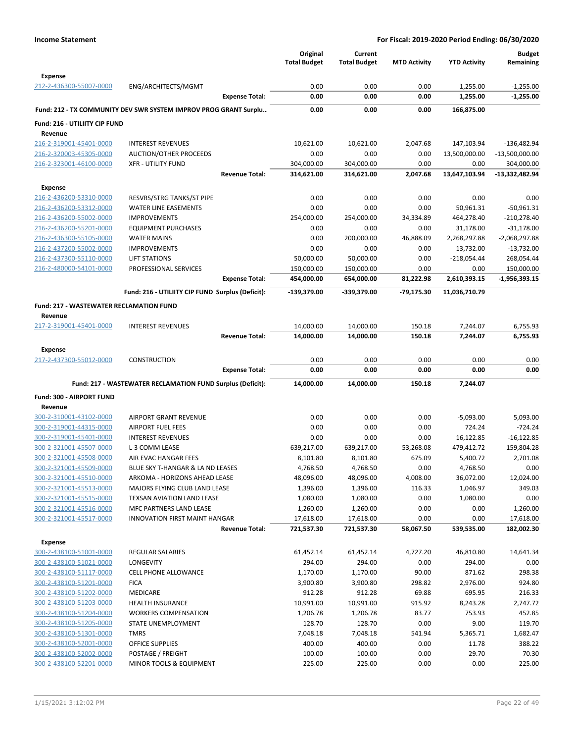| | | Original Total Budget | Current Total Budget | MTD Activity | YTD Activity | Budget Remaining |
|---|---|---|---|---|---|---|
| **Expense** | | | | | | |
| 212-2-436300-55007-0000 | ENG/ARCHITECTS/MGMT | 0.00 | 0.00 | 0.00 | 1,255.00 | -1,255.00 |
| | **Expense Total:** | **0.00** | **0.00** | **0.00** | **1,255.00** | **-1,255.00** |
| **Fund: 212 - TX COMMUNITY DEV SWR SYSTEM IMPROV PROG GRANT Surplu..** | | **0.00** | **0.00** | **0.00** | **166,875.00** | |
| **Fund: 216 - UTILIITY CIP FUND** | | | | | | |
| **Revenue** | | | | | | |
| 216-2-319001-45401-0000 | INTEREST REVENUES | 10,621.00 | 10,621.00 | 2,047.68 | 147,103.94 | -136,482.94 |
| 216-2-320003-45305-0000 | AUCTION/OTHER PROCEEDS | 0.00 | 0.00 | 0.00 | 13,500,000.00 | -13,500,000.00 |
| 216-2-323001-46100-0000 | XFR - UTILITY FUND | 304,000.00 | 304,000.00 | 0.00 | 0.00 | 304,000.00 |
| | **Revenue Total:** | **314,621.00** | **314,621.00** | **2,047.68** | **13,647,103.94** | **-13,332,482.94** |
| **Expense** | | | | | | |
| 216-2-436200-53310-0000 | RESVRS/STRG TANKS/ST PIPE | 0.00 | 0.00 | 0.00 | 0.00 | 0.00 |
| 216-2-436200-53312-0000 | WATER LINE EASEMENTS | 0.00 | 0.00 | 0.00 | 50,961.31 | -50,961.31 |
| 216-2-436200-55002-0000 | IMPROVEMENTS | 254,000.00 | 254,000.00 | 34,334.89 | 464,278.40 | -210,278.40 |
| 216-2-436200-55201-0000 | EQUIPMENT PURCHASES | 0.00 | 0.00 | 0.00 | 31,178.00 | -31,178.00 |
| 216-2-436300-55105-0000 | WATER MAINS | 0.00 | 200,000.00 | 46,888.09 | 2,268,297.88 | -2,068,297.88 |
| 216-2-437200-55002-0000 | IMPROVEMENTS | 0.00 | 0.00 | 0.00 | 13,732.00 | -13,732.00 |
| 216-2-437300-55110-0000 | LIFT STATIONS | 50,000.00 | 50,000.00 | 0.00 | -218,054.44 | 268,054.44 |
| 216-2-480000-54101-0000 | PROFESSIONAL SERVICES | 150,000.00 | 150,000.00 | 0.00 | 0.00 | 150,000.00 |
| | **Expense Total:** | **454,000.00** | **654,000.00** | **81,222.98** | **2,610,393.15** | **-1,956,393.15** |
| | **Fund: 216 - UTILIITY CIP FUND Surplus (Deficit):** | **-139,379.00** | **-339,379.00** | **-79,175.30** | **11,036,710.79** | |
| **Fund: 217 - WASTEWATER RECLAMATION FUND** | | | | | | |
| **Revenue** | | | | | | |
| 217-2-319001-45401-0000 | INTEREST REVENUES | 14,000.00 | 14,000.00 | 150.18 | 7,244.07 | 6,755.93 |
| | **Revenue Total:** | **14,000.00** | **14,000.00** | **150.18** | **7,244.07** | **6,755.93** |
| **Expense** | | | | | | |
| 217-2-437300-55012-0000 | CONSTRUCTION | 0.00 | 0.00 | 0.00 | 0.00 | 0.00 |
| | **Expense Total:** | **0.00** | **0.00** | **0.00** | **0.00** | **0.00** |
| | **Fund: 217 - WASTEWATER RECLAMATION FUND Surplus (Deficit):** | **14,000.00** | **14,000.00** | **150.18** | **7,244.07** | |
| **Fund: 300 - AIRPORT FUND** | | | | | | |
| **Revenue** | | | | | | |
| 300-2-310001-43102-0000 | AIRPORT GRANT REVENUE | 0.00 | 0.00 | 0.00 | -5,093.00 | 5,093.00 |
| 300-2-319001-44315-0000 | AIRPORT FUEL FEES | 0.00 | 0.00 | 0.00 | 724.24 | -724.24 |
| 300-2-319001-45401-0000 | INTEREST REVENUES | 0.00 | 0.00 | 0.00 | 16,122.85 | -16,122.85 |
| 300-2-321001-45507-0000 | L-3 COMM LEASE | 639,217.00 | 639,217.00 | 53,268.08 | 479,412.72 | 159,804.28 |
| 300-2-321001-45508-0000 | AIR EVAC HANGAR FEES | 8,101.80 | 8,101.80 | 675.09 | 5,400.72 | 2,701.08 |
| 300-2-321001-45509-0000 | BLUE SKY T-HANGAR & LA ND LEASES | 4,768.50 | 4,768.50 | 0.00 | 4,768.50 | 0.00 |
| 300-2-321001-45510-0000 | ARKOMA - HORIZONS AHEAD LEASE | 48,096.00 | 48,096.00 | 4,008.00 | 36,072.00 | 12,024.00 |
| 300-2-321001-45513-0000 | MAJORS FLYING CLUB LAND LEASE | 1,396.00 | 1,396.00 | 116.33 | 1,046.97 | 349.03 |
| 300-2-321001-45515-0000 | TEXSAN AVIATION LAND LEASE | 1,080.00 | 1,080.00 | 0.00 | 1,080.00 | 0.00 |
| 300-2-321001-45516-0000 | MFC PARTNERS LAND LEASE | 1,260.00 | 1,260.00 | 0.00 | 0.00 | 1,260.00 |
| 300-2-321001-45517-0000 | INNOVATION FIRST MAINT HANGAR | 17,618.00 | 17,618.00 | 0.00 | 0.00 | 17,618.00 |
| | **Revenue Total:** | **721,537.30** | **721,537.30** | **58,067.50** | **539,535.00** | **182,002.30** |
| **Expense** | | | | | | |
| 300-2-438100-51001-0000 | REGULAR SALARIES | 61,452.14 | 61,452.14 | 4,727.20 | 46,810.80 | 14,641.34 |
| 300-2-438100-51021-0000 | LONGEVITY | 294.00 | 294.00 | 0.00 | 294.00 | 0.00 |
| 300-2-438100-51117-0000 | CELL PHONE ALLOWANCE | 1,170.00 | 1,170.00 | 90.00 | 871.62 | 298.38 |
| 300-2-438100-51201-0000 | FICA | 3,900.80 | 3,900.80 | 298.82 | 2,976.00 | 924.80 |
| 300-2-438100-51202-0000 | MEDICARE | 912.28 | 912.28 | 69.88 | 695.95 | 216.33 |
| 300-2-438100-51203-0000 | HEALTH INSURANCE | 10,991.00 | 10,991.00 | 915.92 | 8,243.28 | 2,747.72 |
| 300-2-438100-51204-0000 | WORKERS COMPENSATION | 1,206.78 | 1,206.78 | 83.77 | 753.93 | 452.85 |
| 300-2-438100-51205-0000 | STATE UNEMPLOYMENT | 128.70 | 128.70 | 0.00 | 9.00 | 119.70 |
| 300-2-438100-51301-0000 | TMRS | 7,048.18 | 7,048.18 | 541.94 | 5,365.71 | 1,682.47 |
| 300-2-438100-52001-0000 | OFFICE SUPPLIES | 400.00 | 400.00 | 0.00 | 11.78 | 388.22 |
| 300-2-438100-52002-0000 | POSTAGE / FREIGHT | 100.00 | 100.00 | 0.00 | 29.70 | 70.30 |
| 300-2-438100-52201-0000 | MINOR TOOLS & EQUIPMENT | 225.00 | 225.00 | 0.00 | 0.00 | 225.00 |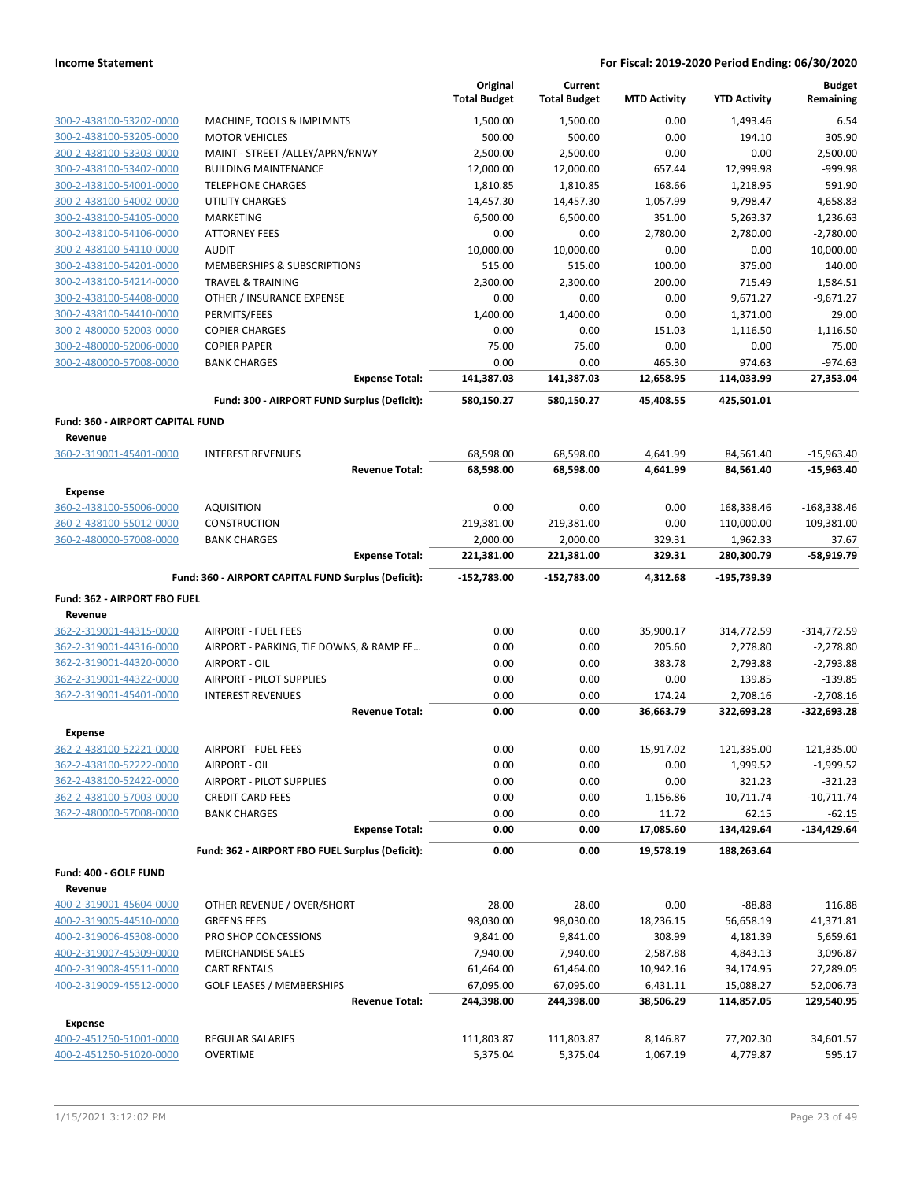**Income Statement** — **For Fiscal: 2019-2020 Period Ending: 06/30/2020**

| | | Original Total Budget | Current Total Budget | MTD Activity | YTD Activity | Budget Remaining |
|---|---|---|---|---|---|---|
| 300-2-438100-53202-0000 | MACHINE, TOOLS & IMPLMNTS | 1,500.00 | 1,500.00 | 0.00 | 1,493.46 | 6.54 |
| 300-2-438100-53205-0000 | MOTOR VEHICLES | 500.00 | 500.00 | 0.00 | 194.10 | 305.90 |
| 300-2-438100-53303-0000 | MAINT - STREET /ALLEY/APRN/RNWY | 2,500.00 | 2,500.00 | 0.00 | 0.00 | 2,500.00 |
| 300-2-438100-53402-0000 | BUILDING MAINTENANCE | 12,000.00 | 12,000.00 | 657.44 | 12,999.98 | -999.98 |
| 300-2-438100-54001-0000 | TELEPHONE CHARGES | 1,810.85 | 1,810.85 | 168.66 | 1,218.95 | 591.90 |
| 300-2-438100-54002-0000 | UTILITY CHARGES | 14,457.30 | 14,457.30 | 1,057.99 | 9,798.47 | 4,658.83 |
| 300-2-438100-54105-0000 | MARKETING | 6,500.00 | 6,500.00 | 351.00 | 5,263.37 | 1,236.63 |
| 300-2-438100-54106-0000 | ATTORNEY FEES | 0.00 | 0.00 | 2,780.00 | 2,780.00 | -2,780.00 |
| 300-2-438100-54110-0000 | AUDIT | 10,000.00 | 10,000.00 | 0.00 | 0.00 | 10,000.00 |
| 300-2-438100-54201-0000 | MEMBERSHIPS & SUBSCRIPTIONS | 515.00 | 515.00 | 100.00 | 375.00 | 140.00 |
| 300-2-438100-54214-0000 | TRAVEL & TRAINING | 2,300.00 | 2,300.00 | 200.00 | 715.49 | 1,584.51 |
| 300-2-438100-54408-0000 | OTHER / INSURANCE EXPENSE | 0.00 | 0.00 | 0.00 | 9,671.27 | -9,671.27 |
| 300-2-438100-54410-0000 | PERMITS/FEES | 1,400.00 | 1,400.00 | 0.00 | 1,371.00 | 29.00 |
| 300-2-480000-52003-0000 | COPIER CHARGES | 0.00 | 0.00 | 151.03 | 1,116.50 | -1,116.50 |
| 300-2-480000-52006-0000 | COPIER PAPER | 75.00 | 75.00 | 0.00 | 0.00 | 75.00 |
| 300-2-480000-57008-0000 | BANK CHARGES | 0.00 | 0.00 | 465.30 | 974.63 | -974.63 |
| | **Expense Total:** | **141,387.03** | **141,387.03** | **12,658.95** | **114,033.99** | **27,353.04** |
| | **Fund: 300 - AIRPORT FUND Surplus (Deficit):** | **580,150.27** | **580,150.27** | **45,408.55** | **425,501.01** | |
| **Fund: 360 - AIRPORT CAPITAL FUND** | | | | | | |
| **Revenue** | | | | | | |
| 360-2-319001-45401-0000 | INTEREST REVENUES | 68,598.00 | 68,598.00 | 4,641.99 | 84,561.40 | -15,963.40 |
| | **Revenue Total:** | **68,598.00** | **68,598.00** | **4,641.99** | **84,561.40** | **-15,963.40** |
| **Expense** | | | | | | |
| 360-2-438100-55006-0000 | AQUISITION | 0.00 | 0.00 | 0.00 | 168,338.46 | -168,338.46 |
| 360-2-438100-55012-0000 | CONSTRUCTION | 219,381.00 | 219,381.00 | 0.00 | 110,000.00 | 109,381.00 |
| 360-2-480000-57008-0000 | BANK CHARGES | 2,000.00 | 2,000.00 | 329.31 | 1,962.33 | 37.67 |
| | **Expense Total:** | **221,381.00** | **221,381.00** | **329.31** | **280,300.79** | **-58,919.79** |
| | **Fund: 360 - AIRPORT CAPITAL FUND Surplus (Deficit):** | **-152,783.00** | **-152,783.00** | **4,312.68** | **-195,739.39** | |
| **Fund: 362 - AIRPORT FBO FUEL** | | | | | | |
| **Revenue** | | | | | | |
| 362-2-319001-44315-0000 | AIRPORT - FUEL FEES | 0.00 | 0.00 | 35,900.17 | 314,772.59 | -314,772.59 |
| 362-2-319001-44316-0000 | AIRPORT - PARKING, TIE DOWNS, & RAMP FE... | 0.00 | 0.00 | 205.60 | 2,278.80 | -2,278.80 |
| 362-2-319001-44320-0000 | AIRPORT - OIL | 0.00 | 0.00 | 383.78 | 2,793.88 | -2,793.88 |
| 362-2-319001-44322-0000 | AIRPORT - PILOT SUPPLIES | 0.00 | 0.00 | 0.00 | 139.85 | -139.85 |
| 362-2-319001-45401-0000 | INTEREST REVENUES | 0.00 | 0.00 | 174.24 | 2,708.16 | -2,708.16 |
| | **Revenue Total:** | **0.00** | **0.00** | **36,663.79** | **322,693.28** | **-322,693.28** |
| **Expense** | | | | | | |
| 362-2-438100-52221-0000 | AIRPORT - FUEL FEES | 0.00 | 0.00 | 15,917.02 | 121,335.00 | -121,335.00 |
| 362-2-438100-52222-0000 | AIRPORT - OIL | 0.00 | 0.00 | 0.00 | 1,999.52 | -1,999.52 |
| 362-2-438100-52422-0000 | AIRPORT - PILOT SUPPLIES | 0.00 | 0.00 | 0.00 | 321.23 | -321.23 |
| 362-2-438100-57003-0000 | CREDIT CARD FEES | 0.00 | 0.00 | 1,156.86 | 10,711.74 | -10,711.74 |
| 362-2-480000-57008-0000 | BANK CHARGES | 0.00 | 0.00 | 11.72 | 62.15 | -62.15 |
| | **Expense Total:** | **0.00** | **0.00** | **17,085.60** | **134,429.64** | **-134,429.64** |
| | **Fund: 362 - AIRPORT FBO FUEL Surplus (Deficit):** | **0.00** | **0.00** | **19,578.19** | **188,263.64** | |
| **Fund: 400 - GOLF FUND** | | | | | | |
| **Revenue** | | | | | | |
| 400-2-319001-45604-0000 | OTHER REVENUE / OVER/SHORT | 28.00 | 28.00 | 0.00 | -88.88 | 116.88 |
| 400-2-319005-44510-0000 | GREENS FEES | 98,030.00 | 98,030.00 | 18,236.15 | 56,658.19 | 41,371.81 |
| 400-2-319006-45308-0000 | PRO SHOP CONCESSIONS | 9,841.00 | 9,841.00 | 308.99 | 4,181.39 | 5,659.61 |
| 400-2-319007-45309-0000 | MERCHANDISE SALES | 7,940.00 | 7,940.00 | 2,587.88 | 4,843.13 | 3,096.87 |
| 400-2-319008-45511-0000 | CART RENTALS | 61,464.00 | 61,464.00 | 10,942.16 | 34,174.95 | 27,289.05 |
| 400-2-319009-45512-0000 | GOLF LEASES / MEMBERSHIPS | 67,095.00 | 67,095.00 | 6,431.11 | 15,088.27 | 52,006.73 |
| | **Revenue Total:** | **244,398.00** | **244,398.00** | **38,506.29** | **114,857.05** | **129,540.95** |
| **Expense** | | | | | | |
| 400-2-451250-51001-0000 | REGULAR SALARIES | 111,803.87 | 111,803.87 | 8,146.87 | 77,202.30 | 34,601.57 |
| 400-2-451250-51020-0000 | OVERTIME | 5,375.04 | 5,375.04 | 1,067.19 | 4,779.87 | 595.17 |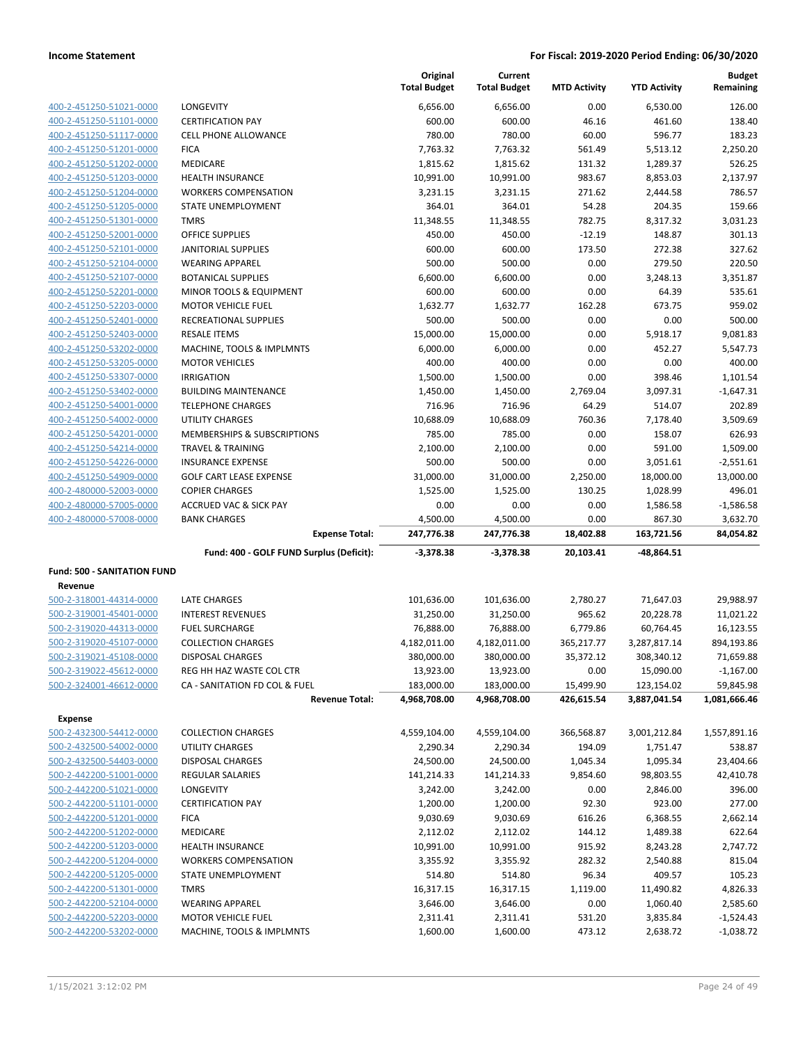| | | Original Total Budget | Current Total Budget | MTD Activity | YTD Activity | Budget Remaining |
|---|---|---|---|---|---|---|
| 400-2-451250-51021-0000 | LONGEVITY | 6,656.00 | 6,656.00 | 0.00 | 6,530.00 | 126.00 |
| 400-2-451250-51101-0000 | CERTIFICATION PAY | 600.00 | 600.00 | 46.16 | 461.60 | 138.40 |
| 400-2-451250-51117-0000 | CELL PHONE ALLOWANCE | 780.00 | 780.00 | 60.00 | 596.77 | 183.23 |
| 400-2-451250-51201-0000 | FICA | 7,763.32 | 7,763.32 | 561.49 | 5,513.12 | 2,250.20 |
| 400-2-451250-51202-0000 | MEDICARE | 1,815.62 | 1,815.62 | 131.32 | 1,289.37 | 526.25 |
| 400-2-451250-51203-0000 | HEALTH INSURANCE | 10,991.00 | 10,991.00 | 983.67 | 8,853.03 | 2,137.97 |
| 400-2-451250-51204-0000 | WORKERS COMPENSATION | 3,231.15 | 3,231.15 | 271.62 | 2,444.58 | 786.57 |
| 400-2-451250-51205-0000 | STATE UNEMPLOYMENT | 364.01 | 364.01 | 54.28 | 204.35 | 159.66 |
| 400-2-451250-51301-0000 | TMRS | 11,348.55 | 11,348.55 | 782.75 | 8,317.32 | 3,031.23 |
| 400-2-451250-52001-0000 | OFFICE SUPPLIES | 450.00 | 450.00 | -12.19 | 148.87 | 301.13 |
| 400-2-451250-52101-0000 | JANITORIAL SUPPLIES | 600.00 | 600.00 | 173.50 | 272.38 | 327.62 |
| 400-2-451250-52104-0000 | WEARING APPAREL | 500.00 | 500.00 | 0.00 | 279.50 | 220.50 |
| 400-2-451250-52107-0000 | BOTANICAL SUPPLIES | 6,600.00 | 6,600.00 | 0.00 | 3,248.13 | 3,351.87 |
| 400-2-451250-52201-0000 | MINOR TOOLS & EQUIPMENT | 600.00 | 600.00 | 0.00 | 64.39 | 535.61 |
| 400-2-451250-52203-0000 | MOTOR VEHICLE FUEL | 1,632.77 | 1,632.77 | 162.28 | 673.75 | 959.02 |
| 400-2-451250-52401-0000 | RECREATIONAL SUPPLIES | 500.00 | 500.00 | 0.00 | 0.00 | 500.00 |
| 400-2-451250-52403-0000 | RESALE ITEMS | 15,000.00 | 15,000.00 | 0.00 | 5,918.17 | 9,081.83 |
| 400-2-451250-53202-0000 | MACHINE, TOOLS & IMPLMNTS | 6,000.00 | 6,000.00 | 0.00 | 452.27 | 5,547.73 |
| 400-2-451250-53205-0000 | MOTOR VEHICLES | 400.00 | 400.00 | 0.00 | 0.00 | 400.00 |
| 400-2-451250-53307-0000 | IRRIGATION | 1,500.00 | 1,500.00 | 0.00 | 398.46 | 1,101.54 |
| 400-2-451250-53402-0000 | BUILDING MAINTENANCE | 1,450.00 | 1,450.00 | 2,769.04 | 3,097.31 | -1,647.31 |
| 400-2-451250-54001-0000 | TELEPHONE CHARGES | 716.96 | 716.96 | 64.29 | 514.07 | 202.89 |
| 400-2-451250-54002-0000 | UTILITY CHARGES | 10,688.09 | 10,688.09 | 760.36 | 7,178.40 | 3,509.69 |
| 400-2-451250-54201-0000 | MEMBERSHIPS & SUBSCRIPTIONS | 785.00 | 785.00 | 0.00 | 158.07 | 626.93 |
| 400-2-451250-54214-0000 | TRAVEL & TRAINING | 2,100.00 | 2,100.00 | 0.00 | 591.00 | 1,509.00 |
| 400-2-451250-54226-0000 | INSURANCE EXPENSE | 500.00 | 500.00 | 0.00 | 3,051.61 | -2,551.61 |
| 400-2-451250-54909-0000 | GOLF CART LEASE EXPENSE | 31,000.00 | 31,000.00 | 2,250.00 | 18,000.00 | 13,000.00 |
| 400-2-480000-52003-0000 | COPIER CHARGES | 1,525.00 | 1,525.00 | 130.25 | 1,028.99 | 496.01 |
| 400-2-480000-57005-0000 | ACCRUED VAC & SICK PAY | 0.00 | 0.00 | 0.00 | 1,586.58 | -1,586.58 |
| 400-2-480000-57008-0000 | BANK CHARGES | 4,500.00 | 4,500.00 | 0.00 | 867.30 | 3,632.70 |
| | **Expense Total:** | **247,776.38** | **247,776.38** | **18,402.88** | **163,721.56** | **84,054.82** |
| | **Fund: 400 - GOLF FUND Surplus (Deficit):** | **-3,378.38** | **-3,378.38** | **20,103.41** | **-48,864.51** | |
| **Fund: 500 - SANITATION FUND** | | | | | | |
| **Revenue** | | | | | | |
| 500-2-318001-44314-0000 | LATE CHARGES | 101,636.00 | 101,636.00 | 2,780.27 | 71,647.03 | 29,988.97 |
| 500-2-319001-45401-0000 | INTEREST REVENUES | 31,250.00 | 31,250.00 | 965.62 | 20,228.78 | 11,021.22 |
| 500-2-319020-44313-0000 | FUEL SURCHARGE | 76,888.00 | 76,888.00 | 6,779.86 | 60,764.45 | 16,123.55 |
| 500-2-319020-45107-0000 | COLLECTION CHARGES | 4,182,011.00 | 4,182,011.00 | 365,217.77 | 3,287,817.14 | 894,193.86 |
| 500-2-319021-45108-0000 | DISPOSAL CHARGES | 380,000.00 | 380,000.00 | 35,372.12 | 308,340.12 | 71,659.88 |
| 500-2-319022-45612-0000 | REG HH HAZ WASTE COL CTR | 13,923.00 | 13,923.00 | 0.00 | 15,090.00 | -1,167.00 |
| 500-2-324001-46612-0000 | CA - SANITATION FD COL & FUEL | 183,000.00 | 183,000.00 | 15,499.90 | 123,154.02 | 59,845.98 |
| | **Revenue Total:** | **4,968,708.00** | **4,968,708.00** | **426,615.54** | **3,887,041.54** | **1,081,666.46** |
| **Expense** | | | | | | |
| 500-2-432300-54412-0000 | COLLECTION CHARGES | 4,559,104.00 | 4,559,104.00 | 366,568.87 | 3,001,212.84 | 1,557,891.16 |
| 500-2-432500-54002-0000 | UTILITY CHARGES | 2,290.34 | 2,290.34 | 194.09 | 1,751.47 | 538.87 |
| 500-2-432500-54403-0000 | DISPOSAL CHARGES | 24,500.00 | 24,500.00 | 1,045.34 | 1,095.34 | 23,404.66 |
| 500-2-442200-51001-0000 | REGULAR SALARIES | 141,214.33 | 141,214.33 | 9,854.60 | 98,803.55 | 42,410.78 |
| 500-2-442200-51021-0000 | LONGEVITY | 3,242.00 | 3,242.00 | 0.00 | 2,846.00 | 396.00 |
| 500-2-442200-51101-0000 | CERTIFICATION PAY | 1,200.00 | 1,200.00 | 92.30 | 923.00 | 277.00 |
| 500-2-442200-51201-0000 | FICA | 9,030.69 | 9,030.69 | 616.26 | 6,368.55 | 2,662.14 |
| 500-2-442200-51202-0000 | MEDICARE | 2,112.02 | 2,112.02 | 144.12 | 1,489.38 | 622.64 |
| 500-2-442200-51203-0000 | HEALTH INSURANCE | 10,991.00 | 10,991.00 | 915.92 | 8,243.28 | 2,747.72 |
| 500-2-442200-51204-0000 | WORKERS COMPENSATION | 3,355.92 | 3,355.92 | 282.32 | 2,540.88 | 815.04 |
| 500-2-442200-51205-0000 | STATE UNEMPLOYMENT | 514.80 | 514.80 | 96.34 | 409.57 | 105.23 |
| 500-2-442200-51301-0000 | TMRS | 16,317.15 | 16,317.15 | 1,119.00 | 11,490.82 | 4,826.33 |
| 500-2-442200-52104-0000 | WEARING APPAREL | 3,646.00 | 3,646.00 | 0.00 | 1,060.40 | 2,585.60 |
| 500-2-442200-52203-0000 | MOTOR VEHICLE FUEL | 2,311.41 | 2,311.41 | 531.20 | 3,835.84 | -1,524.43 |
| 500-2-442200-53202-0000 | MACHINE, TOOLS & IMPLMNTS | 1,600.00 | 1,600.00 | 473.12 | 2,638.72 | -1,038.72 |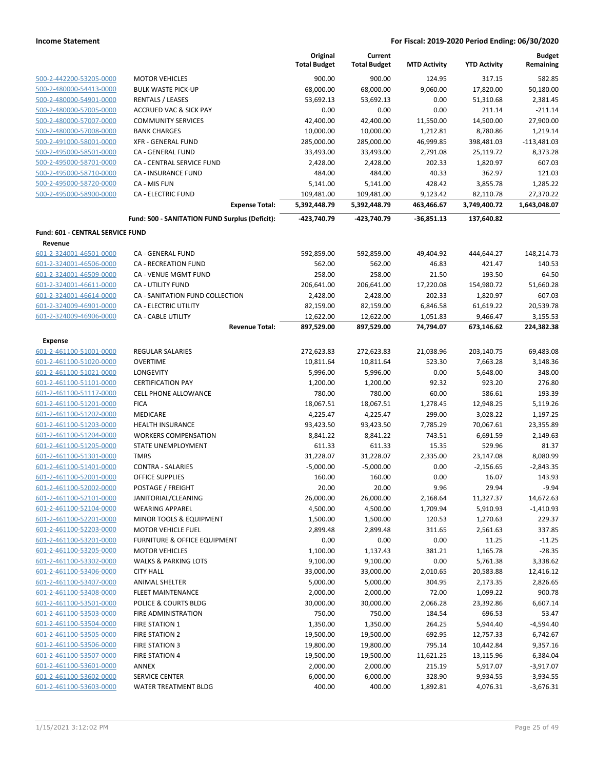**Income Statement** — For Fiscal: 2019-2020 Period Ending: 06/30/2020

| Account | Description | Original Total Budget | Current Total Budget | MTD Activity | YTD Activity | Budget Remaining |
|---|---|---|---|---|---|---|
| 500-2-442200-53205-0000 | MOTOR VEHICLES | 900.00 | 900.00 | 124.95 | 317.15 | 582.85 |
| 500-2-480000-54413-0000 | BULK WASTE PICK-UP | 68,000.00 | 68,000.00 | 9,060.00 | 17,820.00 | 50,180.00 |
| 500-2-480000-54901-0000 | RENTALS / LEASES | 53,692.13 | 53,692.13 | 0.00 | 51,310.68 | 2,381.45 |
| 500-2-480000-57005-0000 | ACCRUED VAC & SICK PAY | 0.00 | 0.00 | 0.00 | 211.14 | -211.14 |
| 500-2-480000-57007-0000 | COMMUNITY SERVICES | 42,400.00 | 42,400.00 | 11,550.00 | 14,500.00 | 27,900.00 |
| 500-2-480000-57008-0000 | BANK CHARGES | 10,000.00 | 10,000.00 | 1,212.81 | 8,780.86 | 1,219.14 |
| 500-2-491000-58001-0000 | XFR - GENERAL FUND | 285,000.00 | 285,000.00 | 46,999.85 | 398,481.03 | -113,481.03 |
| 500-2-495000-58501-0000 | CA - GENERAL FUND | 33,493.00 | 33,493.00 | 2,791.08 | 25,119.72 | 8,373.28 |
| 500-2-495000-58701-0000 | CA - CENTRAL SERVICE FUND | 2,428.00 | 2,428.00 | 202.33 | 1,820.97 | 607.03 |
| 500-2-495000-58710-0000 | CA - INSURANCE FUND | 484.00 | 484.00 | 40.33 | 362.97 | 121.03 |
| 500-2-495000-58720-0000 | CA - MIS FUN | 5,141.00 | 5,141.00 | 428.42 | 3,855.78 | 1,285.22 |
| 500-2-495000-58900-0000 | CA - ELECTRIC FUND | 109,481.00 | 109,481.00 | 9,123.42 | 82,110.78 | 27,370.22 |
| | **Expense Total:** | **5,392,448.79** | **5,392,448.79** | **463,466.67** | **3,749,400.72** | **1,643,048.07** |
| | **Fund: 500 - SANITATION FUND Surplus (Deficit):** | **-423,740.79** | **-423,740.79** | **-36,851.13** | **137,640.82** | |

**Fund: 601 - CENTRAL SERVICE FUND**

**Revenue**

| Account | Description | Original Total Budget | Current Total Budget | MTD Activity | YTD Activity | Budget Remaining |
|---|---|---|---|---|---|---|
| 601-2-324001-46501-0000 | CA - GENERAL FUND | 592,859.00 | 592,859.00 | 49,404.92 | 444,644.27 | 148,214.73 |
| 601-2-324001-46506-0000 | CA - RECREATION FUND | 562.00 | 562.00 | 46.83 | 421.47 | 140.53 |
| 601-2-324001-46509-0000 | CA - VENUE MGMT FUND | 258.00 | 258.00 | 21.50 | 193.50 | 64.50 |
| 601-2-324001-46611-0000 | CA - UTILITY FUND | 206,641.00 | 206,641.00 | 17,220.08 | 154,980.72 | 51,660.28 |
| 601-2-324001-46614-0000 | CA - SANITATION FUND COLLECTION | 2,428.00 | 2,428.00 | 202.33 | 1,820.97 | 607.03 |
| 601-2-324009-46901-0000 | CA - ELECTRIC UTILITY | 82,159.00 | 82,159.00 | 6,846.58 | 61,619.22 | 20,539.78 |
| 601-2-324009-46906-0000 | CA - CABLE UTILITY | 12,622.00 | 12,622.00 | 1,051.83 | 9,466.47 | 3,155.53 |
| | **Revenue Total:** | **897,529.00** | **897,529.00** | **74,794.07** | **673,146.62** | **224,382.38** |

**Expense**

| Account | Description | Original Total Budget | Current Total Budget | MTD Activity | YTD Activity | Budget Remaining |
|---|---|---|---|---|---|---|
| 601-2-461100-51001-0000 | REGULAR SALARIES | 272,623.83 | 272,623.83 | 21,038.96 | 203,140.75 | 69,483.08 |
| 601-2-461100-51020-0000 | OVERTIME | 10,811.64 | 10,811.64 | 523.30 | 7,663.28 | 3,148.36 |
| 601-2-461100-51021-0000 | LONGEVITY | 5,996.00 | 5,996.00 | 0.00 | 5,648.00 | 348.00 |
| 601-2-461100-51101-0000 | CERTIFICATION PAY | 1,200.00 | 1,200.00 | 92.32 | 923.20 | 276.80 |
| 601-2-461100-51117-0000 | CELL PHONE ALLOWANCE | 780.00 | 780.00 | 60.00 | 586.61 | 193.39 |
| 601-2-461100-51201-0000 | FICA | 18,067.51 | 18,067.51 | 1,278.45 | 12,948.25 | 5,119.26 |
| 601-2-461100-51202-0000 | MEDICARE | 4,225.47 | 4,225.47 | 299.00 | 3,028.22 | 1,197.25 |
| 601-2-461100-51203-0000 | HEALTH INSURANCE | 93,423.50 | 93,423.50 | 7,785.29 | 70,067.61 | 23,355.89 |
| 601-2-461100-51204-0000 | WORKERS COMPENSATION | 8,841.22 | 8,841.22 | 743.51 | 6,691.59 | 2,149.63 |
| 601-2-461100-51205-0000 | STATE UNEMPLOYMENT | 611.33 | 611.33 | 15.35 | 529.96 | 81.37 |
| 601-2-461100-51301-0000 | TMRS | 31,228.07 | 31,228.07 | 2,335.00 | 23,147.08 | 8,080.99 |
| 601-2-461100-51401-0000 | CONTRA - SALARIES | -5,000.00 | -5,000.00 | 0.00 | -2,156.65 | -2,843.35 |
| 601-2-461100-52001-0000 | OFFICE SUPPLIES | 160.00 | 160.00 | 0.00 | 16.07 | 143.93 |
| 601-2-461100-52002-0000 | POSTAGE / FREIGHT | 20.00 | 20.00 | 9.96 | 29.94 | -9.94 |
| 601-2-461100-52101-0000 | JANITORIAL/CLEANING | 26,000.00 | 26,000.00 | 2,168.64 | 11,327.37 | 14,672.63 |
| 601-2-461100-52104-0000 | WEARING APPAREL | 4,500.00 | 4,500.00 | 1,709.94 | 5,910.93 | -1,410.93 |
| 601-2-461100-52201-0000 | MINOR TOOLS & EQUIPMENT | 1,500.00 | 1,500.00 | 120.53 | 1,270.63 | 229.37 |
| 601-2-461100-52203-0000 | MOTOR VEHICLE FUEL | 2,899.48 | 2,899.48 | 311.65 | 2,561.63 | 337.85 |
| 601-2-461100-53201-0000 | FURNITURE & OFFICE EQUIPMENT | 0.00 | 0.00 | 0.00 | 11.25 | -11.25 |
| 601-2-461100-53205-0000 | MOTOR VEHICLES | 1,100.00 | 1,137.43 | 381.21 | 1,165.78 | -28.35 |
| 601-2-461100-53302-0000 | WALKS & PARKING LOTS | 9,100.00 | 9,100.00 | 0.00 | 5,761.38 | 3,338.62 |
| 601-2-461100-53406-0000 | CITY HALL | 33,000.00 | 33,000.00 | 2,010.65 | 20,583.88 | 12,416.12 |
| 601-2-461100-53407-0000 | ANIMAL SHELTER | 5,000.00 | 5,000.00 | 304.95 | 2,173.35 | 2,826.65 |
| 601-2-461100-53408-0000 | FLEET MAINTENANCE | 2,000.00 | 2,000.00 | 72.00 | 1,099.22 | 900.78 |
| 601-2-461100-53501-0000 | POLICE & COURTS BLDG | 30,000.00 | 30,000.00 | 2,066.28 | 23,392.86 | 6,607.14 |
| 601-2-461100-53503-0000 | FIRE ADMINISTRATION | 750.00 | 750.00 | 184.54 | 696.53 | 53.47 |
| 601-2-461100-53504-0000 | FIRE STATION 1 | 1,350.00 | 1,350.00 | 264.25 | 5,944.40 | -4,594.40 |
| 601-2-461100-53505-0000 | FIRE STATION 2 | 19,500.00 | 19,500.00 | 692.95 | 12,757.33 | 6,742.67 |
| 601-2-461100-53506-0000 | FIRE STATION 3 | 19,800.00 | 19,800.00 | 795.14 | 10,442.84 | 9,357.16 |
| 601-2-461100-53507-0000 | FIRE STATION 4 | 19,500.00 | 19,500.00 | 11,621.25 | 13,115.96 | 6,384.04 |
| 601-2-461100-53601-0000 | ANNEX | 2,000.00 | 2,000.00 | 215.19 | 5,917.07 | -3,917.07 |
| 601-2-461100-53602-0000 | SERVICE CENTER | 6,000.00 | 6,000.00 | 328.90 | 9,934.55 | -3,934.55 |
| 601-2-461100-53603-0000 | WATER TREATMENT BLDG | 400.00 | 400.00 | 1,892.81 | 4,076.31 | -3,676.31 |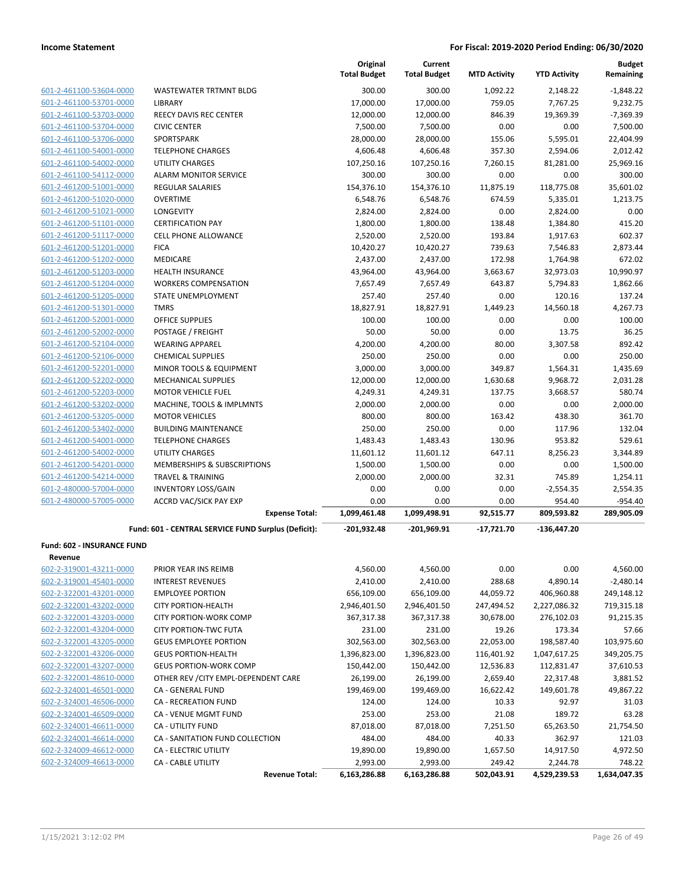| | | Original Total Budget | Current Total Budget | MTD Activity | YTD Activity | Budget Remaining |
|---|---|---|---|---|---|---|
| 601-2-461100-53604-0000 | WASTEWATER TRTMNT BLDG | 300.00 | 300.00 | 1,092.22 | 2,148.22 | -1,848.22 |
| 601-2-461100-53701-0000 | LIBRARY | 17,000.00 | 17,000.00 | 759.05 | 7,767.25 | 9,232.75 |
| 601-2-461100-53703-0000 | REECY DAVIS REC CENTER | 12,000.00 | 12,000.00 | 846.39 | 19,369.39 | -7,369.39 |
| 601-2-461100-53704-0000 | CIVIC CENTER | 7,500.00 | 7,500.00 | 0.00 | 0.00 | 7,500.00 |
| 601-2-461100-53706-0000 | SPORTSPARK | 28,000.00 | 28,000.00 | 155.06 | 5,595.01 | 22,404.99 |
| 601-2-461100-54001-0000 | TELEPHONE CHARGES | 4,606.48 | 4,606.48 | 357.30 | 2,594.06 | 2,012.42 |
| 601-2-461100-54002-0000 | UTILITY CHARGES | 107,250.16 | 107,250.16 | 7,260.15 | 81,281.00 | 25,969.16 |
| 601-2-461100-54112-0000 | ALARM MONITOR SERVICE | 300.00 | 300.00 | 0.00 | 0.00 | 300.00 |
| 601-2-461200-51001-0000 | REGULAR SALARIES | 154,376.10 | 154,376.10 | 11,875.19 | 118,775.08 | 35,601.02 |
| 601-2-461200-51020-0000 | OVERTIME | 6,548.76 | 6,548.76 | 674.59 | 5,335.01 | 1,213.75 |
| 601-2-461200-51021-0000 | LONGEVITY | 2,824.00 | 2,824.00 | 0.00 | 2,824.00 | 0.00 |
| 601-2-461200-51101-0000 | CERTIFICATION PAY | 1,800.00 | 1,800.00 | 138.48 | 1,384.80 | 415.20 |
| 601-2-461200-51117-0000 | CELL PHONE ALLOWANCE | 2,520.00 | 2,520.00 | 193.84 | 1,917.63 | 602.37 |
| 601-2-461200-51201-0000 | FICA | 10,420.27 | 10,420.27 | 739.63 | 7,546.83 | 2,873.44 |
| 601-2-461200-51202-0000 | MEDICARE | 2,437.00 | 2,437.00 | 172.98 | 1,764.98 | 672.02 |
| 601-2-461200-51203-0000 | HEALTH INSURANCE | 43,964.00 | 43,964.00 | 3,663.67 | 32,973.03 | 10,990.97 |
| 601-2-461200-51204-0000 | WORKERS COMPENSATION | 7,657.49 | 7,657.49 | 643.87 | 5,794.83 | 1,862.66 |
| 601-2-461200-51205-0000 | STATE UNEMPLOYMENT | 257.40 | 257.40 | 0.00 | 120.16 | 137.24 |
| 601-2-461200-51301-0000 | TMRS | 18,827.91 | 18,827.91 | 1,449.23 | 14,560.18 | 4,267.73 |
| 601-2-461200-52001-0000 | OFFICE SUPPLIES | 100.00 | 100.00 | 0.00 | 0.00 | 100.00 |
| 601-2-461200-52002-0000 | POSTAGE / FREIGHT | 50.00 | 50.00 | 0.00 | 13.75 | 36.25 |
| 601-2-461200-52104-0000 | WEARING APPAREL | 4,200.00 | 4,200.00 | 80.00 | 3,307.58 | 892.42 |
| 601-2-461200-52106-0000 | CHEMICAL SUPPLIES | 250.00 | 250.00 | 0.00 | 0.00 | 250.00 |
| 601-2-461200-52201-0000 | MINOR TOOLS & EQUIPMENT | 3,000.00 | 3,000.00 | 349.87 | 1,564.31 | 1,435.69 |
| 601-2-461200-52202-0000 | MECHANICAL SUPPLIES | 12,000.00 | 12,000.00 | 1,630.68 | 9,968.72 | 2,031.28 |
| 601-2-461200-52203-0000 | MOTOR VEHICLE FUEL | 4,249.31 | 4,249.31 | 137.75 | 3,668.57 | 580.74 |
| 601-2-461200-53202-0000 | MACHINE, TOOLS & IMPLMNTS | 2,000.00 | 2,000.00 | 0.00 | 0.00 | 2,000.00 |
| 601-2-461200-53205-0000 | MOTOR VEHICLES | 800.00 | 800.00 | 163.42 | 438.30 | 361.70 |
| 601-2-461200-53402-0000 | BUILDING MAINTENANCE | 250.00 | 250.00 | 0.00 | 117.96 | 132.04 |
| 601-2-461200-54001-0000 | TELEPHONE CHARGES | 1,483.43 | 1,483.43 | 130.96 | 953.82 | 529.61 |
| 601-2-461200-54002-0000 | UTILITY CHARGES | 11,601.12 | 11,601.12 | 647.11 | 8,256.23 | 3,344.89 |
| 601-2-461200-54201-0000 | MEMBERSHIPS & SUBSCRIPTIONS | 1,500.00 | 1,500.00 | 0.00 | 0.00 | 1,500.00 |
| 601-2-461200-54214-0000 | TRAVEL & TRAINING | 2,000.00 | 2,000.00 | 32.31 | 745.89 | 1,254.11 |
| 601-2-480000-57004-0000 | INVENTORY LOSS/GAIN | 0.00 | 0.00 | 0.00 | -2,554.35 | 2,554.35 |
| 601-2-480000-57005-0000 | ACCRD VAC/SICK PAY EXP | 0.00 | 0.00 | 0.00 | 954.40 | -954.40 |
| | **Expense Total:** | **1,099,461.48** | **1,099,498.91** | **92,515.77** | **809,593.82** | **289,905.09** |
| | **Fund: 601 - CENTRAL SERVICE FUND Surplus (Deficit):** | **-201,932.48** | **-201,969.91** | **-17,721.70** | **-136,447.20** | |

**Fund: 602 - INSURANCE FUND**

**Revenue**

| | | Original Total Budget | Current Total Budget | MTD Activity | YTD Activity | Budget Remaining |
|---|---|---|---|---|---|---|
| 602-2-319001-43211-0000 | PRIOR YEAR INS REIMB | 4,560.00 | 4,560.00 | 0.00 | 0.00 | 4,560.00 |
| 602-2-319001-45401-0000 | INTEREST REVENUES | 2,410.00 | 2,410.00 | 288.68 | 4,890.14 | -2,480.14 |
| 602-2-322001-43201-0000 | EMPLOYEE PORTION | 656,109.00 | 656,109.00 | 44,059.72 | 406,960.88 | 249,148.12 |
| 602-2-322001-43202-0000 | CITY PORTION-HEALTH | 2,946,401.50 | 2,946,401.50 | 247,494.52 | 2,227,086.32 | 719,315.18 |
| 602-2-322001-43203-0000 | CITY PORTION-WORK COMP | 367,317.38 | 367,317.38 | 30,678.00 | 276,102.03 | 91,215.35 |
| 602-2-322001-43204-0000 | CITY PORTION-TWC FUTA | 231.00 | 231.00 | 19.26 | 173.34 | 57.66 |
| 602-2-322001-43205-0000 | GEUS EMPLOYEE PORTION | 302,563.00 | 302,563.00 | 22,053.00 | 198,587.40 | 103,975.60 |
| 602-2-322001-43206-0000 | GEUS PORTION-HEALTH | 1,396,823.00 | 1,396,823.00 | 116,401.92 | 1,047,617.25 | 349,205.75 |
| 602-2-322001-43207-0000 | GEUS PORTION-WORK COMP | 150,442.00 | 150,442.00 | 12,536.83 | 112,831.47 | 37,610.53 |
| 602-2-322001-48610-0000 | OTHER REV /CITY EMPL-DEPENDENT CARE | 26,199.00 | 26,199.00 | 2,659.40 | 22,317.48 | 3,881.52 |
| 602-2-324001-46501-0000 | CA - GENERAL FUND | 199,469.00 | 199,469.00 | 16,622.42 | 149,601.78 | 49,867.22 |
| 602-2-324001-46506-0000 | CA - RECREATION FUND | 124.00 | 124.00 | 10.33 | 92.97 | 31.03 |
| 602-2-324001-46509-0000 | CA - VENUE MGMT FUND | 253.00 | 253.00 | 21.08 | 189.72 | 63.28 |
| 602-2-324001-46611-0000 | CA - UTILITY FUND | 87,018.00 | 87,018.00 | 7,251.50 | 65,263.50 | 21,754.50 |
| 602-2-324001-46614-0000 | CA - SANITATION FUND COLLECTION | 484.00 | 484.00 | 40.33 | 362.97 | 121.03 |
| 602-2-324009-46612-0000 | CA - ELECTRIC UTILITY | 19,890.00 | 19,890.00 | 1,657.50 | 14,917.50 | 4,972.50 |
| 602-2-324009-46613-0000 | CA - CABLE UTILITY | 2,993.00 | 2,993.00 | 249.42 | 2,244.78 | 748.22 |
| | **Revenue Total:** | **6,163,286.88** | **6,163,286.88** | **502,043.91** | **4,529,239.53** | **1,634,047.35** |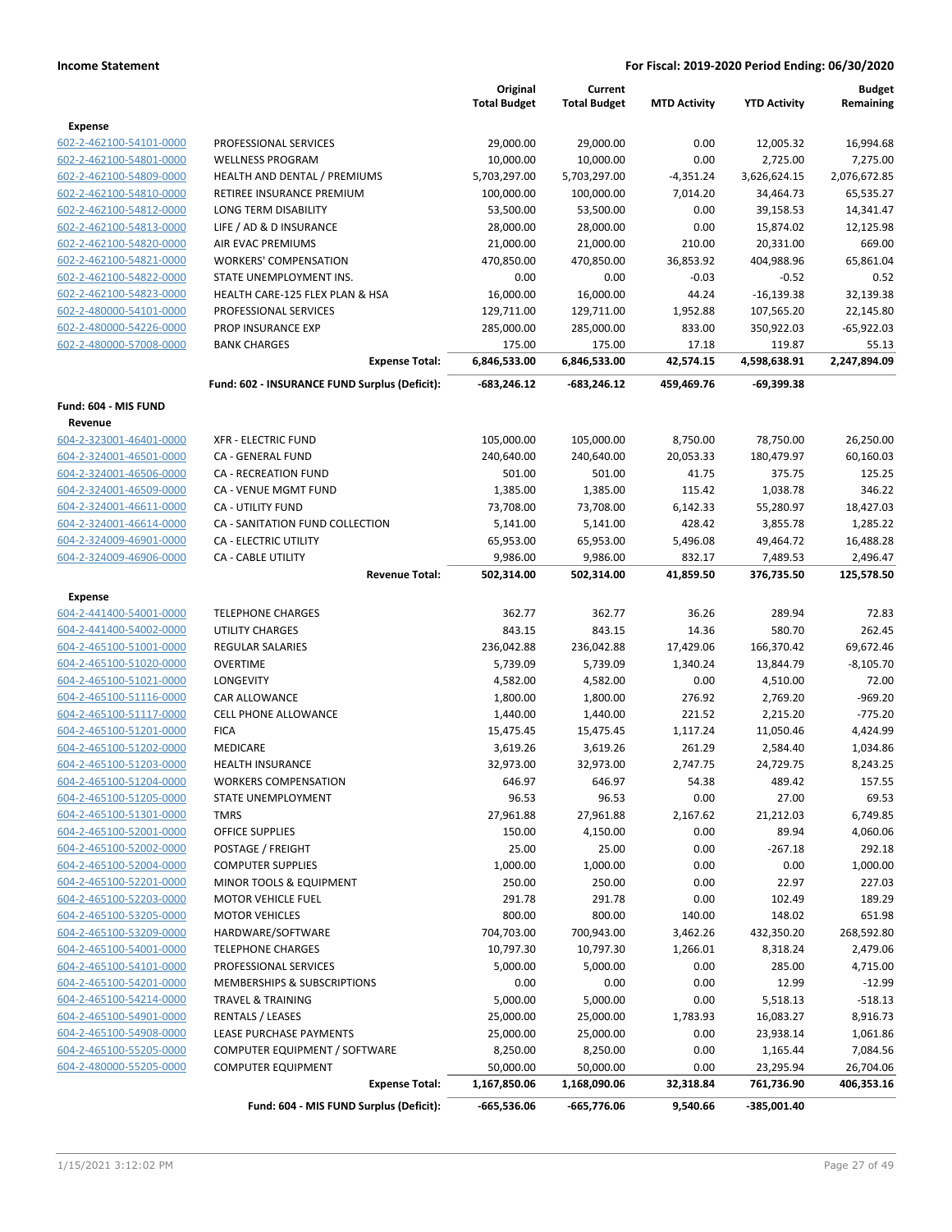**Income Statement** — **For Fiscal: 2019-2020 Period Ending: 06/30/2020**

| | | Original Total Budget | Current Total Budget | MTD Activity | YTD Activity | Budget Remaining |
|---|---|---|---|---|---|---|
| **Expense** | | | | | | |
| 602-2-462100-54101-0000 | PROFESSIONAL SERVICES | 29,000.00 | 29,000.00 | 0.00 | 12,005.32 | 16,994.68 |
| 602-2-462100-54801-0000 | WELLNESS PROGRAM | 10,000.00 | 10,000.00 | 0.00 | 2,725.00 | 7,275.00 |
| 602-2-462100-54809-0000 | HEALTH AND DENTAL / PREMIUMS | 5,703,297.00 | 5,703,297.00 | -4,351.24 | 3,626,624.15 | 2,076,672.85 |
| 602-2-462100-54810-0000 | RETIREE INSURANCE PREMIUM | 100,000.00 | 100,000.00 | 7,014.20 | 34,464.73 | 65,535.27 |
| 602-2-462100-54812-0000 | LONG TERM DISABILITY | 53,500.00 | 53,500.00 | 0.00 | 39,158.53 | 14,341.47 |
| 602-2-462100-54813-0000 | LIFE / AD & D INSURANCE | 28,000.00 | 28,000.00 | 0.00 | 15,874.02 | 12,125.98 |
| 602-2-462100-54820-0000 | AIR EVAC PREMIUMS | 21,000.00 | 21,000.00 | 210.00 | 20,331.00 | 669.00 |
| 602-2-462100-54821-0000 | WORKERS' COMPENSATION | 470,850.00 | 470,850.00 | 36,853.92 | 404,988.96 | 65,861.04 |
| 602-2-462100-54822-0000 | STATE UNEMPLOYMENT INS. | 0.00 | 0.00 | -0.03 | -0.52 | 0.52 |
| 602-2-462100-54823-0000 | HEALTH CARE-125 FLEX PLAN & HSA | 16,000.00 | 16,000.00 | 44.24 | -16,139.38 | 32,139.38 |
| 602-2-480000-54101-0000 | PROFESSIONAL SERVICES | 129,711.00 | 129,711.00 | 1,952.88 | 107,565.20 | 22,145.80 |
| 602-2-480000-54226-0000 | PROP INSURANCE EXP | 285,000.00 | 285,000.00 | 833.00 | 350,922.03 | -65,922.03 |
| 602-2-480000-57008-0000 | BANK CHARGES | 175.00 | 175.00 | 17.18 | 119.87 | 55.13 |
| | **Expense Total:** | **6,846,533.00** | **6,846,533.00** | **42,574.15** | **4,598,638.91** | **2,247,894.09** |
| | **Fund: 602 - INSURANCE FUND Surplus (Deficit):** | **-683,246.12** | **-683,246.12** | **459,469.76** | **-69,399.38** | |
| **Fund: 604 - MIS FUND** | | | | | | |
| **Revenue** | | | | | | |
| 604-2-323001-46401-0000 | XFR - ELECTRIC FUND | 105,000.00 | 105,000.00 | 8,750.00 | 78,750.00 | 26,250.00 |
| 604-2-324001-46501-0000 | CA - GENERAL FUND | 240,640.00 | 240,640.00 | 20,053.33 | 180,479.97 | 60,160.03 |
| 604-2-324001-46506-0000 | CA - RECREATION FUND | 501.00 | 501.00 | 41.75 | 375.75 | 125.25 |
| 604-2-324001-46509-0000 | CA - VENUE MGMT FUND | 1,385.00 | 1,385.00 | 115.42 | 1,038.78 | 346.22 |
| 604-2-324001-46611-0000 | CA - UTILITY FUND | 73,708.00 | 73,708.00 | 6,142.33 | 55,280.97 | 18,427.03 |
| 604-2-324001-46614-0000 | CA - SANITATION FUND COLLECTION | 5,141.00 | 5,141.00 | 428.42 | 3,855.78 | 1,285.22 |
| 604-2-324009-46901-0000 | CA - ELECTRIC UTILITY | 65,953.00 | 65,953.00 | 5,496.08 | 49,464.72 | 16,488.28 |
| 604-2-324009-46906-0000 | CA - CABLE UTILITY | 9,986.00 | 9,986.00 | 832.17 | 7,489.53 | 2,496.47 |
| | **Revenue Total:** | **502,314.00** | **502,314.00** | **41,859.50** | **376,735.50** | **125,578.50** |
| **Expense** | | | | | | |
| 604-2-441400-54001-0000 | TELEPHONE CHARGES | 362.77 | 362.77 | 36.26 | 289.94 | 72.83 |
| 604-2-441400-54002-0000 | UTILITY CHARGES | 843.15 | 843.15 | 14.36 | 580.70 | 262.45 |
| 604-2-465100-51001-0000 | REGULAR SALARIES | 236,042.88 | 236,042.88 | 17,429.06 | 166,370.42 | 69,672.46 |
| 604-2-465100-51020-0000 | OVERTIME | 5,739.09 | 5,739.09 | 1,340.24 | 13,844.79 | -8,105.70 |
| 604-2-465100-51021-0000 | LONGEVITY | 4,582.00 | 4,582.00 | 0.00 | 4,510.00 | 72.00 |
| 604-2-465100-51116-0000 | CAR ALLOWANCE | 1,800.00 | 1,800.00 | 276.92 | 2,769.20 | -969.20 |
| 604-2-465100-51117-0000 | CELL PHONE ALLOWANCE | 1,440.00 | 1,440.00 | 221.52 | 2,215.20 | -775.20 |
| 604-2-465100-51201-0000 | FICA | 15,475.45 | 15,475.45 | 1,117.24 | 11,050.46 | 4,424.99 |
| 604-2-465100-51202-0000 | MEDICARE | 3,619.26 | 3,619.26 | 261.29 | 2,584.40 | 1,034.86 |
| 604-2-465100-51203-0000 | HEALTH INSURANCE | 32,973.00 | 32,973.00 | 2,747.75 | 24,729.75 | 8,243.25 |
| 604-2-465100-51204-0000 | WORKERS COMPENSATION | 646.97 | 646.97 | 54.38 | 489.42 | 157.55 |
| 604-2-465100-51205-0000 | STATE UNEMPLOYMENT | 96.53 | 96.53 | 0.00 | 27.00 | 69.53 |
| 604-2-465100-51301-0000 | TMRS | 27,961.88 | 27,961.88 | 2,167.62 | 21,212.03 | 6,749.85 |
| 604-2-465100-52001-0000 | OFFICE SUPPLIES | 150.00 | 4,150.00 | 0.00 | 89.94 | 4,060.06 |
| 604-2-465100-52002-0000 | POSTAGE / FREIGHT | 25.00 | 25.00 | 0.00 | -267.18 | 292.18 |
| 604-2-465100-52004-0000 | COMPUTER SUPPLIES | 1,000.00 | 1,000.00 | 0.00 | 0.00 | 1,000.00 |
| 604-2-465100-52201-0000 | MINOR TOOLS & EQUIPMENT | 250.00 | 250.00 | 0.00 | 22.97 | 227.03 |
| 604-2-465100-52203-0000 | MOTOR VEHICLE FUEL | 291.78 | 291.78 | 0.00 | 102.49 | 189.29 |
| 604-2-465100-53205-0000 | MOTOR VEHICLES | 800.00 | 800.00 | 140.00 | 148.02 | 651.98 |
| 604-2-465100-53209-0000 | HARDWARE/SOFTWARE | 704,703.00 | 700,943.00 | 3,462.26 | 432,350.20 | 268,592.80 |
| 604-2-465100-54001-0000 | TELEPHONE CHARGES | 10,797.30 | 10,797.30 | 1,266.01 | 8,318.24 | 2,479.06 |
| 604-2-465100-54101-0000 | PROFESSIONAL SERVICES | 5,000.00 | 5,000.00 | 0.00 | 285.00 | 4,715.00 |
| 604-2-465100-54201-0000 | MEMBERSHIPS & SUBSCRIPTIONS | 0.00 | 0.00 | 0.00 | 12.99 | -12.99 |
| 604-2-465100-54214-0000 | TRAVEL & TRAINING | 5,000.00 | 5,000.00 | 0.00 | 5,518.13 | -518.13 |
| 604-2-465100-54901-0000 | RENTALS / LEASES | 25,000.00 | 25,000.00 | 1,783.93 | 16,083.27 | 8,916.73 |
| 604-2-465100-54908-0000 | LEASE PURCHASE PAYMENTS | 25,000.00 | 25,000.00 | 0.00 | 23,938.14 | 1,061.86 |
| 604-2-465100-55205-0000 | COMPUTER EQUIPMENT / SOFTWARE | 8,250.00 | 8,250.00 | 0.00 | 1,165.44 | 7,084.56 |
| 604-2-480000-55205-0000 | COMPUTER EQUIPMENT | 50,000.00 | 50,000.00 | 0.00 | 23,295.94 | 26,704.06 |
| | **Expense Total:** | **1,167,850.06** | **1,168,090.06** | **32,318.84** | **761,736.90** | **406,353.16** |
| | **Fund: 604 - MIS FUND Surplus (Deficit):** | **-665,536.06** | **-665,776.06** | **9,540.66** | **-385,001.40** | |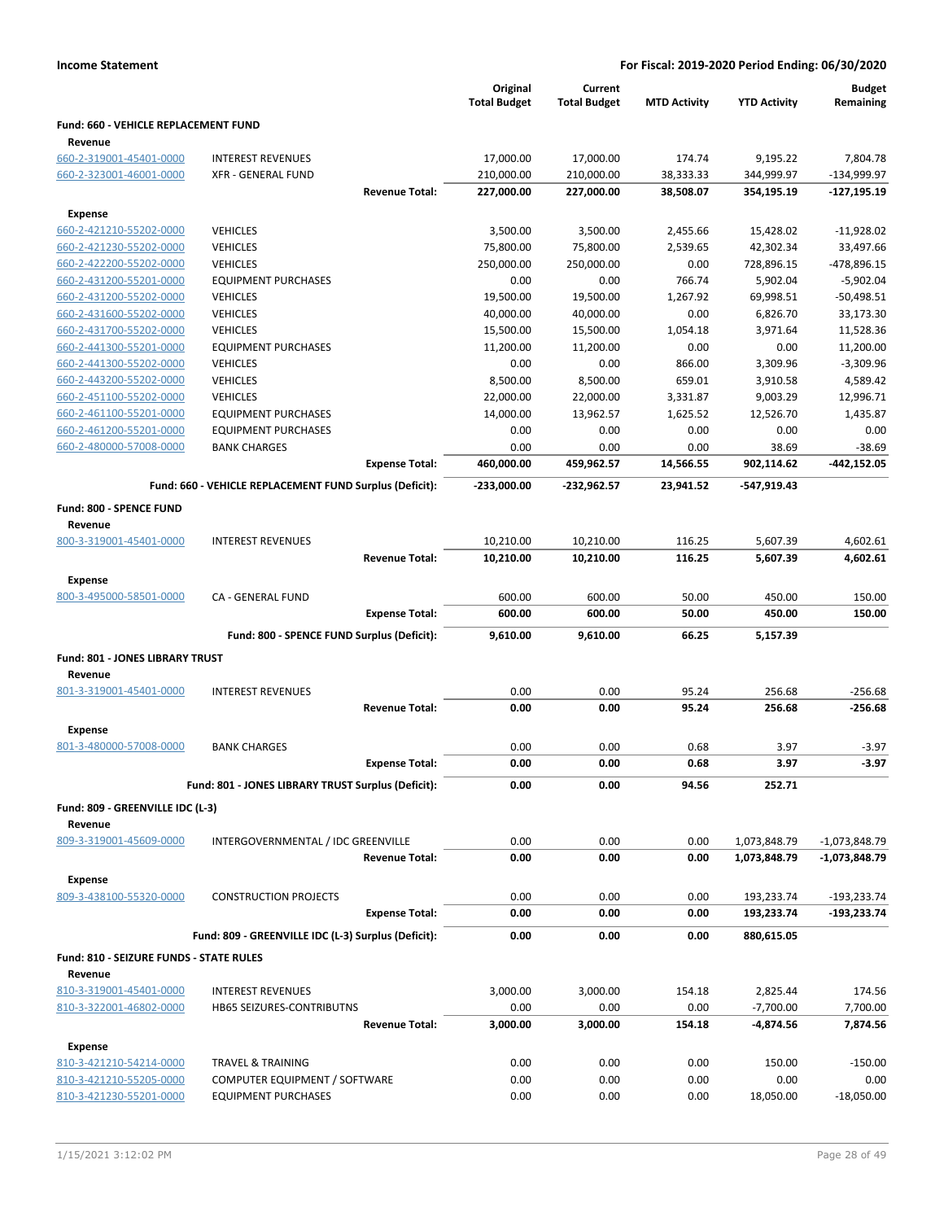**Income Statement** — **For Fiscal: 2019-2020 Period Ending: 06/30/2020**

| | | Original Total Budget | Current Total Budget | MTD Activity | YTD Activity | Budget Remaining |
|---|---|---|---|---|---|---|
| **Fund: 660 - VEHICLE REPLACEMENT FUND** | | | | | | |
| **Revenue** | | | | | | |
| 660-2-319001-45401-0000 | INTEREST REVENUES | 17,000.00 | 17,000.00 | 174.74 | 9,195.22 | 7,804.78 |
| 660-2-323001-46001-0000 | XFR - GENERAL FUND | 210,000.00 | 210,000.00 | 38,333.33 | 344,999.97 | -134,999.97 |
| | **Revenue Total:** | **227,000.00** | **227,000.00** | **38,508.07** | **354,195.19** | **-127,195.19** |
| **Expense** | | | | | | |
| 660-2-421210-55202-0000 | VEHICLES | 3,500.00 | 3,500.00 | 2,455.66 | 15,428.02 | -11,928.02 |
| 660-2-421230-55202-0000 | VEHICLES | 75,800.00 | 75,800.00 | 2,539.65 | 42,302.34 | 33,497.66 |
| 660-2-422200-55202-0000 | VEHICLES | 250,000.00 | 250,000.00 | 0.00 | 728,896.15 | -478,896.15 |
| 660-2-431200-55201-0000 | EQUIPMENT PURCHASES | 0.00 | 0.00 | 766.74 | 5,902.04 | -5,902.04 |
| 660-2-431200-55202-0000 | VEHICLES | 19,500.00 | 19,500.00 | 1,267.92 | 69,998.51 | -50,498.51 |
| 660-2-431600-55202-0000 | VEHICLES | 40,000.00 | 40,000.00 | 0.00 | 6,826.70 | 33,173.30 |
| 660-2-431700-55202-0000 | VEHICLES | 15,500.00 | 15,500.00 | 1,054.18 | 3,971.64 | 11,528.36 |
| 660-2-441300-55201-0000 | EQUIPMENT PURCHASES | 11,200.00 | 11,200.00 | 0.00 | 0.00 | 11,200.00 |
| 660-2-441300-55202-0000 | VEHICLES | 0.00 | 0.00 | 866.00 | 3,309.96 | -3,309.96 |
| 660-2-443200-55202-0000 | VEHICLES | 8,500.00 | 8,500.00 | 659.01 | 3,910.58 | 4,589.42 |
| 660-2-451100-55202-0000 | VEHICLES | 22,000.00 | 22,000.00 | 3,331.87 | 9,003.29 | 12,996.71 |
| 660-2-461100-55201-0000 | EQUIPMENT PURCHASES | 14,000.00 | 13,962.57 | 1,625.52 | 12,526.70 | 1,435.87 |
| 660-2-461200-55201-0000 | EQUIPMENT PURCHASES | 0.00 | 0.00 | 0.00 | 0.00 | 0.00 |
| 660-2-480000-57008-0000 | BANK CHARGES | 0.00 | 0.00 | 0.00 | 38.69 | -38.69 |
| | **Expense Total:** | **460,000.00** | **459,962.57** | **14,566.55** | **902,114.62** | **-442,152.05** |
| | **Fund: 660 - VEHICLE REPLACEMENT FUND Surplus (Deficit):** | **-233,000.00** | **-232,962.57** | **23,941.52** | **-547,919.43** | |
| **Fund: 800 - SPENCE FUND** | | | | | | |
| **Revenue** | | | | | | |
| 800-3-319001-45401-0000 | INTEREST REVENUES | 10,210.00 | 10,210.00 | 116.25 | 5,607.39 | 4,602.61 |
| | **Revenue Total:** | **10,210.00** | **10,210.00** | **116.25** | **5,607.39** | **4,602.61** |
| **Expense** | | | | | | |
| 800-3-495000-58501-0000 | CA - GENERAL FUND | 600.00 | 600.00 | 50.00 | 450.00 | 150.00 |
| | **Expense Total:** | **600.00** | **600.00** | **50.00** | **450.00** | **150.00** |
| | **Fund: 800 - SPENCE FUND Surplus (Deficit):** | **9,610.00** | **9,610.00** | **66.25** | **5,157.39** | |
| **Fund: 801 - JONES LIBRARY TRUST** | | | | | | |
| **Revenue** | | | | | | |
| 801-3-319001-45401-0000 | INTEREST REVENUES | 0.00 | 0.00 | 95.24 | 256.68 | -256.68 |
| | **Revenue Total:** | **0.00** | **0.00** | **95.24** | **256.68** | **-256.68** |
| **Expense** | | | | | | |
| 801-3-480000-57008-0000 | BANK CHARGES | 0.00 | 0.00 | 0.68 | 3.97 | -3.97 |
| | **Expense Total:** | **0.00** | **0.00** | **0.68** | **3.97** | **-3.97** |
| | **Fund: 801 - JONES LIBRARY TRUST Surplus (Deficit):** | **0.00** | **0.00** | **94.56** | **252.71** | |
| **Fund: 809 - GREENVILLE IDC (L-3)** | | | | | | |
| **Revenue** | | | | | | |
| 809-3-319001-45609-0000 | INTERGOVERNMENTAL / IDC GREENVILLE | 0.00 | 0.00 | 0.00 | 1,073,848.79 | -1,073,848.79 |
| | **Revenue Total:** | **0.00** | **0.00** | **0.00** | **1,073,848.79** | **-1,073,848.79** |
| **Expense** | | | | | | |
| 809-3-438100-55320-0000 | CONSTRUCTION PROJECTS | 0.00 | 0.00 | 0.00 | 193,233.74 | -193,233.74 |
| | **Expense Total:** | **0.00** | **0.00** | **0.00** | **193,233.74** | **-193,233.74** |
| | **Fund: 809 - GREENVILLE IDC (L-3) Surplus (Deficit):** | **0.00** | **0.00** | **0.00** | **880,615.05** | |
| **Fund: 810 - SEIZURE FUNDS - STATE RULES** | | | | | | |
| **Revenue** | | | | | | |
| 810-3-319001-45401-0000 | INTEREST REVENUES | 3,000.00 | 3,000.00 | 154.18 | 2,825.44 | 174.56 |
| 810-3-322001-46802-0000 | HB65 SEIZURES-CONTRIBUTNS | 0.00 | 0.00 | 0.00 | -7,700.00 | 7,700.00 |
| | **Revenue Total:** | **3,000.00** | **3,000.00** | **154.18** | **-4,874.56** | **7,874.56** |
| **Expense** | | | | | | |
| 810-3-421210-54214-0000 | TRAVEL & TRAINING | 0.00 | 0.00 | 0.00 | 150.00 | -150.00 |
| 810-3-421210-55205-0000 | COMPUTER EQUIPMENT / SOFTWARE | 0.00 | 0.00 | 0.00 | 0.00 | 0.00 |
| 810-3-421230-55201-0000 | EQUIPMENT PURCHASES | 0.00 | 0.00 | 0.00 | 18,050.00 | -18,050.00 |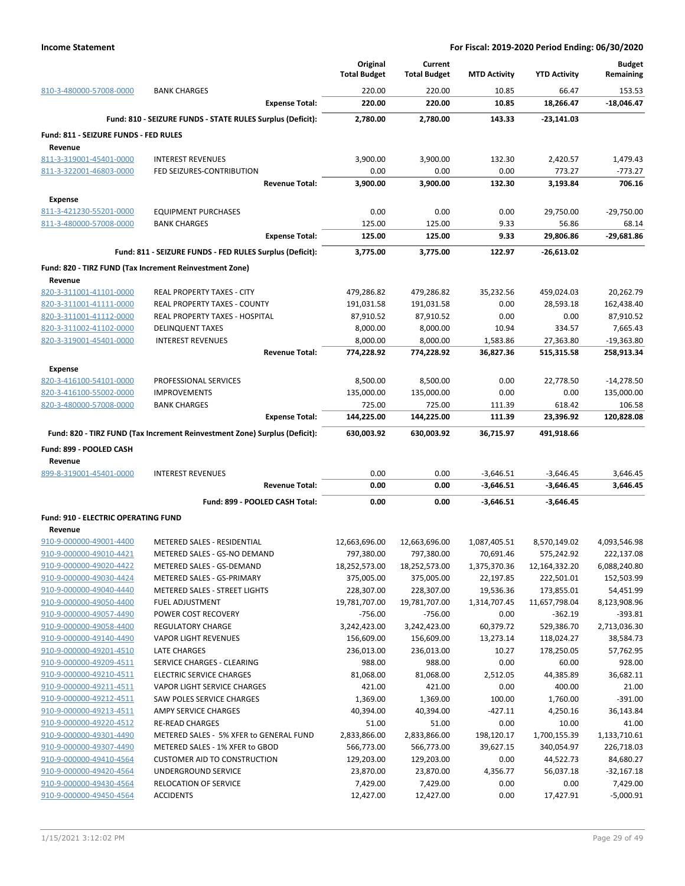**Income Statement** — For Fiscal: 2019-2020 Period Ending: 06/30/2020

| | | Original Total Budget | Current Total Budget | MTD Activity | YTD Activity | Budget Remaining |
|---|---|---|---|---|---|---|
| 810-3-480000-57008-0000 | BANK CHARGES | 220.00 | 220.00 | 10.85 | 66.47 | 153.53 |
| | **Expense Total:** | **220.00** | **220.00** | **10.85** | **18,266.47** | **-18,046.47** |
| | **Fund: 810 - SEIZURE FUNDS - STATE RULES Surplus (Deficit):** | **2,780.00** | **2,780.00** | **143.33** | **-23,141.03** | |
| **Fund: 811 - SEIZURE FUNDS - FED RULES** | | | | | | |
| **Revenue** | | | | | | |
| 811-3-319001-45401-0000 | INTEREST REVENUES | 3,900.00 | 3,900.00 | 132.30 | 2,420.57 | 1,479.43 |
| 811-3-322001-46803-0000 | FED SEIZURES-CONTRIBUTION | 0.00 | 0.00 | 0.00 | 773.27 | -773.27 |
| | **Revenue Total:** | **3,900.00** | **3,900.00** | **132.30** | **3,193.84** | **706.16** |
| **Expense** | | | | | | |
| 811-3-421230-55201-0000 | EQUIPMENT PURCHASES | 0.00 | 0.00 | 0.00 | 29,750.00 | -29,750.00 |
| 811-3-480000-57008-0000 | BANK CHARGES | 125.00 | 125.00 | 9.33 | 56.86 | 68.14 |
| | **Expense Total:** | **125.00** | **125.00** | **9.33** | **29,806.86** | **-29,681.86** |
| | **Fund: 811 - SEIZURE FUNDS - FED RULES Surplus (Deficit):** | **3,775.00** | **3,775.00** | **122.97** | **-26,613.02** | |
| **Fund: 820 - TIRZ FUND (Tax Increment Reinvestment Zone)** | | | | | | |
| **Revenue** | | | | | | |
| 820-3-311001-41101-0000 | REAL PROPERTY TAXES - CITY | 479,286.82 | 479,286.82 | 35,232.56 | 459,024.03 | 20,262.79 |
| 820-3-311001-41111-0000 | REAL PROPERTY TAXES - COUNTY | 191,031.58 | 191,031.58 | 0.00 | 28,593.18 | 162,438.40 |
| 820-3-311001-41112-0000 | REAL PROPERTY TAXES - HOSPITAL | 87,910.52 | 87,910.52 | 0.00 | 0.00 | 87,910.52 |
| 820-3-311002-41102-0000 | DELINQUENT TAXES | 8,000.00 | 8,000.00 | 10.94 | 334.57 | 7,665.43 |
| 820-3-319001-45401-0000 | INTEREST REVENUES | 8,000.00 | 8,000.00 | 1,583.86 | 27,363.80 | -19,363.80 |
| | **Revenue Total:** | **774,228.92** | **774,228.92** | **36,827.36** | **515,315.58** | **258,913.34** |
| **Expense** | | | | | | |
| 820-3-416100-54101-0000 | PROFESSIONAL SERVICES | 8,500.00 | 8,500.00 | 0.00 | 22,778.50 | -14,278.50 |
| 820-3-416100-55002-0000 | IMPROVEMENTS | 135,000.00 | 135,000.00 | 0.00 | 0.00 | 135,000.00 |
| 820-3-480000-57008-0000 | BANK CHARGES | 725.00 | 725.00 | 111.39 | 618.42 | 106.58 |
| | **Expense Total:** | **144,225.00** | **144,225.00** | **111.39** | **23,396.92** | **120,828.08** |
| | **Fund: 820 - TIRZ FUND (Tax Increment Reinvestment Zone) Surplus (Deficit):** | **630,003.92** | **630,003.92** | **36,715.97** | **491,918.66** | |
| **Fund: 899 - POOLED CASH** | | | | | | |
| **Revenue** | | | | | | |
| 899-8-319001-45401-0000 | INTEREST REVENUES | 0.00 | 0.00 | -3,646.51 | -3,646.45 | 3,646.45 |
| | **Revenue Total:** | **0.00** | **0.00** | **-3,646.51** | **-3,646.45** | **3,646.45** |
| | **Fund: 899 - POOLED CASH Total:** | **0.00** | **0.00** | **-3,646.51** | **-3,646.45** | |
| **Fund: 910 - ELECTRIC OPERATING FUND** | | | | | | |
| **Revenue** | | | | | | |
| 910-9-000000-49001-4400 | METERED SALES - RESIDENTIAL | 12,663,696.00 | 12,663,696.00 | 1,087,405.51 | 8,570,149.02 | 4,093,546.98 |
| 910-9-000000-49010-4421 | METERED SALES - GS-NO DEMAND | 797,380.00 | 797,380.00 | 70,691.46 | 575,242.92 | 222,137.08 |
| 910-9-000000-49020-4422 | METERED SALES - GS-DEMAND | 18,252,573.00 | 18,252,573.00 | 1,375,370.36 | 12,164,332.20 | 6,088,240.80 |
| 910-9-000000-49030-4424 | METERED SALES - GS-PRIMARY | 375,005.00 | 375,005.00 | 22,197.85 | 222,501.01 | 152,503.99 |
| 910-9-000000-49040-4440 | METERED SALES - STREET LIGHTS | 228,307.00 | 228,307.00 | 19,536.36 | 173,855.01 | 54,451.99 |
| 910-9-000000-49050-4400 | FUEL ADJUSTMENT | 19,781,707.00 | 19,781,707.00 | 1,314,707.45 | 11,657,798.04 | 8,123,908.96 |
| 910-9-000000-49057-4490 | POWER COST RECOVERY | -756.00 | -756.00 | 0.00 | -362.19 | -393.81 |
| 910-9-000000-49058-4400 | REGULATORY CHARGE | 3,242,423.00 | 3,242,423.00 | 60,379.72 | 529,386.70 | 2,713,036.30 |
| 910-9-000000-49140-4490 | VAPOR LIGHT REVENUES | 156,609.00 | 156,609.00 | 13,273.14 | 118,024.27 | 38,584.73 |
| 910-9-000000-49201-4510 | LATE CHARGES | 236,013.00 | 236,013.00 | 10.27 | 178,250.05 | 57,762.95 |
| 910-9-000000-49209-4511 | SERVICE CHARGES - CLEARING | 988.00 | 988.00 | 0.00 | 60.00 | 928.00 |
| 910-9-000000-49210-4511 | ELECTRIC SERVICE CHARGES | 81,068.00 | 81,068.00 | 2,512.05 | 44,385.89 | 36,682.11 |
| 910-9-000000-49211-4511 | VAPOR LIGHT SERVICE CHARGES | 421.00 | 421.00 | 0.00 | 400.00 | 21.00 |
| 910-9-000000-49212-4511 | SAW POLES SERVICE CHARGES | 1,369.00 | 1,369.00 | 100.00 | 1,760.00 | -391.00 |
| 910-9-000000-49213-4511 | AMPY SERVICE CHARGES | 40,394.00 | 40,394.00 | -427.11 | 4,250.16 | 36,143.84 |
| 910-9-000000-49220-4512 | RE-READ CHARGES | 51.00 | 51.00 | 0.00 | 10.00 | 41.00 |
| 910-9-000000-49301-4490 | METERED SALES - 5% XFER to GENERAL FUND | 2,833,866.00 | 2,833,866.00 | 198,120.17 | 1,700,155.39 | 1,133,710.61 |
| 910-9-000000-49307-4490 | METERED SALES - 1% XFER to GBOD | 566,773.00 | 566,773.00 | 39,627.15 | 340,054.97 | 226,718.03 |
| 910-9-000000-49410-4564 | CUSTOMER AID TO CONSTRUCTION | 129,203.00 | 129,203.00 | 0.00 | 44,522.73 | 84,680.27 |
| 910-9-000000-49420-4564 | UNDERGROUND SERVICE | 23,870.00 | 23,870.00 | 4,356.77 | 56,037.18 | -32,167.18 |
| 910-9-000000-49430-4564 | RELOCATION OF SERVICE | 7,429.00 | 7,429.00 | 0.00 | 0.00 | 7,429.00 |
| 910-9-000000-49450-4564 | ACCIDENTS | 12,427.00 | 12,427.00 | 0.00 | 17,427.91 | -5,000.91 |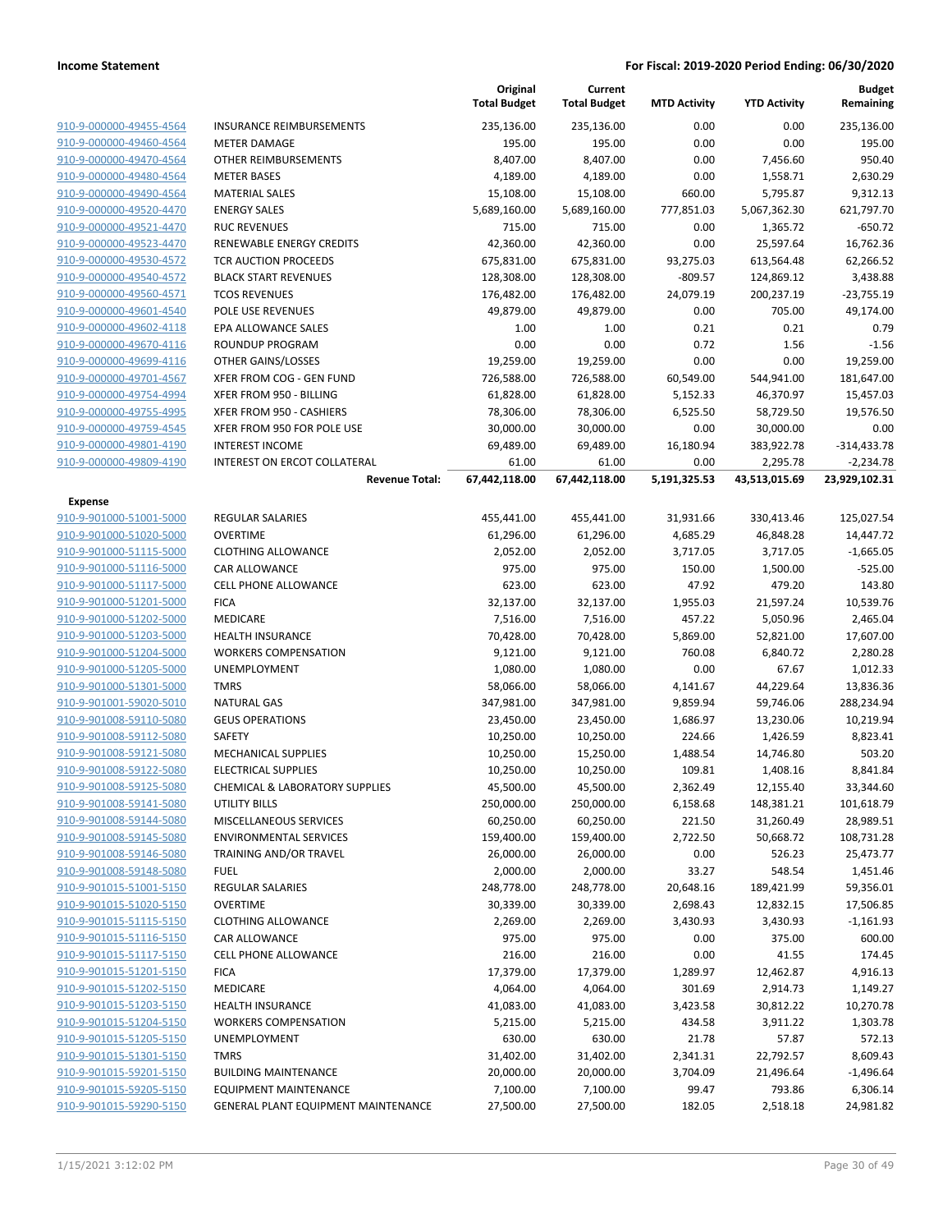**Income Statement** | **For Fiscal: 2019-2020 Period Ending: 06/30/2020**

| | | Original Total Budget | Current Total Budget | MTD Activity | YTD Activity | Budget Remaining |
|---|---|---|---|---|---|---|
| 910-9-000000-49455-4564 | INSURANCE REIMBURSEMENTS | 235,136.00 | 235,136.00 | 0.00 | 0.00 | 235,136.00 |
| 910-9-000000-49460-4564 | METER DAMAGE | 195.00 | 195.00 | 0.00 | 0.00 | 195.00 |
| 910-9-000000-49470-4564 | OTHER REIMBURSEMENTS | 8,407.00 | 8,407.00 | 0.00 | 7,456.60 | 950.40 |
| 910-9-000000-49480-4564 | METER BASES | 4,189.00 | 4,189.00 | 0.00 | 1,558.71 | 2,630.29 |
| 910-9-000000-49490-4564 | MATERIAL SALES | 15,108.00 | 15,108.00 | 660.00 | 5,795.87 | 9,312.13 |
| 910-9-000000-49520-4470 | ENERGY SALES | 5,689,160.00 | 5,689,160.00 | 777,851.03 | 5,067,362.30 | 621,797.70 |
| 910-9-000000-49521-4470 | RUC REVENUES | 715.00 | 715.00 | 0.00 | 1,365.72 | -650.72 |
| 910-9-000000-49523-4470 | RENEWABLE ENERGY CREDITS | 42,360.00 | 42,360.00 | 0.00 | 25,597.64 | 16,762.36 |
| 910-9-000000-49530-4572 | TCR AUCTION PROCEEDS | 675,831.00 | 675,831.00 | 93,275.03 | 613,564.48 | 62,266.52 |
| 910-9-000000-49540-4572 | BLACK START REVENUES | 128,308.00 | 128,308.00 | -809.57 | 124,869.12 | 3,438.88 |
| 910-9-000000-49560-4571 | TCOS REVENUES | 176,482.00 | 176,482.00 | 24,079.19 | 200,237.19 | -23,755.19 |
| 910-9-000000-49601-4540 | POLE USE REVENUES | 49,879.00 | 49,879.00 | 0.00 | 705.00 | 49,174.00 |
| 910-9-000000-49602-4118 | EPA ALLOWANCE SALES | 1.00 | 1.00 | 0.21 | 0.21 | 0.79 |
| 910-9-000000-49670-4116 | ROUNDUP PROGRAM | 0.00 | 0.00 | 0.72 | 1.56 | -1.56 |
| 910-9-000000-49699-4116 | OTHER GAINS/LOSSES | 19,259.00 | 19,259.00 | 0.00 | 0.00 | 19,259.00 |
| 910-9-000000-49701-4567 | XFER FROM COG - GEN FUND | 726,588.00 | 726,588.00 | 60,549.00 | 544,941.00 | 181,647.00 |
| 910-9-000000-49754-4994 | XFER FROM 950 - BILLING | 61,828.00 | 61,828.00 | 5,152.33 | 46,370.97 | 15,457.03 |
| 910-9-000000-49755-4995 | XFER FROM 950 - CASHIERS | 78,306.00 | 78,306.00 | 6,525.50 | 58,729.50 | 19,576.50 |
| 910-9-000000-49759-4545 | XFER FROM 950 FOR POLE USE | 30,000.00 | 30,000.00 | 0.00 | 30,000.00 | 0.00 |
| 910-9-000000-49801-4190 | INTEREST INCOME | 69,489.00 | 69,489.00 | 16,180.94 | 383,922.78 | -314,433.78 |
| 910-9-000000-49809-4190 | INTEREST ON ERCOT COLLATERAL | 61.00 | 61.00 | 0.00 | 2,295.78 | -2,234.78 |
| | **Revenue Total:** | **67,442,118.00** | **67,442,118.00** | **5,191,325.53** | **43,513,015.69** | **23,929,102.31** |
| **Expense** | | | | | | |
| 910-9-901000-51001-5000 | REGULAR SALARIES | 455,441.00 | 455,441.00 | 31,931.66 | 330,413.46 | 125,027.54 |
| 910-9-901000-51020-5000 | OVERTIME | 61,296.00 | 61,296.00 | 4,685.29 | 46,848.28 | 14,447.72 |
| 910-9-901000-51115-5000 | CLOTHING ALLOWANCE | 2,052.00 | 2,052.00 | 3,717.05 | 3,717.05 | -1,665.05 |
| 910-9-901000-51116-5000 | CAR ALLOWANCE | 975.00 | 975.00 | 150.00 | 1,500.00 | -525.00 |
| 910-9-901000-51117-5000 | CELL PHONE ALLOWANCE | 623.00 | 623.00 | 47.92 | 479.20 | 143.80 |
| 910-9-901000-51201-5000 | FICA | 32,137.00 | 32,137.00 | 1,955.03 | 21,597.24 | 10,539.76 |
| 910-9-901000-51202-5000 | MEDICARE | 7,516.00 | 7,516.00 | 457.22 | 5,050.96 | 2,465.04 |
| 910-9-901000-51203-5000 | HEALTH INSURANCE | 70,428.00 | 70,428.00 | 5,869.00 | 52,821.00 | 17,607.00 |
| 910-9-901000-51204-5000 | WORKERS COMPENSATION | 9,121.00 | 9,121.00 | 760.08 | 6,840.72 | 2,280.28 |
| 910-9-901000-51205-5000 | UNEMPLOYMENT | 1,080.00 | 1,080.00 | 0.00 | 67.67 | 1,012.33 |
| 910-9-901000-51301-5000 | TMRS | 58,066.00 | 58,066.00 | 4,141.67 | 44,229.64 | 13,836.36 |
| 910-9-901001-59020-5010 | NATURAL GAS | 347,981.00 | 347,981.00 | 9,859.94 | 59,746.06 | 288,234.94 |
| 910-9-901008-59110-5080 | GEUS OPERATIONS | 23,450.00 | 23,450.00 | 1,686.97 | 13,230.06 | 10,219.94 |
| 910-9-901008-59112-5080 | SAFETY | 10,250.00 | 10,250.00 | 224.66 | 1,426.59 | 8,823.41 |
| 910-9-901008-59121-5080 | MECHANICAL SUPPLIES | 10,250.00 | 15,250.00 | 1,488.54 | 14,746.80 | 503.20 |
| 910-9-901008-59122-5080 | ELECTRICAL SUPPLIES | 10,250.00 | 10,250.00 | 109.81 | 1,408.16 | 8,841.84 |
| 910-9-901008-59125-5080 | CHEMICAL & LABORATORY SUPPLIES | 45,500.00 | 45,500.00 | 2,362.49 | 12,155.40 | 33,344.60 |
| 910-9-901008-59141-5080 | UTILITY BILLS | 250,000.00 | 250,000.00 | 6,158.68 | 148,381.21 | 101,618.79 |
| 910-9-901008-59144-5080 | MISCELLANEOUS SERVICES | 60,250.00 | 60,250.00 | 221.50 | 31,260.49 | 28,989.51 |
| 910-9-901008-59145-5080 | ENVIRONMENTAL SERVICES | 159,400.00 | 159,400.00 | 2,722.50 | 50,668.72 | 108,731.28 |
| 910-9-901008-59146-5080 | TRAINING AND/OR TRAVEL | 26,000.00 | 26,000.00 | 0.00 | 526.23 | 25,473.77 |
| 910-9-901008-59148-5080 | FUEL | 2,000.00 | 2,000.00 | 33.27 | 548.54 | 1,451.46 |
| 910-9-901015-51001-5150 | REGULAR SALARIES | 248,778.00 | 248,778.00 | 20,648.16 | 189,421.99 | 59,356.01 |
| 910-9-901015-51020-5150 | OVERTIME | 30,339.00 | 30,339.00 | 2,698.43 | 12,832.15 | 17,506.85 |
| 910-9-901015-51115-5150 | CLOTHING ALLOWANCE | 2,269.00 | 2,269.00 | 3,430.93 | 3,430.93 | -1,161.93 |
| 910-9-901015-51116-5150 | CAR ALLOWANCE | 975.00 | 975.00 | 0.00 | 375.00 | 600.00 |
| 910-9-901015-51117-5150 | CELL PHONE ALLOWANCE | 216.00 | 216.00 | 0.00 | 41.55 | 174.45 |
| 910-9-901015-51201-5150 | FICA | 17,379.00 | 17,379.00 | 1,289.97 | 12,462.87 | 4,916.13 |
| 910-9-901015-51202-5150 | MEDICARE | 4,064.00 | 4,064.00 | 301.69 | 2,914.73 | 1,149.27 |
| 910-9-901015-51203-5150 | HEALTH INSURANCE | 41,083.00 | 41,083.00 | 3,423.58 | 30,812.22 | 10,270.78 |
| 910-9-901015-51204-5150 | WORKERS COMPENSATION | 5,215.00 | 5,215.00 | 434.58 | 3,911.22 | 1,303.78 |
| 910-9-901015-51205-5150 | UNEMPLOYMENT | 630.00 | 630.00 | 21.78 | 57.87 | 572.13 |
| 910-9-901015-51301-5150 | TMRS | 31,402.00 | 31,402.00 | 2,341.31 | 22,792.57 | 8,609.43 |
| 910-9-901015-59201-5150 | BUILDING MAINTENANCE | 20,000.00 | 20,000.00 | 3,704.09 | 21,496.64 | -1,496.64 |
| 910-9-901015-59205-5150 | EQUIPMENT MAINTENANCE | 7,100.00 | 7,100.00 | 99.47 | 793.86 | 6,306.14 |
| 910-9-901015-59290-5150 | GENERAL PLANT EQUIPMENT MAINTENANCE | 27,500.00 | 27,500.00 | 182.05 | 2,518.18 | 24,981.82 |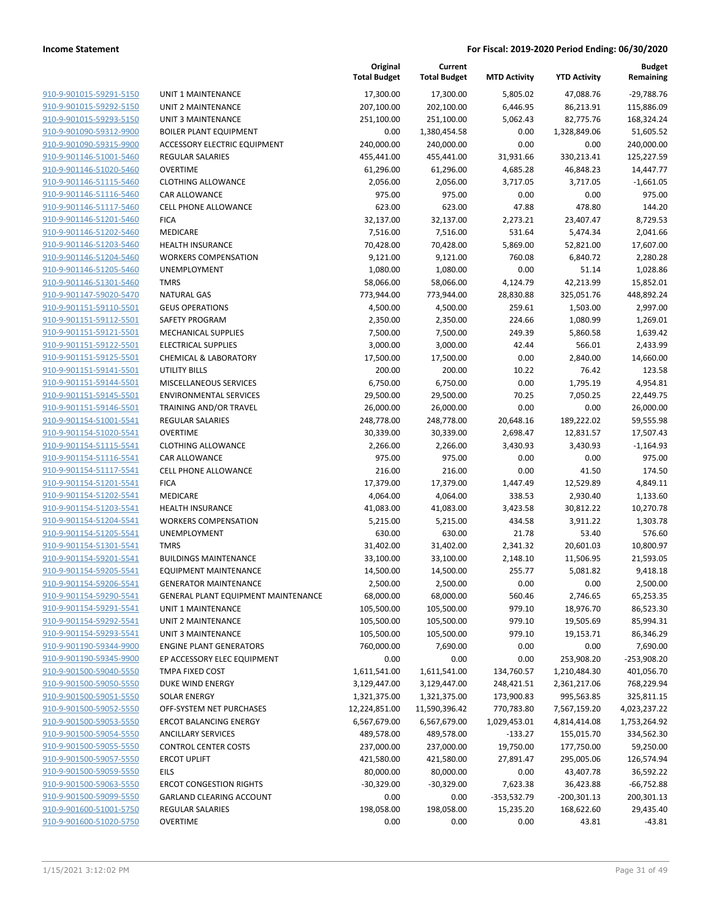| | | Original Total Budget | Current Total Budget | MTD Activity | YTD Activity | Budget Remaining |
|---|---|---|---|---|---|---|
| 910-9-901015-59291-5150 | UNIT 1 MAINTENANCE | 17,300.00 | 17,300.00 | 5,805.02 | 47,088.76 | -29,788.76 |
| 910-9-901015-59292-5150 | UNIT 2 MAINTENANCE | 207,100.00 | 202,100.00 | 6,446.95 | 86,213.91 | 115,886.09 |
| 910-9-901015-59293-5150 | UNIT 3 MAINTENANCE | 251,100.00 | 251,100.00 | 5,062.43 | 82,775.76 | 168,324.24 |
| 910-9-901090-59312-9900 | BOILER PLANT EQUIPMENT | 0.00 | 1,380,454.58 | 0.00 | 1,328,849.06 | 51,605.52 |
| 910-9-901090-59315-9900 | ACCESSORY ELECTRIC EQUIPMENT | 240,000.00 | 240,000.00 | 0.00 | 0.00 | 240,000.00 |
| 910-9-901146-51001-5460 | REGULAR SALARIES | 455,441.00 | 455,441.00 | 31,931.66 | 330,213.41 | 125,227.59 |
| 910-9-901146-51020-5460 | OVERTIME | 61,296.00 | 61,296.00 | 4,685.28 | 46,848.23 | 14,447.77 |
| 910-9-901146-51115-5460 | CLOTHING ALLOWANCE | 2,056.00 | 2,056.00 | 3,717.05 | 3,717.05 | -1,661.05 |
| 910-9-901146-51116-5460 | CAR ALLOWANCE | 975.00 | 975.00 | 0.00 | 0.00 | 975.00 |
| 910-9-901146-51117-5460 | CELL PHONE ALLOWANCE | 623.00 | 623.00 | 47.88 | 478.80 | 144.20 |
| 910-9-901146-51201-5460 | FICA | 32,137.00 | 32,137.00 | 2,273.21 | 23,407.47 | 8,729.53 |
| 910-9-901146-51202-5460 | MEDICARE | 7,516.00 | 7,516.00 | 531.64 | 5,474.34 | 2,041.66 |
| 910-9-901146-51203-5460 | HEALTH INSURANCE | 70,428.00 | 70,428.00 | 5,869.00 | 52,821.00 | 17,607.00 |
| 910-9-901146-51204-5460 | WORKERS COMPENSATION | 9,121.00 | 9,121.00 | 760.08 | 6,840.72 | 2,280.28 |
| 910-9-901146-51205-5460 | UNEMPLOYMENT | 1,080.00 | 1,080.00 | 0.00 | 51.14 | 1,028.86 |
| 910-9-901146-51301-5460 | TMRS | 58,066.00 | 58,066.00 | 4,124.79 | 42,213.99 | 15,852.01 |
| 910-9-901147-59020-5470 | NATURAL GAS | 773,944.00 | 773,944.00 | 28,830.88 | 325,051.76 | 448,892.24 |
| 910-9-901151-59110-5501 | GEUS OPERATIONS | 4,500.00 | 4,500.00 | 259.61 | 1,503.00 | 2,997.00 |
| 910-9-901151-59112-5501 | SAFETY PROGRAM | 2,350.00 | 2,350.00 | 224.66 | 1,080.99 | 1,269.01 |
| 910-9-901151-59121-5501 | MECHANICAL SUPPLIES | 7,500.00 | 7,500.00 | 249.39 | 5,860.58 | 1,639.42 |
| 910-9-901151-59122-5501 | ELECTRICAL SUPPLIES | 3,000.00 | 3,000.00 | 42.44 | 566.01 | 2,433.99 |
| 910-9-901151-59125-5501 | CHEMICAL & LABORATORY | 17,500.00 | 17,500.00 | 0.00 | 2,840.00 | 14,660.00 |
| 910-9-901151-59141-5501 | UTILITY BILLS | 200.00 | 200.00 | 10.22 | 76.42 | 123.58 |
| 910-9-901151-59144-5501 | MISCELLANEOUS SERVICES | 6,750.00 | 6,750.00 | 0.00 | 1,795.19 | 4,954.81 |
| 910-9-901151-59145-5501 | ENVIRONMENTAL SERVICES | 29,500.00 | 29,500.00 | 70.25 | 7,050.25 | 22,449.75 |
| 910-9-901151-59146-5501 | TRAINING AND/OR TRAVEL | 26,000.00 | 26,000.00 | 0.00 | 0.00 | 26,000.00 |
| 910-9-901154-51001-5541 | REGULAR SALARIES | 248,778.00 | 248,778.00 | 20,648.16 | 189,222.02 | 59,555.98 |
| 910-9-901154-51020-5541 | OVERTIME | 30,339.00 | 30,339.00 | 2,698.47 | 12,831.57 | 17,507.43 |
| 910-9-901154-51115-5541 | CLOTHING ALLOWANCE | 2,266.00 | 2,266.00 | 3,430.93 | 3,430.93 | -1,164.93 |
| 910-9-901154-51116-5541 | CAR ALLOWANCE | 975.00 | 975.00 | 0.00 | 0.00 | 975.00 |
| 910-9-901154-51117-5541 | CELL PHONE ALLOWANCE | 216.00 | 216.00 | 0.00 | 41.50 | 174.50 |
| 910-9-901154-51201-5541 | FICA | 17,379.00 | 17,379.00 | 1,447.49 | 12,529.89 | 4,849.11 |
| 910-9-901154-51202-5541 | MEDICARE | 4,064.00 | 4,064.00 | 338.53 | 2,930.40 | 1,133.60 |
| 910-9-901154-51203-5541 | HEALTH INSURANCE | 41,083.00 | 41,083.00 | 3,423.58 | 30,812.22 | 10,270.78 |
| 910-9-901154-51204-5541 | WORKERS COMPENSATION | 5,215.00 | 5,215.00 | 434.58 | 3,911.22 | 1,303.78 |
| 910-9-901154-51205-5541 | UNEMPLOYMENT | 630.00 | 630.00 | 21.78 | 53.40 | 576.60 |
| 910-9-901154-51301-5541 | TMRS | 31,402.00 | 31,402.00 | 2,341.32 | 20,601.03 | 10,800.97 |
| 910-9-901154-59201-5541 | BUILDINGS MAINTENANCE | 33,100.00 | 33,100.00 | 2,148.10 | 11,506.95 | 21,593.05 |
| 910-9-901154-59205-5541 | EQUIPMENT MAINTENANCE | 14,500.00 | 14,500.00 | 255.77 | 5,081.82 | 9,418.18 |
| 910-9-901154-59206-5541 | GENERATOR MAINTENANCE | 2,500.00 | 2,500.00 | 0.00 | 0.00 | 2,500.00 |
| 910-9-901154-59290-5541 | GENERAL PLANT EQUIPMENT MAINTENANCE | 68,000.00 | 68,000.00 | 560.46 | 2,746.65 | 65,253.35 |
| 910-9-901154-59291-5541 | UNIT 1 MAINTENANCE | 105,500.00 | 105,500.00 | 979.10 | 18,976.70 | 86,523.30 |
| 910-9-901154-59292-5541 | UNIT 2 MAINTENANCE | 105,500.00 | 105,500.00 | 979.10 | 19,505.69 | 85,994.31 |
| 910-9-901154-59293-5541 | UNIT 3 MAINTENANCE | 105,500.00 | 105,500.00 | 979.10 | 19,153.71 | 86,346.29 |
| 910-9-901190-59344-9900 | ENGINE PLANT GENERATORS | 760,000.00 | 7,690.00 | 0.00 | 0.00 | 7,690.00 |
| 910-9-901190-59345-9900 | EP ACCESSORY ELEC EQUIPMENT | 0.00 | 0.00 | 0.00 | 253,908.20 | -253,908.20 |
| 910-9-901500-59040-5550 | TMPA FIXED COST | 1,611,541.00 | 1,611,541.00 | 134,760.57 | 1,210,484.30 | 401,056.70 |
| 910-9-901500-59050-5550 | DUKE WIND ENERGY | 3,129,447.00 | 3,129,447.00 | 248,421.51 | 2,361,217.06 | 768,229.94 |
| 910-9-901500-59051-5550 | SOLAR ENERGY | 1,321,375.00 | 1,321,375.00 | 173,900.83 | 995,563.85 | 325,811.15 |
| 910-9-901500-59052-5550 | OFF-SYSTEM NET PURCHASES | 12,224,851.00 | 11,590,396.42 | 770,783.80 | 7,567,159.20 | 4,023,237.22 |
| 910-9-901500-59053-5550 | ERCOT BALANCING ENERGY | 6,567,679.00 | 6,567,679.00 | 1,029,453.01 | 4,814,414.08 | 1,753,264.92 |
| 910-9-901500-59054-5550 | ANCILLARY SERVICES | 489,578.00 | 489,578.00 | -133.27 | 155,015.70 | 334,562.30 |
| 910-9-901500-59055-5550 | CONTROL CENTER COSTS | 237,000.00 | 237,000.00 | 19,750.00 | 177,750.00 | 59,250.00 |
| 910-9-901500-59057-5550 | ERCOT UPLIFT | 421,580.00 | 421,580.00 | 27,891.47 | 295,005.06 | 126,574.94 |
| 910-9-901500-59059-5550 | EILS | 80,000.00 | 80,000.00 | 0.00 | 43,407.78 | 36,592.22 |
| 910-9-901500-59063-5550 | ERCOT CONGESTION RIGHTS | -30,329.00 | -30,329.00 | 7,623.38 | 36,423.88 | -66,752.88 |
| 910-9-901500-59099-5550 | GARLAND CLEARING ACCOUNT | 0.00 | 0.00 | -353,532.79 | -200,301.13 | 200,301.13 |
| 910-9-901600-51001-5750 | REGULAR SALARIES | 198,058.00 | 198,058.00 | 15,235.20 | 168,622.60 | 29,435.40 |
| 910-9-901600-51020-5750 | OVERTIME | 0.00 | 0.00 | 0.00 | 43.81 | -43.81 |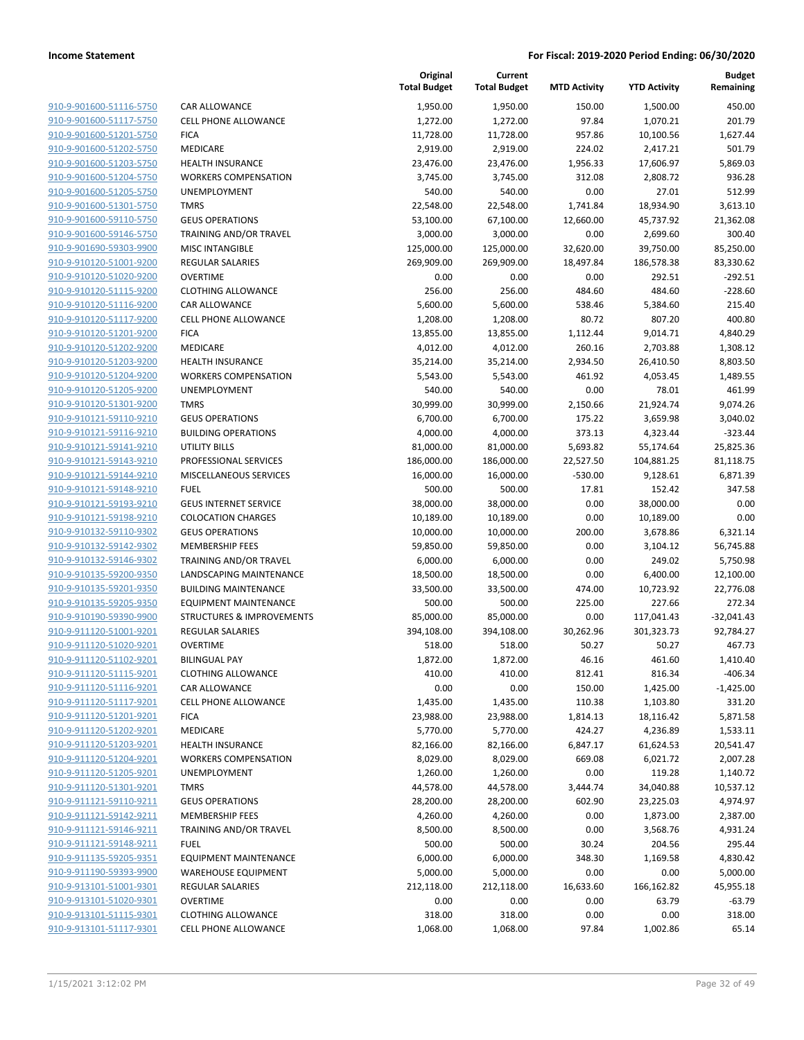**Income Statement** | **For Fiscal: 2019-2020 Period Ending: 06/30/2020**

| | | Original Total Budget | Current Total Budget | MTD Activity | YTD Activity | Budget Remaining |
|---|---|---|---|---|---|---|
| 910-9-901600-51116-5750 | CAR ALLOWANCE | 1,950.00 | 1,950.00 | 150.00 | 1,500.00 | 450.00 |
| 910-9-901600-51117-5750 | CELL PHONE ALLOWANCE | 1,272.00 | 1,272.00 | 97.84 | 1,070.21 | 201.79 |
| 910-9-901600-51201-5750 | FICA | 11,728.00 | 11,728.00 | 957.86 | 10,100.56 | 1,627.44 |
| 910-9-901600-51202-5750 | MEDICARE | 2,919.00 | 2,919.00 | 224.02 | 2,417.21 | 501.79 |
| 910-9-901600-51203-5750 | HEALTH INSURANCE | 23,476.00 | 23,476.00 | 1,956.33 | 17,606.97 | 5,869.03 |
| 910-9-901600-51204-5750 | WORKERS COMPENSATION | 3,745.00 | 3,745.00 | 312.08 | 2,808.72 | 936.28 |
| 910-9-901600-51205-5750 | UNEMPLOYMENT | 540.00 | 540.00 | 0.00 | 27.01 | 512.99 |
| 910-9-901600-51301-5750 | TMRS | 22,548.00 | 22,548.00 | 1,741.84 | 18,934.90 | 3,613.10 |
| 910-9-901600-59110-5750 | GEUS OPERATIONS | 53,100.00 | 67,100.00 | 12,660.00 | 45,737.92 | 21,362.08 |
| 910-9-901600-59146-5750 | TRAINING AND/OR TRAVEL | 3,000.00 | 3,000.00 | 0.00 | 2,699.60 | 300.40 |
| 910-9-901690-59303-9900 | MISC INTANGIBLE | 125,000.00 | 125,000.00 | 32,620.00 | 39,750.00 | 85,250.00 |
| 910-9-910120-51001-9200 | REGULAR SALARIES | 269,909.00 | 269,909.00 | 18,497.84 | 186,578.38 | 83,330.62 |
| 910-9-910120-51020-9200 | OVERTIME | 0.00 | 0.00 | 0.00 | 292.51 | -292.51 |
| 910-9-910120-51115-9200 | CLOTHING ALLOWANCE | 256.00 | 256.00 | 484.60 | 484.60 | -228.60 |
| 910-9-910120-51116-9200 | CAR ALLOWANCE | 5,600.00 | 5,600.00 | 538.46 | 5,384.60 | 215.40 |
| 910-9-910120-51117-9200 | CELL PHONE ALLOWANCE | 1,208.00 | 1,208.00 | 80.72 | 807.20 | 400.80 |
| 910-9-910120-51201-9200 | FICA | 13,855.00 | 13,855.00 | 1,112.44 | 9,014.71 | 4,840.29 |
| 910-9-910120-51202-9200 | MEDICARE | 4,012.00 | 4,012.00 | 260.16 | 2,703.88 | 1,308.12 |
| 910-9-910120-51203-9200 | HEALTH INSURANCE | 35,214.00 | 35,214.00 | 2,934.50 | 26,410.50 | 8,803.50 |
| 910-9-910120-51204-9200 | WORKERS COMPENSATION | 5,543.00 | 5,543.00 | 461.92 | 4,053.45 | 1,489.55 |
| 910-9-910120-51205-9200 | UNEMPLOYMENT | 540.00 | 540.00 | 0.00 | 78.01 | 461.99 |
| 910-9-910120-51301-9200 | TMRS | 30,999.00 | 30,999.00 | 2,150.66 | 21,924.74 | 9,074.26 |
| 910-9-910121-59110-9210 | GEUS OPERATIONS | 6,700.00 | 6,700.00 | 175.22 | 3,659.98 | 3,040.02 |
| 910-9-910121-59116-9210 | BUILDING OPERATIONS | 4,000.00 | 4,000.00 | 373.13 | 4,323.44 | -323.44 |
| 910-9-910121-59141-9210 | UTILITY BILLS | 81,000.00 | 81,000.00 | 5,693.82 | 55,174.64 | 25,825.36 |
| 910-9-910121-59143-9210 | PROFESSIONAL SERVICES | 186,000.00 | 186,000.00 | 22,527.50 | 104,881.25 | 81,118.75 |
| 910-9-910121-59144-9210 | MISCELLANEOUS SERVICES | 16,000.00 | 16,000.00 | -530.00 | 9,128.61 | 6,871.39 |
| 910-9-910121-59148-9210 | FUEL | 500.00 | 500.00 | 17.81 | 152.42 | 347.58 |
| 910-9-910121-59193-9210 | GEUS INTERNET SERVICE | 38,000.00 | 38,000.00 | 0.00 | 38,000.00 | 0.00 |
| 910-9-910121-59198-9210 | COLOCATION CHARGES | 10,189.00 | 10,189.00 | 0.00 | 10,189.00 | 0.00 |
| 910-9-910132-59110-9302 | GEUS OPERATIONS | 10,000.00 | 10,000.00 | 200.00 | 3,678.86 | 6,321.14 |
| 910-9-910132-59142-9302 | MEMBERSHIP FEES | 59,850.00 | 59,850.00 | 0.00 | 3,104.12 | 56,745.88 |
| 910-9-910132-59146-9302 | TRAINING AND/OR TRAVEL | 6,000.00 | 6,000.00 | 0.00 | 249.02 | 5,750.98 |
| 910-9-910135-59200-9350 | LANDSCAPING MAINTENANCE | 18,500.00 | 18,500.00 | 0.00 | 6,400.00 | 12,100.00 |
| 910-9-910135-59201-9350 | BUILDING MAINTENANCE | 33,500.00 | 33,500.00 | 474.00 | 10,723.92 | 22,776.08 |
| 910-9-910135-59205-9350 | EQUIPMENT MAINTENANCE | 500.00 | 500.00 | 225.00 | 227.66 | 272.34 |
| 910-9-910190-59390-9900 | STRUCTURES & IMPROVEMENTS | 85,000.00 | 85,000.00 | 0.00 | 117,041.43 | -32,041.43 |
| 910-9-911120-51001-9201 | REGULAR SALARIES | 394,108.00 | 394,108.00 | 30,262.96 | 301,323.73 | 92,784.27 |
| 910-9-911120-51020-9201 | OVERTIME | 518.00 | 518.00 | 50.27 | 50.27 | 467.73 |
| 910-9-911120-51102-9201 | BILINGUAL PAY | 1,872.00 | 1,872.00 | 46.16 | 461.60 | 1,410.40 |
| 910-9-911120-51115-9201 | CLOTHING ALLOWANCE | 410.00 | 410.00 | 812.41 | 816.34 | -406.34 |
| 910-9-911120-51116-9201 | CAR ALLOWANCE | 0.00 | 0.00 | 150.00 | 1,425.00 | -1,425.00 |
| 910-9-911120-51117-9201 | CELL PHONE ALLOWANCE | 1,435.00 | 1,435.00 | 110.38 | 1,103.80 | 331.20 |
| 910-9-911120-51201-9201 | FICA | 23,988.00 | 23,988.00 | 1,814.13 | 18,116.42 | 5,871.58 |
| 910-9-911120-51202-9201 | MEDICARE | 5,770.00 | 5,770.00 | 424.27 | 4,236.89 | 1,533.11 |
| 910-9-911120-51203-9201 | HEALTH INSURANCE | 82,166.00 | 82,166.00 | 6,847.17 | 61,624.53 | 20,541.47 |
| 910-9-911120-51204-9201 | WORKERS COMPENSATION | 8,029.00 | 8,029.00 | 669.08 | 6,021.72 | 2,007.28 |
| 910-9-911120-51205-9201 | UNEMPLOYMENT | 1,260.00 | 1,260.00 | 0.00 | 119.28 | 1,140.72 |
| 910-9-911120-51301-9201 | TMRS | 44,578.00 | 44,578.00 | 3,444.74 | 34,040.88 | 10,537.12 |
| 910-9-911121-59110-9211 | GEUS OPERATIONS | 28,200.00 | 28,200.00 | 602.90 | 23,225.03 | 4,974.97 |
| 910-9-911121-59142-9211 | MEMBERSHIP FEES | 4,260.00 | 4,260.00 | 0.00 | 1,873.00 | 2,387.00 |
| 910-9-911121-59146-9211 | TRAINING AND/OR TRAVEL | 8,500.00 | 8,500.00 | 0.00 | 3,568.76 | 4,931.24 |
| 910-9-911121-59148-9211 | FUEL | 500.00 | 500.00 | 30.24 | 204.56 | 295.44 |
| 910-9-911135-59205-9351 | EQUIPMENT MAINTENANCE | 6,000.00 | 6,000.00 | 348.30 | 1,169.58 | 4,830.42 |
| 910-9-911190-59393-9900 | WAREHOUSE EQUIPMENT | 5,000.00 | 5,000.00 | 0.00 | 0.00 | 5,000.00 |
| 910-9-913101-51001-9301 | REGULAR SALARIES | 212,118.00 | 212,118.00 | 16,633.60 | 166,162.82 | 45,955.18 |
| 910-9-913101-51020-9301 | OVERTIME | 0.00 | 0.00 | 0.00 | 63.79 | -63.79 |
| 910-9-913101-51115-9301 | CLOTHING ALLOWANCE | 318.00 | 318.00 | 0.00 | 0.00 | 318.00 |
| 910-9-913101-51117-9301 | CELL PHONE ALLOWANCE | 1,068.00 | 1,068.00 | 97.84 | 1,002.86 | 65.14 |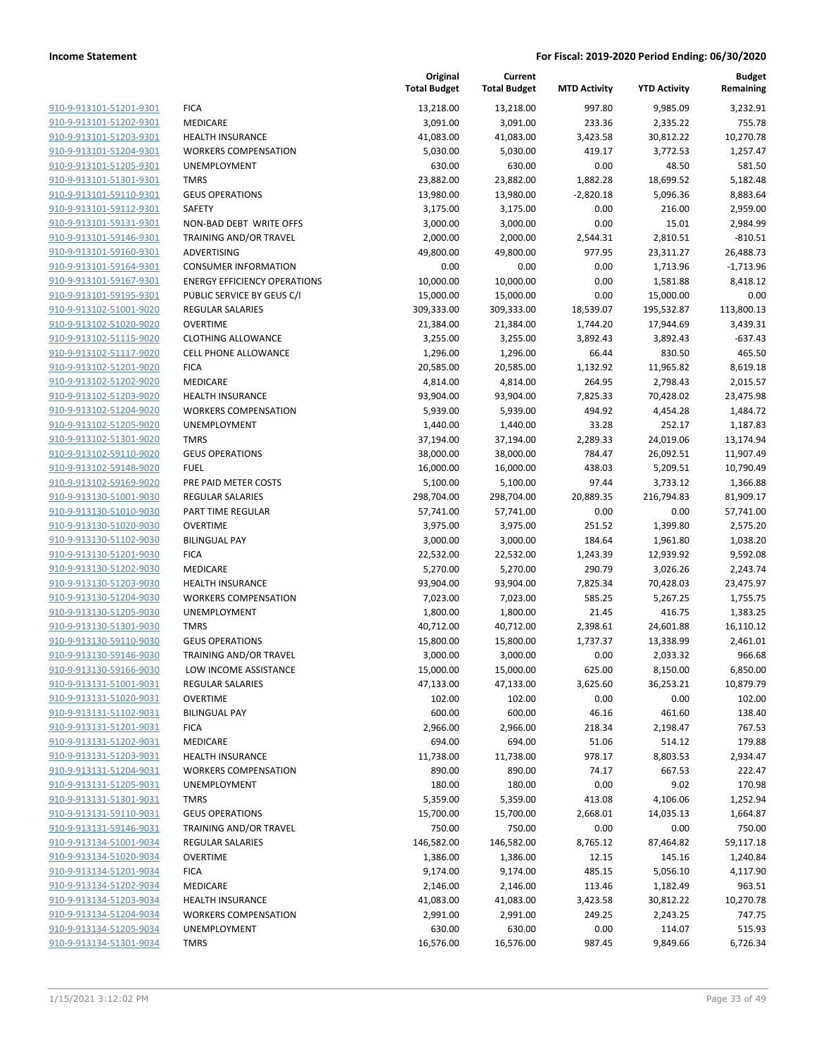**Income Statement** | **For Fiscal: 2019-2020 Period Ending: 06/30/2020**

| | | Original Total Budget | Current Total Budget | MTD Activity | YTD Activity | Budget Remaining |
|---|---|---|---|---|---|---|
| 910-9-913101-51201-9301 | FICA | 13,218.00 | 13,218.00 | 997.80 | 9,985.09 | 3,232.91 |
| 910-9-913101-51202-9301 | MEDICARE | 3,091.00 | 3,091.00 | 233.36 | 2,335.22 | 755.78 |
| 910-9-913101-51203-9301 | HEALTH INSURANCE | 41,083.00 | 41,083.00 | 3,423.58 | 30,812.22 | 10,270.78 |
| 910-9-913101-51204-9301 | WORKERS COMPENSATION | 5,030.00 | 5,030.00 | 419.17 | 3,772.53 | 1,257.47 |
| 910-9-913101-51205-9301 | UNEMPLOYMENT | 630.00 | 630.00 | 0.00 | 48.50 | 581.50 |
| 910-9-913101-51301-9301 | TMRS | 23,882.00 | 23,882.00 | 1,882.28 | 18,699.52 | 5,182.48 |
| 910-9-913101-59110-9301 | GEUS OPERATIONS | 13,980.00 | 13,980.00 | -2,820.18 | 5,096.36 | 8,883.64 |
| 910-9-913101-59112-9301 | SAFETY | 3,175.00 | 3,175.00 | 0.00 | 216.00 | 2,959.00 |
| 910-9-913101-59131-9301 | NON-BAD DEBT WRITE OFFS | 3,000.00 | 3,000.00 | 0.00 | 15.01 | 2,984.99 |
| 910-9-913101-59146-9301 | TRAINING AND/OR TRAVEL | 2,000.00 | 2,000.00 | 2,544.31 | 2,810.51 | -810.51 |
| 910-9-913101-59160-9301 | ADVERTISING | 49,800.00 | 49,800.00 | 977.95 | 23,311.27 | 26,488.73 |
| 910-9-913101-59164-9301 | CONSUMER INFORMATION | 0.00 | 0.00 | 0.00 | 1,713.96 | -1,713.96 |
| 910-9-913101-59167-9301 | ENERGY EFFICIENCY OPERATIONS | 10,000.00 | 10,000.00 | 0.00 | 1,581.88 | 8,418.12 |
| 910-9-913101-59195-9301 | PUBLIC SERVICE BY GEUS C/I | 15,000.00 | 15,000.00 | 0.00 | 15,000.00 | 0.00 |
| 910-9-913102-51001-9020 | REGULAR SALARIES | 309,333.00 | 309,333.00 | 18,539.07 | 195,532.87 | 113,800.13 |
| 910-9-913102-51020-9020 | OVERTIME | 21,384.00 | 21,384.00 | 1,744.20 | 17,944.69 | 3,439.31 |
| 910-9-913102-51115-9020 | CLOTHING ALLOWANCE | 3,255.00 | 3,255.00 | 3,892.43 | 3,892.43 | -637.43 |
| 910-9-913102-51117-9020 | CELL PHONE ALLOWANCE | 1,296.00 | 1,296.00 | 66.44 | 830.50 | 465.50 |
| 910-9-913102-51201-9020 | FICA | 20,585.00 | 20,585.00 | 1,132.92 | 11,965.82 | 8,619.18 |
| 910-9-913102-51202-9020 | MEDICARE | 4,814.00 | 4,814.00 | 264.95 | 2,798.43 | 2,015.57 |
| 910-9-913102-51203-9020 | HEALTH INSURANCE | 93,904.00 | 93,904.00 | 7,825.33 | 70,428.02 | 23,475.98 |
| 910-9-913102-51204-9020 | WORKERS COMPENSATION | 5,939.00 | 5,939.00 | 494.92 | 4,454.28 | 1,484.72 |
| 910-9-913102-51205-9020 | UNEMPLOYMENT | 1,440.00 | 1,440.00 | 33.28 | 252.17 | 1,187.83 |
| 910-9-913102-51301-9020 | TMRS | 37,194.00 | 37,194.00 | 2,289.33 | 24,019.06 | 13,174.94 |
| 910-9-913102-59110-9020 | GEUS OPERATIONS | 38,000.00 | 38,000.00 | 784.47 | 26,092.51 | 11,907.49 |
| 910-9-913102-59148-9020 | FUEL | 16,000.00 | 16,000.00 | 438.03 | 5,209.51 | 10,790.49 |
| 910-9-913102-59169-9020 | PRE PAID METER COSTS | 5,100.00 | 5,100.00 | 97.44 | 3,733.12 | 1,366.88 |
| 910-9-913130-51001-9030 | REGULAR SALARIES | 298,704.00 | 298,704.00 | 20,889.35 | 216,794.83 | 81,909.17 |
| 910-9-913130-51010-9030 | PART TIME REGULAR | 57,741.00 | 57,741.00 | 0.00 | 0.00 | 57,741.00 |
| 910-9-913130-51020-9030 | OVERTIME | 3,975.00 | 3,975.00 | 251.52 | 1,399.80 | 2,575.20 |
| 910-9-913130-51102-9030 | BILINGUAL PAY | 3,000.00 | 3,000.00 | 184.64 | 1,961.80 | 1,038.20 |
| 910-9-913130-51201-9030 | FICA | 22,532.00 | 22,532.00 | 1,243.39 | 12,939.92 | 9,592.08 |
| 910-9-913130-51202-9030 | MEDICARE | 5,270.00 | 5,270.00 | 290.79 | 3,026.26 | 2,243.74 |
| 910-9-913130-51203-9030 | HEALTH INSURANCE | 93,904.00 | 93,904.00 | 7,825.34 | 70,428.03 | 23,475.97 |
| 910-9-913130-51204-9030 | WORKERS COMPENSATION | 7,023.00 | 7,023.00 | 585.25 | 5,267.25 | 1,755.75 |
| 910-9-913130-51205-9030 | UNEMPLOYMENT | 1,800.00 | 1,800.00 | 21.45 | 416.75 | 1,383.25 |
| 910-9-913130-51301-9030 | TMRS | 40,712.00 | 40,712.00 | 2,398.61 | 24,601.88 | 16,110.12 |
| 910-9-913130-59110-9030 | GEUS OPERATIONS | 15,800.00 | 15,800.00 | 1,737.37 | 13,338.99 | 2,461.01 |
| 910-9-913130-59146-9030 | TRAINING AND/OR TRAVEL | 3,000.00 | 3,000.00 | 0.00 | 2,033.32 | 966.68 |
| 910-9-913130-59166-9030 | LOW INCOME ASSISTANCE | 15,000.00 | 15,000.00 | 625.00 | 8,150.00 | 6,850.00 |
| 910-9-913131-51001-9031 | REGULAR SALARIES | 47,133.00 | 47,133.00 | 3,625.60 | 36,253.21 | 10,879.79 |
| 910-9-913131-51020-9031 | OVERTIME | 102.00 | 102.00 | 0.00 | 0.00 | 102.00 |
| 910-9-913131-51102-9031 | BILINGUAL PAY | 600.00 | 600.00 | 46.16 | 461.60 | 138.40 |
| 910-9-913131-51201-9031 | FICA | 2,966.00 | 2,966.00 | 218.34 | 2,198.47 | 767.53 |
| 910-9-913131-51202-9031 | MEDICARE | 694.00 | 694.00 | 51.06 | 514.12 | 179.88 |
| 910-9-913131-51203-9031 | HEALTH INSURANCE | 11,738.00 | 11,738.00 | 978.17 | 8,803.53 | 2,934.47 |
| 910-9-913131-51204-9031 | WORKERS COMPENSATION | 890.00 | 890.00 | 74.17 | 667.53 | 222.47 |
| 910-9-913131-51205-9031 | UNEMPLOYMENT | 180.00 | 180.00 | 0.00 | 9.02 | 170.98 |
| 910-9-913131-51301-9031 | TMRS | 5,359.00 | 5,359.00 | 413.08 | 4,106.06 | 1,252.94 |
| 910-9-913131-59110-9031 | GEUS OPERATIONS | 15,700.00 | 15,700.00 | 2,668.01 | 14,035.13 | 1,664.87 |
| 910-9-913131-59146-9031 | TRAINING AND/OR TRAVEL | 750.00 | 750.00 | 0.00 | 0.00 | 750.00 |
| 910-9-913134-51001-9034 | REGULAR SALARIES | 146,582.00 | 146,582.00 | 8,765.12 | 87,464.82 | 59,117.18 |
| 910-9-913134-51020-9034 | OVERTIME | 1,386.00 | 1,386.00 | 12.15 | 145.16 | 1,240.84 |
| 910-9-913134-51201-9034 | FICA | 9,174.00 | 9,174.00 | 485.15 | 5,056.10 | 4,117.90 |
| 910-9-913134-51202-9034 | MEDICARE | 2,146.00 | 2,146.00 | 113.46 | 1,182.49 | 963.51 |
| 910-9-913134-51203-9034 | HEALTH INSURANCE | 41,083.00 | 41,083.00 | 3,423.58 | 30,812.22 | 10,270.78 |
| 910-9-913134-51204-9034 | WORKERS COMPENSATION | 2,991.00 | 2,991.00 | 249.25 | 2,243.25 | 747.75 |
| 910-9-913134-51205-9034 | UNEMPLOYMENT | 630.00 | 630.00 | 0.00 | 114.07 | 515.93 |
| 910-9-913134-51301-9034 | TMRS | 16,576.00 | 16,576.00 | 987.45 | 9,849.66 | 6,726.34 |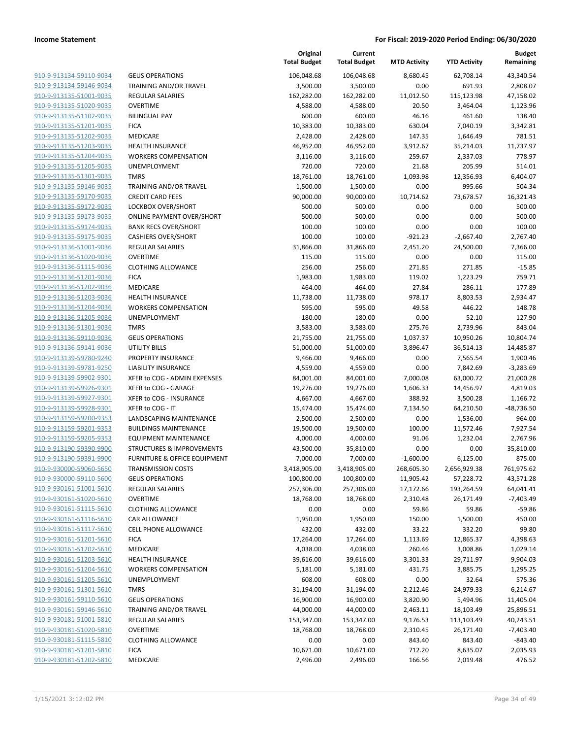**Income Statement** | **For Fiscal: 2019-2020 Period Ending: 06/30/2020**

| | | Original Total Budget | Current Total Budget | MTD Activity | YTD Activity | Budget Remaining |
|---|---|---|---|---|---|---|
| 910-9-913134-59110-9034 | GEUS OPERATIONS | 106,048.68 | 106,048.68 | 8,680.45 | 62,708.14 | 43,340.54 |
| 910-9-913134-59146-9034 | TRAINING AND/OR TRAVEL | 3,500.00 | 3,500.00 | 0.00 | 691.93 | 2,808.07 |
| 910-9-913135-51001-9035 | REGULAR SALARIES | 162,282.00 | 162,282.00 | 11,012.50 | 115,123.98 | 47,158.02 |
| 910-9-913135-51020-9035 | OVERTIME | 4,588.00 | 4,588.00 | 20.50 | 3,464.04 | 1,123.96 |
| 910-9-913135-51102-9035 | BILINGUAL PAY | 600.00 | 600.00 | 46.16 | 461.60 | 138.40 |
| 910-9-913135-51201-9035 | FICA | 10,383.00 | 10,383.00 | 630.04 | 7,040.19 | 3,342.81 |
| 910-9-913135-51202-9035 | MEDICARE | 2,428.00 | 2,428.00 | 147.35 | 1,646.49 | 781.51 |
| 910-9-913135-51203-9035 | HEALTH INSURANCE | 46,952.00 | 46,952.00 | 3,912.67 | 35,214.03 | 11,737.97 |
| 910-9-913135-51204-9035 | WORKERS COMPENSATION | 3,116.00 | 3,116.00 | 259.67 | 2,337.03 | 778.97 |
| 910-9-913135-51205-9035 | UNEMPLOYMENT | 720.00 | 720.00 | 21.68 | 205.99 | 514.01 |
| 910-9-913135-51301-9035 | TMRS | 18,761.00 | 18,761.00 | 1,093.98 | 12,356.93 | 6,404.07 |
| 910-9-913135-59146-9035 | TRAINING AND/OR TRAVEL | 1,500.00 | 1,500.00 | 0.00 | 995.66 | 504.34 |
| 910-9-913135-59170-9035 | CREDIT CARD FEES | 90,000.00 | 90,000.00 | 10,714.62 | 73,678.57 | 16,321.43 |
| 910-9-913135-59172-9035 | LOCKBOX OVER/SHORT | 500.00 | 500.00 | 0.00 | 0.00 | 500.00 |
| 910-9-913135-59173-9035 | ONLINE PAYMENT OVER/SHORT | 500.00 | 500.00 | 0.00 | 0.00 | 500.00 |
| 910-9-913135-59174-9035 | BANK RECS OVER/SHORT | 100.00 | 100.00 | 0.00 | 0.00 | 100.00 |
| 910-9-913135-59175-9035 | CASHIERS OVER/SHORT | 100.00 | 100.00 | -921.23 | -2,667.40 | 2,767.40 |
| 910-9-913136-51001-9036 | REGULAR SALARIES | 31,866.00 | 31,866.00 | 2,451.20 | 24,500.00 | 7,366.00 |
| 910-9-913136-51020-9036 | OVERTIME | 115.00 | 115.00 | 0.00 | 0.00 | 115.00 |
| 910-9-913136-51115-9036 | CLOTHING ALLOWANCE | 256.00 | 256.00 | 271.85 | 271.85 | -15.85 |
| 910-9-913136-51201-9036 | FICA | 1,983.00 | 1,983.00 | 119.02 | 1,223.29 | 759.71 |
| 910-9-913136-51202-9036 | MEDICARE | 464.00 | 464.00 | 27.84 | 286.11 | 177.89 |
| 910-9-913136-51203-9036 | HEALTH INSURANCE | 11,738.00 | 11,738.00 | 978.17 | 8,803.53 | 2,934.47 |
| 910-9-913136-51204-9036 | WORKERS COMPENSATION | 595.00 | 595.00 | 49.58 | 446.22 | 148.78 |
| 910-9-913136-51205-9036 | UNEMPLOYMENT | 180.00 | 180.00 | 0.00 | 52.10 | 127.90 |
| 910-9-913136-51301-9036 | TMRS | 3,583.00 | 3,583.00 | 275.76 | 2,739.96 | 843.04 |
| 910-9-913136-59110-9036 | GEUS OPERATIONS | 21,755.00 | 21,755.00 | 1,037.37 | 10,950.26 | 10,804.74 |
| 910-9-913136-59141-9036 | UTILITY BILLS | 51,000.00 | 51,000.00 | 3,896.47 | 36,514.13 | 14,485.87 |
| 910-9-913139-59780-9240 | PROPERTY INSURANCE | 9,466.00 | 9,466.00 | 0.00 | 7,565.54 | 1,900.46 |
| 910-9-913139-59781-9250 | LIABILITY INSURANCE | 4,559.00 | 4,559.00 | 0.00 | 7,842.69 | -3,283.69 |
| 910-9-913139-59902-9301 | XFER to COG - ADMIN EXPENSES | 84,001.00 | 84,001.00 | 7,000.08 | 63,000.72 | 21,000.28 |
| 910-9-913139-59926-9301 | XFER to COG - GARAGE | 19,276.00 | 19,276.00 | 1,606.33 | 14,456.97 | 4,819.03 |
| 910-9-913139-59927-9301 | XFER to COG - INSURANCE | 4,667.00 | 4,667.00 | 388.92 | 3,500.28 | 1,166.72 |
| 910-9-913139-59928-9301 | XFER to COG - IT | 15,474.00 | 15,474.00 | 7,134.50 | 64,210.50 | -48,736.50 |
| 910-9-913159-59200-9353 | LANDSCAPING MAINTENANCE | 2,500.00 | 2,500.00 | 0.00 | 1,536.00 | 964.00 |
| 910-9-913159-59201-9353 | BUILDINGS MAINTENANCE | 19,500.00 | 19,500.00 | 100.00 | 11,572.46 | 7,927.54 |
| 910-9-913159-59205-9353 | EQUIPMENT MAINTENANCE | 4,000.00 | 4,000.00 | 91.06 | 1,232.04 | 2,767.96 |
| 910-9-913190-59390-9900 | STRUCTURES & IMPROVEMENTS | 43,500.00 | 35,810.00 | 0.00 | 0.00 | 35,810.00 |
| 910-9-913190-59391-9900 | FURNITURE & OFFICE EQUIPMENT | 7,000.00 | 7,000.00 | -1,600.00 | 6,125.00 | 875.00 |
| 910-9-930000-59060-5650 | TRANSMISSION COSTS | 3,418,905.00 | 3,418,905.00 | 268,605.30 | 2,656,929.38 | 761,975.62 |
| 910-9-930000-59110-5600 | GEUS OPERATIONS | 100,800.00 | 100,800.00 | 11,905.42 | 57,228.72 | 43,571.28 |
| 910-9-930161-51001-5610 | REGULAR SALARIES | 257,306.00 | 257,306.00 | 17,172.66 | 193,264.59 | 64,041.41 |
| 910-9-930161-51020-5610 | OVERTIME | 18,768.00 | 18,768.00 | 2,310.48 | 26,171.49 | -7,403.49 |
| 910-9-930161-51115-5610 | CLOTHING ALLOWANCE | 0.00 | 0.00 | 59.86 | 59.86 | -59.86 |
| 910-9-930161-51116-5610 | CAR ALLOWANCE | 1,950.00 | 1,950.00 | 150.00 | 1,500.00 | 450.00 |
| 910-9-930161-51117-5610 | CELL PHONE ALLOWANCE | 432.00 | 432.00 | 33.22 | 332.20 | 99.80 |
| 910-9-930161-51201-5610 | FICA | 17,264.00 | 17,264.00 | 1,113.69 | 12,865.37 | 4,398.63 |
| 910-9-930161-51202-5610 | MEDICARE | 4,038.00 | 4,038.00 | 260.46 | 3,008.86 | 1,029.14 |
| 910-9-930161-51203-5610 | HEALTH INSURANCE | 39,616.00 | 39,616.00 | 3,301.33 | 29,711.97 | 9,904.03 |
| 910-9-930161-51204-5610 | WORKERS COMPENSATION | 5,181.00 | 5,181.00 | 431.75 | 3,885.75 | 1,295.25 |
| 910-9-930161-51205-5610 | UNEMPLOYMENT | 608.00 | 608.00 | 0.00 | 32.64 | 575.36 |
| 910-9-930161-51301-5610 | TMRS | 31,194.00 | 31,194.00 | 2,212.46 | 24,979.33 | 6,214.67 |
| 910-9-930161-59110-5610 | GEUS OPERATIONS | 16,900.00 | 16,900.00 | 3,820.90 | 5,494.96 | 11,405.04 |
| 910-9-930161-59146-5610 | TRAINING AND/OR TRAVEL | 44,000.00 | 44,000.00 | 2,463.11 | 18,103.49 | 25,896.51 |
| 910-9-930181-51001-5810 | REGULAR SALARIES | 153,347.00 | 153,347.00 | 9,176.53 | 113,103.49 | 40,243.51 |
| 910-9-930181-51020-5810 | OVERTIME | 18,768.00 | 18,768.00 | 2,310.45 | 26,171.40 | -7,403.40 |
| 910-9-930181-51115-5810 | CLOTHING ALLOWANCE | 0.00 | 0.00 | 843.40 | 843.40 | -843.40 |
| 910-9-930181-51201-5810 | FICA | 10,671.00 | 10,671.00 | 712.20 | 8,635.07 | 2,035.93 |
| 910-9-930181-51202-5810 | MEDICARE | 2,496.00 | 2,496.00 | 166.56 | 2,019.48 | 476.52 |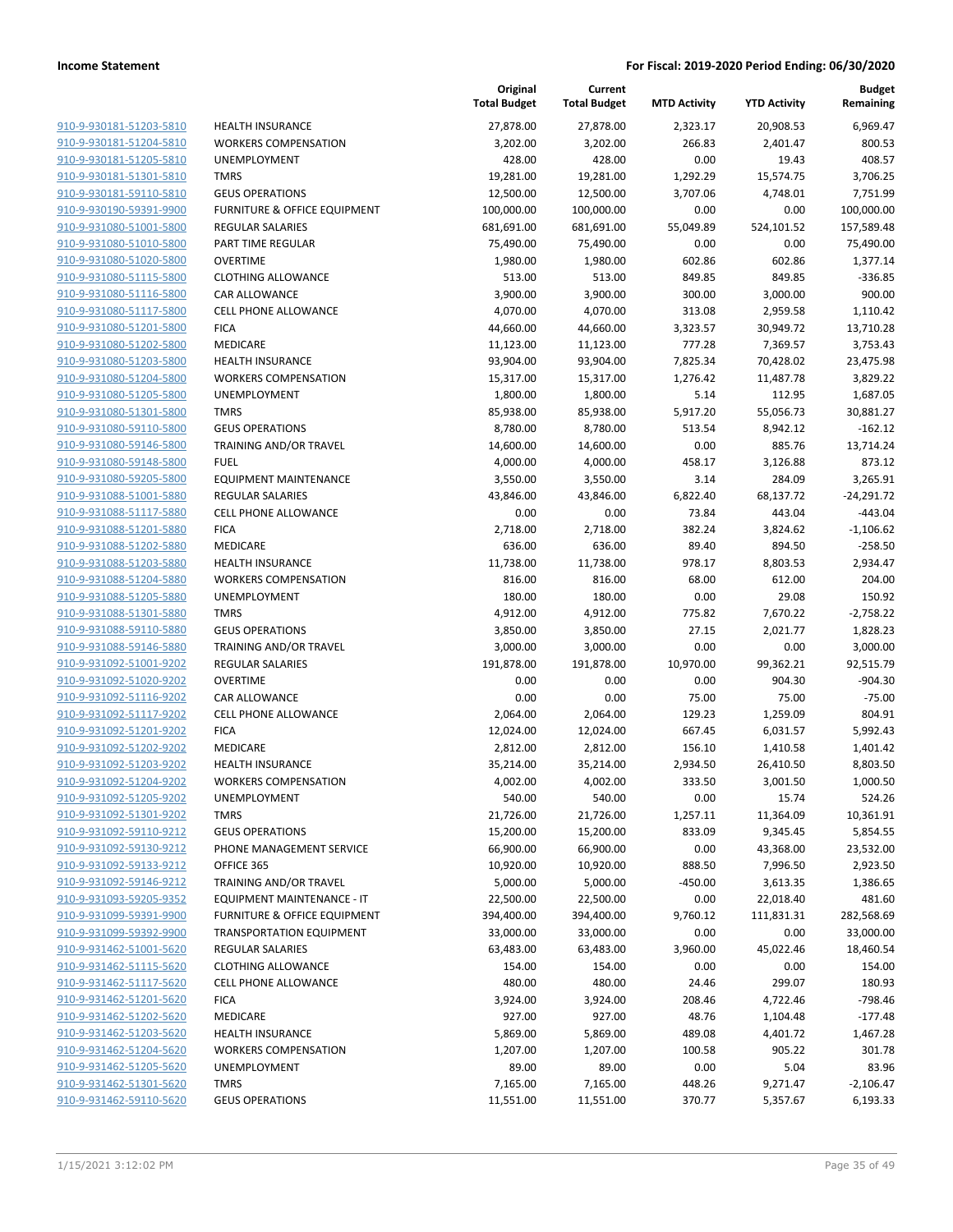**Income Statement** **For Fiscal: 2019-2020 Period Ending: 06/30/2020**

| | | Original Total Budget | Current Total Budget | MTD Activity | YTD Activity | Budget Remaining |
|---|---|---|---|---|---|---|
| 910-9-930181-51203-5810 | HEALTH INSURANCE | 27,878.00 | 27,878.00 | 2,323.17 | 20,908.53 | 6,969.47 |
| 910-9-930181-51204-5810 | WORKERS COMPENSATION | 3,202.00 | 3,202.00 | 266.83 | 2,401.47 | 800.53 |
| 910-9-930181-51205-5810 | UNEMPLOYMENT | 428.00 | 428.00 | 0.00 | 19.43 | 408.57 |
| 910-9-930181-51301-5810 | TMRS | 19,281.00 | 19,281.00 | 1,292.29 | 15,574.75 | 3,706.25 |
| 910-9-930181-59110-5810 | GEUS OPERATIONS | 12,500.00 | 12,500.00 | 3,707.06 | 4,748.01 | 7,751.99 |
| 910-9-930190-59391-9900 | FURNITURE & OFFICE EQUIPMENT | 100,000.00 | 100,000.00 | 0.00 | 0.00 | 100,000.00 |
| 910-9-931080-51001-5800 | REGULAR SALARIES | 681,691.00 | 681,691.00 | 55,049.89 | 524,101.52 | 157,589.48 |
| 910-9-931080-51010-5800 | PART TIME REGULAR | 75,490.00 | 75,490.00 | 0.00 | 0.00 | 75,490.00 |
| 910-9-931080-51020-5800 | OVERTIME | 1,980.00 | 1,980.00 | 602.86 | 602.86 | 1,377.14 |
| 910-9-931080-51115-5800 | CLOTHING ALLOWANCE | 513.00 | 513.00 | 849.85 | 849.85 | -336.85 |
| 910-9-931080-51116-5800 | CAR ALLOWANCE | 3,900.00 | 3,900.00 | 300.00 | 3,000.00 | 900.00 |
| 910-9-931080-51117-5800 | CELL PHONE ALLOWANCE | 4,070.00 | 4,070.00 | 313.08 | 2,959.58 | 1,110.42 |
| 910-9-931080-51201-5800 | FICA | 44,660.00 | 44,660.00 | 3,323.57 | 30,949.72 | 13,710.28 |
| 910-9-931080-51202-5800 | MEDICARE | 11,123.00 | 11,123.00 | 777.28 | 7,369.57 | 3,753.43 |
| 910-9-931080-51203-5800 | HEALTH INSURANCE | 93,904.00 | 93,904.00 | 7,825.34 | 70,428.02 | 23,475.98 |
| 910-9-931080-51204-5800 | WORKERS COMPENSATION | 15,317.00 | 15,317.00 | 1,276.42 | 11,487.78 | 3,829.22 |
| 910-9-931080-51205-5800 | UNEMPLOYMENT | 1,800.00 | 1,800.00 | 5.14 | 112.95 | 1,687.05 |
| 910-9-931080-51301-5800 | TMRS | 85,938.00 | 85,938.00 | 5,917.20 | 55,056.73 | 30,881.27 |
| 910-9-931080-59110-5800 | GEUS OPERATIONS | 8,780.00 | 8,780.00 | 513.54 | 8,942.12 | -162.12 |
| 910-9-931080-59146-5800 | TRAINING AND/OR TRAVEL | 14,600.00 | 14,600.00 | 0.00 | 885.76 | 13,714.24 |
| 910-9-931080-59148-5800 | FUEL | 4,000.00 | 4,000.00 | 458.17 | 3,126.88 | 873.12 |
| 910-9-931080-59205-5800 | EQUIPMENT MAINTENANCE | 3,550.00 | 3,550.00 | 3.14 | 284.09 | 3,265.91 |
| 910-9-931088-51001-5880 | REGULAR SALARIES | 43,846.00 | 43,846.00 | 6,822.40 | 68,137.72 | -24,291.72 |
| 910-9-931088-51117-5880 | CELL PHONE ALLOWANCE | 0.00 | 0.00 | 73.84 | 443.04 | -443.04 |
| 910-9-931088-51201-5880 | FICA | 2,718.00 | 2,718.00 | 382.24 | 3,824.62 | -1,106.62 |
| 910-9-931088-51202-5880 | MEDICARE | 636.00 | 636.00 | 89.40 | 894.50 | -258.50 |
| 910-9-931088-51203-5880 | HEALTH INSURANCE | 11,738.00 | 11,738.00 | 978.17 | 8,803.53 | 2,934.47 |
| 910-9-931088-51204-5880 | WORKERS COMPENSATION | 816.00 | 816.00 | 68.00 | 612.00 | 204.00 |
| 910-9-931088-51205-5880 | UNEMPLOYMENT | 180.00 | 180.00 | 0.00 | 29.08 | 150.92 |
| 910-9-931088-51301-5880 | TMRS | 4,912.00 | 4,912.00 | 775.82 | 7,670.22 | -2,758.22 |
| 910-9-931088-59110-5880 | GEUS OPERATIONS | 3,850.00 | 3,850.00 | 27.15 | 2,021.77 | 1,828.23 |
| 910-9-931088-59146-5880 | TRAINING AND/OR TRAVEL | 3,000.00 | 3,000.00 | 0.00 | 0.00 | 3,000.00 |
| 910-9-931092-51001-9202 | REGULAR SALARIES | 191,878.00 | 191,878.00 | 10,970.00 | 99,362.21 | 92,515.79 |
| 910-9-931092-51020-9202 | OVERTIME | 0.00 | 0.00 | 0.00 | 904.30 | -904.30 |
| 910-9-931092-51116-9202 | CAR ALLOWANCE | 0.00 | 0.00 | 75.00 | 75.00 | -75.00 |
| 910-9-931092-51117-9202 | CELL PHONE ALLOWANCE | 2,064.00 | 2,064.00 | 129.23 | 1,259.09 | 804.91 |
| 910-9-931092-51201-9202 | FICA | 12,024.00 | 12,024.00 | 667.45 | 6,031.57 | 5,992.43 |
| 910-9-931092-51202-9202 | MEDICARE | 2,812.00 | 2,812.00 | 156.10 | 1,410.58 | 1,401.42 |
| 910-9-931092-51203-9202 | HEALTH INSURANCE | 35,214.00 | 35,214.00 | 2,934.50 | 26,410.50 | 8,803.50 |
| 910-9-931092-51204-9202 | WORKERS COMPENSATION | 4,002.00 | 4,002.00 | 333.50 | 3,001.50 | 1,000.50 |
| 910-9-931092-51205-9202 | UNEMPLOYMENT | 540.00 | 540.00 | 0.00 | 15.74 | 524.26 |
| 910-9-931092-51301-9202 | TMRS | 21,726.00 | 21,726.00 | 1,257.11 | 11,364.09 | 10,361.91 |
| 910-9-931092-59110-9212 | GEUS OPERATIONS | 15,200.00 | 15,200.00 | 833.09 | 9,345.45 | 5,854.55 |
| 910-9-931092-59130-9212 | PHONE MANAGEMENT SERVICE | 66,900.00 | 66,900.00 | 0.00 | 43,368.00 | 23,532.00 |
| 910-9-931092-59133-9212 | OFFICE 365 | 10,920.00 | 10,920.00 | 888.50 | 7,996.50 | 2,923.50 |
| 910-9-931092-59146-9212 | TRAINING AND/OR TRAVEL | 5,000.00 | 5,000.00 | -450.00 | 3,613.35 | 1,386.65 |
| 910-9-931093-59205-9352 | EQUIPMENT MAINTENANCE - IT | 22,500.00 | 22,500.00 | 0.00 | 22,018.40 | 481.60 |
| 910-9-931099-59391-9900 | FURNITURE & OFFICE EQUIPMENT | 394,400.00 | 394,400.00 | 9,760.12 | 111,831.31 | 282,568.69 |
| 910-9-931099-59392-9900 | TRANSPORTATION EQUIPMENT | 33,000.00 | 33,000.00 | 0.00 | 0.00 | 33,000.00 |
| 910-9-931462-51001-5620 | REGULAR SALARIES | 63,483.00 | 63,483.00 | 3,960.00 | 45,022.46 | 18,460.54 |
| 910-9-931462-51115-5620 | CLOTHING ALLOWANCE | 154.00 | 154.00 | 0.00 | 0.00 | 154.00 |
| 910-9-931462-51117-5620 | CELL PHONE ALLOWANCE | 480.00 | 480.00 | 24.46 | 299.07 | 180.93 |
| 910-9-931462-51201-5620 | FICA | 3,924.00 | 3,924.00 | 208.46 | 4,722.46 | -798.46 |
| 910-9-931462-51202-5620 | MEDICARE | 927.00 | 927.00 | 48.76 | 1,104.48 | -177.48 |
| 910-9-931462-51203-5620 | HEALTH INSURANCE | 5,869.00 | 5,869.00 | 489.08 | 4,401.72 | 1,467.28 |
| 910-9-931462-51204-5620 | WORKERS COMPENSATION | 1,207.00 | 1,207.00 | 100.58 | 905.22 | 301.78 |
| 910-9-931462-51205-5620 | UNEMPLOYMENT | 89.00 | 89.00 | 0.00 | 5.04 | 83.96 |
| 910-9-931462-51301-5620 | TMRS | 7,165.00 | 7,165.00 | 448.26 | 9,271.47 | -2,106.47 |
| 910-9-931462-59110-5620 | GEUS OPERATIONS | 11,551.00 | 11,551.00 | 370.77 | 5,357.67 | 6,193.33 |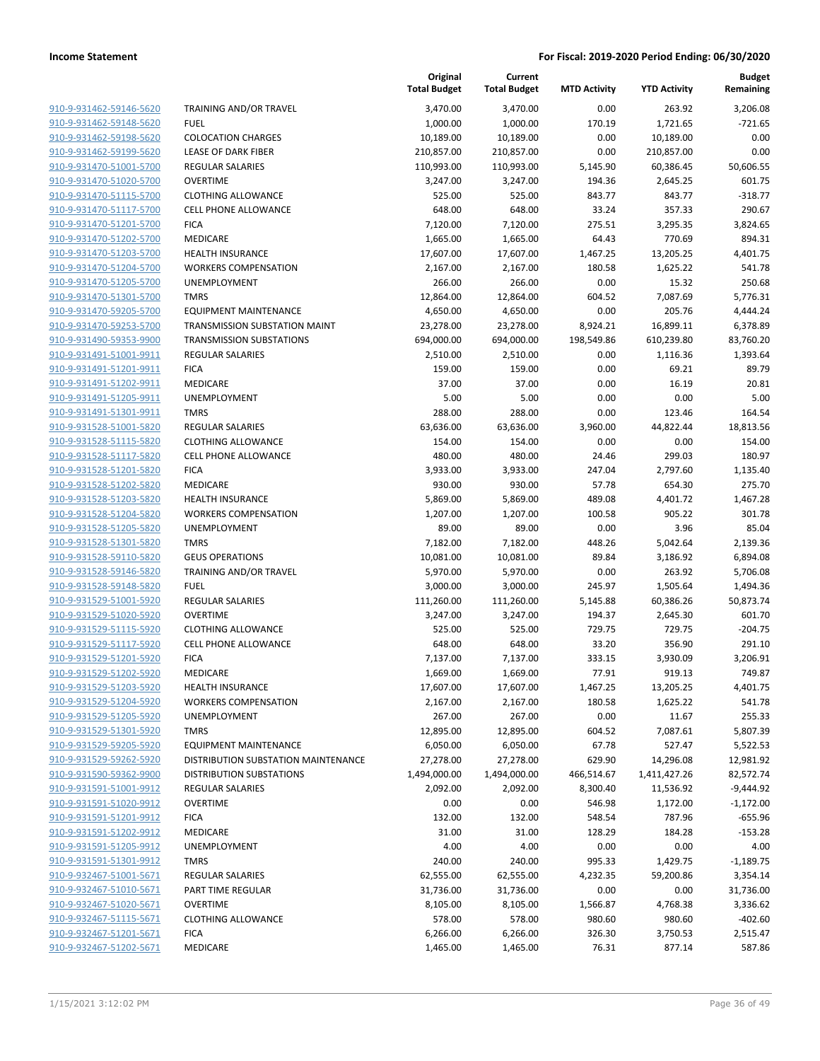**Income Statement** **For Fiscal: 2019-2020 Period Ending: 06/30/2020**

| | | Original Total Budget | Current Total Budget | MTD Activity | YTD Activity | Budget Remaining |
|---|---|---|---|---|---|---|
| 910-9-931462-59146-5620 | TRAINING AND/OR TRAVEL | 3,470.00 | 3,470.00 | 0.00 | 263.92 | 3,206.08 |
| 910-9-931462-59148-5620 | FUEL | 1,000.00 | 1,000.00 | 170.19 | 1,721.65 | -721.65 |
| 910-9-931462-59198-5620 | COLOCATION CHARGES | 10,189.00 | 10,189.00 | 0.00 | 10,189.00 | 0.00 |
| 910-9-931462-59199-5620 | LEASE OF DARK FIBER | 210,857.00 | 210,857.00 | 0.00 | 210,857.00 | 0.00 |
| 910-9-931470-51001-5700 | REGULAR SALARIES | 110,993.00 | 110,993.00 | 5,145.90 | 60,386.45 | 50,606.55 |
| 910-9-931470-51020-5700 | OVERTIME | 3,247.00 | 3,247.00 | 194.36 | 2,645.25 | 601.75 |
| 910-9-931470-51115-5700 | CLOTHING ALLOWANCE | 525.00 | 525.00 | 843.77 | 843.77 | -318.77 |
| 910-9-931470-51117-5700 | CELL PHONE ALLOWANCE | 648.00 | 648.00 | 33.24 | 357.33 | 290.67 |
| 910-9-931470-51201-5700 | FICA | 7,120.00 | 7,120.00 | 275.51 | 3,295.35 | 3,824.65 |
| 910-9-931470-51202-5700 | MEDICARE | 1,665.00 | 1,665.00 | 64.43 | 770.69 | 894.31 |
| 910-9-931470-51203-5700 | HEALTH INSURANCE | 17,607.00 | 17,607.00 | 1,467.25 | 13,205.25 | 4,401.75 |
| 910-9-931470-51204-5700 | WORKERS COMPENSATION | 2,167.00 | 2,167.00 | 180.58 | 1,625.22 | 541.78 |
| 910-9-931470-51205-5700 | UNEMPLOYMENT | 266.00 | 266.00 | 0.00 | 15.32 | 250.68 |
| 910-9-931470-51301-5700 | TMRS | 12,864.00 | 12,864.00 | 604.52 | 7,087.69 | 5,776.31 |
| 910-9-931470-59205-5700 | EQUIPMENT MAINTENANCE | 4,650.00 | 4,650.00 | 0.00 | 205.76 | 4,444.24 |
| 910-9-931470-59253-5700 | TRANSMISSION SUBSTATION MAINT | 23,278.00 | 23,278.00 | 8,924.21 | 16,899.11 | 6,378.89 |
| 910-9-931490-59353-9900 | TRANSMISSION SUBSTATIONS | 694,000.00 | 694,000.00 | 198,549.86 | 610,239.80 | 83,760.20 |
| 910-9-931491-51001-9911 | REGULAR SALARIES | 2,510.00 | 2,510.00 | 0.00 | 1,116.36 | 1,393.64 |
| 910-9-931491-51201-9911 | FICA | 159.00 | 159.00 | 0.00 | 69.21 | 89.79 |
| 910-9-931491-51202-9911 | MEDICARE | 37.00 | 37.00 | 0.00 | 16.19 | 20.81 |
| 910-9-931491-51205-9911 | UNEMPLOYMENT | 5.00 | 5.00 | 0.00 | 0.00 | 5.00 |
| 910-9-931491-51301-9911 | TMRS | 288.00 | 288.00 | 0.00 | 123.46 | 164.54 |
| 910-9-931528-51001-5820 | REGULAR SALARIES | 63,636.00 | 63,636.00 | 3,960.00 | 44,822.44 | 18,813.56 |
| 910-9-931528-51115-5820 | CLOTHING ALLOWANCE | 154.00 | 154.00 | 0.00 | 0.00 | 154.00 |
| 910-9-931528-51117-5820 | CELL PHONE ALLOWANCE | 480.00 | 480.00 | 24.46 | 299.03 | 180.97 |
| 910-9-931528-51201-5820 | FICA | 3,933.00 | 3,933.00 | 247.04 | 2,797.60 | 1,135.40 |
| 910-9-931528-51202-5820 | MEDICARE | 930.00 | 930.00 | 57.78 | 654.30 | 275.70 |
| 910-9-931528-51203-5820 | HEALTH INSURANCE | 5,869.00 | 5,869.00 | 489.08 | 4,401.72 | 1,467.28 |
| 910-9-931528-51204-5820 | WORKERS COMPENSATION | 1,207.00 | 1,207.00 | 100.58 | 905.22 | 301.78 |
| 910-9-931528-51205-5820 | UNEMPLOYMENT | 89.00 | 89.00 | 0.00 | 3.96 | 85.04 |
| 910-9-931528-51301-5820 | TMRS | 7,182.00 | 7,182.00 | 448.26 | 5,042.64 | 2,139.36 |
| 910-9-931528-59110-5820 | GEUS OPERATIONS | 10,081.00 | 10,081.00 | 89.84 | 3,186.92 | 6,894.08 |
| 910-9-931528-59146-5820 | TRAINING AND/OR TRAVEL | 5,970.00 | 5,970.00 | 0.00 | 263.92 | 5,706.08 |
| 910-9-931528-59148-5820 | FUEL | 3,000.00 | 3,000.00 | 245.97 | 1,505.64 | 1,494.36 |
| 910-9-931529-51001-5920 | REGULAR SALARIES | 111,260.00 | 111,260.00 | 5,145.88 | 60,386.26 | 50,873.74 |
| 910-9-931529-51020-5920 | OVERTIME | 3,247.00 | 3,247.00 | 194.37 | 2,645.30 | 601.70 |
| 910-9-931529-51115-5920 | CLOTHING ALLOWANCE | 525.00 | 525.00 | 729.75 | 729.75 | -204.75 |
| 910-9-931529-51117-5920 | CELL PHONE ALLOWANCE | 648.00 | 648.00 | 33.20 | 356.90 | 291.10 |
| 910-9-931529-51201-5920 | FICA | 7,137.00 | 7,137.00 | 333.15 | 3,930.09 | 3,206.91 |
| 910-9-931529-51202-5920 | MEDICARE | 1,669.00 | 1,669.00 | 77.91 | 919.13 | 749.87 |
| 910-9-931529-51203-5920 | HEALTH INSURANCE | 17,607.00 | 17,607.00 | 1,467.25 | 13,205.25 | 4,401.75 |
| 910-9-931529-51204-5920 | WORKERS COMPENSATION | 2,167.00 | 2,167.00 | 180.58 | 1,625.22 | 541.78 |
| 910-9-931529-51205-5920 | UNEMPLOYMENT | 267.00 | 267.00 | 0.00 | 11.67 | 255.33 |
| 910-9-931529-51301-5920 | TMRS | 12,895.00 | 12,895.00 | 604.52 | 7,087.61 | 5,807.39 |
| 910-9-931529-59205-5920 | EQUIPMENT MAINTENANCE | 6,050.00 | 6,050.00 | 67.78 | 527.47 | 5,522.53 |
| 910-9-931529-59262-5920 | DISTRIBUTION SUBSTATION MAINTENANCE | 27,278.00 | 27,278.00 | 629.90 | 14,296.08 | 12,981.92 |
| 910-9-931590-59362-9900 | DISTRIBUTION SUBSTATIONS | 1,494,000.00 | 1,494,000.00 | 466,514.67 | 1,411,427.26 | 82,572.74 |
| 910-9-931591-51001-9912 | REGULAR SALARIES | 2,092.00 | 2,092.00 | 8,300.40 | 11,536.92 | -9,444.92 |
| 910-9-931591-51020-9912 | OVERTIME | 0.00 | 0.00 | 546.98 | 1,172.00 | -1,172.00 |
| 910-9-931591-51201-9912 | FICA | 132.00 | 132.00 | 548.54 | 787.96 | -655.96 |
| 910-9-931591-51202-9912 | MEDICARE | 31.00 | 31.00 | 128.29 | 184.28 | -153.28 |
| 910-9-931591-51205-9912 | UNEMPLOYMENT | 4.00 | 4.00 | 0.00 | 0.00 | 4.00 |
| 910-9-931591-51301-9912 | TMRS | 240.00 | 240.00 | 995.33 | 1,429.75 | -1,189.75 |
| 910-9-932467-51001-5671 | REGULAR SALARIES | 62,555.00 | 62,555.00 | 4,232.35 | 59,200.86 | 3,354.14 |
| 910-9-932467-51010-5671 | PART TIME REGULAR | 31,736.00 | 31,736.00 | 0.00 | 0.00 | 31,736.00 |
| 910-9-932467-51020-5671 | OVERTIME | 8,105.00 | 8,105.00 | 1,566.87 | 4,768.38 | 3,336.62 |
| 910-9-932467-51115-5671 | CLOTHING ALLOWANCE | 578.00 | 578.00 | 980.60 | 980.60 | -402.60 |
| 910-9-932467-51201-5671 | FICA | 6,266.00 | 6,266.00 | 326.30 | 3,750.53 | 2,515.47 |
| 910-9-932467-51202-5671 | MEDICARE | 1,465.00 | 1,465.00 | 76.31 | 877.14 | 587.86 |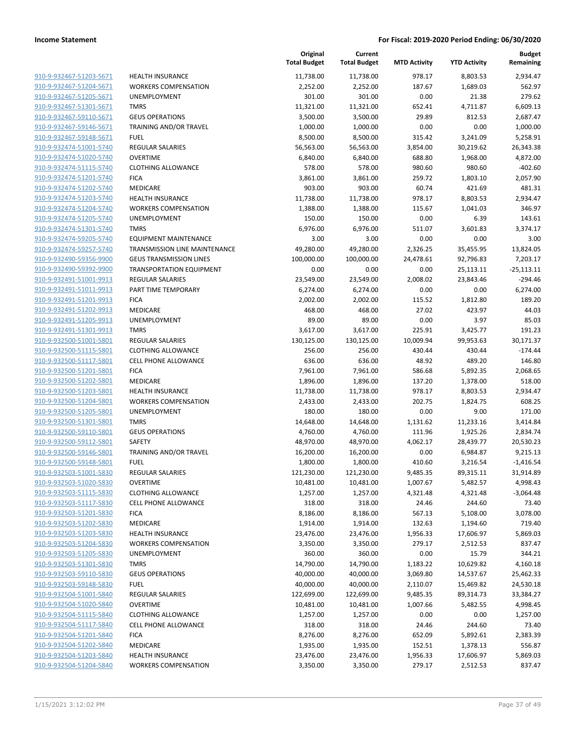**Income Statement** — **For Fiscal: 2019-2020 Period Ending: 06/30/2020**

| | | Original Total Budget | Current Total Budget | MTD Activity | YTD Activity | Budget Remaining |
|---|---|---|---|---|---|---|
| 910-9-932467-51203-5671 | HEALTH INSURANCE | 11,738.00 | 11,738.00 | 978.17 | 8,803.53 | 2,934.47 |
| 910-9-932467-51204-5671 | WORKERS COMPENSATION | 2,252.00 | 2,252.00 | 187.67 | 1,689.03 | 562.97 |
| 910-9-932467-51205-5671 | UNEMPLOYMENT | 301.00 | 301.00 | 0.00 | 21.38 | 279.62 |
| 910-9-932467-51301-5671 | TMRS | 11,321.00 | 11,321.00 | 652.41 | 4,711.87 | 6,609.13 |
| 910-9-932467-59110-5671 | GEUS OPERATIONS | 3,500.00 | 3,500.00 | 29.89 | 812.53 | 2,687.47 |
| 910-9-932467-59146-5671 | TRAINING AND/OR TRAVEL | 1,000.00 | 1,000.00 | 0.00 | 0.00 | 1,000.00 |
| 910-9-932467-59148-5671 | FUEL | 8,500.00 | 8,500.00 | 315.42 | 3,241.09 | 5,258.91 |
| 910-9-932474-51001-5740 | REGULAR SALARIES | 56,563.00 | 56,563.00 | 3,854.00 | 30,219.62 | 26,343.38 |
| 910-9-932474-51020-5740 | OVERTIME | 6,840.00 | 6,840.00 | 688.80 | 1,968.00 | 4,872.00 |
| 910-9-932474-51115-5740 | CLOTHING ALLOWANCE | 578.00 | 578.00 | 980.60 | 980.60 | -402.60 |
| 910-9-932474-51201-5740 | FICA | 3,861.00 | 3,861.00 | 259.72 | 1,803.10 | 2,057.90 |
| 910-9-932474-51202-5740 | MEDICARE | 903.00 | 903.00 | 60.74 | 421.69 | 481.31 |
| 910-9-932474-51203-5740 | HEALTH INSURANCE | 11,738.00 | 11,738.00 | 978.17 | 8,803.53 | 2,934.47 |
| 910-9-932474-51204-5740 | WORKERS COMPENSATION | 1,388.00 | 1,388.00 | 115.67 | 1,041.03 | 346.97 |
| 910-9-932474-51205-5740 | UNEMPLOYMENT | 150.00 | 150.00 | 0.00 | 6.39 | 143.61 |
| 910-9-932474-51301-5740 | TMRS | 6,976.00 | 6,976.00 | 511.07 | 3,601.83 | 3,374.17 |
| 910-9-932474-59205-5740 | EQUIPMENT MAINTENANCE | 3.00 | 3.00 | 0.00 | 0.00 | 3.00 |
| 910-9-932474-59257-5740 | TRANSMISSION LINE MAINTENANCE | 49,280.00 | 49,280.00 | 2,326.25 | 35,455.95 | 13,824.05 |
| 910-9-932490-59356-9900 | GEUS TRANSMISSION LINES | 100,000.00 | 100,000.00 | 24,478.61 | 92,796.83 | 7,203.17 |
| 910-9-932490-59392-9900 | TRANSPORTATION EQUIPMENT | 0.00 | 0.00 | 0.00 | 25,113.11 | -25,113.11 |
| 910-9-932491-51001-9913 | REGULAR SALARIES | 23,549.00 | 23,549.00 | 2,008.02 | 23,843.46 | -294.46 |
| 910-9-932491-51011-9913 | PART TIME TEMPORARY | 6,274.00 | 6,274.00 | 0.00 | 0.00 | 6,274.00 |
| 910-9-932491-51201-9913 | FICA | 2,002.00 | 2,002.00 | 115.52 | 1,812.80 | 189.20 |
| 910-9-932491-51202-9913 | MEDICARE | 468.00 | 468.00 | 27.02 | 423.97 | 44.03 |
| 910-9-932491-51205-9913 | UNEMPLOYMENT | 89.00 | 89.00 | 0.00 | 3.97 | 85.03 |
| 910-9-932491-51301-9913 | TMRS | 3,617.00 | 3,617.00 | 225.91 | 3,425.77 | 191.23 |
| 910-9-932500-51001-5801 | REGULAR SALARIES | 130,125.00 | 130,125.00 | 10,009.94 | 99,953.63 | 30,171.37 |
| 910-9-932500-51115-5801 | CLOTHING ALLOWANCE | 256.00 | 256.00 | 430.44 | 430.44 | -174.44 |
| 910-9-932500-51117-5801 | CELL PHONE ALLOWANCE | 636.00 | 636.00 | 48.92 | 489.20 | 146.80 |
| 910-9-932500-51201-5801 | FICA | 7,961.00 | 7,961.00 | 586.68 | 5,892.35 | 2,068.65 |
| 910-9-932500-51202-5801 | MEDICARE | 1,896.00 | 1,896.00 | 137.20 | 1,378.00 | 518.00 |
| 910-9-932500-51203-5801 | HEALTH INSURANCE | 11,738.00 | 11,738.00 | 978.17 | 8,803.53 | 2,934.47 |
| 910-9-932500-51204-5801 | WORKERS COMPENSATION | 2,433.00 | 2,433.00 | 202.75 | 1,824.75 | 608.25 |
| 910-9-932500-51205-5801 | UNEMPLOYMENT | 180.00 | 180.00 | 0.00 | 9.00 | 171.00 |
| 910-9-932500-51301-5801 | TMRS | 14,648.00 | 14,648.00 | 1,131.62 | 11,233.16 | 3,414.84 |
| 910-9-932500-59110-5801 | GEUS OPERATIONS | 4,760.00 | 4,760.00 | 111.96 | 1,925.26 | 2,834.74 |
| 910-9-932500-59112-5801 | SAFETY | 48,970.00 | 48,970.00 | 4,062.17 | 28,439.77 | 20,530.23 |
| 910-9-932500-59146-5801 | TRAINING AND/OR TRAVEL | 16,200.00 | 16,200.00 | 0.00 | 6,984.87 | 9,215.13 |
| 910-9-932500-59148-5801 | FUEL | 1,800.00 | 1,800.00 | 410.60 | 3,216.54 | -1,416.54 |
| 910-9-932503-51001-5830 | REGULAR SALARIES | 121,230.00 | 121,230.00 | 9,485.35 | 89,315.11 | 31,914.89 |
| 910-9-932503-51020-5830 | OVERTIME | 10,481.00 | 10,481.00 | 1,007.67 | 5,482.57 | 4,998.43 |
| 910-9-932503-51115-5830 | CLOTHING ALLOWANCE | 1,257.00 | 1,257.00 | 4,321.48 | 4,321.48 | -3,064.48 |
| 910-9-932503-51117-5830 | CELL PHONE ALLOWANCE | 318.00 | 318.00 | 24.46 | 244.60 | 73.40 |
| 910-9-932503-51201-5830 | FICA | 8,186.00 | 8,186.00 | 567.13 | 5,108.00 | 3,078.00 |
| 910-9-932503-51202-5830 | MEDICARE | 1,914.00 | 1,914.00 | 132.63 | 1,194.60 | 719.40 |
| 910-9-932503-51203-5830 | HEALTH INSURANCE | 23,476.00 | 23,476.00 | 1,956.33 | 17,606.97 | 5,869.03 |
| 910-9-932503-51204-5830 | WORKERS COMPENSATION | 3,350.00 | 3,350.00 | 279.17 | 2,512.53 | 837.47 |
| 910-9-932503-51205-5830 | UNEMPLOYMENT | 360.00 | 360.00 | 0.00 | 15.79 | 344.21 |
| 910-9-932503-51301-5830 | TMRS | 14,790.00 | 14,790.00 | 1,183.22 | 10,629.82 | 4,160.18 |
| 910-9-932503-59110-5830 | GEUS OPERATIONS | 40,000.00 | 40,000.00 | 3,069.80 | 14,537.67 | 25,462.33 |
| 910-9-932503-59148-5830 | FUEL | 40,000.00 | 40,000.00 | 2,110.07 | 15,469.82 | 24,530.18 |
| 910-9-932504-51001-5840 | REGULAR SALARIES | 122,699.00 | 122,699.00 | 9,485.35 | 89,314.73 | 33,384.27 |
| 910-9-932504-51020-5840 | OVERTIME | 10,481.00 | 10,481.00 | 1,007.66 | 5,482.55 | 4,998.45 |
| 910-9-932504-51115-5840 | CLOTHING ALLOWANCE | 1,257.00 | 1,257.00 | 0.00 | 0.00 | 1,257.00 |
| 910-9-932504-51117-5840 | CELL PHONE ALLOWANCE | 318.00 | 318.00 | 24.46 | 244.60 | 73.40 |
| 910-9-932504-51201-5840 | FICA | 8,276.00 | 8,276.00 | 652.09 | 5,892.61 | 2,383.39 |
| 910-9-932504-51202-5840 | MEDICARE | 1,935.00 | 1,935.00 | 152.51 | 1,378.13 | 556.87 |
| 910-9-932504-51203-5840 | HEALTH INSURANCE | 23,476.00 | 23,476.00 | 1,956.33 | 17,606.97 | 5,869.03 |
| 910-9-932504-51204-5840 | WORKERS COMPENSATION | 3,350.00 | 3,350.00 | 279.17 | 2,512.53 | 837.47 |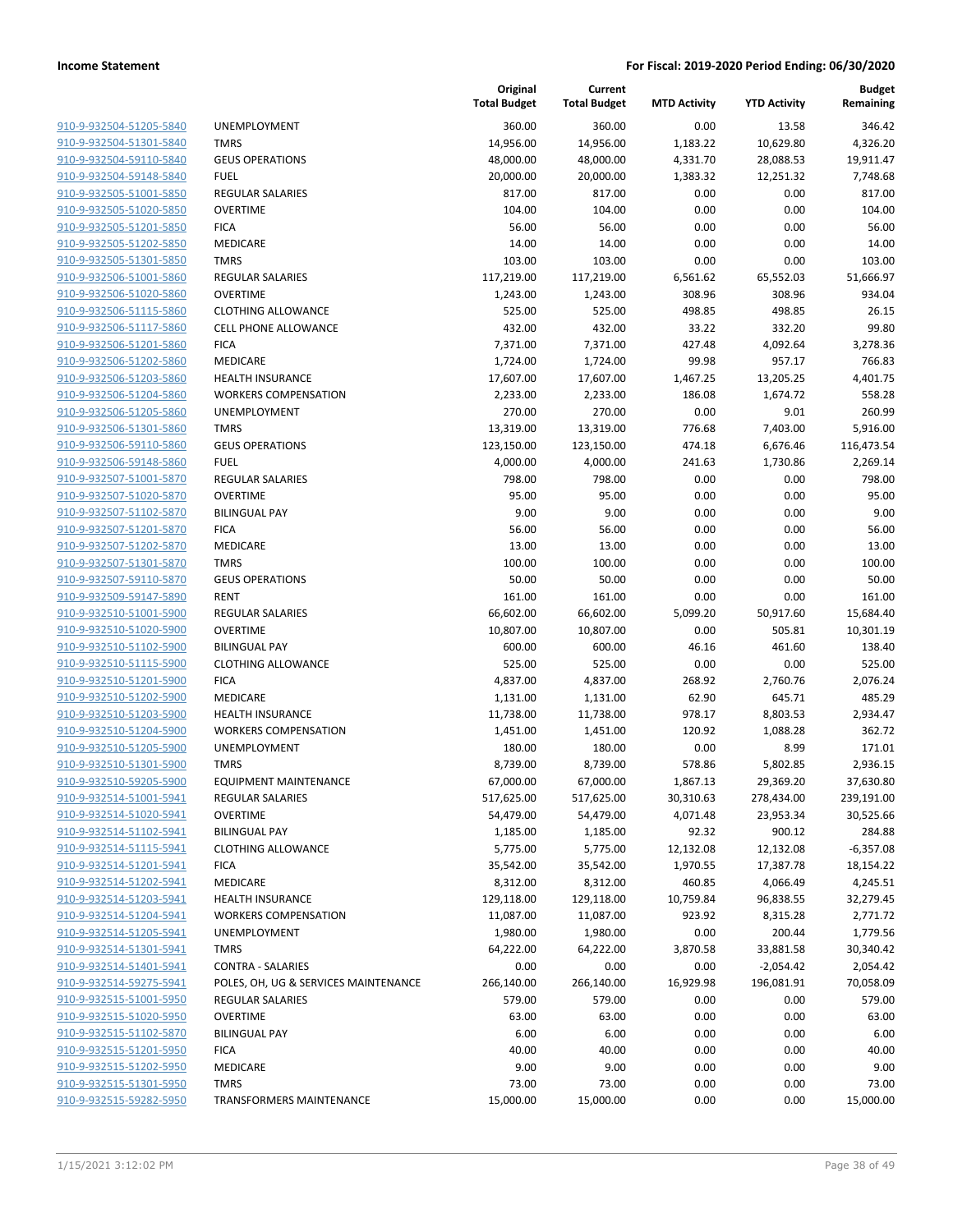| | | Original Total Budget | Current Total Budget | MTD Activity | YTD Activity | Budget Remaining |
|---|---|---|---|---|---|---|
| 910-9-932504-51205-5840 | UNEMPLOYMENT | 360.00 | 360.00 | 0.00 | 13.58 | 346.42 |
| 910-9-932504-51301-5840 | TMRS | 14,956.00 | 14,956.00 | 1,183.22 | 10,629.80 | 4,326.20 |
| 910-9-932504-59110-5840 | GEUS OPERATIONS | 48,000.00 | 48,000.00 | 4,331.70 | 28,088.53 | 19,911.47 |
| 910-9-932504-59148-5840 | FUEL | 20,000.00 | 20,000.00 | 1,383.32 | 12,251.32 | 7,748.68 |
| 910-9-932505-51001-5850 | REGULAR SALARIES | 817.00 | 817.00 | 0.00 | 0.00 | 817.00 |
| 910-9-932505-51020-5850 | OVERTIME | 104.00 | 104.00 | 0.00 | 0.00 | 104.00 |
| 910-9-932505-51201-5850 | FICA | 56.00 | 56.00 | 0.00 | 0.00 | 56.00 |
| 910-9-932505-51202-5850 | MEDICARE | 14.00 | 14.00 | 0.00 | 0.00 | 14.00 |
| 910-9-932505-51301-5850 | TMRS | 103.00 | 103.00 | 0.00 | 0.00 | 103.00 |
| 910-9-932506-51001-5860 | REGULAR SALARIES | 117,219.00 | 117,219.00 | 6,561.62 | 65,552.03 | 51,666.97 |
| 910-9-932506-51020-5860 | OVERTIME | 1,243.00 | 1,243.00 | 308.96 | 308.96 | 934.04 |
| 910-9-932506-51115-5860 | CLOTHING ALLOWANCE | 525.00 | 525.00 | 498.85 | 498.85 | 26.15 |
| 910-9-932506-51117-5860 | CELL PHONE ALLOWANCE | 432.00 | 432.00 | 33.22 | 332.20 | 99.80 |
| 910-9-932506-51201-5860 | FICA | 7,371.00 | 7,371.00 | 427.48 | 4,092.64 | 3,278.36 |
| 910-9-932506-51202-5860 | MEDICARE | 1,724.00 | 1,724.00 | 99.98 | 957.17 | 766.83 |
| 910-9-932506-51203-5860 | HEALTH INSURANCE | 17,607.00 | 17,607.00 | 1,467.25 | 13,205.25 | 4,401.75 |
| 910-9-932506-51204-5860 | WORKERS COMPENSATION | 2,233.00 | 2,233.00 | 186.08 | 1,674.72 | 558.28 |
| 910-9-932506-51205-5860 | UNEMPLOYMENT | 270.00 | 270.00 | 0.00 | 9.01 | 260.99 |
| 910-9-932506-51301-5860 | TMRS | 13,319.00 | 13,319.00 | 776.68 | 7,403.00 | 5,916.00 |
| 910-9-932506-59110-5860 | GEUS OPERATIONS | 123,150.00 | 123,150.00 | 474.18 | 6,676.46 | 116,473.54 |
| 910-9-932506-59148-5860 | FUEL | 4,000.00 | 4,000.00 | 241.63 | 1,730.86 | 2,269.14 |
| 910-9-932507-51001-5870 | REGULAR SALARIES | 798.00 | 798.00 | 0.00 | 0.00 | 798.00 |
| 910-9-932507-51020-5870 | OVERTIME | 95.00 | 95.00 | 0.00 | 0.00 | 95.00 |
| 910-9-932507-51102-5870 | BILINGUAL PAY | 9.00 | 9.00 | 0.00 | 0.00 | 9.00 |
| 910-9-932507-51201-5870 | FICA | 56.00 | 56.00 | 0.00 | 0.00 | 56.00 |
| 910-9-932507-51202-5870 | MEDICARE | 13.00 | 13.00 | 0.00 | 0.00 | 13.00 |
| 910-9-932507-51301-5870 | TMRS | 100.00 | 100.00 | 0.00 | 0.00 | 100.00 |
| 910-9-932507-59110-5870 | GEUS OPERATIONS | 50.00 | 50.00 | 0.00 | 0.00 | 50.00 |
| 910-9-932509-59147-5890 | RENT | 161.00 | 161.00 | 0.00 | 0.00 | 161.00 |
| 910-9-932510-51001-5900 | REGULAR SALARIES | 66,602.00 | 66,602.00 | 5,099.20 | 50,917.60 | 15,684.40 |
| 910-9-932510-51020-5900 | OVERTIME | 10,807.00 | 10,807.00 | 0.00 | 505.81 | 10,301.19 |
| 910-9-932510-51102-5900 | BILINGUAL PAY | 600.00 | 600.00 | 46.16 | 461.60 | 138.40 |
| 910-9-932510-51115-5900 | CLOTHING ALLOWANCE | 525.00 | 525.00 | 0.00 | 0.00 | 525.00 |
| 910-9-932510-51201-5900 | FICA | 4,837.00 | 4,837.00 | 268.92 | 2,760.76 | 2,076.24 |
| 910-9-932510-51202-5900 | MEDICARE | 1,131.00 | 1,131.00 | 62.90 | 645.71 | 485.29 |
| 910-9-932510-51203-5900 | HEALTH INSURANCE | 11,738.00 | 11,738.00 | 978.17 | 8,803.53 | 2,934.47 |
| 910-9-932510-51204-5900 | WORKERS COMPENSATION | 1,451.00 | 1,451.00 | 120.92 | 1,088.28 | 362.72 |
| 910-9-932510-51205-5900 | UNEMPLOYMENT | 180.00 | 180.00 | 0.00 | 8.99 | 171.01 |
| 910-9-932510-51301-5900 | TMRS | 8,739.00 | 8,739.00 | 578.86 | 5,802.85 | 2,936.15 |
| 910-9-932510-59205-5900 | EQUIPMENT MAINTENANCE | 67,000.00 | 67,000.00 | 1,867.13 | 29,369.20 | 37,630.80 |
| 910-9-932514-51001-5941 | REGULAR SALARIES | 517,625.00 | 517,625.00 | 30,310.63 | 278,434.00 | 239,191.00 |
| 910-9-932514-51020-5941 | OVERTIME | 54,479.00 | 54,479.00 | 4,071.48 | 23,953.34 | 30,525.66 |
| 910-9-932514-51102-5941 | BILINGUAL PAY | 1,185.00 | 1,185.00 | 92.32 | 900.12 | 284.88 |
| 910-9-932514-51115-5941 | CLOTHING ALLOWANCE | 5,775.00 | 5,775.00 | 12,132.08 | 12,132.08 | -6,357.08 |
| 910-9-932514-51201-5941 | FICA | 35,542.00 | 35,542.00 | 1,970.55 | 17,387.78 | 18,154.22 |
| 910-9-932514-51202-5941 | MEDICARE | 8,312.00 | 8,312.00 | 460.85 | 4,066.49 | 4,245.51 |
| 910-9-932514-51203-5941 | HEALTH INSURANCE | 129,118.00 | 129,118.00 | 10,759.84 | 96,838.55 | 32,279.45 |
| 910-9-932514-51204-5941 | WORKERS COMPENSATION | 11,087.00 | 11,087.00 | 923.92 | 8,315.28 | 2,771.72 |
| 910-9-932514-51205-5941 | UNEMPLOYMENT | 1,980.00 | 1,980.00 | 0.00 | 200.44 | 1,779.56 |
| 910-9-932514-51301-5941 | TMRS | 64,222.00 | 64,222.00 | 3,870.58 | 33,881.58 | 30,340.42 |
| 910-9-932514-51401-5941 | CONTRA - SALARIES | 0.00 | 0.00 | 0.00 | -2,054.42 | 2,054.42 |
| 910-9-932514-59275-5941 | POLES, OH, UG & SERVICES MAINTENANCE | 266,140.00 | 266,140.00 | 16,929.98 | 196,081.91 | 70,058.09 |
| 910-9-932515-51001-5950 | REGULAR SALARIES | 579.00 | 579.00 | 0.00 | 0.00 | 579.00 |
| 910-9-932515-51020-5950 | OVERTIME | 63.00 | 63.00 | 0.00 | 0.00 | 63.00 |
| 910-9-932515-51102-5870 | BILINGUAL PAY | 6.00 | 6.00 | 0.00 | 0.00 | 6.00 |
| 910-9-932515-51201-5950 | FICA | 40.00 | 40.00 | 0.00 | 0.00 | 40.00 |
| 910-9-932515-51202-5950 | MEDICARE | 9.00 | 9.00 | 0.00 | 0.00 | 9.00 |
| 910-9-932515-51301-5950 | TMRS | 73.00 | 73.00 | 0.00 | 0.00 | 73.00 |
| 910-9-932515-59282-5950 | TRANSFORMERS MAINTENANCE | 15,000.00 | 15,000.00 | 0.00 | 0.00 | 15,000.00 |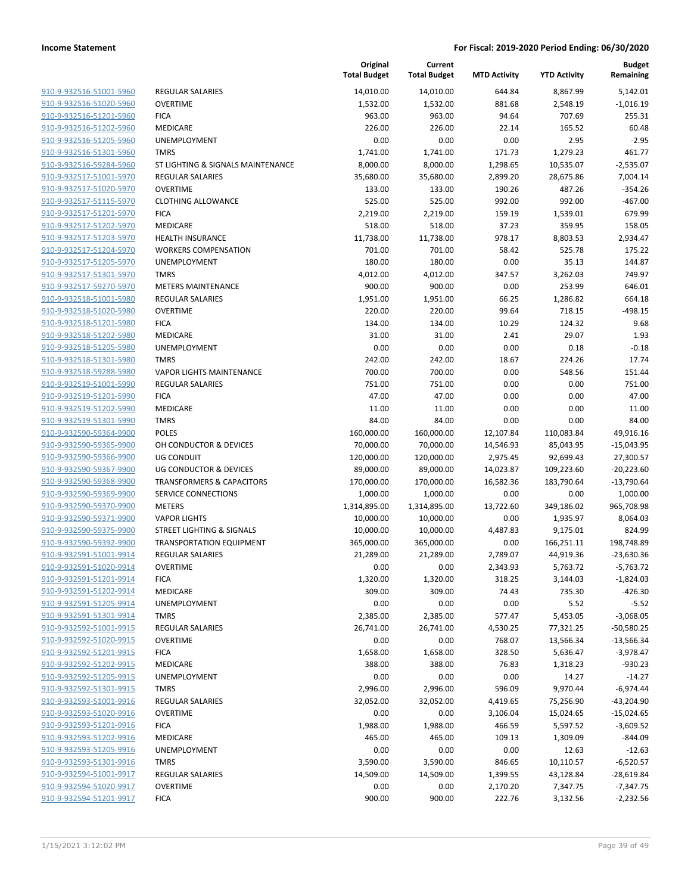**Income Statement** — **For Fiscal: 2019-2020 Period Ending: 06/30/2020**

| | | Original Total Budget | Current Total Budget | MTD Activity | YTD Activity | Budget Remaining |
|---|---|---|---|---|---|---|
| 910-9-932516-51001-5960 | REGULAR SALARIES | 14,010.00 | 14,010.00 | 644.84 | 8,867.99 | 5,142.01 |
| 910-9-932516-51020-5960 | OVERTIME | 1,532.00 | 1,532.00 | 881.68 | 2,548.19 | -1,016.19 |
| 910-9-932516-51201-5960 | FICA | 963.00 | 963.00 | 94.64 | 707.69 | 255.31 |
| 910-9-932516-51202-5960 | MEDICARE | 226.00 | 226.00 | 22.14 | 165.52 | 60.48 |
| 910-9-932516-51205-5960 | UNEMPLOYMENT | 0.00 | 0.00 | 0.00 | 2.95 | -2.95 |
| 910-9-932516-51301-5960 | TMRS | 1,741.00 | 1,741.00 | 171.73 | 1,279.23 | 461.77 |
| 910-9-932516-59284-5960 | ST LIGHTING & SIGNALS MAINTENANCE | 8,000.00 | 8,000.00 | 1,298.65 | 10,535.07 | -2,535.07 |
| 910-9-932517-51001-5970 | REGULAR SALARIES | 35,680.00 | 35,680.00 | 2,899.20 | 28,675.86 | 7,004.14 |
| 910-9-932517-51020-5970 | OVERTIME | 133.00 | 133.00 | 190.26 | 487.26 | -354.26 |
| 910-9-932517-51115-5970 | CLOTHING ALLOWANCE | 525.00 | 525.00 | 992.00 | 992.00 | -467.00 |
| 910-9-932517-51201-5970 | FICA | 2,219.00 | 2,219.00 | 159.19 | 1,539.01 | 679.99 |
| 910-9-932517-51202-5970 | MEDICARE | 518.00 | 518.00 | 37.23 | 359.95 | 158.05 |
| 910-9-932517-51203-5970 | HEALTH INSURANCE | 11,738.00 | 11,738.00 | 978.17 | 8,803.53 | 2,934.47 |
| 910-9-932517-51204-5970 | WORKERS COMPENSATION | 701.00 | 701.00 | 58.42 | 525.78 | 175.22 |
| 910-9-932517-51205-5970 | UNEMPLOYMENT | 180.00 | 180.00 | 0.00 | 35.13 | 144.87 |
| 910-9-932517-51301-5970 | TMRS | 4,012.00 | 4,012.00 | 347.57 | 3,262.03 | 749.97 |
| 910-9-932517-59270-5970 | METERS MAINTENANCE | 900.00 | 900.00 | 0.00 | 253.99 | 646.01 |
| 910-9-932518-51001-5980 | REGULAR SALARIES | 1,951.00 | 1,951.00 | 66.25 | 1,286.82 | 664.18 |
| 910-9-932518-51020-5980 | OVERTIME | 220.00 | 220.00 | 99.64 | 718.15 | -498.15 |
| 910-9-932518-51201-5980 | FICA | 134.00 | 134.00 | 10.29 | 124.32 | 9.68 |
| 910-9-932518-51202-5980 | MEDICARE | 31.00 | 31.00 | 2.41 | 29.07 | 1.93 |
| 910-9-932518-51205-5980 | UNEMPLOYMENT | 0.00 | 0.00 | 0.00 | 0.18 | -0.18 |
| 910-9-932518-51301-5980 | TMRS | 242.00 | 242.00 | 18.67 | 224.26 | 17.74 |
| 910-9-932518-59288-5980 | VAPOR LIGHTS MAINTENANCE | 700.00 | 700.00 | 0.00 | 548.56 | 151.44 |
| 910-9-932519-51001-5990 | REGULAR SALARIES | 751.00 | 751.00 | 0.00 | 0.00 | 751.00 |
| 910-9-932519-51201-5990 | FICA | 47.00 | 47.00 | 0.00 | 0.00 | 47.00 |
| 910-9-932519-51202-5990 | MEDICARE | 11.00 | 11.00 | 0.00 | 0.00 | 11.00 |
| 910-9-932519-51301-5990 | TMRS | 84.00 | 84.00 | 0.00 | 0.00 | 84.00 |
| 910-9-932590-59364-9900 | POLES | 160,000.00 | 160,000.00 | 12,107.84 | 110,083.84 | 49,916.16 |
| 910-9-932590-59365-9900 | OH CONDUCTOR & DEVICES | 70,000.00 | 70,000.00 | 14,546.93 | 85,043.95 | -15,043.95 |
| 910-9-932590-59366-9900 | UG CONDUIT | 120,000.00 | 120,000.00 | 2,975.45 | 92,699.43 | 27,300.57 |
| 910-9-932590-59367-9900 | UG CONDUCTOR & DEVICES | 89,000.00 | 89,000.00 | 14,023.87 | 109,223.60 | -20,223.60 |
| 910-9-932590-59368-9900 | TRANSFORMERS & CAPACITORS | 170,000.00 | 170,000.00 | 16,582.36 | 183,790.64 | -13,790.64 |
| 910-9-932590-59369-9900 | SERVICE CONNECTIONS | 1,000.00 | 1,000.00 | 0.00 | 0.00 | 1,000.00 |
| 910-9-932590-59370-9900 | METERS | 1,314,895.00 | 1,314,895.00 | 13,722.60 | 349,186.02 | 965,708.98 |
| 910-9-932590-59371-9900 | VAPOR LIGHTS | 10,000.00 | 10,000.00 | 0.00 | 1,935.97 | 8,064.03 |
| 910-9-932590-59375-9900 | STREET LIGHTING & SIGNALS | 10,000.00 | 10,000.00 | 4,487.83 | 9,175.01 | 824.99 |
| 910-9-932590-59392-9900 | TRANSPORTATION EQUIPMENT | 365,000.00 | 365,000.00 | 0.00 | 166,251.11 | 198,748.89 |
| 910-9-932591-51001-9914 | REGULAR SALARIES | 21,289.00 | 21,289.00 | 2,789.07 | 44,919.36 | -23,630.36 |
| 910-9-932591-51020-9914 | OVERTIME | 0.00 | 0.00 | 2,343.93 | 5,763.72 | -5,763.72 |
| 910-9-932591-51201-9914 | FICA | 1,320.00 | 1,320.00 | 318.25 | 3,144.03 | -1,824.03 |
| 910-9-932591-51202-9914 | MEDICARE | 309.00 | 309.00 | 74.43 | 735.30 | -426.30 |
| 910-9-932591-51205-9914 | UNEMPLOYMENT | 0.00 | 0.00 | 0.00 | 5.52 | -5.52 |
| 910-9-932591-51301-9914 | TMRS | 2,385.00 | 2,385.00 | 577.47 | 5,453.05 | -3,068.05 |
| 910-9-932592-51001-9915 | REGULAR SALARIES | 26,741.00 | 26,741.00 | 4,530.25 | 77,321.25 | -50,580.25 |
| 910-9-932592-51020-9915 | OVERTIME | 0.00 | 0.00 | 768.07 | 13,566.34 | -13,566.34 |
| 910-9-932592-51201-9915 | FICA | 1,658.00 | 1,658.00 | 328.50 | 5,636.47 | -3,978.47 |
| 910-9-932592-51202-9915 | MEDICARE | 388.00 | 388.00 | 76.83 | 1,318.23 | -930.23 |
| 910-9-932592-51205-9915 | UNEMPLOYMENT | 0.00 | 0.00 | 0.00 | 14.27 | -14.27 |
| 910-9-932592-51301-9915 | TMRS | 2,996.00 | 2,996.00 | 596.09 | 9,970.44 | -6,974.44 |
| 910-9-932593-51001-9916 | REGULAR SALARIES | 32,052.00 | 32,052.00 | 4,419.65 | 75,256.90 | -43,204.90 |
| 910-9-932593-51020-9916 | OVERTIME | 0.00 | 0.00 | 3,106.04 | 15,024.65 | -15,024.65 |
| 910-9-932593-51201-9916 | FICA | 1,988.00 | 1,988.00 | 466.59 | 5,597.52 | -3,609.52 |
| 910-9-932593-51202-9916 | MEDICARE | 465.00 | 465.00 | 109.13 | 1,309.09 | -844.09 |
| 910-9-932593-51205-9916 | UNEMPLOYMENT | 0.00 | 0.00 | 0.00 | 12.63 | -12.63 |
| 910-9-932593-51301-9916 | TMRS | 3,590.00 | 3,590.00 | 846.65 | 10,110.57 | -6,520.57 |
| 910-9-932594-51001-9917 | REGULAR SALARIES | 14,509.00 | 14,509.00 | 1,399.55 | 43,128.84 | -28,619.84 |
| 910-9-932594-51020-9917 | OVERTIME | 0.00 | 0.00 | 2,170.20 | 7,347.75 | -7,347.75 |
| 910-9-932594-51201-9917 | FICA | 900.00 | 900.00 | 222.76 | 3,132.56 | -2,232.56 |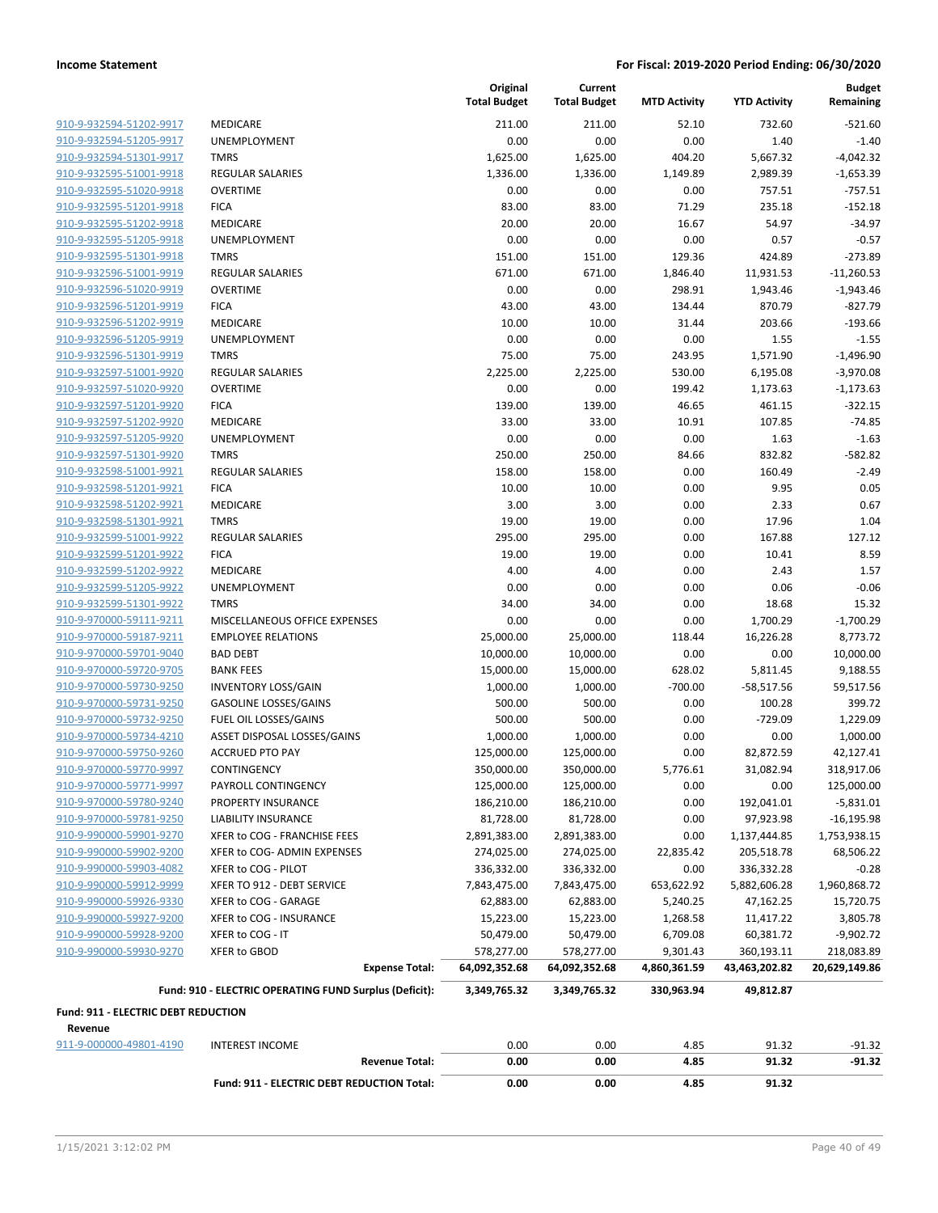**Income Statement** — **For Fiscal: 2019-2020 Period Ending: 06/30/2020**

| | | Original Total Budget | Current Total Budget | MTD Activity | YTD Activity | Budget Remaining |
|---|---|---|---|---|---|---|
| 910-9-932594-51202-9917 | MEDICARE | 211.00 | 211.00 | 52.10 | 732.60 | -521.60 |
| 910-9-932594-51205-9917 | UNEMPLOYMENT | 0.00 | 0.00 | 0.00 | 1.40 | -1.40 |
| 910-9-932594-51301-9917 | TMRS | 1,625.00 | 1,625.00 | 404.20 | 5,667.32 | -4,042.32 |
| 910-9-932595-51001-9918 | REGULAR SALARIES | 1,336.00 | 1,336.00 | 1,149.89 | 2,989.39 | -1,653.39 |
| 910-9-932595-51020-9918 | OVERTIME | 0.00 | 0.00 | 0.00 | 757.51 | -757.51 |
| 910-9-932595-51201-9918 | FICA | 83.00 | 83.00 | 71.29 | 235.18 | -152.18 |
| 910-9-932595-51202-9918 | MEDICARE | 20.00 | 20.00 | 16.67 | 54.97 | -34.97 |
| 910-9-932595-51205-9918 | UNEMPLOYMENT | 0.00 | 0.00 | 0.00 | 0.57 | -0.57 |
| 910-9-932595-51301-9918 | TMRS | 151.00 | 151.00 | 129.36 | 424.89 | -273.89 |
| 910-9-932596-51001-9919 | REGULAR SALARIES | 671.00 | 671.00 | 1,846.40 | 11,931.53 | -11,260.53 |
| 910-9-932596-51020-9919 | OVERTIME | 0.00 | 0.00 | 298.91 | 1,943.46 | -1,943.46 |
| 910-9-932596-51201-9919 | FICA | 43.00 | 43.00 | 134.44 | 870.79 | -827.79 |
| 910-9-932596-51202-9919 | MEDICARE | 10.00 | 10.00 | 31.44 | 203.66 | -193.66 |
| 910-9-932596-51205-9919 | UNEMPLOYMENT | 0.00 | 0.00 | 0.00 | 1.55 | -1.55 |
| 910-9-932596-51301-9919 | TMRS | 75.00 | 75.00 | 243.95 | 1,571.90 | -1,496.90 |
| 910-9-932597-51001-9920 | REGULAR SALARIES | 2,225.00 | 2,225.00 | 530.00 | 6,195.08 | -3,970.08 |
| 910-9-932597-51020-9920 | OVERTIME | 0.00 | 0.00 | 199.42 | 1,173.63 | -1,173.63 |
| 910-9-932597-51201-9920 | FICA | 139.00 | 139.00 | 46.65 | 461.15 | -322.15 |
| 910-9-932597-51202-9920 | MEDICARE | 33.00 | 33.00 | 10.91 | 107.85 | -74.85 |
| 910-9-932597-51205-9920 | UNEMPLOYMENT | 0.00 | 0.00 | 0.00 | 1.63 | -1.63 |
| 910-9-932597-51301-9920 | TMRS | 250.00 | 250.00 | 84.66 | 832.82 | -582.82 |
| 910-9-932598-51001-9921 | REGULAR SALARIES | 158.00 | 158.00 | 0.00 | 160.49 | -2.49 |
| 910-9-932598-51201-9921 | FICA | 10.00 | 10.00 | 0.00 | 9.95 | 0.05 |
| 910-9-932598-51202-9921 | MEDICARE | 3.00 | 3.00 | 0.00 | 2.33 | 0.67 |
| 910-9-932598-51301-9921 | TMRS | 19.00 | 19.00 | 0.00 | 17.96 | 1.04 |
| 910-9-932599-51001-9922 | REGULAR SALARIES | 295.00 | 295.00 | 0.00 | 167.88 | 127.12 |
| 910-9-932599-51201-9922 | FICA | 19.00 | 19.00 | 0.00 | 10.41 | 8.59 |
| 910-9-932599-51202-9922 | MEDICARE | 4.00 | 4.00 | 0.00 | 2.43 | 1.57 |
| 910-9-932599-51205-9922 | UNEMPLOYMENT | 0.00 | 0.00 | 0.00 | 0.06 | -0.06 |
| 910-9-932599-51301-9922 | TMRS | 34.00 | 34.00 | 0.00 | 18.68 | 15.32 |
| 910-9-970000-59111-9211 | MISCELLANEOUS OFFICE EXPENSES | 0.00 | 0.00 | 0.00 | 1,700.29 | -1,700.29 |
| 910-9-970000-59187-9211 | EMPLOYEE RELATIONS | 25,000.00 | 25,000.00 | 118.44 | 16,226.28 | 8,773.72 |
| 910-9-970000-59701-9040 | BAD DEBT | 10,000.00 | 10,000.00 | 0.00 | 0.00 | 10,000.00 |
| 910-9-970000-59720-9705 | BANK FEES | 15,000.00 | 15,000.00 | 628.02 | 5,811.45 | 9,188.55 |
| 910-9-970000-59730-9250 | INVENTORY LOSS/GAIN | 1,000.00 | 1,000.00 | -700.00 | -58,517.56 | 59,517.56 |
| 910-9-970000-59731-9250 | GASOLINE LOSSES/GAINS | 500.00 | 500.00 | 0.00 | 100.28 | 399.72 |
| 910-9-970000-59732-9250 | FUEL OIL LOSSES/GAINS | 500.00 | 500.00 | 0.00 | -729.09 | 1,229.09 |
| 910-9-970000-59734-4210 | ASSET DISPOSAL LOSSES/GAINS | 1,000.00 | 1,000.00 | 0.00 | 0.00 | 1,000.00 |
| 910-9-970000-59750-9260 | ACCRUED PTO PAY | 125,000.00 | 125,000.00 | 0.00 | 82,872.59 | 42,127.41 |
| 910-9-970000-59770-9997 | CONTINGENCY | 350,000.00 | 350,000.00 | 5,776.61 | 31,082.94 | 318,917.06 |
| 910-9-970000-59771-9997 | PAYROLL CONTINGENCY | 125,000.00 | 125,000.00 | 0.00 | 0.00 | 125,000.00 |
| 910-9-970000-59780-9240 | PROPERTY INSURANCE | 186,210.00 | 186,210.00 | 0.00 | 192,041.01 | -5,831.01 |
| 910-9-970000-59781-9250 | LIABILITY INSURANCE | 81,728.00 | 81,728.00 | 0.00 | 97,923.98 | -16,195.98 |
| 910-9-990000-59901-9270 | XFER to COG - FRANCHISE FEES | 2,891,383.00 | 2,891,383.00 | 0.00 | 1,137,444.85 | 1,753,938.15 |
| 910-9-990000-59902-9200 | XFER to COG- ADMIN EXPENSES | 274,025.00 | 274,025.00 | 22,835.42 | 205,518.78 | 68,506.22 |
| 910-9-990000-59903-4082 | XFER to COG - PILOT | 336,332.00 | 336,332.00 | 0.00 | 336,332.28 | -0.28 |
| 910-9-990000-59912-9999 | XFER TO 912 - DEBT SERVICE | 7,843,475.00 | 7,843,475.00 | 653,622.92 | 5,882,606.28 | 1,960,868.72 |
| 910-9-990000-59926-9330 | XFER to COG - GARAGE | 62,883.00 | 62,883.00 | 5,240.25 | 47,162.25 | 15,720.75 |
| 910-9-990000-59927-9200 | XFER to COG - INSURANCE | 15,223.00 | 15,223.00 | 1,268.58 | 11,417.22 | 3,805.78 |
| 910-9-990000-59928-9200 | XFER to COG - IT | 50,479.00 | 50,479.00 | 6,709.08 | 60,381.72 | -9,902.72 |
| 910-9-990000-59930-9270 | XFER to GBOD | 578,277.00 | 578,277.00 | 9,301.43 | 360,193.11 | 218,083.89 |
| | **Expense Total:** | **64,092,352.68** | **64,092,352.68** | **4,860,361.59** | **43,463,202.82** | **20,629,149.86** |
| | **Fund: 910 - ELECTRIC OPERATING FUND Surplus (Deficit):** | **3,349,765.32** | **3,349,765.32** | **330,963.94** | **49,812.87** | |

**Fund: 911 - ELECTRIC DEBT REDUCTION**

**Revenue**

| | | Original Total Budget | Current Total Budget | MTD Activity | YTD Activity | Budget Remaining |
|---|---|---|---|---|---|---|
| 911-9-000000-49801-4190 | INTEREST INCOME | 0.00 | 0.00 | 4.85 | 91.32 | -91.32 |
| | **Revenue Total:** | **0.00** | **0.00** | **4.85** | **91.32** | **-91.32** |
| | **Fund: 911 - ELECTRIC DEBT REDUCTION Total:** | **0.00** | **0.00** | **4.85** | **91.32** | |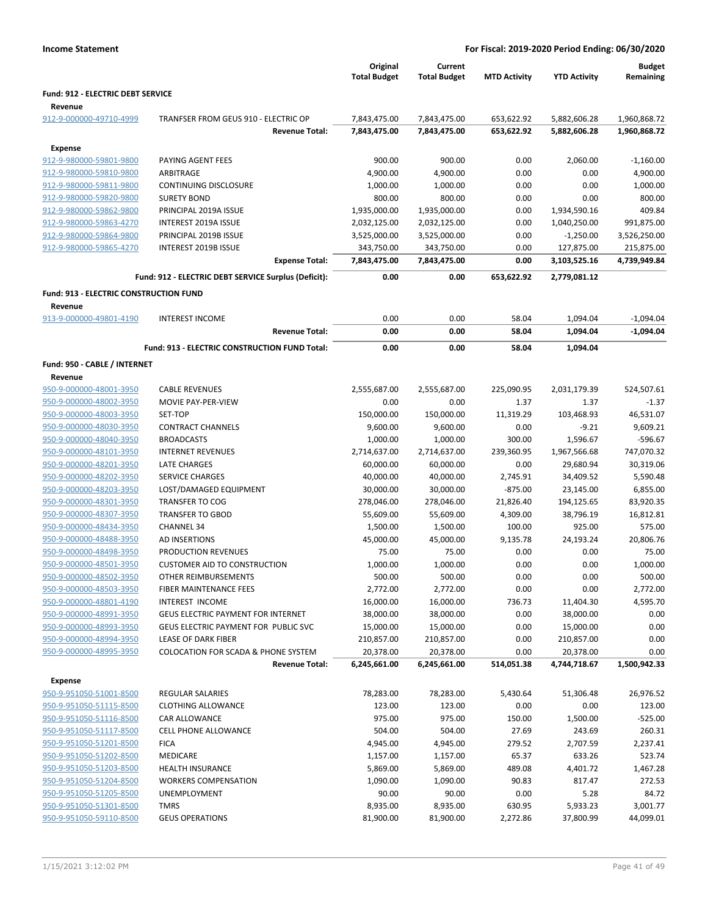**Income Statement** | **For Fiscal: 2019-2020 Period Ending: 06/30/2020**

| | | Original Total Budget | Current Total Budget | MTD Activity | YTD Activity | Budget Remaining |
|---|---|---|---|---|---|---|
| **Fund: 912 - ELECTRIC DEBT SERVICE** | | | | | | |
| **Revenue** | | | | | | |
| 912-9-000000-49710-4999 | TRANFSER FROM GEUS 910 - ELECTRIC OP | 7,843,475.00 | 7,843,475.00 | 653,622.92 | 5,882,606.28 | 1,960,868.72 |
| | **Revenue Total:** | **7,843,475.00** | **7,843,475.00** | **653,622.92** | **5,882,606.28** | **1,960,868.72** |
| **Expense** | | | | | | |
| 912-9-980000-59801-9800 | PAYING AGENT FEES | 900.00 | 900.00 | 0.00 | 2,060.00 | -1,160.00 |
| 912-9-980000-59810-9800 | ARBITRAGE | 4,900.00 | 4,900.00 | 0.00 | 0.00 | 4,900.00 |
| 912-9-980000-59811-9800 | CONTINUING DISCLOSURE | 1,000.00 | 1,000.00 | 0.00 | 0.00 | 1,000.00 |
| 912-9-980000-59820-9800 | SURETY BOND | 800.00 | 800.00 | 0.00 | 0.00 | 800.00 |
| 912-9-980000-59862-9800 | PRINCIPAL 2019A ISSUE | 1,935,000.00 | 1,935,000.00 | 0.00 | 1,934,590.16 | 409.84 |
| 912-9-980000-59863-4270 | INTEREST 2019A ISSUE | 2,032,125.00 | 2,032,125.00 | 0.00 | 1,040,250.00 | 991,875.00 |
| 912-9-980000-59864-9800 | PRINCIPAL 2019B ISSUE | 3,525,000.00 | 3,525,000.00 | 0.00 | -1,250.00 | 3,526,250.00 |
| 912-9-980000-59865-4270 | INTEREST 2019B ISSUE | 343,750.00 | 343,750.00 | 0.00 | 127,875.00 | 215,875.00 |
| | **Expense Total:** | **7,843,475.00** | **7,843,475.00** | **0.00** | **3,103,525.16** | **4,739,949.84** |
| | **Fund: 912 - ELECTRIC DEBT SERVICE Surplus (Deficit):** | **0.00** | **0.00** | **653,622.92** | **2,779,081.12** | |
| **Fund: 913 - ELECTRIC CONSTRUCTION FUND** | | | | | | |
| **Revenue** | | | | | | |
| 913-9-000000-49801-4190 | INTEREST INCOME | 0.00 | 0.00 | 58.04 | 1,094.04 | -1,094.04 |
| | **Revenue Total:** | **0.00** | **0.00** | **58.04** | **1,094.04** | **-1,094.04** |
| | **Fund: 913 - ELECTRIC CONSTRUCTION FUND Total:** | **0.00** | **0.00** | **58.04** | **1,094.04** | |
| **Fund: 950 - CABLE / INTERNET** | | | | | | |
| **Revenue** | | | | | | |
| 950-9-000000-48001-3950 | CABLE REVENUES | 2,555,687.00 | 2,555,687.00 | 225,090.95 | 2,031,179.39 | 524,507.61 |
| 950-9-000000-48002-3950 | MOVIE PAY-PER-VIEW | 0.00 | 0.00 | 1.37 | 1.37 | -1.37 |
| 950-9-000000-48003-3950 | SET-TOP | 150,000.00 | 150,000.00 | 11,319.29 | 103,468.93 | 46,531.07 |
| 950-9-000000-48030-3950 | CONTRACT CHANNELS | 9,600.00 | 9,600.00 | 0.00 | -9.21 | 9,609.21 |
| 950-9-000000-48040-3950 | BROADCASTS | 1,000.00 | 1,000.00 | 300.00 | 1,596.67 | -596.67 |
| 950-9-000000-48101-3950 | INTERNET REVENUES | 2,714,637.00 | 2,714,637.00 | 239,360.95 | 1,967,566.68 | 747,070.32 |
| 950-9-000000-48201-3950 | LATE CHARGES | 60,000.00 | 60,000.00 | 0.00 | 29,680.94 | 30,319.06 |
| 950-9-000000-48202-3950 | SERVICE CHARGES | 40,000.00 | 40,000.00 | 2,745.91 | 34,409.52 | 5,590.48 |
| 950-9-000000-48203-3950 | LOST/DAMAGED EQUIPMENT | 30,000.00 | 30,000.00 | -875.00 | 23,145.00 | 6,855.00 |
| 950-9-000000-48301-3950 | TRANSFER TO COG | 278,046.00 | 278,046.00 | 21,826.40 | 194,125.65 | 83,920.35 |
| 950-9-000000-48307-3950 | TRANSFER TO GBOD | 55,609.00 | 55,609.00 | 4,309.00 | 38,796.19 | 16,812.81 |
| 950-9-000000-48434-3950 | CHANNEL 34 | 1,500.00 | 1,500.00 | 100.00 | 925.00 | 575.00 |
| 950-9-000000-48488-3950 | AD INSERTIONS | 45,000.00 | 45,000.00 | 9,135.78 | 24,193.24 | 20,806.76 |
| 950-9-000000-48498-3950 | PRODUCTION REVENUES | 75.00 | 75.00 | 0.00 | 0.00 | 75.00 |
| 950-9-000000-48501-3950 | CUSTOMER AID TO CONSTRUCTION | 1,000.00 | 1,000.00 | 0.00 | 0.00 | 1,000.00 |
| 950-9-000000-48502-3950 | OTHER REIMBURSEMENTS | 500.00 | 500.00 | 0.00 | 0.00 | 500.00 |
| 950-9-000000-48503-3950 | FIBER MAINTENANCE FEES | 2,772.00 | 2,772.00 | 0.00 | 0.00 | 2,772.00 |
| 950-9-000000-48801-4190 | INTEREST INCOME | 16,000.00 | 16,000.00 | 736.73 | 11,404.30 | 4,595.70 |
| 950-9-000000-48991-3950 | GEUS ELECTRIC PAYMENT FOR INTERNET | 38,000.00 | 38,000.00 | 0.00 | 38,000.00 | 0.00 |
| 950-9-000000-48993-3950 | GEUS ELECTRIC PAYMENT FOR PUBLIC SVC | 15,000.00 | 15,000.00 | 0.00 | 15,000.00 | 0.00 |
| 950-9-000000-48994-3950 | LEASE OF DARK FIBER | 210,857.00 | 210,857.00 | 0.00 | 210,857.00 | 0.00 |
| 950-9-000000-48995-3950 | COLOCATION FOR SCADA & PHONE SYSTEM | 20,378.00 | 20,378.00 | 0.00 | 20,378.00 | 0.00 |
| | **Revenue Total:** | **6,245,661.00** | **6,245,661.00** | **514,051.38** | **4,744,718.67** | **1,500,942.33** |
| **Expense** | | | | | | |
| 950-9-951050-51001-8500 | REGULAR SALARIES | 78,283.00 | 78,283.00 | 5,430.64 | 51,306.48 | 26,976.52 |
| 950-9-951050-51115-8500 | CLOTHING ALLOWANCE | 123.00 | 123.00 | 0.00 | 0.00 | 123.00 |
| 950-9-951050-51116-8500 | CAR ALLOWANCE | 975.00 | 975.00 | 150.00 | 1,500.00 | -525.00 |
| 950-9-951050-51117-8500 | CELL PHONE ALLOWANCE | 504.00 | 504.00 | 27.69 | 243.69 | 260.31 |
| 950-9-951050-51201-8500 | FICA | 4,945.00 | 4,945.00 | 279.52 | 2,707.59 | 2,237.41 |
| 950-9-951050-51202-8500 | MEDICARE | 1,157.00 | 1,157.00 | 65.37 | 633.26 | 523.74 |
| 950-9-951050-51203-8500 | HEALTH INSURANCE | 5,869.00 | 5,869.00 | 489.08 | 4,401.72 | 1,467.28 |
| 950-9-951050-51204-8500 | WORKERS COMPENSATION | 1,090.00 | 1,090.00 | 90.83 | 817.47 | 272.53 |
| 950-9-951050-51205-8500 | UNEMPLOYMENT | 90.00 | 90.00 | 0.00 | 5.28 | 84.72 |
| 950-9-951050-51301-8500 | TMRS | 8,935.00 | 8,935.00 | 630.95 | 5,933.23 | 3,001.77 |
| 950-9-951050-59110-8500 | GEUS OPERATIONS | 81,900.00 | 81,900.00 | 2,272.86 | 37,800.99 | 44,099.01 |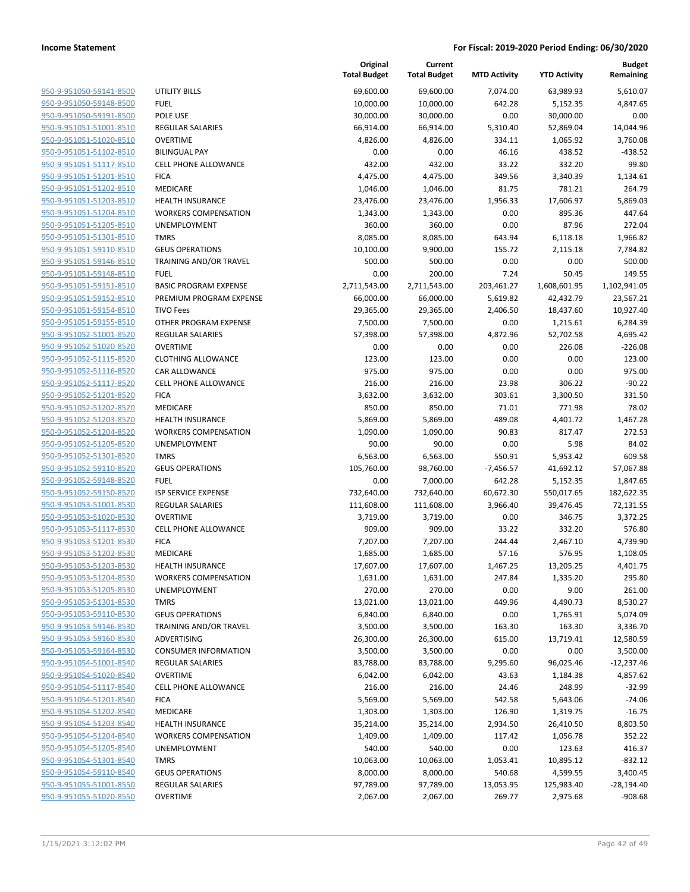**Income Statement** — For Fiscal: 2019-2020 Period Ending: 06/30/2020

| | | Original Total Budget | Current Total Budget | MTD Activity | YTD Activity | Budget Remaining |
|---|---|---|---|---|---|---|
| 950-9-951050-59141-8500 | UTILITY BILLS | 69,600.00 | 69,600.00 | 7,074.00 | 63,989.93 | 5,610.07 |
| 950-9-951050-59148-8500 | FUEL | 10,000.00 | 10,000.00 | 642.28 | 5,152.35 | 4,847.65 |
| 950-9-951050-59191-8500 | POLE USE | 30,000.00 | 30,000.00 | 0.00 | 30,000.00 | 0.00 |
| 950-9-951051-51001-8510 | REGULAR SALARIES | 66,914.00 | 66,914.00 | 5,310.40 | 52,869.04 | 14,044.96 |
| 950-9-951051-51020-8510 | OVERTIME | 4,826.00 | 4,826.00 | 334.11 | 1,065.92 | 3,760.08 |
| 950-9-951051-51102-8510 | BILINGUAL PAY | 0.00 | 0.00 | 46.16 | 438.52 | -438.52 |
| 950-9-951051-51117-8510 | CELL PHONE ALLOWANCE | 432.00 | 432.00 | 33.22 | 332.20 | 99.80 |
| 950-9-951051-51201-8510 | FICA | 4,475.00 | 4,475.00 | 349.56 | 3,340.39 | 1,134.61 |
| 950-9-951051-51202-8510 | MEDICARE | 1,046.00 | 1,046.00 | 81.75 | 781.21 | 264.79 |
| 950-9-951051-51203-8510 | HEALTH INSURANCE | 23,476.00 | 23,476.00 | 1,956.33 | 17,606.97 | 5,869.03 |
| 950-9-951051-51204-8510 | WORKERS COMPENSATION | 1,343.00 | 1,343.00 | 0.00 | 895.36 | 447.64 |
| 950-9-951051-51205-8510 | UNEMPLOYMENT | 360.00 | 360.00 | 0.00 | 87.96 | 272.04 |
| 950-9-951051-51301-8510 | TMRS | 8,085.00 | 8,085.00 | 643.94 | 6,118.18 | 1,966.82 |
| 950-9-951051-59110-8510 | GEUS OPERATIONS | 10,100.00 | 9,900.00 | 155.72 | 2,115.18 | 7,784.82 |
| 950-9-951051-59146-8510 | TRAINING AND/OR TRAVEL | 500.00 | 500.00 | 0.00 | 0.00 | 500.00 |
| 950-9-951051-59148-8510 | FUEL | 0.00 | 200.00 | 7.24 | 50.45 | 149.55 |
| 950-9-951051-59151-8510 | BASIC PROGRAM EXPENSE | 2,711,543.00 | 2,711,543.00 | 203,461.27 | 1,608,601.95 | 1,102,941.05 |
| 950-9-951051-59152-8510 | PREMIUM PROGRAM EXPENSE | 66,000.00 | 66,000.00 | 5,619.82 | 42,432.79 | 23,567.21 |
| 950-9-951051-59154-8510 | TIVO Fees | 29,365.00 | 29,365.00 | 2,406.50 | 18,437.60 | 10,927.40 |
| 950-9-951051-59155-8510 | OTHER PROGRAM EXPENSE | 7,500.00 | 7,500.00 | 0.00 | 1,215.61 | 6,284.39 |
| 950-9-951052-51001-8520 | REGULAR SALARIES | 57,398.00 | 57,398.00 | 4,872.96 | 52,702.58 | 4,695.42 |
| 950-9-951052-51020-8520 | OVERTIME | 0.00 | 0.00 | 0.00 | 226.08 | -226.08 |
| 950-9-951052-51115-8520 | CLOTHING ALLOWANCE | 123.00 | 123.00 | 0.00 | 0.00 | 123.00 |
| 950-9-951052-51116-8520 | CAR ALLOWANCE | 975.00 | 975.00 | 0.00 | 0.00 | 975.00 |
| 950-9-951052-51117-8520 | CELL PHONE ALLOWANCE | 216.00 | 216.00 | 23.98 | 306.22 | -90.22 |
| 950-9-951052-51201-8520 | FICA | 3,632.00 | 3,632.00 | 303.61 | 3,300.50 | 331.50 |
| 950-9-951052-51202-8520 | MEDICARE | 850.00 | 850.00 | 71.01 | 771.98 | 78.02 |
| 950-9-951052-51203-8520 | HEALTH INSURANCE | 5,869.00 | 5,869.00 | 489.08 | 4,401.72 | 1,467.28 |
| 950-9-951052-51204-8520 | WORKERS COMPENSATION | 1,090.00 | 1,090.00 | 90.83 | 817.47 | 272.53 |
| 950-9-951052-51205-8520 | UNEMPLOYMENT | 90.00 | 90.00 | 0.00 | 5.98 | 84.02 |
| 950-9-951052-51301-8520 | TMRS | 6,563.00 | 6,563.00 | 550.91 | 5,953.42 | 609.58 |
| 950-9-951052-59110-8520 | GEUS OPERATIONS | 105,760.00 | 98,760.00 | -7,456.57 | 41,692.12 | 57,067.88 |
| 950-9-951052-59148-8520 | FUEL | 0.00 | 7,000.00 | 642.28 | 5,152.35 | 1,847.65 |
| 950-9-951052-59150-8520 | ISP SERVICE EXPENSE | 732,640.00 | 732,640.00 | 60,672.30 | 550,017.65 | 182,622.35 |
| 950-9-951053-51001-8530 | REGULAR SALARIES | 111,608.00 | 111,608.00 | 3,966.40 | 39,476.45 | 72,131.55 |
| 950-9-951053-51020-8530 | OVERTIME | 3,719.00 | 3,719.00 | 0.00 | 346.75 | 3,372.25 |
| 950-9-951053-51117-8530 | CELL PHONE ALLOWANCE | 909.00 | 909.00 | 33.22 | 332.20 | 576.80 |
| 950-9-951053-51201-8530 | FICA | 7,207.00 | 7,207.00 | 244.44 | 2,467.10 | 4,739.90 |
| 950-9-951053-51202-8530 | MEDICARE | 1,685.00 | 1,685.00 | 57.16 | 576.95 | 1,108.05 |
| 950-9-951053-51203-8530 | HEALTH INSURANCE | 17,607.00 | 17,607.00 | 1,467.25 | 13,205.25 | 4,401.75 |
| 950-9-951053-51204-8530 | WORKERS COMPENSATION | 1,631.00 | 1,631.00 | 247.84 | 1,335.20 | 295.80 |
| 950-9-951053-51205-8530 | UNEMPLOYMENT | 270.00 | 270.00 | 0.00 | 9.00 | 261.00 |
| 950-9-951053-51301-8530 | TMRS | 13,021.00 | 13,021.00 | 449.96 | 4,490.73 | 8,530.27 |
| 950-9-951053-59110-8530 | GEUS OPERATIONS | 6,840.00 | 6,840.00 | 0.00 | 1,765.91 | 5,074.09 |
| 950-9-951053-59146-8530 | TRAINING AND/OR TRAVEL | 3,500.00 | 3,500.00 | 163.30 | 163.30 | 3,336.70 |
| 950-9-951053-59160-8530 | ADVERTISING | 26,300.00 | 26,300.00 | 615.00 | 13,719.41 | 12,580.59 |
| 950-9-951053-59164-8530 | CONSUMER INFORMATION | 3,500.00 | 3,500.00 | 0.00 | 0.00 | 3,500.00 |
| 950-9-951054-51001-8540 | REGULAR SALARIES | 83,788.00 | 83,788.00 | 9,295.60 | 96,025.46 | -12,237.46 |
| 950-9-951054-51020-8540 | OVERTIME | 6,042.00 | 6,042.00 | 43.63 | 1,184.38 | 4,857.62 |
| 950-9-951054-51117-8540 | CELL PHONE ALLOWANCE | 216.00 | 216.00 | 24.46 | 248.99 | -32.99 |
| 950-9-951054-51201-8540 | FICA | 5,569.00 | 5,569.00 | 542.58 | 5,643.06 | -74.06 |
| 950-9-951054-51202-8540 | MEDICARE | 1,303.00 | 1,303.00 | 126.90 | 1,319.75 | -16.75 |
| 950-9-951054-51203-8540 | HEALTH INSURANCE | 35,214.00 | 35,214.00 | 2,934.50 | 26,410.50 | 8,803.50 |
| 950-9-951054-51204-8540 | WORKERS COMPENSATION | 1,409.00 | 1,409.00 | 117.42 | 1,056.78 | 352.22 |
| 950-9-951054-51205-8540 | UNEMPLOYMENT | 540.00 | 540.00 | 0.00 | 123.63 | 416.37 |
| 950-9-951054-51301-8540 | TMRS | 10,063.00 | 10,063.00 | 1,053.41 | 10,895.12 | -832.12 |
| 950-9-951054-59110-8540 | GEUS OPERATIONS | 8,000.00 | 8,000.00 | 540.68 | 4,599.55 | 3,400.45 |
| 950-9-951055-51001-8550 | REGULAR SALARIES | 97,789.00 | 97,789.00 | 13,053.95 | 125,983.40 | -28,194.40 |
| 950-9-951055-51020-8550 | OVERTIME | 2,067.00 | 2,067.00 | 269.77 | 2,975.68 | -908.68 |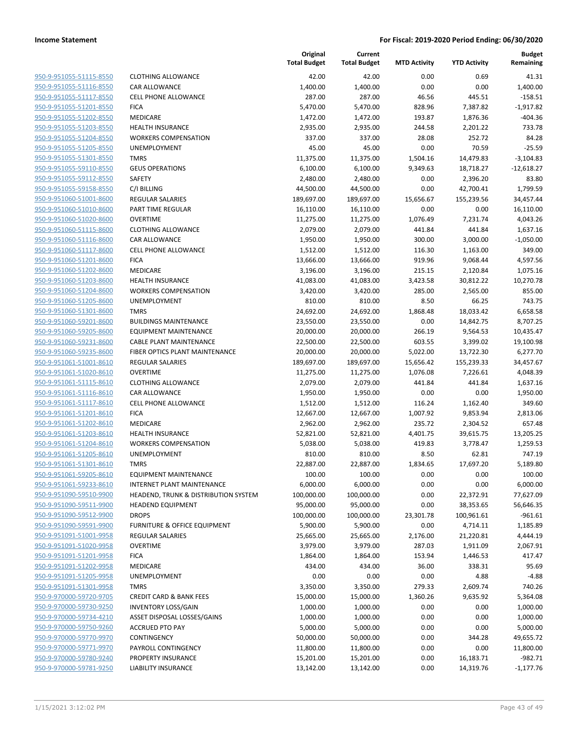**Income Statement** | **For Fiscal: 2019-2020 Period Ending: 06/30/2020**

| | | Original Total Budget | Current Total Budget | MTD Activity | YTD Activity | Budget Remaining |
|---|---|---|---|---|---|---|
| 950-9-951055-51115-8550 | CLOTHING ALLOWANCE | 42.00 | 42.00 | 0.00 | 0.69 | 41.31 |
| 950-9-951055-51116-8550 | CAR ALLOWANCE | 1,400.00 | 1,400.00 | 0.00 | 0.00 | 1,400.00 |
| 950-9-951055-51117-8550 | CELL PHONE ALLOWANCE | 287.00 | 287.00 | 46.56 | 445.51 | -158.51 |
| 950-9-951055-51201-8550 | FICA | 5,470.00 | 5,470.00 | 828.96 | 7,387.82 | -1,917.82 |
| 950-9-951055-51202-8550 | MEDICARE | 1,472.00 | 1,472.00 | 193.87 | 1,876.36 | -404.36 |
| 950-9-951055-51203-8550 | HEALTH INSURANCE | 2,935.00 | 2,935.00 | 244.58 | 2,201.22 | 733.78 |
| 950-9-951055-51204-8550 | WORKERS COMPENSATION | 337.00 | 337.00 | 28.08 | 252.72 | 84.28 |
| 950-9-951055-51205-8550 | UNEMPLOYMENT | 45.00 | 45.00 | 0.00 | 70.59 | -25.59 |
| 950-9-951055-51301-8550 | TMRS | 11,375.00 | 11,375.00 | 1,504.16 | 14,479.83 | -3,104.83 |
| 950-9-951055-59110-8550 | GEUS OPERATIONS | 6,100.00 | 6,100.00 | 9,349.63 | 18,718.27 | -12,618.27 |
| 950-9-951055-59112-8550 | SAFETY | 2,480.00 | 2,480.00 | 0.00 | 2,396.20 | 83.80 |
| 950-9-951055-59158-8550 | C/I BILLING | 44,500.00 | 44,500.00 | 0.00 | 42,700.41 | 1,799.59 |
| 950-9-951060-51001-8600 | REGULAR SALARIES | 189,697.00 | 189,697.00 | 15,656.67 | 155,239.56 | 34,457.44 |
| 950-9-951060-51010-8600 | PART TIME REGULAR | 16,110.00 | 16,110.00 | 0.00 | 0.00 | 16,110.00 |
| 950-9-951060-51020-8600 | OVERTIME | 11,275.00 | 11,275.00 | 1,076.49 | 7,231.74 | 4,043.26 |
| 950-9-951060-51115-8600 | CLOTHING ALLOWANCE | 2,079.00 | 2,079.00 | 441.84 | 441.84 | 1,637.16 |
| 950-9-951060-51116-8600 | CAR ALLOWANCE | 1,950.00 | 1,950.00 | 300.00 | 3,000.00 | -1,050.00 |
| 950-9-951060-51117-8600 | CELL PHONE ALLOWANCE | 1,512.00 | 1,512.00 | 116.30 | 1,163.00 | 349.00 |
| 950-9-951060-51201-8600 | FICA | 13,666.00 | 13,666.00 | 919.96 | 9,068.44 | 4,597.56 |
| 950-9-951060-51202-8600 | MEDICARE | 3,196.00 | 3,196.00 | 215.15 | 2,120.84 | 1,075.16 |
| 950-9-951060-51203-8600 | HEALTH INSURANCE | 41,083.00 | 41,083.00 | 3,423.58 | 30,812.22 | 10,270.78 |
| 950-9-951060-51204-8600 | WORKERS COMPENSATION | 3,420.00 | 3,420.00 | 285.00 | 2,565.00 | 855.00 |
| 950-9-951060-51205-8600 | UNEMPLOYMENT | 810.00 | 810.00 | 8.50 | 66.25 | 743.75 |
| 950-9-951060-51301-8600 | TMRS | 24,692.00 | 24,692.00 | 1,868.48 | 18,033.42 | 6,658.58 |
| 950-9-951060-59201-8600 | BUILDINGS MAINTENANCE | 23,550.00 | 23,550.00 | 0.00 | 14,842.75 | 8,707.25 |
| 950-9-951060-59205-8600 | EQUIPMENT MAINTENANCE | 20,000.00 | 20,000.00 | 266.19 | 9,564.53 | 10,435.47 |
| 950-9-951060-59231-8600 | CABLE PLANT MAINTENANCE | 22,500.00 | 22,500.00 | 603.55 | 3,399.02 | 19,100.98 |
| 950-9-951060-59235-8600 | FIBER OPTICS PLANT MAINTENANCE | 20,000.00 | 20,000.00 | 5,022.00 | 13,722.30 | 6,277.70 |
| 950-9-951061-51001-8610 | REGULAR SALARIES | 189,697.00 | 189,697.00 | 15,656.42 | 155,239.33 | 34,457.67 |
| 950-9-951061-51020-8610 | OVERTIME | 11,275.00 | 11,275.00 | 1,076.08 | 7,226.61 | 4,048.39 |
| 950-9-951061-51115-8610 | CLOTHING ALLOWANCE | 2,079.00 | 2,079.00 | 441.84 | 441.84 | 1,637.16 |
| 950-9-951061-51116-8610 | CAR ALLOWANCE | 1,950.00 | 1,950.00 | 0.00 | 0.00 | 1,950.00 |
| 950-9-951061-51117-8610 | CELL PHONE ALLOWANCE | 1,512.00 | 1,512.00 | 116.24 | 1,162.40 | 349.60 |
| 950-9-951061-51201-8610 | FICA | 12,667.00 | 12,667.00 | 1,007.92 | 9,853.94 | 2,813.06 |
| 950-9-951061-51202-8610 | MEDICARE | 2,962.00 | 2,962.00 | 235.72 | 2,304.52 | 657.48 |
| 950-9-951061-51203-8610 | HEALTH INSURANCE | 52,821.00 | 52,821.00 | 4,401.75 | 39,615.75 | 13,205.25 |
| 950-9-951061-51204-8610 | WORKERS COMPENSATION | 5,038.00 | 5,038.00 | 419.83 | 3,778.47 | 1,259.53 |
| 950-9-951061-51205-8610 | UNEMPLOYMENT | 810.00 | 810.00 | 8.50 | 62.81 | 747.19 |
| 950-9-951061-51301-8610 | TMRS | 22,887.00 | 22,887.00 | 1,834.65 | 17,697.20 | 5,189.80 |
| 950-9-951061-59205-8610 | EQUIPMENT MAINTENANCE | 100.00 | 100.00 | 0.00 | 0.00 | 100.00 |
| 950-9-951061-59233-8610 | INTERNET PLANT MAINTENANCE | 6,000.00 | 6,000.00 | 0.00 | 0.00 | 6,000.00 |
| 950-9-951090-59510-9900 | HEADEND, TRUNK & DISTRIBUTION SYSTEM | 100,000.00 | 100,000.00 | 0.00 | 22,372.91 | 77,627.09 |
| 950-9-951090-59511-9900 | HEADEND EQUIPMENT | 95,000.00 | 95,000.00 | 0.00 | 38,353.65 | 56,646.35 |
| 950-9-951090-59512-9900 | DROPS | 100,000.00 | 100,000.00 | 23,301.78 | 100,961.61 | -961.61 |
| 950-9-951090-59591-9900 | FURNITURE & OFFICE EQUIPMENT | 5,900.00 | 5,900.00 | 0.00 | 4,714.11 | 1,185.89 |
| 950-9-951091-51001-9958 | REGULAR SALARIES | 25,665.00 | 25,665.00 | 2,176.00 | 21,220.81 | 4,444.19 |
| 950-9-951091-51020-9958 | OVERTIME | 3,979.00 | 3,979.00 | 287.03 | 1,911.09 | 2,067.91 |
| 950-9-951091-51201-9958 | FICA | 1,864.00 | 1,864.00 | 153.94 | 1,446.53 | 417.47 |
| 950-9-951091-51202-9958 | MEDICARE | 434.00 | 434.00 | 36.00 | 338.31 | 95.69 |
| 950-9-951091-51205-9958 | UNEMPLOYMENT | 0.00 | 0.00 | 0.00 | 4.88 | -4.88 |
| 950-9-951091-51301-9958 | TMRS | 3,350.00 | 3,350.00 | 279.33 | 2,609.74 | 740.26 |
| 950-9-970000-59720-9705 | CREDIT CARD & BANK FEES | 15,000.00 | 15,000.00 | 1,360.26 | 9,635.92 | 5,364.08 |
| 950-9-970000-59730-9250 | INVENTORY LOSS/GAIN | 1,000.00 | 1,000.00 | 0.00 | 0.00 | 1,000.00 |
| 950-9-970000-59734-4210 | ASSET DISPOSAL LOSSES/GAINS | 1,000.00 | 1,000.00 | 0.00 | 0.00 | 1,000.00 |
| 950-9-970000-59750-9260 | ACCRUED PTO PAY | 5,000.00 | 5,000.00 | 0.00 | 0.00 | 5,000.00 |
| 950-9-970000-59770-9970 | CONTINGENCY | 50,000.00 | 50,000.00 | 0.00 | 344.28 | 49,655.72 |
| 950-9-970000-59771-9970 | PAYROLL CONTINGENCY | 11,800.00 | 11,800.00 | 0.00 | 0.00 | 11,800.00 |
| 950-9-970000-59780-9240 | PROPERTY INSURANCE | 15,201.00 | 15,201.00 | 0.00 | 16,183.71 | -982.71 |
| 950-9-970000-59781-9250 | LIABILITY INSURANCE | 13,142.00 | 13,142.00 | 0.00 | 14,319.76 | -1,177.76 |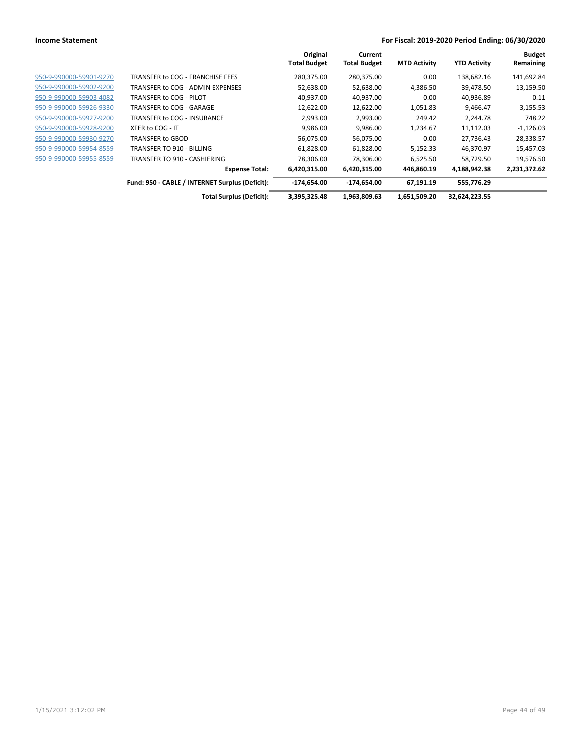**Income Statement** — **For Fiscal: 2019-2020 Period Ending: 06/30/2020**

| | | Original Total Budget | Current Total Budget | MTD Activity | YTD Activity | Budget Remaining |
|---|---|---|---|---|---|---|
| 950-9-990000-59901-9270 | TRANSFER to COG - FRANCHISE FEES | 280,375.00 | 280,375.00 | 0.00 | 138,682.16 | 141,692.84 |
| 950-9-990000-59902-9200 | TRANSFER to COG - ADMIN EXPENSES | 52,638.00 | 52,638.00 | 4,386.50 | 39,478.50 | 13,159.50 |
| 950-9-990000-59903-4082 | TRANSFER to COG - PILOT | 40,937.00 | 40,937.00 | 0.00 | 40,936.89 | 0.11 |
| 950-9-990000-59926-9330 | TRANSFER to COG - GARAGE | 12,622.00 | 12,622.00 | 1,051.83 | 9,466.47 | 3,155.53 |
| 950-9-990000-59927-9200 | TRANSFER to COG - INSURANCE | 2,993.00 | 2,993.00 | 249.42 | 2,244.78 | 748.22 |
| 950-9-990000-59928-9200 | XFER to COG - IT | 9,986.00 | 9,986.00 | 1,234.67 | 11,112.03 | -1,126.03 |
| 950-9-990000-59930-9270 | TRANSFER to GBOD | 56,075.00 | 56,075.00 | 0.00 | 27,736.43 | 28,338.57 |
| 950-9-990000-59954-8559 | TRANSFER TO 910 - BILLING | 61,828.00 | 61,828.00 | 5,152.33 | 46,370.97 | 15,457.03 |
| 950-9-990000-59955-8559 | TRANSFER TO 910 - CASHIERING | 78,306.00 | 78,306.00 | 6,525.50 | 58,729.50 | 19,576.50 |
| | **Expense Total:** | **6,420,315.00** | **6,420,315.00** | **446,860.19** | **4,188,942.38** | **2,231,372.62** |
| | **Fund: 950 - CABLE / INTERNET Surplus (Deficit):** | **-174,654.00** | **-174,654.00** | **67,191.19** | **555,776.29** | |
| | **Total Surplus (Deficit):** | **3,395,325.48** | **1,963,809.63** | **1,651,509.20** | **32,624,223.55** | |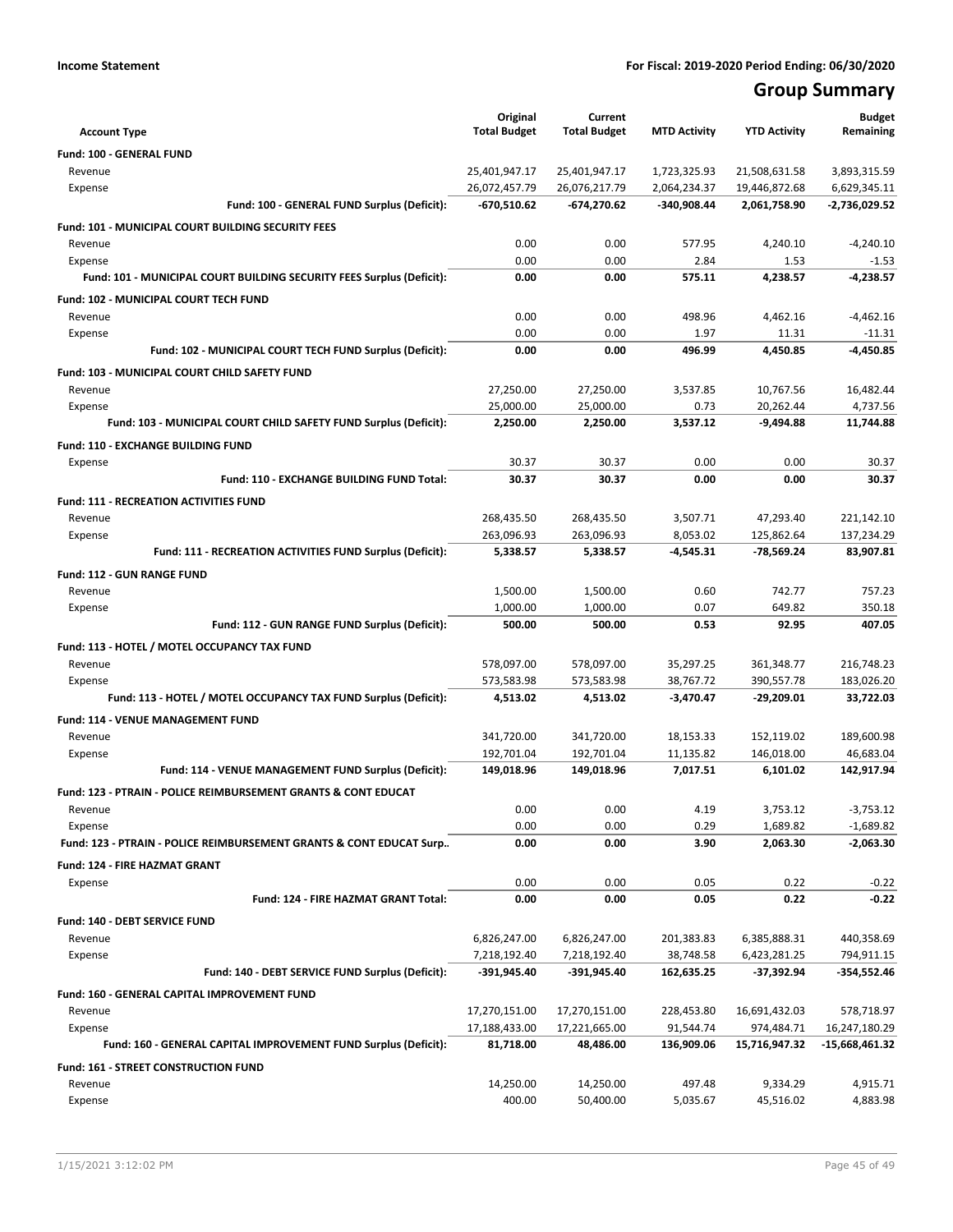**Income Statement** **For Fiscal: 2019-2020 Period Ending: 06/30/2020**

# Group Summary

| Account Type | Original Total Budget | Current Total Budget | MTD Activity | YTD Activity | Budget Remaining |
|---|---|---|---|---|---|
| **Fund: 100 - GENERAL FUND** | | | | | |
| Revenue | 25,401,947.17 | 25,401,947.17 | 1,723,325.93 | 21,508,631.58 | 3,893,315.59 |
| Expense | 26,072,457.79 | 26,076,217.79 | 2,064,234.37 | 19,446,872.68 | 6,629,345.11 |
| **Fund: 100 - GENERAL FUND Surplus (Deficit):** | **-670,510.62** | **-674,270.62** | **-340,908.44** | **2,061,758.90** | **-2,736,029.52** |
| **Fund: 101 - MUNICIPAL COURT BUILDING SECURITY FEES** | | | | | |
| Revenue | 0.00 | 0.00 | 577.95 | 4,240.10 | -4,240.10 |
| Expense | 0.00 | 0.00 | 2.84 | 1.53 | -1.53 |
| **Fund: 101 - MUNICIPAL COURT BUILDING SECURITY FEES Surplus (Deficit):** | **0.00** | **0.00** | **575.11** | **4,238.57** | **-4,238.57** |
| **Fund: 102 - MUNICIPAL COURT TECH FUND** | | | | | |
| Revenue | 0.00 | 0.00 | 498.96 | 4,462.16 | -4,462.16 |
| Expense | 0.00 | 0.00 | 1.97 | 11.31 | -11.31 |
| **Fund: 102 - MUNICIPAL COURT TECH FUND Surplus (Deficit):** | **0.00** | **0.00** | **496.99** | **4,450.85** | **-4,450.85** |
| **Fund: 103 - MUNICIPAL COURT CHILD SAFETY FUND** | | | | | |
| Revenue | 27,250.00 | 27,250.00 | 3,537.85 | 10,767.56 | 16,482.44 |
| Expense | 25,000.00 | 25,000.00 | 0.73 | 20,262.44 | 4,737.56 |
| **Fund: 103 - MUNICIPAL COURT CHILD SAFETY FUND Surplus (Deficit):** | **2,250.00** | **2,250.00** | **3,537.12** | **-9,494.88** | **11,744.88** |
| **Fund: 110 - EXCHANGE BUILDING FUND** | | | | | |
| Expense | 30.37 | 30.37 | 0.00 | 0.00 | 30.37 |
| **Fund: 110 - EXCHANGE BUILDING FUND Total:** | **30.37** | **30.37** | **0.00** | **0.00** | **30.37** |
| **Fund: 111 - RECREATION ACTIVITIES FUND** | | | | | |
| Revenue | 268,435.50 | 268,435.50 | 3,507.71 | 47,293.40 | 221,142.10 |
| Expense | 263,096.93 | 263,096.93 | 8,053.02 | 125,862.64 | 137,234.29 |
| **Fund: 111 - RECREATION ACTIVITIES FUND Surplus (Deficit):** | **5,338.57** | **5,338.57** | **-4,545.31** | **-78,569.24** | **83,907.81** |
| **Fund: 112 - GUN RANGE FUND** | | | | | |
| Revenue | 1,500.00 | 1,500.00 | 0.60 | 742.77 | 757.23 |
| Expense | 1,000.00 | 1,000.00 | 0.07 | 649.82 | 350.18 |
| **Fund: 112 - GUN RANGE FUND Surplus (Deficit):** | **500.00** | **500.00** | **0.53** | **92.95** | **407.05** |
| **Fund: 113 - HOTEL / MOTEL OCCUPANCY TAX FUND** | | | | | |
| Revenue | 578,097.00 | 578,097.00 | 35,297.25 | 361,348.77 | 216,748.23 |
| Expense | 573,583.98 | 573,583.98 | 38,767.72 | 390,557.78 | 183,026.20 |
| **Fund: 113 - HOTEL / MOTEL OCCUPANCY TAX FUND Surplus (Deficit):** | **4,513.02** | **4,513.02** | **-3,470.47** | **-29,209.01** | **33,722.03** |
| **Fund: 114 - VENUE MANAGEMENT FUND** | | | | | |
| Revenue | 341,720.00 | 341,720.00 | 18,153.33 | 152,119.02 | 189,600.98 |
| Expense | 192,701.04 | 192,701.04 | 11,135.82 | 146,018.00 | 46,683.04 |
| **Fund: 114 - VENUE MANAGEMENT FUND Surplus (Deficit):** | **149,018.96** | **149,018.96** | **7,017.51** | **6,101.02** | **142,917.94** |
| **Fund: 123 - PTRAIN - POLICE REIMBURSEMENT GRANTS & CONT EDUCAT** | | | | | |
| Revenue | 0.00 | 0.00 | 4.19 | 3,753.12 | -3,753.12 |
| Expense | 0.00 | 0.00 | 0.29 | 1,689.82 | -1,689.82 |
| **Fund: 123 - PTRAIN - POLICE REIMBURSEMENT GRANTS & CONT EDUCAT Surp..** | **0.00** | **0.00** | **3.90** | **2,063.30** | **-2,063.30** |
| **Fund: 124 - FIRE HAZMAT GRANT** | | | | | |
| Expense | 0.00 | 0.00 | 0.05 | 0.22 | -0.22 |
| **Fund: 124 - FIRE HAZMAT GRANT Total:** | **0.00** | **0.00** | **0.05** | **0.22** | **-0.22** |
| **Fund: 140 - DEBT SERVICE FUND** | | | | | |
| Revenue | 6,826,247.00 | 6,826,247.00 | 201,383.83 | 6,385,888.31 | 440,358.69 |
| Expense | 7,218,192.40 | 7,218,192.40 | 38,748.58 | 6,423,281.25 | 794,911.15 |
| **Fund: 140 - DEBT SERVICE FUND Surplus (Deficit):** | **-391,945.40** | **-391,945.40** | **162,635.25** | **-37,392.94** | **-354,552.46** |
| **Fund: 160 - GENERAL CAPITAL IMPROVEMENT FUND** | | | | | |
| Revenue | 17,270,151.00 | 17,270,151.00 | 228,453.80 | 16,691,432.03 | 578,718.97 |
| Expense | 17,188,433.00 | 17,221,665.00 | 91,544.74 | 974,484.71 | 16,247,180.29 |
| **Fund: 160 - GENERAL CAPITAL IMPROVEMENT FUND Surplus (Deficit):** | **81,718.00** | **48,486.00** | **136,909.06** | **15,716,947.32** | **-15,668,461.32** |
| **Fund: 161 - STREET CONSTRUCTION FUND** | | | | | |
| Revenue | 14,250.00 | 14,250.00 | 497.48 | 9,334.29 | 4,915.71 |
| Expense | 400.00 | 50,400.00 | 5,035.67 | 45,516.02 | 4,883.98 |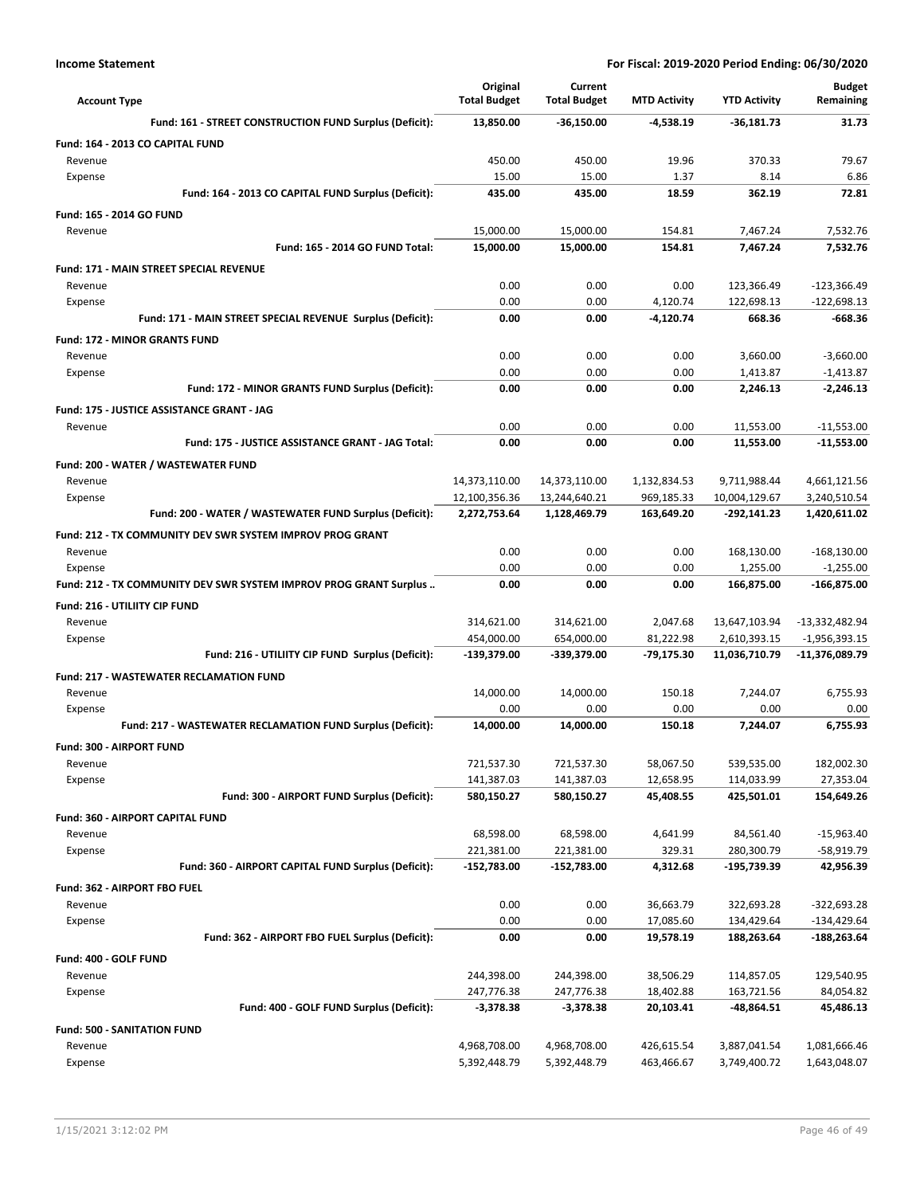**Income Statement** — For Fiscal: 2019-2020 Period Ending: 06/30/2020

| Account Type | Original Total Budget | Current Total Budget | MTD Activity | YTD Activity | Budget Remaining |
|---|---|---|---|---|---|
| **Fund: 161 - STREET CONSTRUCTION FUND Surplus (Deficit):** | **13,850.00** | **-36,150.00** | **-4,538.19** | **-36,181.73** | **31.73** |
| **Fund: 164 - 2013 CO CAPITAL FUND** | | | | | |
| Revenue | 450.00 | 450.00 | 19.96 | 370.33 | 79.67 |
| Expense | 15.00 | 15.00 | 1.37 | 8.14 | 6.86 |
| **Fund: 164 - 2013 CO CAPITAL FUND Surplus (Deficit):** | **435.00** | **435.00** | **18.59** | **362.19** | **72.81** |
| **Fund: 165 - 2014 GO FUND** | | | | | |
| Revenue | 15,000.00 | 15,000.00 | 154.81 | 7,467.24 | 7,532.76 |
| **Fund: 165 - 2014 GO FUND Total:** | **15,000.00** | **15,000.00** | **154.81** | **7,467.24** | **7,532.76** |
| **Fund: 171 - MAIN STREET SPECIAL REVENUE** | | | | | |
| Revenue | 0.00 | 0.00 | 0.00 | 123,366.49 | -123,366.49 |
| Expense | 0.00 | 0.00 | 4,120.74 | 122,698.13 | -122,698.13 |
| **Fund: 171 - MAIN STREET SPECIAL REVENUE Surplus (Deficit):** | **0.00** | **0.00** | **-4,120.74** | **668.36** | **-668.36** |
| **Fund: 172 - MINOR GRANTS FUND** | | | | | |
| Revenue | 0.00 | 0.00 | 0.00 | 3,660.00 | -3,660.00 |
| Expense | 0.00 | 0.00 | 0.00 | 1,413.87 | -1,413.87 |
| **Fund: 172 - MINOR GRANTS FUND Surplus (Deficit):** | **0.00** | **0.00** | **0.00** | **2,246.13** | **-2,246.13** |
| **Fund: 175 - JUSTICE ASSISTANCE GRANT - JAG** | | | | | |
| Revenue | 0.00 | 0.00 | 0.00 | 11,553.00 | -11,553.00 |
| **Fund: 175 - JUSTICE ASSISTANCE GRANT - JAG Total:** | **0.00** | **0.00** | **0.00** | **11,553.00** | **-11,553.00** |
| **Fund: 200 - WATER / WASTEWATER FUND** | | | | | |
| Revenue | 14,373,110.00 | 14,373,110.00 | 1,132,834.53 | 9,711,988.44 | 4,661,121.56 |
| Expense | 12,100,356.36 | 13,244,640.21 | 969,185.33 | 10,004,129.67 | 3,240,510.54 |
| **Fund: 200 - WATER / WASTEWATER FUND Surplus (Deficit):** | **2,272,753.64** | **1,128,469.79** | **163,649.20** | **-292,141.23** | **1,420,611.02** |
| **Fund: 212 - TX COMMUNITY DEV SWR SYSTEM IMPROV PROG GRANT** | | | | | |
| Revenue | 0.00 | 0.00 | 0.00 | 168,130.00 | -168,130.00 |
| Expense | 0.00 | 0.00 | 0.00 | 1,255.00 | -1,255.00 |
| **Fund: 212 - TX COMMUNITY DEV SWR SYSTEM IMPROV PROG GRANT Surplus ..** | **0.00** | **0.00** | **0.00** | **166,875.00** | **-166,875.00** |
| **Fund: 216 - UTILIITY CIP FUND** | | | | | |
| Revenue | 314,621.00 | 314,621.00 | 2,047.68 | 13,647,103.94 | -13,332,482.94 |
| Expense | 454,000.00 | 654,000.00 | 81,222.98 | 2,610,393.15 | -1,956,393.15 |
| **Fund: 216 - UTILIITY CIP FUND Surplus (Deficit):** | **-139,379.00** | **-339,379.00** | **-79,175.30** | **11,036,710.79** | **-11,376,089.79** |
| **Fund: 217 - WASTEWATER RECLAMATION FUND** | | | | | |
| Revenue | 14,000.00 | 14,000.00 | 150.18 | 7,244.07 | 6,755.93 |
| Expense | 0.00 | 0.00 | 0.00 | 0.00 | 0.00 |
| **Fund: 217 - WASTEWATER RECLAMATION FUND Surplus (Deficit):** | **14,000.00** | **14,000.00** | **150.18** | **7,244.07** | **6,755.93** |
| **Fund: 300 - AIRPORT FUND** | | | | | |
| Revenue | 721,537.30 | 721,537.30 | 58,067.50 | 539,535.00 | 182,002.30 |
| Expense | 141,387.03 | 141,387.03 | 12,658.95 | 114,033.99 | 27,353.04 |
| **Fund: 300 - AIRPORT FUND Surplus (Deficit):** | **580,150.27** | **580,150.27** | **45,408.55** | **425,501.01** | **154,649.26** |
| **Fund: 360 - AIRPORT CAPITAL FUND** | | | | | |
| Revenue | 68,598.00 | 68,598.00 | 4,641.99 | 84,561.40 | -15,963.40 |
| Expense | 221,381.00 | 221,381.00 | 329.31 | 280,300.79 | -58,919.79 |
| **Fund: 360 - AIRPORT CAPITAL FUND Surplus (Deficit):** | **-152,783.00** | **-152,783.00** | **4,312.68** | **-195,739.39** | **42,956.39** |
| **Fund: 362 - AIRPORT FBO FUEL** | | | | | |
| Revenue | 0.00 | 0.00 | 36,663.79 | 322,693.28 | -322,693.28 |
| Expense | 0.00 | 0.00 | 17,085.60 | 134,429.64 | -134,429.64 |
| **Fund: 362 - AIRPORT FBO FUEL Surplus (Deficit):** | **0.00** | **0.00** | **19,578.19** | **188,263.64** | **-188,263.64** |
| **Fund: 400 - GOLF FUND** | | | | | |
| Revenue | 244,398.00 | 244,398.00 | 38,506.29 | 114,857.05 | 129,540.95 |
| Expense | 247,776.38 | 247,776.38 | 18,402.88 | 163,721.56 | 84,054.82 |
| **Fund: 400 - GOLF FUND Surplus (Deficit):** | **-3,378.38** | **-3,378.38** | **20,103.41** | **-48,864.51** | **45,486.13** |
| **Fund: 500 - SANITATION FUND** | | | | | |
| Revenue | 4,968,708.00 | 4,968,708.00 | 426,615.54 | 3,887,041.54 | 1,081,666.46 |
| Expense | 5,392,448.79 | 5,392,448.79 | 463,466.67 | 3,749,400.72 | 1,643,048.07 |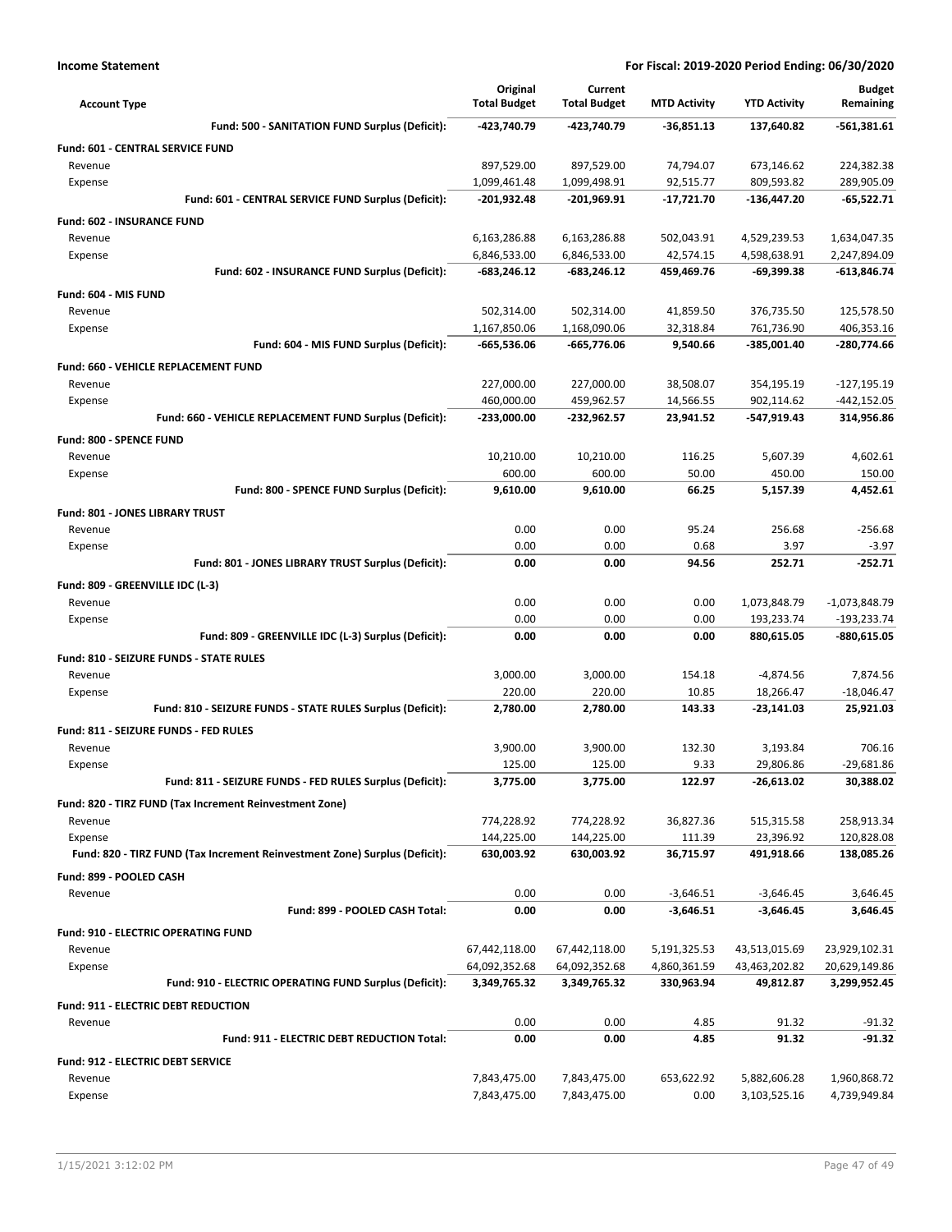**Income Statement** — For Fiscal: 2019-2020 Period Ending: 06/30/2020

| Account Type | Original Total Budget | Current Total Budget | MTD Activity | YTD Activity | Budget Remaining |
|---|---|---|---|---|---|
| **Fund: 500 - SANITATION FUND Surplus (Deficit):** | **-423,740.79** | **-423,740.79** | **-36,851.13** | **137,640.82** | **-561,381.61** |
| **Fund: 601 - CENTRAL SERVICE FUND** | | | | | |
| Revenue | 897,529.00 | 897,529.00 | 74,794.07 | 673,146.62 | 224,382.38 |
| Expense | 1,099,461.48 | 1,099,498.91 | 92,515.77 | 809,593.82 | 289,905.09 |
| **Fund: 601 - CENTRAL SERVICE FUND Surplus (Deficit):** | **-201,932.48** | **-201,969.91** | **-17,721.70** | **-136,447.20** | **-65,522.71** |
| **Fund: 602 - INSURANCE FUND** | | | | | |
| Revenue | 6,163,286.88 | 6,163,286.88 | 502,043.91 | 4,529,239.53 | 1,634,047.35 |
| Expense | 6,846,533.00 | 6,846,533.00 | 42,574.15 | 4,598,638.91 | 2,247,894.09 |
| **Fund: 602 - INSURANCE FUND Surplus (Deficit):** | **-683,246.12** | **-683,246.12** | **459,469.76** | **-69,399.38** | **-613,846.74** |
| **Fund: 604 - MIS FUND** | | | | | |
| Revenue | 502,314.00 | 502,314.00 | 41,859.50 | 376,735.50 | 125,578.50 |
| Expense | 1,167,850.06 | 1,168,090.06 | 32,318.84 | 761,736.90 | 406,353.16 |
| **Fund: 604 - MIS FUND Surplus (Deficit):** | **-665,536.06** | **-665,776.06** | **9,540.66** | **-385,001.40** | **-280,774.66** |
| **Fund: 660 - VEHICLE REPLACEMENT FUND** | | | | | |
| Revenue | 227,000.00 | 227,000.00 | 38,508.07 | 354,195.19 | -127,195.19 |
| Expense | 460,000.00 | 459,962.57 | 14,566.55 | 902,114.62 | -442,152.05 |
| **Fund: 660 - VEHICLE REPLACEMENT FUND Surplus (Deficit):** | **-233,000.00** | **-232,962.57** | **23,941.52** | **-547,919.43** | **314,956.86** |
| **Fund: 800 - SPENCE FUND** | | | | | |
| Revenue | 10,210.00 | 10,210.00 | 116.25 | 5,607.39 | 4,602.61 |
| Expense | 600.00 | 600.00 | 50.00 | 450.00 | 150.00 |
| **Fund: 800 - SPENCE FUND Surplus (Deficit):** | **9,610.00** | **9,610.00** | **66.25** | **5,157.39** | **4,452.61** |
| **Fund: 801 - JONES LIBRARY TRUST** | | | | | |
| Revenue | 0.00 | 0.00 | 95.24 | 256.68 | -256.68 |
| Expense | 0.00 | 0.00 | 0.68 | 3.97 | -3.97 |
| **Fund: 801 - JONES LIBRARY TRUST Surplus (Deficit):** | **0.00** | **0.00** | **94.56** | **252.71** | **-252.71** |
| **Fund: 809 - GREENVILLE IDC (L-3)** | | | | | |
| Revenue | 0.00 | 0.00 | 0.00 | 1,073,848.79 | -1,073,848.79 |
| Expense | 0.00 | 0.00 | 0.00 | 193,233.74 | -193,233.74 |
| **Fund: 809 - GREENVILLE IDC (L-3) Surplus (Deficit):** | **0.00** | **0.00** | **0.00** | **880,615.05** | **-880,615.05** |
| **Fund: 810 - SEIZURE FUNDS - STATE RULES** | | | | | |
| Revenue | 3,000.00 | 3,000.00 | 154.18 | -4,874.56 | 7,874.56 |
| Expense | 220.00 | 220.00 | 10.85 | 18,266.47 | -18,046.47 |
| **Fund: 810 - SEIZURE FUNDS - STATE RULES Surplus (Deficit):** | **2,780.00** | **2,780.00** | **143.33** | **-23,141.03** | **25,921.03** |
| **Fund: 811 - SEIZURE FUNDS - FED RULES** | | | | | |
| Revenue | 3,900.00 | 3,900.00 | 132.30 | 3,193.84 | 706.16 |
| Expense | 125.00 | 125.00 | 9.33 | 29,806.86 | -29,681.86 |
| **Fund: 811 - SEIZURE FUNDS - FED RULES Surplus (Deficit):** | **3,775.00** | **3,775.00** | **122.97** | **-26,613.02** | **30,388.02** |
| **Fund: 820 - TIRZ FUND (Tax Increment Reinvestment Zone)** | | | | | |
| Revenue | 774,228.92 | 774,228.92 | 36,827.36 | 515,315.58 | 258,913.34 |
| Expense | 144,225.00 | 144,225.00 | 111.39 | 23,396.92 | 120,828.08 |
| **Fund: 820 - TIRZ FUND (Tax Increment Reinvestment Zone) Surplus (Deficit):** | **630,003.92** | **630,003.92** | **36,715.97** | **491,918.66** | **138,085.26** |
| **Fund: 899 - POOLED CASH** | | | | | |
| Revenue | 0.00 | 0.00 | -3,646.51 | -3,646.45 | 3,646.45 |
| **Fund: 899 - POOLED CASH Total:** | **0.00** | **0.00** | **-3,646.51** | **-3,646.45** | **3,646.45** |
| **Fund: 910 - ELECTRIC OPERATING FUND** | | | | | |
| Revenue | 67,442,118.00 | 67,442,118.00 | 5,191,325.53 | 43,513,015.69 | 23,929,102.31 |
| Expense | 64,092,352.68 | 64,092,352.68 | 4,860,361.59 | 43,463,202.82 | 20,629,149.86 |
| **Fund: 910 - ELECTRIC OPERATING FUND Surplus (Deficit):** | **3,349,765.32** | **3,349,765.32** | **330,963.94** | **49,812.87** | **3,299,952.45** |
| **Fund: 911 - ELECTRIC DEBT REDUCTION** | | | | | |
| Revenue | 0.00 | 0.00 | 4.85 | 91.32 | -91.32 |
| **Fund: 911 - ELECTRIC DEBT REDUCTION Total:** | **0.00** | **0.00** | **4.85** | **91.32** | **-91.32** |
| **Fund: 912 - ELECTRIC DEBT SERVICE** | | | | | |
| Revenue | 7,843,475.00 | 7,843,475.00 | 653,622.92 | 5,882,606.28 | 1,960,868.72 |
| Expense | 7,843,475.00 | 7,843,475.00 | 0.00 | 3,103,525.16 | 4,739,949.84 |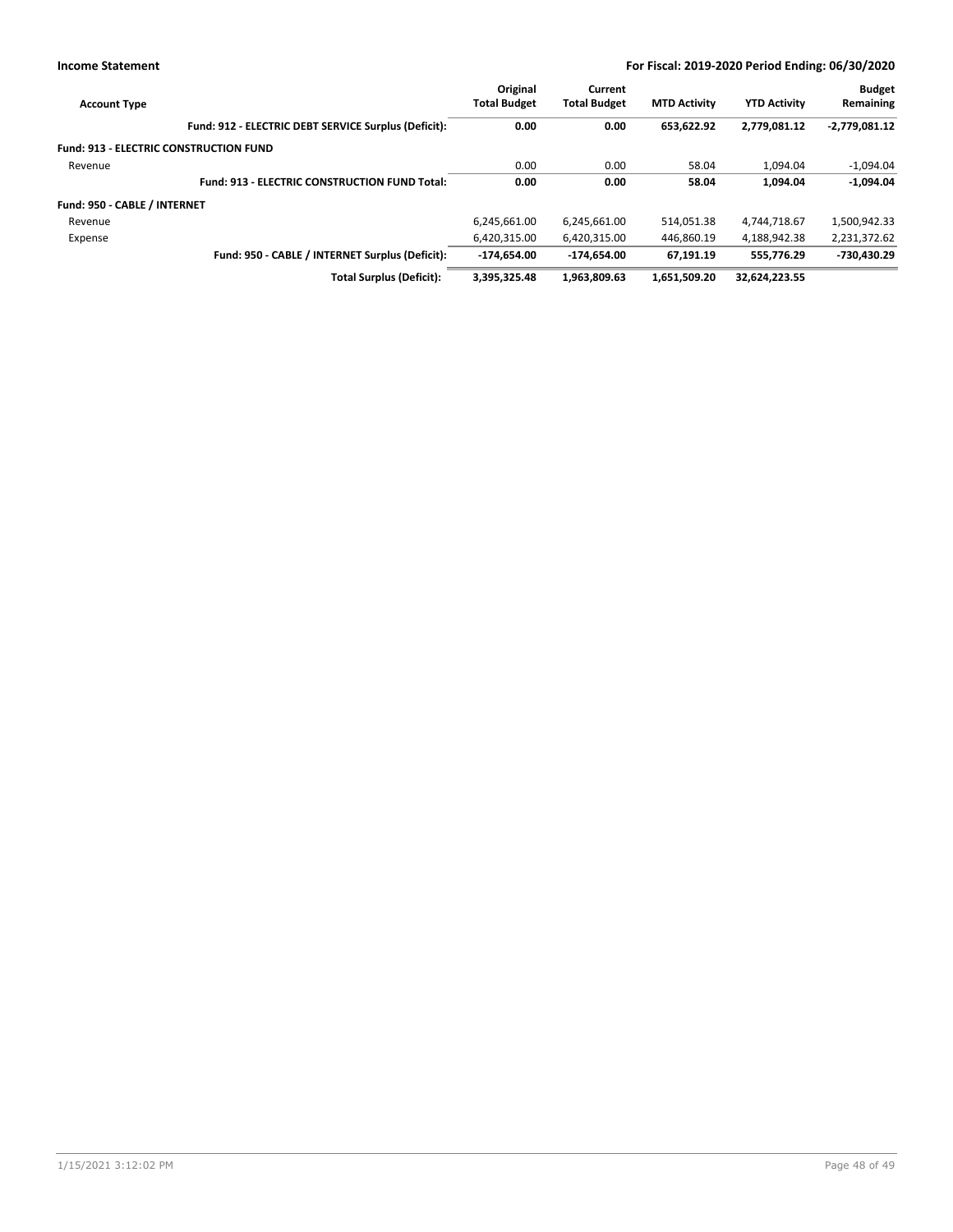| Account Type | Original Total Budget | Current Total Budget | MTD Activity | YTD Activity | Budget Remaining |
|---|---|---|---|---|---|
| **Fund: 912 - ELECTRIC DEBT SERVICE Surplus (Deficit):** | **0.00** | **0.00** | **653,622.92** | **2,779,081.12** | **-2,779,081.12** |
| **Fund: 913 - ELECTRIC CONSTRUCTION FUND** | | | | | |
| Revenue | 0.00 | 0.00 | 58.04 | 1,094.04 | -1,094.04 |
| **Fund: 913 - ELECTRIC CONSTRUCTION FUND Total:** | **0.00** | **0.00** | **58.04** | **1,094.04** | **-1,094.04** |
| **Fund: 950 - CABLE / INTERNET** | | | | | |
| Revenue | 6,245,661.00 | 6,245,661.00 | 514,051.38 | 4,744,718.67 | 1,500,942.33 |
| Expense | 6,420,315.00 | 6,420,315.00 | 446,860.19 | 4,188,942.38 | 2,231,372.62 |
| **Fund: 950 - CABLE / INTERNET Surplus (Deficit):** | **-174,654.00** | **-174,654.00** | **67,191.19** | **555,776.29** | **-730,430.29** |
| **Total Surplus (Deficit):** | **3,395,325.48** | **1,963,809.63** | **1,651,509.20** | **32,624,223.55** | |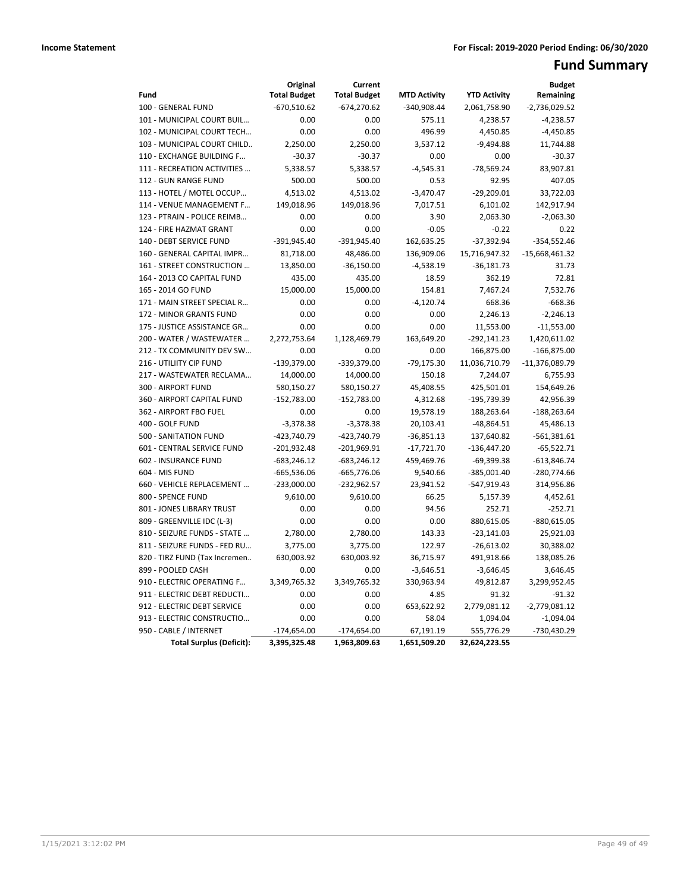**Income Statement** **For Fiscal: 2019-2020 Period Ending: 06/30/2020**

# Fund Summary

| Fund | Original Total Budget | Current Total Budget | MTD Activity | YTD Activity | Budget Remaining |
|---|---|---|---|---|---|
| 100 - GENERAL FUND | -670,510.62 | -674,270.62 | -340,908.44 | 2,061,758.90 | -2,736,029.52 |
| 101 - MUNICIPAL COURT BUIL… | 0.00 | 0.00 | 575.11 | 4,238.57 | -4,238.57 |
| 102 - MUNICIPAL COURT TECH… | 0.00 | 0.00 | 496.99 | 4,450.85 | -4,450.85 |
| 103 - MUNICIPAL COURT CHILD.. | 2,250.00 | 2,250.00 | 3,537.12 | -9,494.88 | 11,744.88 |
| 110 - EXCHANGE BUILDING F… | -30.37 | -30.37 | 0.00 | 0.00 | -30.37 |
| 111 - RECREATION ACTIVITIES … | 5,338.57 | 5,338.57 | -4,545.31 | -78,569.24 | 83,907.81 |
| 112 - GUN RANGE FUND | 500.00 | 500.00 | 0.53 | 92.95 | 407.05 |
| 113 - HOTEL / MOTEL OCCUP… | 4,513.02 | 4,513.02 | -3,470.47 | -29,209.01 | 33,722.03 |
| 114 - VENUE MANAGEMENT F… | 149,018.96 | 149,018.96 | 7,017.51 | 6,101.02 | 142,917.94 |
| 123 - PTRAIN - POLICE REIMB… | 0.00 | 0.00 | 3.90 | 2,063.30 | -2,063.30 |
| 124 - FIRE HAZMAT GRANT | 0.00 | 0.00 | -0.05 | -0.22 | 0.22 |
| 140 - DEBT SERVICE FUND | -391,945.40 | -391,945.40 | 162,635.25 | -37,392.94 | -354,552.46 |
| 160 - GENERAL CAPITAL IMPR… | 81,718.00 | 48,486.00 | 136,909.06 | 15,716,947.32 | -15,668,461.32 |
| 161 - STREET CONSTRUCTION … | 13,850.00 | -36,150.00 | -4,538.19 | -36,181.73 | 31.73 |
| 164 - 2013 CO CAPITAL FUND | 435.00 | 435.00 | 18.59 | 362.19 | 72.81 |
| 165 - 2014 GO FUND | 15,000.00 | 15,000.00 | 154.81 | 7,467.24 | 7,532.76 |
| 171 - MAIN STREET SPECIAL R… | 0.00 | 0.00 | -4,120.74 | 668.36 | -668.36 |
| 172 - MINOR GRANTS FUND | 0.00 | 0.00 | 0.00 | 2,246.13 | -2,246.13 |
| 175 - JUSTICE ASSISTANCE GR… | 0.00 | 0.00 | 0.00 | 11,553.00 | -11,553.00 |
| 200 - WATER / WASTEWATER … | 2,272,753.64 | 1,128,469.79 | 163,649.20 | -292,141.23 | 1,420,611.02 |
| 212 - TX COMMUNITY DEV SW… | 0.00 | 0.00 | 0.00 | 166,875.00 | -166,875.00 |
| 216 - UTILIITY CIP FUND | -139,379.00 | -339,379.00 | -79,175.30 | 11,036,710.79 | -11,376,089.79 |
| 217 - WASTEWATER RECLAMA… | 14,000.00 | 14,000.00 | 150.18 | 7,244.07 | 6,755.93 |
| 300 - AIRPORT FUND | 580,150.27 | 580,150.27 | 45,408.55 | 425,501.01 | 154,649.26 |
| 360 - AIRPORT CAPITAL FUND | -152,783.00 | -152,783.00 | 4,312.68 | -195,739.39 | 42,956.39 |
| 362 - AIRPORT FBO FUEL | 0.00 | 0.00 | 19,578.19 | 188,263.64 | -188,263.64 |
| 400 - GOLF FUND | -3,378.38 | -3,378.38 | 20,103.41 | -48,864.51 | 45,486.13 |
| 500 - SANITATION FUND | -423,740.79 | -423,740.79 | -36,851.13 | 137,640.82 | -561,381.61 |
| 601 - CENTRAL SERVICE FUND | -201,932.48 | -201,969.91 | -17,721.70 | -136,447.20 | -65,522.71 |
| 602 - INSURANCE FUND | -683,246.12 | -683,246.12 | 459,469.76 | -69,399.38 | -613,846.74 |
| 604 - MIS FUND | -665,536.06 | -665,776.06 | 9,540.66 | -385,001.40 | -280,774.66 |
| 660 - VEHICLE REPLACEMENT … | -233,000.00 | -232,962.57 | 23,941.52 | -547,919.43 | 314,956.86 |
| 800 - SPENCE FUND | 9,610.00 | 9,610.00 | 66.25 | 5,157.39 | 4,452.61 |
| 801 - JONES LIBRARY TRUST | 0.00 | 0.00 | 94.56 | 252.71 | -252.71 |
| 809 - GREENVILLE IDC (L-3) | 0.00 | 0.00 | 0.00 | 880,615.05 | -880,615.05 |
| 810 - SEIZURE FUNDS - STATE … | 2,780.00 | 2,780.00 | 143.33 | -23,141.03 | 25,921.03 |
| 811 - SEIZURE FUNDS - FED RU… | 3,775.00 | 3,775.00 | 122.97 | -26,613.02 | 30,388.02 |
| 820 - TIRZ FUND (Tax Incremen.. | 630,003.92 | 630,003.92 | 36,715.97 | 491,918.66 | 138,085.26 |
| 899 - POOLED CASH | 0.00 | 0.00 | -3,646.51 | -3,646.45 | 3,646.45 |
| 910 - ELECTRIC OPERATING F… | 3,349,765.32 | 3,349,765.32 | 330,963.94 | 49,812.87 | 3,299,952.45 |
| 911 - ELECTRIC DEBT REDUCTI… | 0.00 | 0.00 | 4.85 | 91.32 | -91.32 |
| 912 - ELECTRIC DEBT SERVICE | 0.00 | 0.00 | 653,622.92 | 2,779,081.12 | -2,779,081.12 |
| 913 - ELECTRIC CONSTRUCTIO… | 0.00 | 0.00 | 58.04 | 1,094.04 | -1,094.04 |
| 950 - CABLE / INTERNET | -174,654.00 | -174,654.00 | 67,191.19 | 555,776.29 | -730,430.29 |
| **Total Surplus (Deficit):** | **3,395,325.48** | **1,963,809.63** | **1,651,509.20** | **32,624,223.55** | |